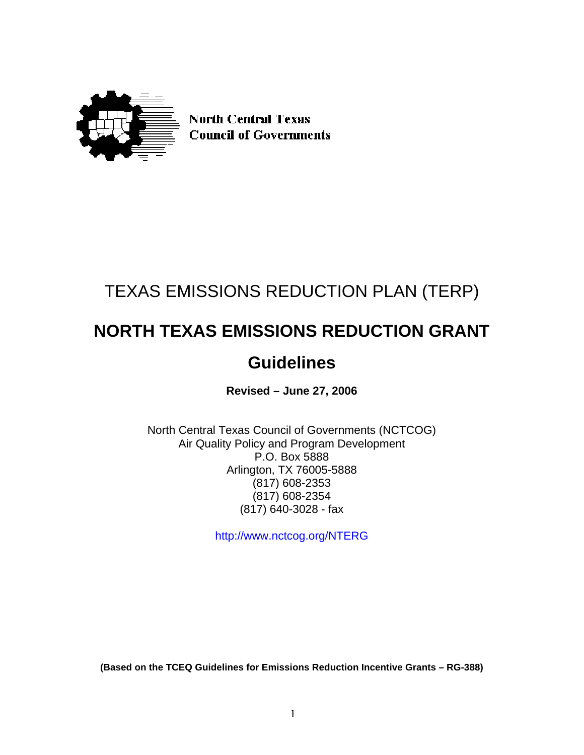**North Central Texas**
**Council of Governments**

# TEXAS EMISSIONS REDUCTION PLAN (TERP)

# NORTH TEXAS EMISSIONS REDUCTION GRANT

# Guidelines

**Revised – June 27, 2006**

North Central Texas Council of Governments (NCTCOG)
Air Quality Policy and Program Development
P.O. Box 5888
Arlington, TX 76005-5888
(817) 608-2353
(817) 608-2354
(817) 640-3028 - fax

http://www.nctcog.org/NTERG

**(Based on the TCEQ Guidelines for Emissions Reduction Incentive Grants – RG-388)**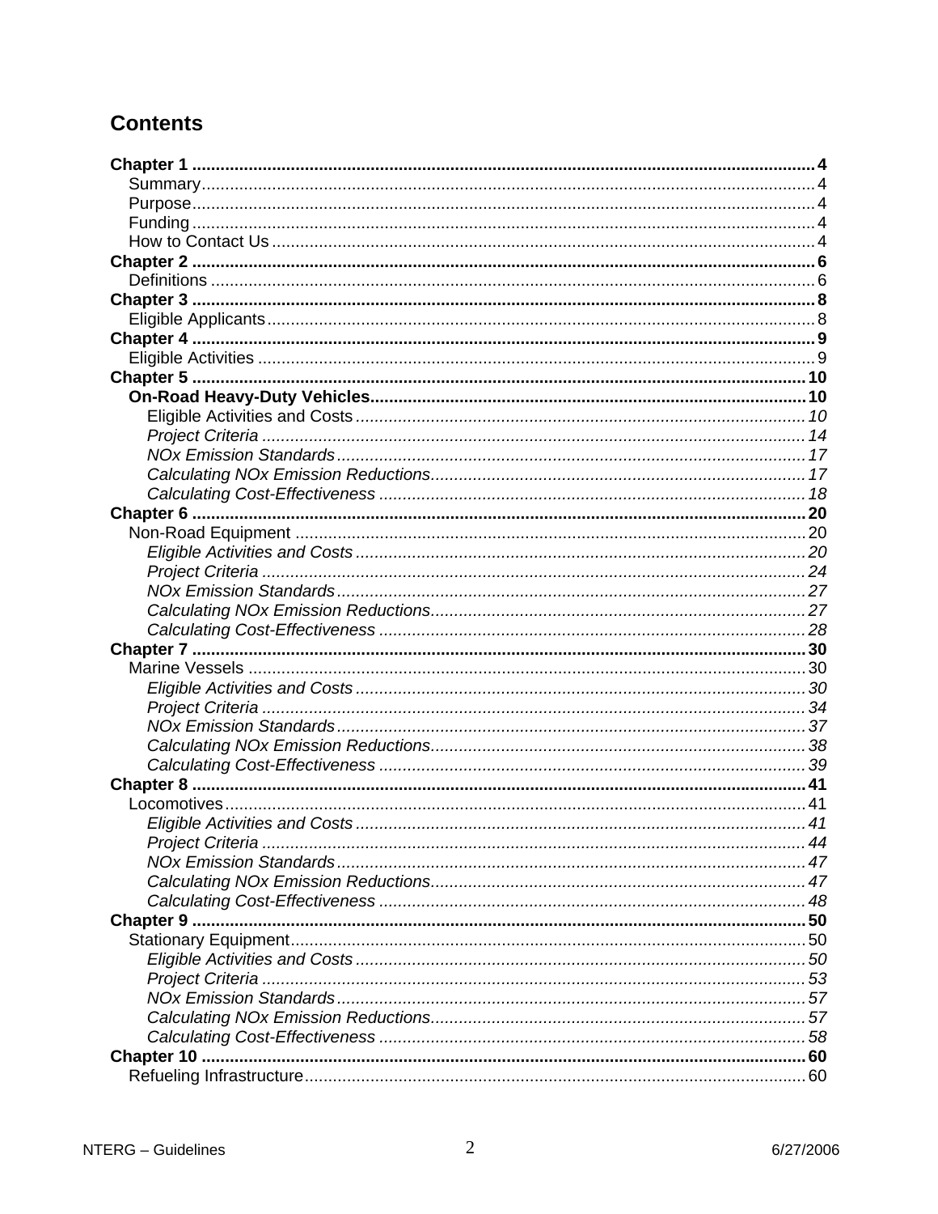# Contents

**Chapter 1** .......... **4**
- Summary .......... 4
- Purpose .......... 4
- Funding .......... 4
- How to Contact Us .......... 4

**Chapter 2** .......... **6**
- Definitions .......... 6

**Chapter 3** .......... **8**
- Eligible Applicants .......... 8

**Chapter 4** .......... **9**
- Eligible Activities .......... 9

**Chapter 5** .......... **10**
- **On-Road Heavy-Duty Vehicles** .......... **10**
  - Eligible Activities and Costs .......... *10*
  - *Project Criteria* .......... *14*
  - *NOx Emission Standards* .......... *17*
  - *Calculating NOx Emission Reductions* .......... *17*
  - *Calculating Cost-Effectiveness* .......... *18*

**Chapter 6** .......... **20**
- Non-Road Equipment .......... 20
  - *Eligible Activities and Costs* .......... *20*
  - *Project Criteria* .......... *24*
  - *NOx Emission Standards* .......... *27*
  - *Calculating NOx Emission Reductions* .......... *27*
  - *Calculating Cost-Effectiveness* .......... *28*

**Chapter 7** .......... **30**
- Marine Vessels .......... 30
  - *Eligible Activities and Costs* .......... *30*
  - *Project Criteria* .......... *34*
  - *NOx Emission Standards* .......... *37*
  - *Calculating NOx Emission Reductions* .......... *38*
  - *Calculating Cost-Effectiveness* .......... *39*

**Chapter 8** .......... **41**
- Locomotives .......... 41
  - *Eligible Activities and Costs* .......... *41*
  - *Project Criteria* .......... *44*
  - *NOx Emission Standards* .......... *47*
  - *Calculating NOx Emission Reductions* .......... *47*
  - *Calculating Cost-Effectiveness* .......... *48*

**Chapter 9** .......... **50**
- Stationary Equipment .......... 50
  - *Eligible Activities and Costs* .......... *50*
  - *Project Criteria* .......... *53*
  - *NOx Emission Standards* .......... *57*
  - *Calculating NOx Emission Reductions* .......... *57*
  - *Calculating Cost-Effectiveness* .......... *58*

**Chapter 10** .......... **60**
- Refueling Infrastructure .......... 60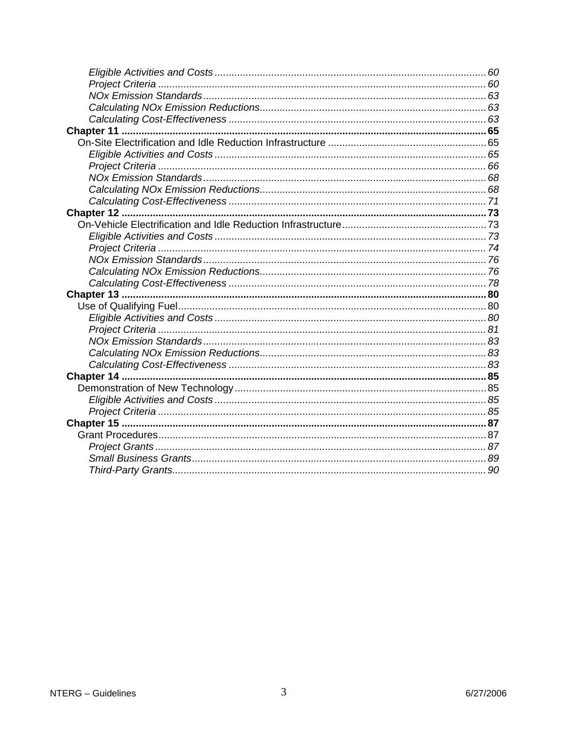*Eligible Activities and Costs* ............................................................................................... 60
*Project Criteria* ................................................................................................................... 60
*NOx Emission Standards* ................................................................................................... 63
*Calculating NOx Emission Reductions*............................................................................... 63
*Calculating Cost-Effectiveness* .......................................................................................... 63

**Chapter 11** ............................................................................................................................. **65**
On-Site Electrification and Idle Reduction Infrastructure ....................................................... 65
*Eligible Activities and Costs* ............................................................................................... 65
*Project Criteria* ................................................................................................................... 66
*NOx Emission Standards* ................................................................................................... 68
*Calculating NOx Emission Reductions*............................................................................... 68
*Calculating Cost-Effectiveness* .......................................................................................... 71

**Chapter 12** ............................................................................................................................. **73**
On-Vehicle Electrification and Idle Reduction Infrastructure.................................................. 73
*Eligible Activities and Costs* ............................................................................................... 73
*Project Criteria* ................................................................................................................... 74
*NOx Emission Standards* ................................................................................................... 76
*Calculating NOx Emission Reductions*............................................................................... 76
*Calculating Cost-Effectiveness* .......................................................................................... 78

**Chapter 13** ............................................................................................................................. **80**
Use of Qualifying Fuel............................................................................................................ 80
*Eligible Activities and Costs* ............................................................................................... 80
*Project Criteria* ................................................................................................................... 81
*NOx Emission Standards* ................................................................................................... 83
*Calculating NOx Emission Reductions*............................................................................... 83
*Calculating Cost-Effectiveness* .......................................................................................... 83

**Chapter 14** ............................................................................................................................. **85**
Demonstration of New Technology........................................................................................ 85
*Eligible Activities and Costs* ............................................................................................... 85
*Project Criteria* ................................................................................................................... 85

**Chapter 15** ............................................................................................................................. **87**
Grant Procedures................................................................................................................... 87
*Project Grants* .................................................................................................................... 87
*Small Business Grants*....................................................................................................... 89
*Third-Party Grants*............................................................................................................. 90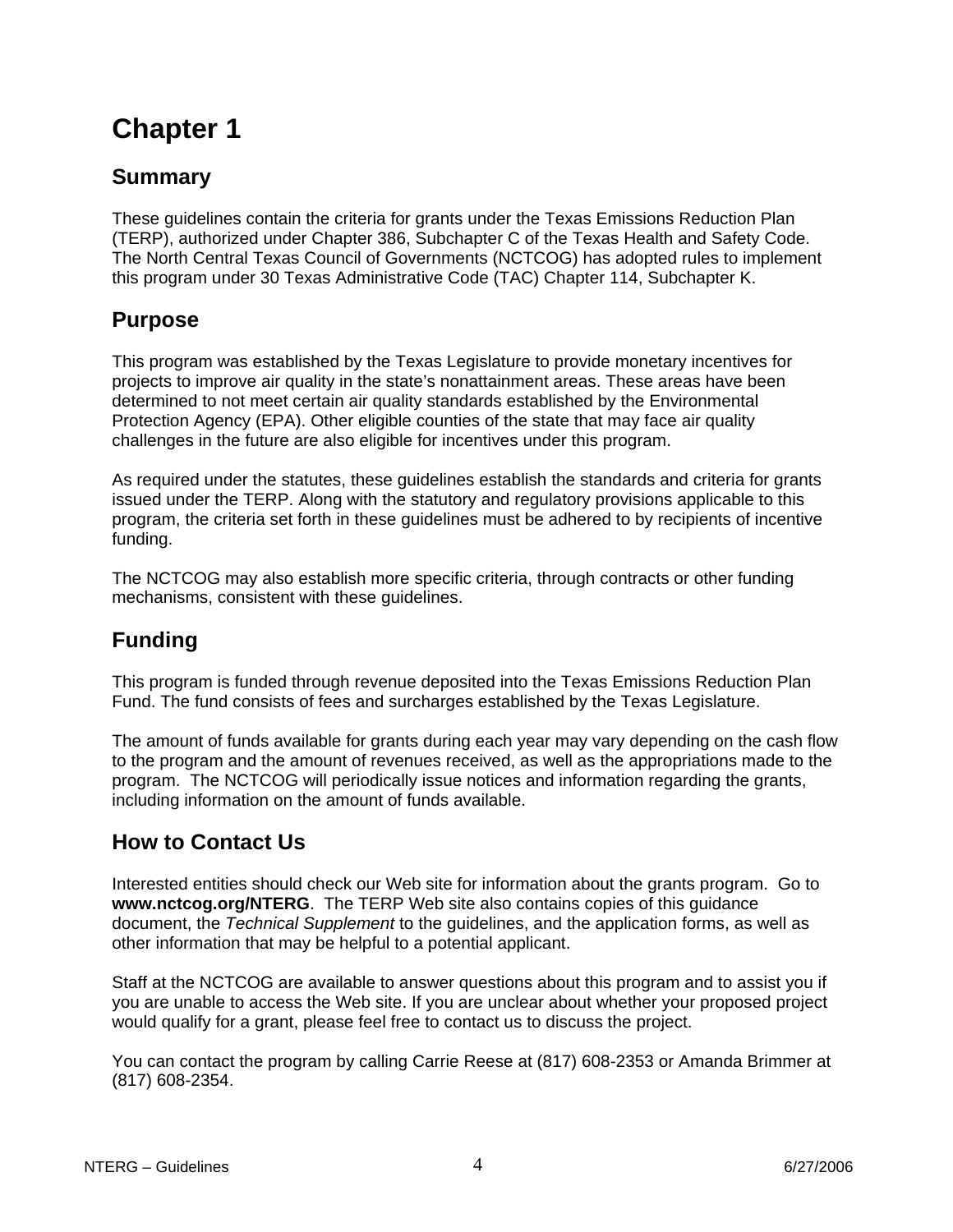# Chapter 1

## Summary

These guidelines contain the criteria for grants under the Texas Emissions Reduction Plan (TERP), authorized under Chapter 386, Subchapter C of the Texas Health and Safety Code. The North Central Texas Council of Governments (NCTCOG) has adopted rules to implement this program under 30 Texas Administrative Code (TAC) Chapter 114, Subchapter K.

## Purpose

This program was established by the Texas Legislature to provide monetary incentives for projects to improve air quality in the state's nonattainment areas. These areas have been determined to not meet certain air quality standards established by the Environmental Protection Agency (EPA). Other eligible counties of the state that may face air quality challenges in the future are also eligible for incentives under this program.

As required under the statutes, these guidelines establish the standards and criteria for grants issued under the TERP. Along with the statutory and regulatory provisions applicable to this program, the criteria set forth in these guidelines must be adhered to by recipients of incentive funding.

The NCTCOG may also establish more specific criteria, through contracts or other funding mechanisms, consistent with these guidelines.

## Funding

This program is funded through revenue deposited into the Texas Emissions Reduction Plan Fund. The fund consists of fees and surcharges established by the Texas Legislature.

The amount of funds available for grants during each year may vary depending on the cash flow to the program and the amount of revenues received, as well as the appropriations made to the program. The NCTCOG will periodically issue notices and information regarding the grants, including information on the amount of funds available.

## How to Contact Us

Interested entities should check our Web site for information about the grants program. Go to **www.nctcog.org/NTERG**. The TERP Web site also contains copies of this guidance document, the *Technical Supplement* to the guidelines, and the application forms, as well as other information that may be helpful to a potential applicant.

Staff at the NCTCOG are available to answer questions about this program and to assist you if you are unable to access the Web site. If you are unclear about whether your proposed project would qualify for a grant, please feel free to contact us to discuss the project.

You can contact the program by calling Carrie Reese at (817) 608-2353 or Amanda Brimmer at (817) 608-2354.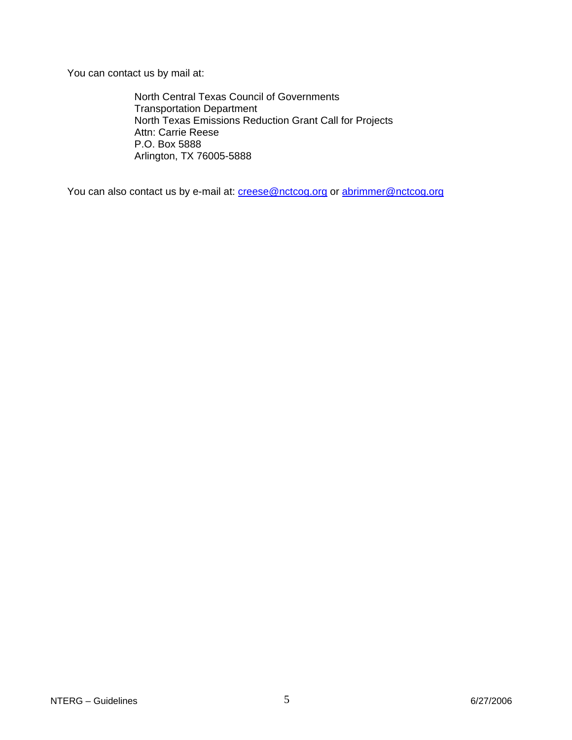You can contact us by mail at:

North Central Texas Council of Governments
Transportation Department
North Texas Emissions Reduction Grant Call for Projects
Attn: Carrie Reese
P.O. Box 5888
Arlington, TX 76005-5888

You can also contact us by e-mail at: creese@nctcog.org or abrimmer@nctcog.org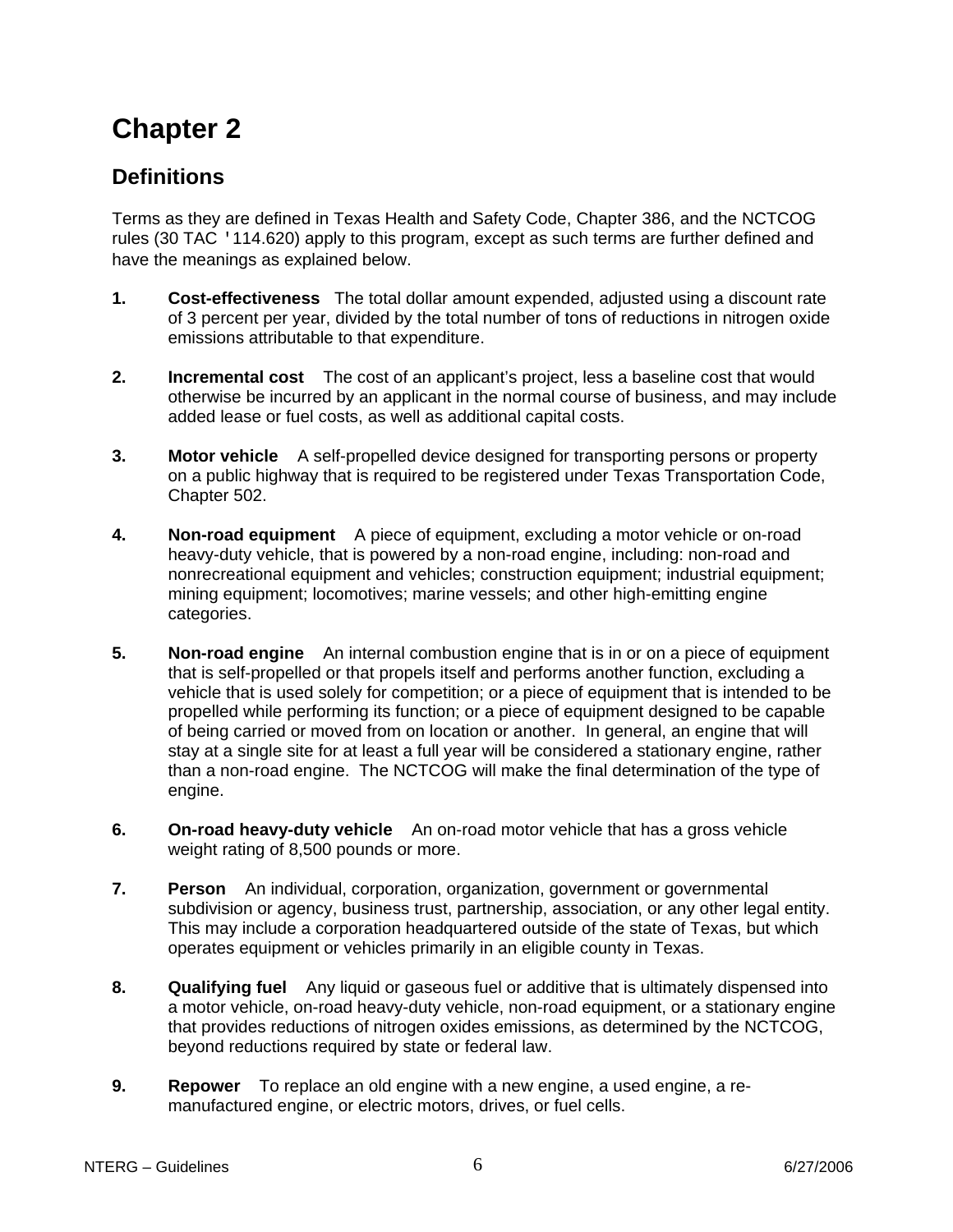# Chapter 2

## Definitions

Terms as they are defined in Texas Health and Safety Code, Chapter 386, and the NCTCOG rules (30 TAC '114.620) apply to this program, except as such terms are further defined and have the meanings as explained below.

1. **Cost-effectiveness** The total dollar amount expended, adjusted using a discount rate of 3 percent per year, divided by the total number of tons of reductions in nitrogen oxide emissions attributable to that expenditure.

2. **Incremental cost** The cost of an applicant's project, less a baseline cost that would otherwise be incurred by an applicant in the normal course of business, and may include added lease or fuel costs, as well as additional capital costs.

3. **Motor vehicle** A self-propelled device designed for transporting persons or property on a public highway that is required to be registered under Texas Transportation Code, Chapter 502.

4. **Non-road equipment** A piece of equipment, excluding a motor vehicle or on-road heavy-duty vehicle, that is powered by a non-road engine, including: non-road and nonrecreational equipment and vehicles; construction equipment; industrial equipment; mining equipment; locomotives; marine vessels; and other high-emitting engine categories.

5. **Non-road engine** An internal combustion engine that is in or on a piece of equipment that is self-propelled or that propels itself and performs another function, excluding a vehicle that is used solely for competition; or a piece of equipment that is intended to be propelled while performing its function; or a piece of equipment designed to be capable of being carried or moved from on location or another. In general, an engine that will stay at a single site for at least a full year will be considered a stationary engine, rather than a non-road engine. The NCTCOG will make the final determination of the type of engine.

6. **On-road heavy-duty vehicle** An on-road motor vehicle that has a gross vehicle weight rating of 8,500 pounds or more.

7. **Person** An individual, corporation, organization, government or governmental subdivision or agency, business trust, partnership, association, or any other legal entity. This may include a corporation headquartered outside of the state of Texas, but which operates equipment or vehicles primarily in an eligible county in Texas.

8. **Qualifying fuel** Any liquid or gaseous fuel or additive that is ultimately dispensed into a motor vehicle, on-road heavy-duty vehicle, non-road equipment, or a stationary engine that provides reductions of nitrogen oxides emissions, as determined by the NCTCOG, beyond reductions required by state or federal law.

9. **Repower** To replace an old engine with a new engine, a used engine, a re-manufactured engine, or electric motors, drives, or fuel cells.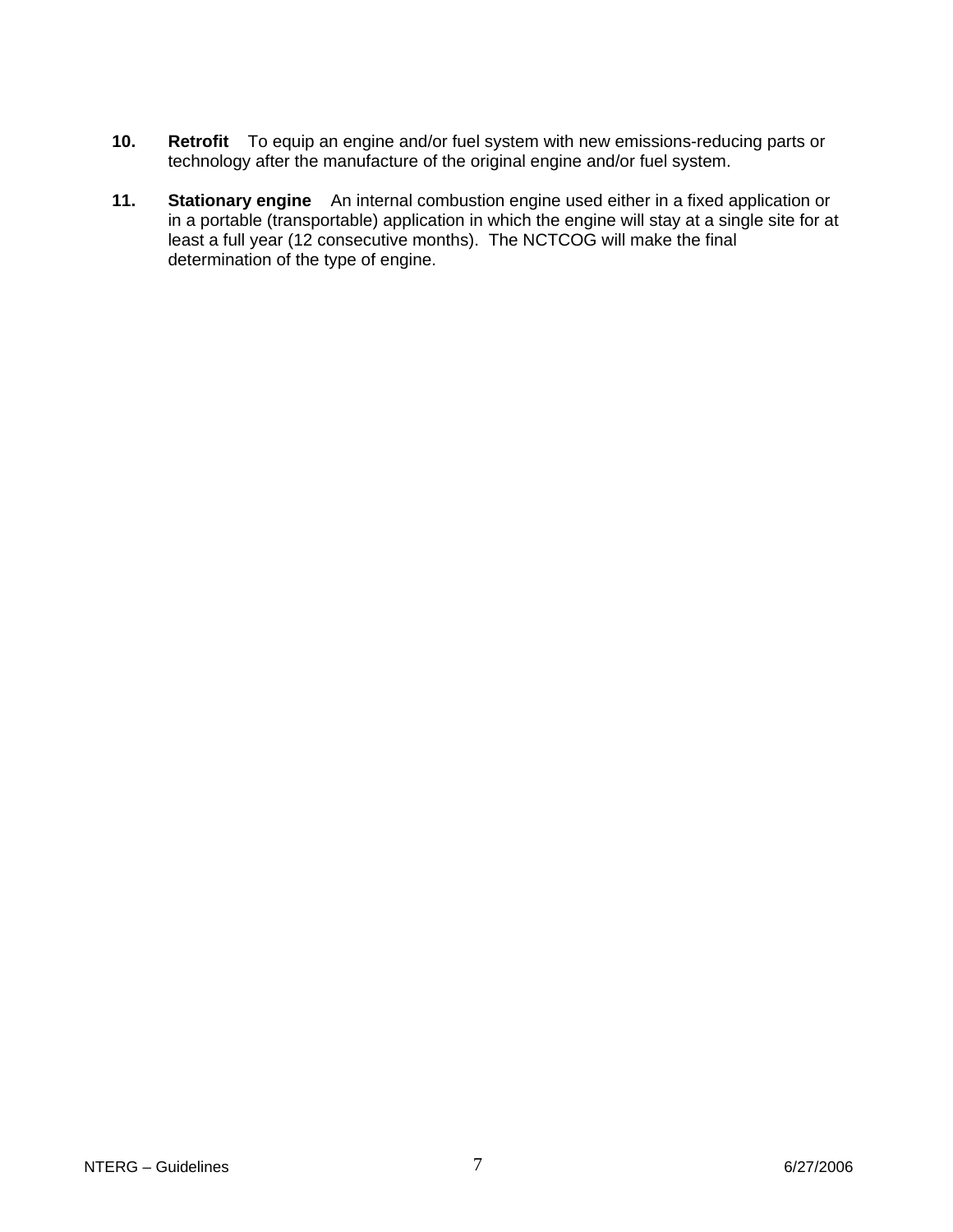10. **Retrofit** To equip an engine and/or fuel system with new emissions-reducing parts or technology after the manufacture of the original engine and/or fuel system.

11. **Stationary engine** An internal combustion engine used either in a fixed application or in a portable (transportable) application in which the engine will stay at a single site for at least a full year (12 consecutive months). The NCTCOG will make the final determination of the type of engine.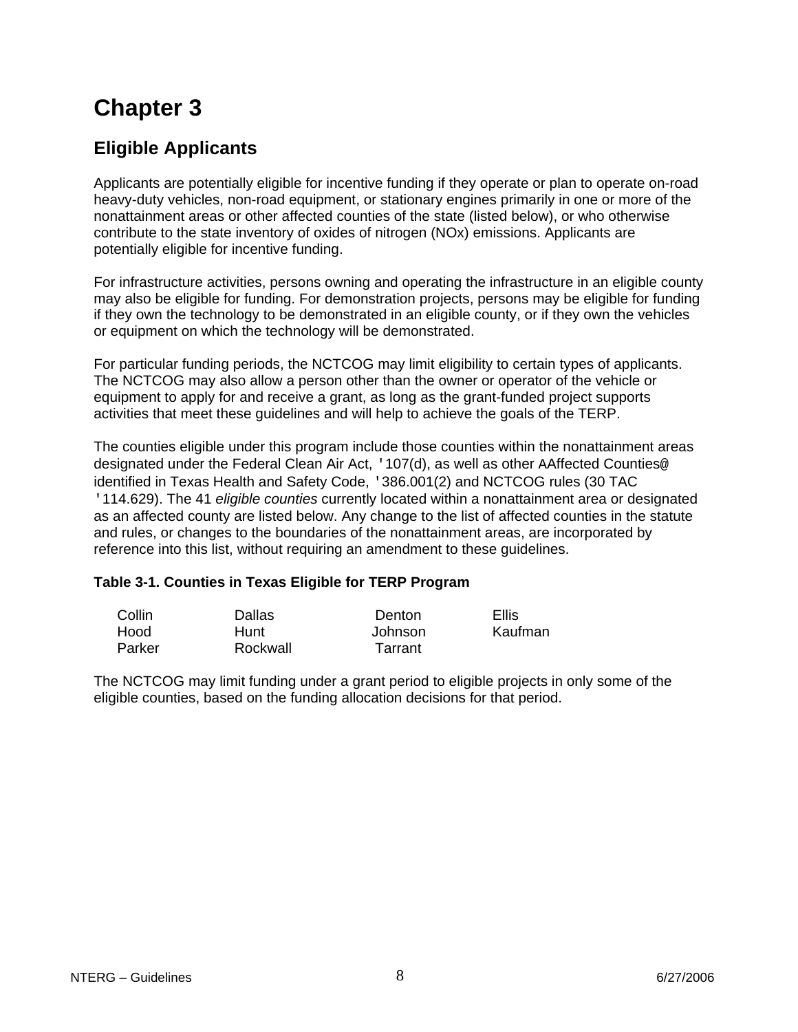# Chapter 3

## Eligible Applicants

Applicants are potentially eligible for incentive funding if they operate or plan to operate on-road heavy-duty vehicles, non-road equipment, or stationary engines primarily in one or more of the nonattainment areas or other affected counties of the state (listed below), or who otherwise contribute to the state inventory of oxides of nitrogen (NOx) emissions. Applicants are potentially eligible for incentive funding.

For infrastructure activities, persons owning and operating the infrastructure in an eligible county may also be eligible for funding. For demonstration projects, persons may be eligible for funding if they own the technology to be demonstrated in an eligible county, or if they own the vehicles or equipment on which the technology will be demonstrated.

For particular funding periods, the NCTCOG may limit eligibility to certain types of applicants. The NCTCOG may also allow a person other than the owner or operator of the vehicle or equipment to apply for and receive a grant, as long as the grant-funded project supports activities that meet these guidelines and will help to achieve the goals of the TERP.

The counties eligible under this program include those counties within the nonattainment areas designated under the Federal Clean Air Act, '107(d), as well as other AAffected Counties@ identified in Texas Health and Safety Code, '386.001(2) and NCTCOG rules (30 TAC '114.629). The 41 *eligible counties* currently located within a nonattainment area or designated as an affected county are listed below. Any change to the list of affected counties in the statute and rules, or changes to the boundaries of the nonattainment areas, are incorporated by reference into this list, without requiring an amendment to these guidelines.

**Table 3-1. Counties in Texas Eligible for TERP Program**

| | | | |
|---|---|---|---|
| Collin | Dallas | Denton | Ellis |
| Hood | Hunt | Johnson | Kaufman |
| Parker | Rockwall | Tarrant | |

The NCTCOG may limit funding under a grant period to eligible projects in only some of the eligible counties, based on the funding allocation decisions for that period.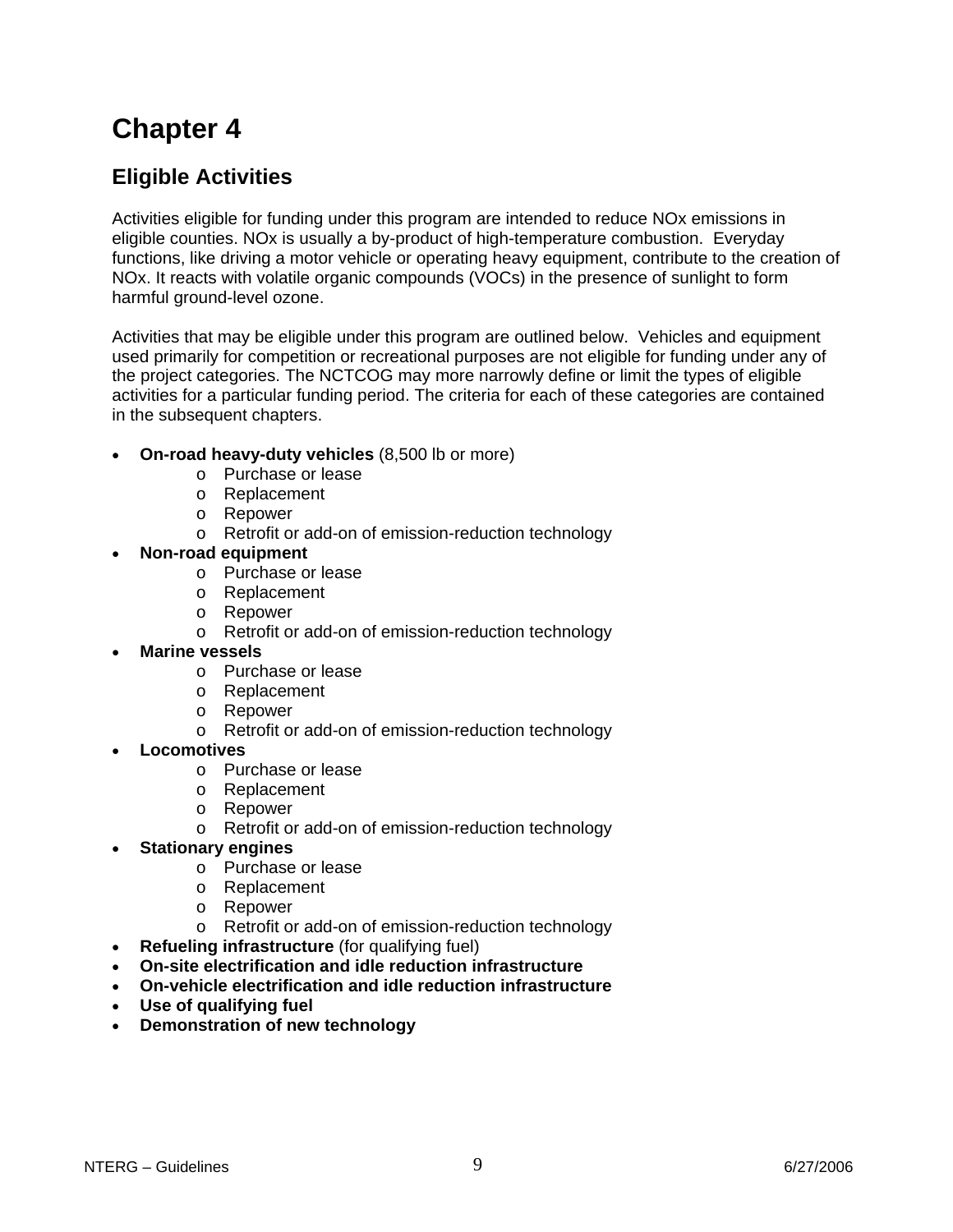# Chapter 4

## Eligible Activities

Activities eligible for funding under this program are intended to reduce NOx emissions in eligible counties. NOx is usually a by-product of high-temperature combustion. Everyday functions, like driving a motor vehicle or operating heavy equipment, contribute to the creation of NOx. It reacts with volatile organic compounds (VOCs) in the presence of sunlight to form harmful ground-level ozone.

Activities that may be eligible under this program are outlined below. Vehicles and equipment used primarily for competition or recreational purposes are not eligible for funding under any of the project categories. The NCTCOG may more narrowly define or limit the types of eligible activities for a particular funding period. The criteria for each of these categories are contained in the subsequent chapters.

- **On-road heavy-duty vehicles** (8,500 lb or more)
  - Purchase or lease
  - Replacement
  - Repower
  - Retrofit or add-on of emission-reduction technology
- **Non-road equipment**
  - Purchase or lease
  - Replacement
  - Repower
  - Retrofit or add-on of emission-reduction technology
- **Marine vessels**
  - Purchase or lease
  - Replacement
  - Repower
  - Retrofit or add-on of emission-reduction technology
- **Locomotives**
  - Purchase or lease
  - Replacement
  - Repower
  - Retrofit or add-on of emission-reduction technology
- **Stationary engines**
  - Purchase or lease
  - Replacement
  - Repower
  - Retrofit or add-on of emission-reduction technology
- **Refueling infrastructure** (for qualifying fuel)
- **On-site electrification and idle reduction infrastructure**
- **On-vehicle electrification and idle reduction infrastructure**
- **Use of qualifying fuel**
- **Demonstration of new technology**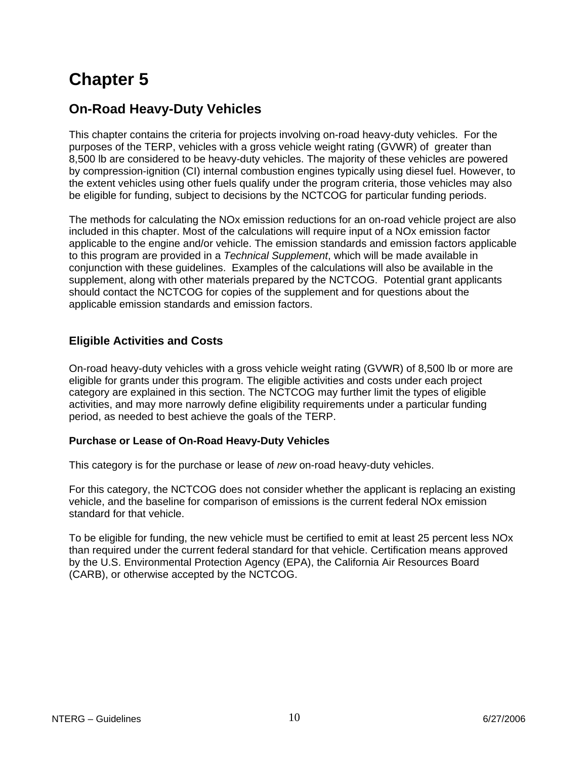# Chapter 5

## On-Road Heavy-Duty Vehicles

This chapter contains the criteria for projects involving on-road heavy-duty vehicles. For the purposes of the TERP, vehicles with a gross vehicle weight rating (GVWR) of greater than 8,500 lb are considered to be heavy-duty vehicles. The majority of these vehicles are powered by compression-ignition (CI) internal combustion engines typically using diesel fuel. However, to the extent vehicles using other fuels qualify under the program criteria, those vehicles may also be eligible for funding, subject to decisions by the NCTCOG for particular funding periods.

The methods for calculating the NOx emission reductions for an on-road vehicle project are also included in this chapter. Most of the calculations will require input of a NOx emission factor applicable to the engine and/or vehicle. The emission standards and emission factors applicable to this program are provided in a *Technical Supplement*, which will be made available in conjunction with these guidelines. Examples of the calculations will also be available in the supplement, along with other materials prepared by the NCTCOG. Potential grant applicants should contact the NCTCOG for copies of the supplement and for questions about the applicable emission standards and emission factors.

### Eligible Activities and Costs

On-road heavy-duty vehicles with a gross vehicle weight rating (GVWR) of 8,500 lb or more are eligible for grants under this program. The eligible activities and costs under each project category are explained in this section. The NCTCOG may further limit the types of eligible activities, and may more narrowly define eligibility requirements under a particular funding period, as needed to best achieve the goals of the TERP.

#### Purchase or Lease of On-Road Heavy-Duty Vehicles

This category is for the purchase or lease of *new* on-road heavy-duty vehicles.

For this category, the NCTCOG does not consider whether the applicant is replacing an existing vehicle, and the baseline for comparison of emissions is the current federal NOx emission standard for that vehicle.

To be eligible for funding, the new vehicle must be certified to emit at least 25 percent less NOx than required under the current federal standard for that vehicle. Certification means approved by the U.S. Environmental Protection Agency (EPA), the California Air Resources Board (CARB), or otherwise accepted by the NCTCOG.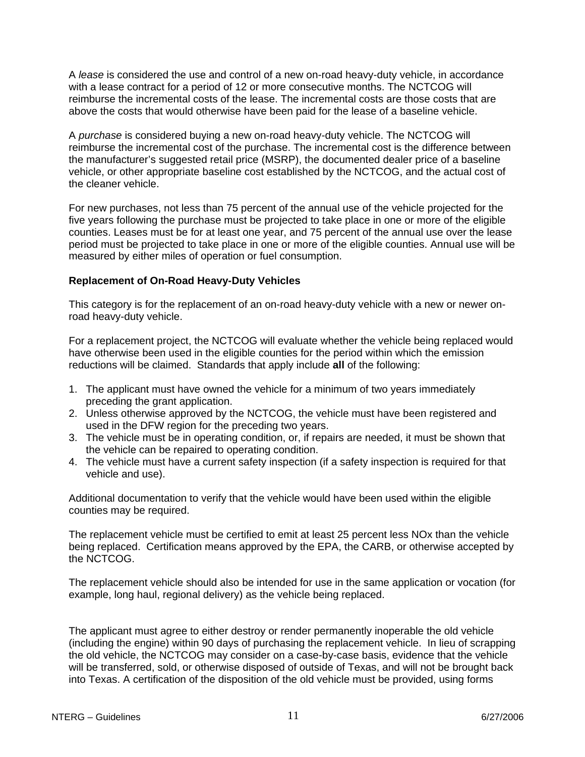A *lease* is considered the use and control of a new on-road heavy-duty vehicle, in accordance with a lease contract for a period of 12 or more consecutive months. The NCTCOG will reimburse the incremental costs of the lease. The incremental costs are those costs that are above the costs that would otherwise have been paid for the lease of a baseline vehicle.

A *purchase* is considered buying a new on-road heavy-duty vehicle. The NCTCOG will reimburse the incremental cost of the purchase. The incremental cost is the difference between the manufacturer's suggested retail price (MSRP), the documented dealer price of a baseline vehicle, or other appropriate baseline cost established by the NCTCOG, and the actual cost of the cleaner vehicle.

For new purchases, not less than 75 percent of the annual use of the vehicle projected for the five years following the purchase must be projected to take place in one or more of the eligible counties. Leases must be for at least one year, and 75 percent of the annual use over the lease period must be projected to take place in one or more of the eligible counties. Annual use will be measured by either miles of operation or fuel consumption.

**Replacement of On-Road Heavy-Duty Vehicles**

This category is for the replacement of an on-road heavy-duty vehicle with a new or newer on-road heavy-duty vehicle.

For a replacement project, the NCTCOG will evaluate whether the vehicle being replaced would have otherwise been used in the eligible counties for the period within which the emission reductions will be claimed. Standards that apply include **all** of the following:

1. The applicant must have owned the vehicle for a minimum of two years immediately preceding the grant application.
2. Unless otherwise approved by the NCTCOG, the vehicle must have been registered and used in the DFW region for the preceding two years.
3. The vehicle must be in operating condition, or, if repairs are needed, it must be shown that the vehicle can be repaired to operating condition.
4. The vehicle must have a current safety inspection (if a safety inspection is required for that vehicle and use).

Additional documentation to verify that the vehicle would have been used within the eligible counties may be required.

The replacement vehicle must be certified to emit at least 25 percent less NOx than the vehicle being replaced. Certification means approved by the EPA, the CARB, or otherwise accepted by the NCTCOG.

The replacement vehicle should also be intended for use in the same application or vocation (for example, long haul, regional delivery) as the vehicle being replaced.

The applicant must agree to either destroy or render permanently inoperable the old vehicle (including the engine) within 90 days of purchasing the replacement vehicle. In lieu of scrapping the old vehicle, the NCTCOG may consider on a case-by-case basis, evidence that the vehicle will be transferred, sold, or otherwise disposed of outside of Texas, and will not be brought back into Texas. A certification of the disposition of the old vehicle must be provided, using forms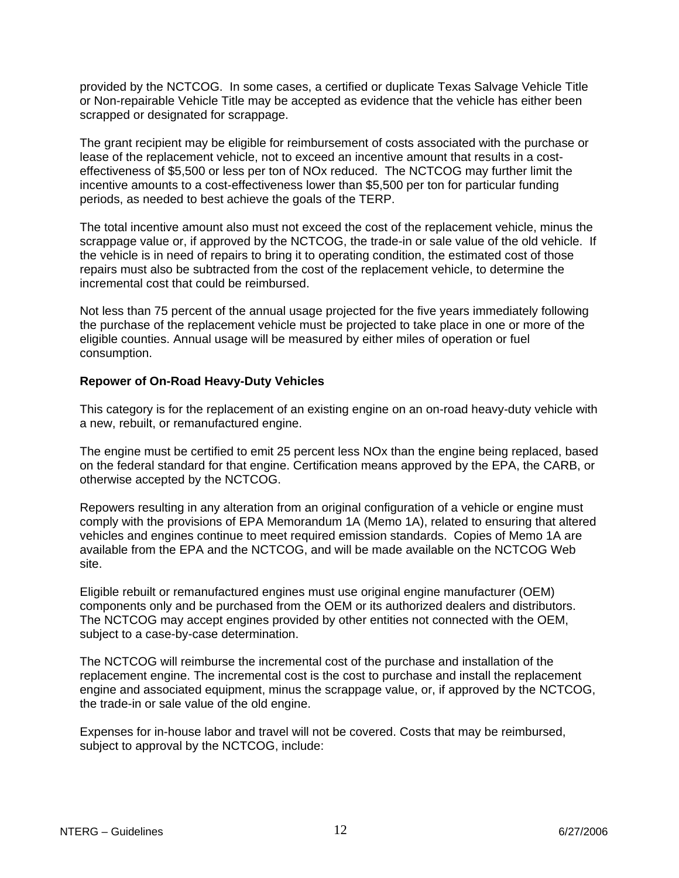provided by the NCTCOG. In some cases, a certified or duplicate Texas Salvage Vehicle Title or Non-repairable Vehicle Title may be accepted as evidence that the vehicle has either been scrapped or designated for scrappage.

The grant recipient may be eligible for reimbursement of costs associated with the purchase or lease of the replacement vehicle, not to exceed an incentive amount that results in a cost-effectiveness of $5,500 or less per ton of NOx reduced. The NCTCOG may further limit the incentive amounts to a cost-effectiveness lower than $5,500 per ton for particular funding periods, as needed to best achieve the goals of the TERP.

The total incentive amount also must not exceed the cost of the replacement vehicle, minus the scrappage value or, if approved by the NCTCOG, the trade-in or sale value of the old vehicle. If the vehicle is in need of repairs to bring it to operating condition, the estimated cost of those repairs must also be subtracted from the cost of the replacement vehicle, to determine the incremental cost that could be reimbursed.

Not less than 75 percent of the annual usage projected for the five years immediately following the purchase of the replacement vehicle must be projected to take place in one or more of the eligible counties. Annual usage will be measured by either miles of operation or fuel consumption.

**Repower of On-Road Heavy-Duty Vehicles**

This category is for the replacement of an existing engine on an on-road heavy-duty vehicle with a new, rebuilt, or remanufactured engine.

The engine must be certified to emit 25 percent less NOx than the engine being replaced, based on the federal standard for that engine. Certification means approved by the EPA, the CARB, or otherwise accepted by the NCTCOG.

Repowers resulting in any alteration from an original configuration of a vehicle or engine must comply with the provisions of EPA Memorandum 1A (Memo 1A), related to ensuring that altered vehicles and engines continue to meet required emission standards. Copies of Memo 1A are available from the EPA and the NCTCOG, and will be made available on the NCTCOG Web site.

Eligible rebuilt or remanufactured engines must use original engine manufacturer (OEM) components only and be purchased from the OEM or its authorized dealers and distributors. The NCTCOG may accept engines provided by other entities not connected with the OEM, subject to a case-by-case determination.

The NCTCOG will reimburse the incremental cost of the purchase and installation of the replacement engine. The incremental cost is the cost to purchase and install the replacement engine and associated equipment, minus the scrappage value, or, if approved by the NCTCOG, the trade-in or sale value of the old engine.

Expenses for in-house labor and travel will not be covered. Costs that may be reimbursed, subject to approval by the NCTCOG, include: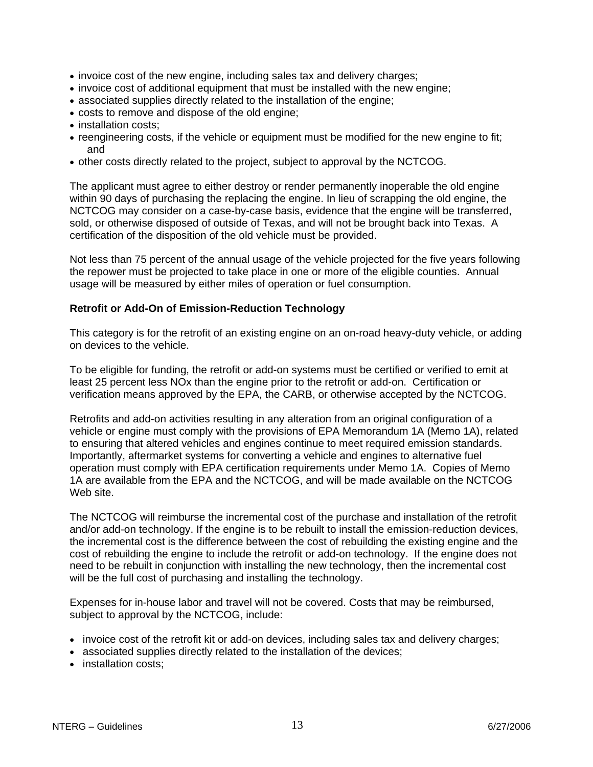- invoice cost of the new engine, including sales tax and delivery charges;
- invoice cost of additional equipment that must be installed with the new engine;
- associated supplies directly related to the installation of the engine;
- costs to remove and dispose of the old engine;
- installation costs;
- reengineering costs, if the vehicle or equipment must be modified for the new engine to fit; and
- other costs directly related to the project, subject to approval by the NCTCOG.

The applicant must agree to either destroy or render permanently inoperable the old engine within 90 days of purchasing the replacing the engine. In lieu of scrapping the old engine, the NCTCOG may consider on a case-by-case basis, evidence that the engine will be transferred, sold, or otherwise disposed of outside of Texas, and will not be brought back into Texas. A certification of the disposition of the old vehicle must be provided.

Not less than 75 percent of the annual usage of the vehicle projected for the five years following the repower must be projected to take place in one or more of the eligible counties. Annual usage will be measured by either miles of operation or fuel consumption.

**Retrofit or Add-On of Emission-Reduction Technology**

This category is for the retrofit of an existing engine on an on-road heavy-duty vehicle, or adding on devices to the vehicle.

To be eligible for funding, the retrofit or add-on systems must be certified or verified to emit at least 25 percent less NOx than the engine prior to the retrofit or add-on. Certification or verification means approved by the EPA, the CARB, or otherwise accepted by the NCTCOG.

Retrofits and add-on activities resulting in any alteration from an original configuration of a vehicle or engine must comply with the provisions of EPA Memorandum 1A (Memo 1A), related to ensuring that altered vehicles and engines continue to meet required emission standards. Importantly, aftermarket systems for converting a vehicle and engines to alternative fuel operation must comply with EPA certification requirements under Memo 1A. Copies of Memo 1A are available from the EPA and the NCTCOG, and will be made available on the NCTCOG Web site.

The NCTCOG will reimburse the incremental cost of the purchase and installation of the retrofit and/or add-on technology. If the engine is to be rebuilt to install the emission-reduction devices, the incremental cost is the difference between the cost of rebuilding the existing engine and the cost of rebuilding the engine to include the retrofit or add-on technology. If the engine does not need to be rebuilt in conjunction with installing the new technology, then the incremental cost will be the full cost of purchasing and installing the technology.

Expenses for in-house labor and travel will not be covered. Costs that may be reimbursed, subject to approval by the NCTCOG, include:

- invoice cost of the retrofit kit or add-on devices, including sales tax and delivery charges;
- associated supplies directly related to the installation of the devices;
- installation costs;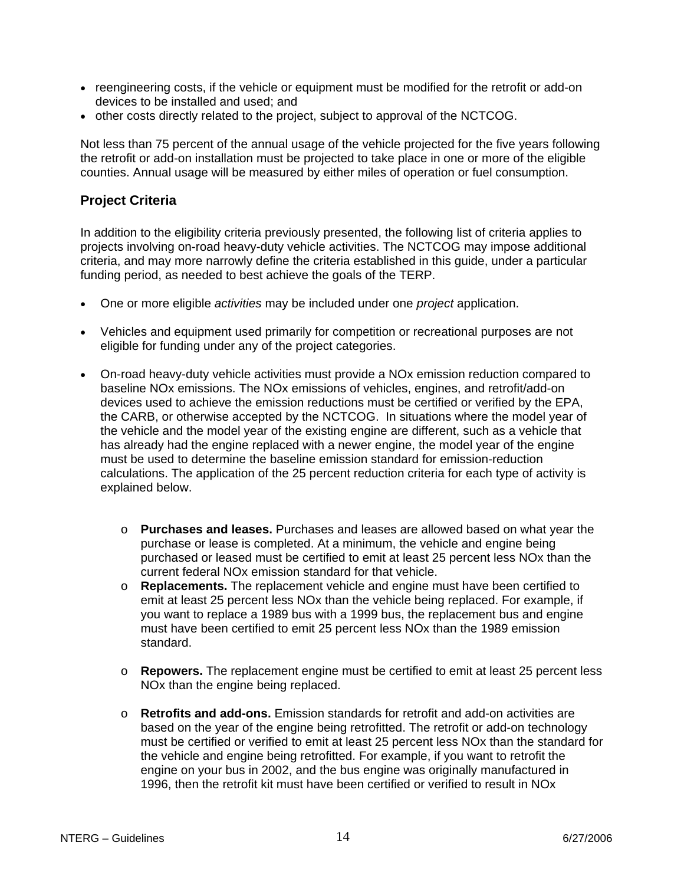- reengineering costs, if the vehicle or equipment must be modified for the retrofit or add-on devices to be installed and used; and
- other costs directly related to the project, subject to approval of the NCTCOG.

Not less than 75 percent of the annual usage of the vehicle projected for the five years following the retrofit or add-on installation must be projected to take place in one or more of the eligible counties. Annual usage will be measured by either miles of operation or fuel consumption.

## Project Criteria

In addition to the eligibility criteria previously presented, the following list of criteria applies to projects involving on-road heavy-duty vehicle activities. The NCTCOG may impose additional criteria, and may more narrowly define the criteria established in this guide, under a particular funding period, as needed to best achieve the goals of the TERP.

- One or more eligible *activities* may be included under one *project* application.

- Vehicles and equipment used primarily for competition or recreational purposes are not eligible for funding under any of the project categories.

- On-road heavy-duty vehicle activities must provide a NOx emission reduction compared to baseline NOx emissions. The NOx emissions of vehicles, engines, and retrofit/add-on devices used to achieve the emission reductions must be certified or verified by the EPA, the CARB, or otherwise accepted by the NCTCOG. In situations where the model year of the vehicle and the model year of the existing engine are different, such as a vehicle that has already had the engine replaced with a newer engine, the model year of the engine must be used to determine the baseline emission standard for emission-reduction calculations. The application of the 25 percent reduction criteria for each type of activity is explained below.

    - **Purchases and leases.** Purchases and leases are allowed based on what year the purchase or lease is completed. At a minimum, the vehicle and engine being purchased or leased must be certified to emit at least 25 percent less NOx than the current federal NOx emission standard for that vehicle.
    - **Replacements.** The replacement vehicle and engine must have been certified to emit at least 25 percent less NOx than the vehicle being replaced. For example, if you want to replace a 1989 bus with a 1999 bus, the replacement bus and engine must have been certified to emit 25 percent less NOx than the 1989 emission standard.

    - **Repowers.** The replacement engine must be certified to emit at least 25 percent less NOx than the engine being replaced.

    - **Retrofits and add-ons.** Emission standards for retrofit and add-on activities are based on the year of the engine being retrofitted. The retrofit or add-on technology must be certified or verified to emit at least 25 percent less NOx than the standard for the vehicle and engine being retrofitted. For example, if you want to retrofit the engine on your bus in 2002, and the bus engine was originally manufactured in 1996, then the retrofit kit must have been certified or verified to result in NOx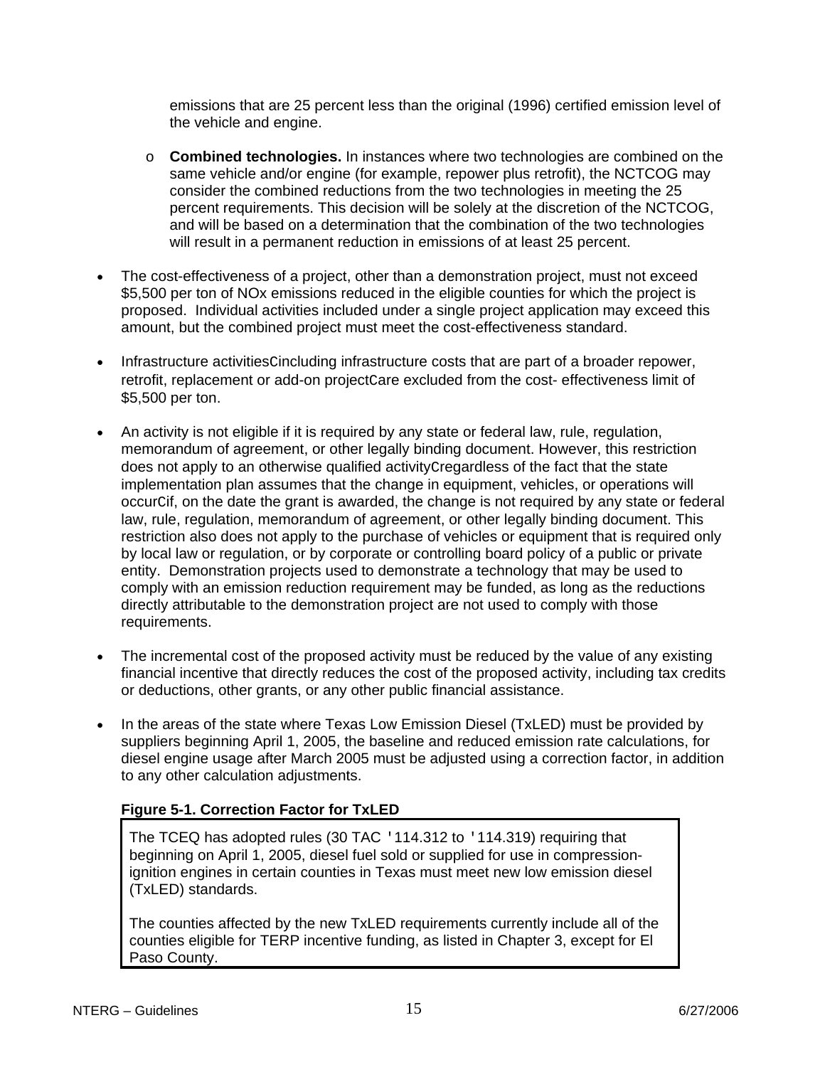emissions that are 25 percent less than the original (1996) certified emission level of the vehicle and engine.

  - **Combined technologies.** In instances where two technologies are combined on the same vehicle and/or engine (for example, repower plus retrofit), the NCTCOG may consider the combined reductions from the two technologies in meeting the 25 percent requirements. This decision will be solely at the discretion of the NCTCOG, and will be based on a determination that the combination of the two technologies will result in a permanent reduction in emissions of at least 25 percent.

- The cost-effectiveness of a project, other than a demonstration project, must not exceed $5,500 per ton of NOx emissions reduced in the eligible counties for which the project is proposed. Individual activities included under a single project application may exceed this amount, but the combined project must meet the cost-effectiveness standard.

- Infrastructure activitiesCincluding infrastructure costs that are part of a broader repower, retrofit, replacement or add-on projectCare excluded from the cost- effectiveness limit of $5,500 per ton.

- An activity is not eligible if it is required by any state or federal law, rule, regulation, memorandum of agreement, or other legally binding document. However, this restriction does not apply to an otherwise qualified activityCregardless of the fact that the state implementation plan assumes that the change in equipment, vehicles, or operations will occurCif, on the date the grant is awarded, the change is not required by any state or federal law, rule, regulation, memorandum of agreement, or other legally binding document. This restriction also does not apply to the purchase of vehicles or equipment that is required only by local law or regulation, or by corporate or controlling board policy of a public or private entity. Demonstration projects used to demonstrate a technology that may be used to comply with an emission reduction requirement may be funded, as long as the reductions directly attributable to the demonstration project are not used to comply with those requirements.

- The incremental cost of the proposed activity must be reduced by the value of any existing financial incentive that directly reduces the cost of the proposed activity, including tax credits or deductions, other grants, or any other public financial assistance.

- In the areas of the state where Texas Low Emission Diesel (TxLED) must be provided by suppliers beginning April 1, 2005, the baseline and reduced emission rate calculations, for diesel engine usage after March 2005 must be adjusted using a correction factor, in addition to any other calculation adjustments.

**Figure 5-1. Correction Factor for TxLED**

The TCEQ has adopted rules (30 TAC '114.312 to '114.319) requiring that beginning on April 1, 2005, diesel fuel sold or supplied for use in compression-ignition engines in certain counties in Texas must meet new low emission diesel (TxLED) standards.

The counties affected by the new TxLED requirements currently include all of the counties eligible for TERP incentive funding, as listed in Chapter 3, except for El Paso County.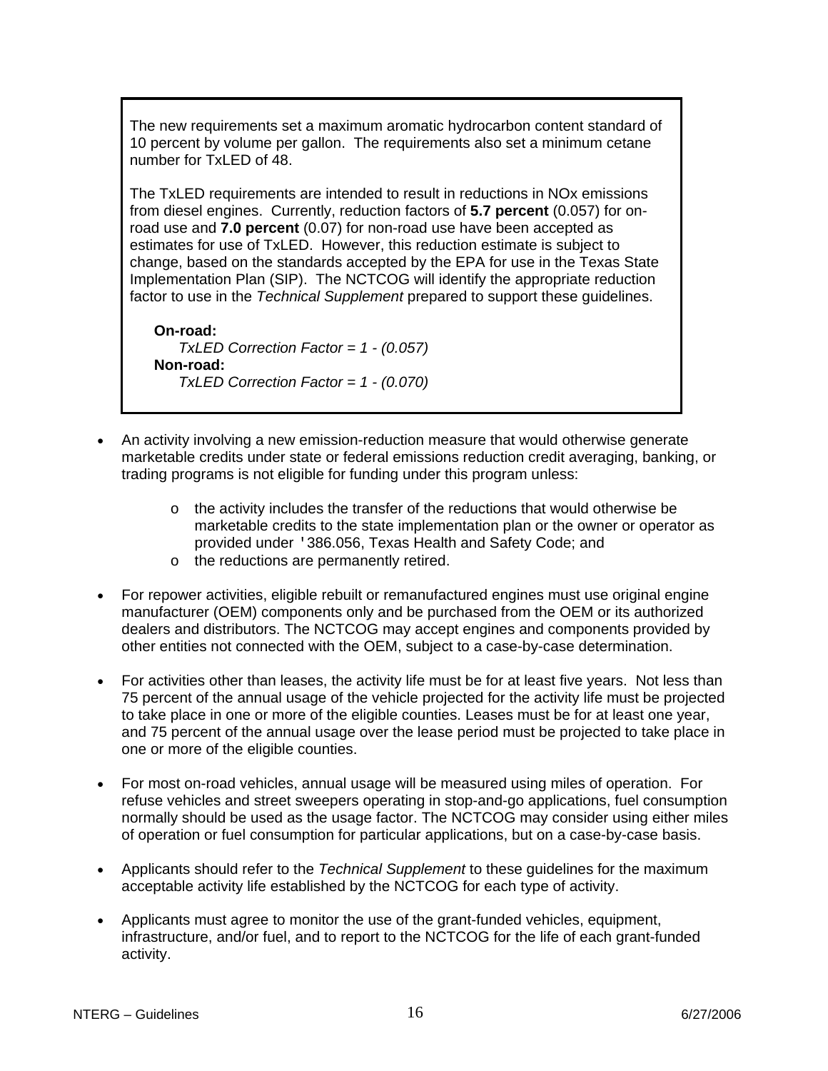The new requirements set a maximum aromatic hydrocarbon content standard of 10 percent by volume per gallon. The requirements also set a minimum cetane number for TxLED of 48.

The TxLED requirements are intended to result in reductions in NOx emissions from diesel engines. Currently, reduction factors of **5.7 percent** (0.057) for on-road use and **7.0 percent** (0.07) for non-road use have been accepted as estimates for use of TxLED. However, this reduction estimate is subject to change, based on the standards accepted by the EPA for use in the Texas State Implementation Plan (SIP). The NCTCOG will identify the appropriate reduction factor to use in the *Technical Supplement* prepared to support these guidelines.

**On-road:**
*TxLED Correction Factor = 1 - (0.057)*
**Non-road:**
*TxLED Correction Factor = 1 - (0.070)*

- An activity involving a new emission-reduction measure that would otherwise generate marketable credits under state or federal emissions reduction credit averaging, banking, or trading programs is not eligible for funding under this program unless:
    - the activity includes the transfer of the reductions that would otherwise be marketable credits to the state implementation plan or the owner or operator as provided under '386.056, Texas Health and Safety Code; and
    - the reductions are permanently retired.

- For repower activities, eligible rebuilt or remanufactured engines must use original engine manufacturer (OEM) components only and be purchased from the OEM or its authorized dealers and distributors. The NCTCOG may accept engines and components provided by other entities not connected with the OEM, subject to a case-by-case determination.

- For activities other than leases, the activity life must be for at least five years. Not less than 75 percent of the annual usage of the vehicle projected for the activity life must be projected to take place in one or more of the eligible counties. Leases must be for at least one year, and 75 percent of the annual usage over the lease period must be projected to take place in one or more of the eligible counties.

- For most on-road vehicles, annual usage will be measured using miles of operation. For refuse vehicles and street sweepers operating in stop-and-go applications, fuel consumption normally should be used as the usage factor. The NCTCOG may consider using either miles of operation or fuel consumption for particular applications, but on a case-by-case basis.

- Applicants should refer to the *Technical Supplement* to these guidelines for the maximum acceptable activity life established by the NCTCOG for each type of activity.

- Applicants must agree to monitor the use of the grant-funded vehicles, equipment, infrastructure, and/or fuel, and to report to the NCTCOG for the life of each grant-funded activity.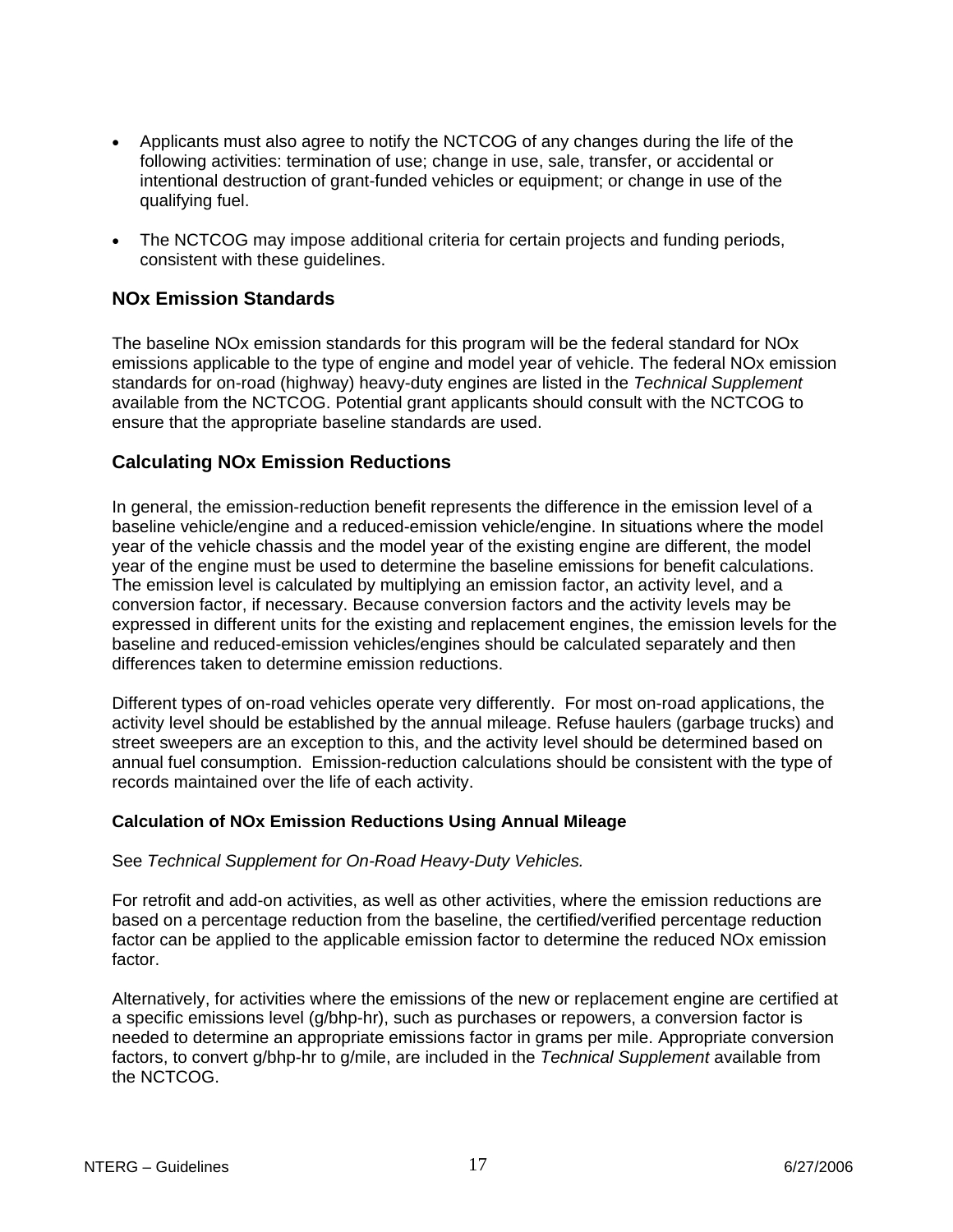- Applicants must also agree to notify the NCTCOG of any changes during the life of the following activities: termination of use; change in use, sale, transfer, or accidental or intentional destruction of grant-funded vehicles or equipment; or change in use of the qualifying fuel.

- The NCTCOG may impose additional criteria for certain projects and funding periods, consistent with these guidelines.

## NOx Emission Standards

The baseline NOx emission standards for this program will be the federal standard for NOx emissions applicable to the type of engine and model year of vehicle. The federal NOx emission standards for on-road (highway) heavy-duty engines are listed in the *Technical Supplement* available from the NCTCOG. Potential grant applicants should consult with the NCTCOG to ensure that the appropriate baseline standards are used.

## Calculating NOx Emission Reductions

In general, the emission-reduction benefit represents the difference in the emission level of a baseline vehicle/engine and a reduced-emission vehicle/engine. In situations where the model year of the vehicle chassis and the model year of the existing engine are different, the model year of the engine must be used to determine the baseline emissions for benefit calculations. The emission level is calculated by multiplying an emission factor, an activity level, and a conversion factor, if necessary. Because conversion factors and the activity levels may be expressed in different units for the existing and replacement engines, the emission levels for the baseline and reduced-emission vehicles/engines should be calculated separately and then differences taken to determine emission reductions.

Different types of on-road vehicles operate very differently. For most on-road applications, the activity level should be established by the annual mileage. Refuse haulers (garbage trucks) and street sweepers are an exception to this, and the activity level should be determined based on annual fuel consumption. Emission-reduction calculations should be consistent with the type of records maintained over the life of each activity.

### Calculation of NOx Emission Reductions Using Annual Mileage

See *Technical Supplement for On-Road Heavy-Duty Vehicles.*

For retrofit and add-on activities, as well as other activities, where the emission reductions are based on a percentage reduction from the baseline, the certified/verified percentage reduction factor can be applied to the applicable emission factor to determine the reduced NOx emission factor.

Alternatively, for activities where the emissions of the new or replacement engine are certified at a specific emissions level (g/bhp-hr), such as purchases or repowers, a conversion factor is needed to determine an appropriate emissions factor in grams per mile. Appropriate conversion factors, to convert g/bhp-hr to g/mile, are included in the *Technical Supplement* available from the NCTCOG.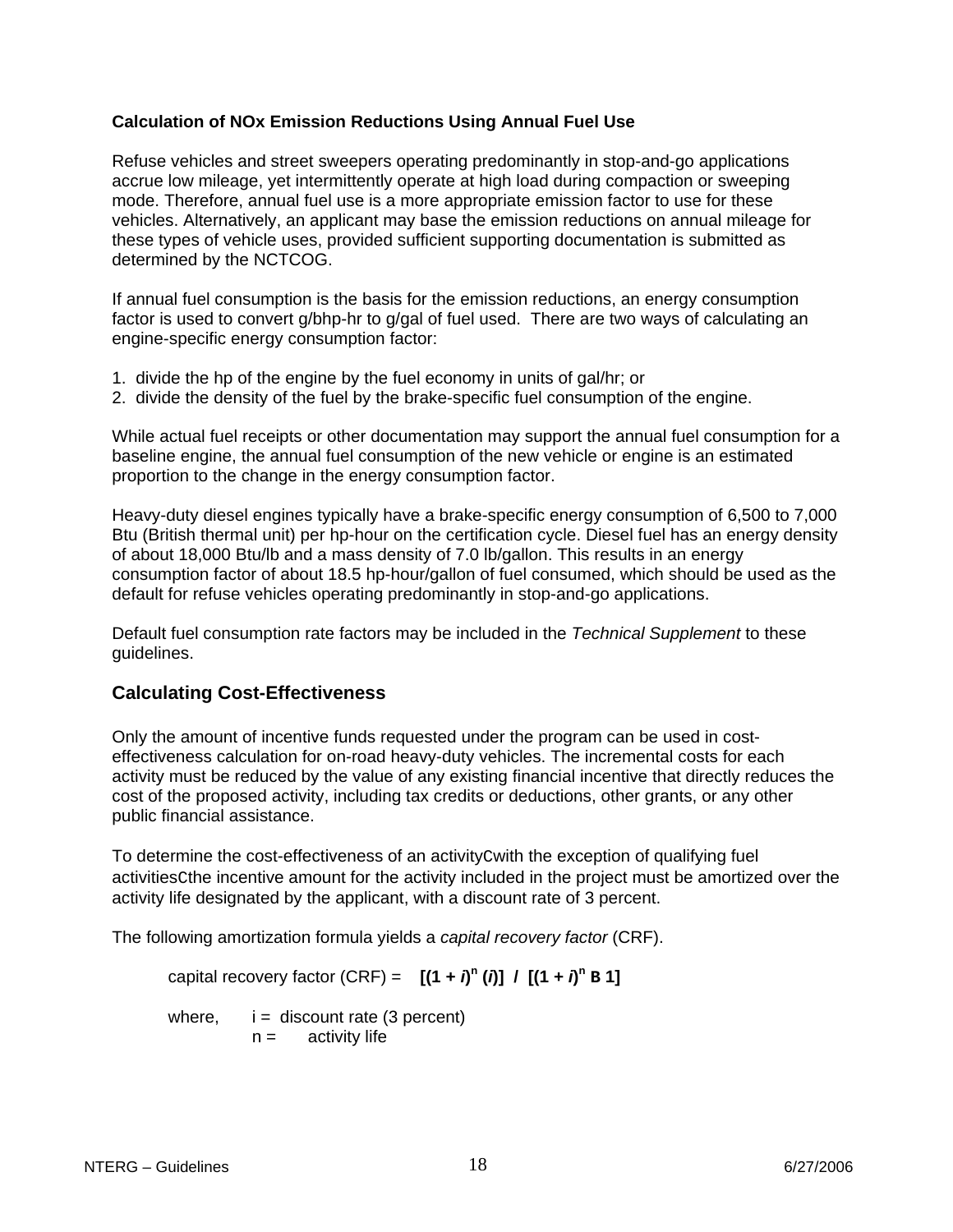**Calculation of NOx Emission Reductions Using Annual Fuel Use**

Refuse vehicles and street sweepers operating predominantly in stop-and-go applications accrue low mileage, yet intermittently operate at high load during compaction or sweeping mode. Therefore, annual fuel use is a more appropriate emission factor to use for these vehicles. Alternatively, an applicant may base the emission reductions on annual mileage for these types of vehicle uses, provided sufficient supporting documentation is submitted as determined by the NCTCOG.

If annual fuel consumption is the basis for the emission reductions, an energy consumption factor is used to convert g/bhp-hr to g/gal of fuel used. There are two ways of calculating an engine-specific energy consumption factor:

1. divide the hp of the engine by the fuel economy in units of gal/hr; or
2. divide the density of the fuel by the brake-specific fuel consumption of the engine.

While actual fuel receipts or other documentation may support the annual fuel consumption for a baseline engine, the annual fuel consumption of the new vehicle or engine is an estimated proportion to the change in the energy consumption factor.

Heavy-duty diesel engines typically have a brake-specific energy consumption of 6,500 to 7,000 Btu (British thermal unit) per hp-hour on the certification cycle. Diesel fuel has an energy density of about 18,000 Btu/lb and a mass density of 7.0 lb/gallon. This results in an energy consumption factor of about 18.5 hp-hour/gallon of fuel consumed, which should be used as the default for refuse vehicles operating predominantly in stop-and-go applications.

Default fuel consumption rate factors may be included in the *Technical Supplement* to these guidelines.

## Calculating Cost-Effectiveness

Only the amount of incentive funds requested under the program can be used in cost-effectiveness calculation for on-road heavy-duty vehicles. The incremental costs for each activity must be reduced by the value of any existing financial incentive that directly reduces the cost of the proposed activity, including tax credits or deductions, other grants, or any other public financial assistance.

To determine the cost-effectiveness of an activityCwith the exception of qualifying fuel activitiesCthe incentive amount for the activity included in the project must be amortized over the activity life designated by the applicant, with a discount rate of 3 percent.

The following amortization formula yields a *capital recovery factor* (CRF).

capital recovery factor (CRF) = $[(1 + i)^n (i)] \;/\; [(1 + i)^n$ B $1]$

where, i = discount rate (3 percent)
n = activity life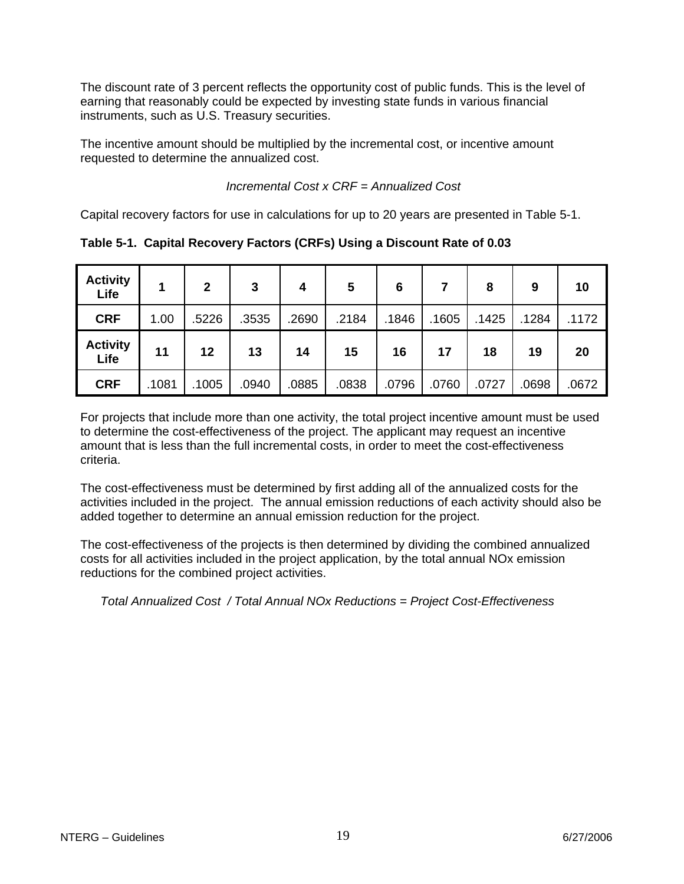The discount rate of 3 percent reflects the opportunity cost of public funds. This is the level of earning that reasonably could be expected by investing state funds in various financial instruments, such as U.S. Treasury securities.

The incentive amount should be multiplied by the incremental cost, or incentive amount requested to determine the annualized cost.

*Incremental Cost x CRF = Annualized Cost*

Capital recovery factors for use in calculations for up to 20 years are presented in Table 5-1.

**Table 5-1. Capital Recovery Factors (CRFs) Using a Discount Rate of 0.03**

| **Activity Life** | **1** | **2** | **3** | **4** | **5** | **6** | **7** | **8** | **9** | **10** |
|---|---|---|---|---|---|---|---|---|---|---|
| **CRF** | 1.00 | .5226 | .3535 | .2690 | .2184 | .1846 | .1605 | .1425 | .1284 | .1172 |
| **Activity Life** | **11** | **12** | **13** | **14** | **15** | **16** | **17** | **18** | **19** | **20** |
| **CRF** | .1081 | .1005 | .0940 | .0885 | .0838 | .0796 | .0760 | .0727 | .0698 | .0672 |

For projects that include more than one activity, the total project incentive amount must be used to determine the cost-effectiveness of the project. The applicant may request an incentive amount that is less than the full incremental costs, in order to meet the cost-effectiveness criteria.

The cost-effectiveness must be determined by first adding all of the annualized costs for the activities included in the project. The annual emission reductions of each activity should also be added together to determine an annual emission reduction for the project.

The cost-effectiveness of the projects is then determined by dividing the combined annualized costs for all activities included in the project application, by the total annual NOx emission reductions for the combined project activities.

*Total Annualized Cost / Total Annual NOx Reductions = Project Cost-Effectiveness*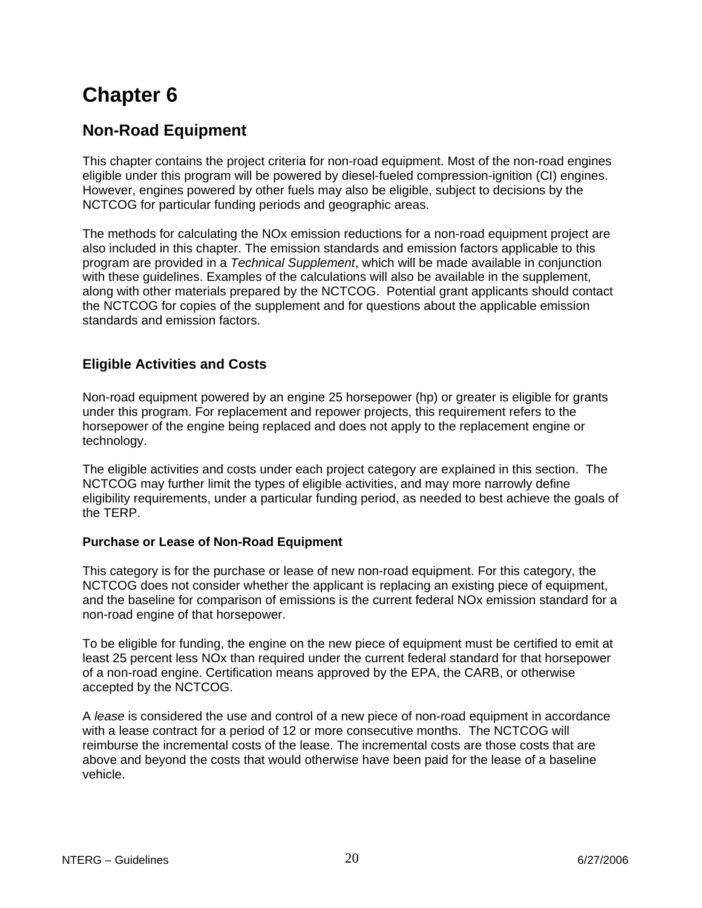# Chapter 6

## Non-Road Equipment

This chapter contains the project criteria for non-road equipment. Most of the non-road engines eligible under this program will be powered by diesel-fueled compression-ignition (CI) engines. However, engines powered by other fuels may also be eligible, subject to decisions by the NCTCOG for particular funding periods and geographic areas.

The methods for calculating the NOx emission reductions for a non-road equipment project are also included in this chapter. The emission standards and emission factors applicable to this program are provided in a *Technical Supplement*, which will be made available in conjunction with these guidelines. Examples of the calculations will also be available in the supplement, along with other materials prepared by the NCTCOG. Potential grant applicants should contact the NCTCOG for copies of the supplement and for questions about the applicable emission standards and emission factors.

### Eligible Activities and Costs

Non-road equipment powered by an engine 25 horsepower (hp) or greater is eligible for grants under this program. For replacement and repower projects, this requirement refers to the horsepower of the engine being replaced and does not apply to the replacement engine or technology.

The eligible activities and costs under each project category are explained in this section. The NCTCOG may further limit the types of eligible activities, and may more narrowly define eligibility requirements, under a particular funding period, as needed to best achieve the goals of the TERP.

#### Purchase or Lease of Non-Road Equipment

This category is for the purchase or lease of new non-road equipment. For this category, the NCTCOG does not consider whether the applicant is replacing an existing piece of equipment, and the baseline for comparison of emissions is the current federal NOx emission standard for a non-road engine of that horsepower.

To be eligible for funding, the engine on the new piece of equipment must be certified to emit at least 25 percent less NOx than required under the current federal standard for that horsepower of a non-road engine. Certification means approved by the EPA, the CARB, or otherwise accepted by the NCTCOG.

A *lease* is considered the use and control of a new piece of non-road equipment in accordance with a lease contract for a period of 12 or more consecutive months. The NCTCOG will reimburse the incremental costs of the lease. The incremental costs are those costs that are above and beyond the costs that would otherwise have been paid for the lease of a baseline vehicle.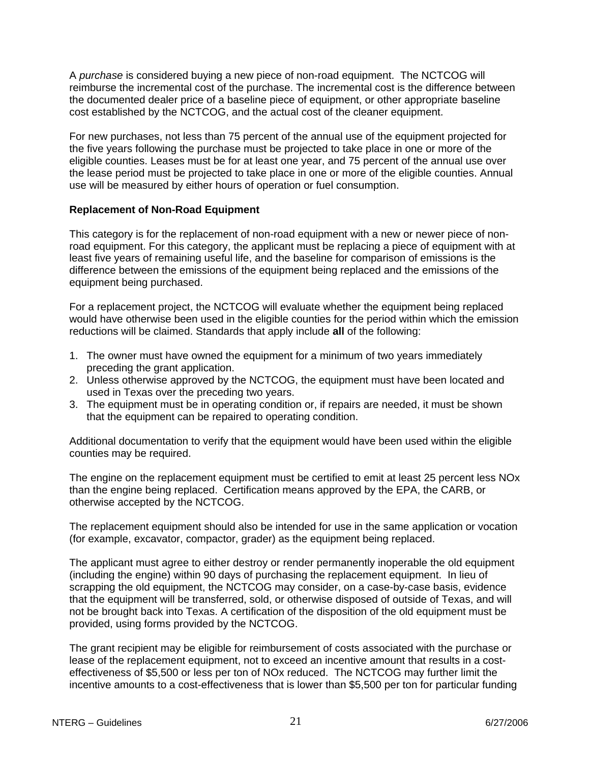A *purchase* is considered buying a new piece of non-road equipment. The NCTCOG will reimburse the incremental cost of the purchase. The incremental cost is the difference between the documented dealer price of a baseline piece of equipment, or other appropriate baseline cost established by the NCTCOG, and the actual cost of the cleaner equipment.

For new purchases, not less than 75 percent of the annual use of the equipment projected for the five years following the purchase must be projected to take place in one or more of the eligible counties. Leases must be for at least one year, and 75 percent of the annual use over the lease period must be projected to take place in one or more of the eligible counties. Annual use will be measured by either hours of operation or fuel consumption.

**Replacement of Non-Road Equipment**

This category is for the replacement of non-road equipment with a new or newer piece of non-road equipment. For this category, the applicant must be replacing a piece of equipment with at least five years of remaining useful life, and the baseline for comparison of emissions is the difference between the emissions of the equipment being replaced and the emissions of the equipment being purchased.

For a replacement project, the NCTCOG will evaluate whether the equipment being replaced would have otherwise been used in the eligible counties for the period within which the emission reductions will be claimed. Standards that apply include **all** of the following:

1. The owner must have owned the equipment for a minimum of two years immediately preceding the grant application.
2. Unless otherwise approved by the NCTCOG, the equipment must have been located and used in Texas over the preceding two years.
3. The equipment must be in operating condition or, if repairs are needed, it must be shown that the equipment can be repaired to operating condition.

Additional documentation to verify that the equipment would have been used within the eligible counties may be required.

The engine on the replacement equipment must be certified to emit at least 25 percent less NOx than the engine being replaced. Certification means approved by the EPA, the CARB, or otherwise accepted by the NCTCOG.

The replacement equipment should also be intended for use in the same application or vocation (for example, excavator, compactor, grader) as the equipment being replaced.

The applicant must agree to either destroy or render permanently inoperable the old equipment (including the engine) within 90 days of purchasing the replacement equipment. In lieu of scrapping the old equipment, the NCTCOG may consider, on a case-by-case basis, evidence that the equipment will be transferred, sold, or otherwise disposed of outside of Texas, and will not be brought back into Texas. A certification of the disposition of the old equipment must be provided, using forms provided by the NCTCOG.

The grant recipient may be eligible for reimbursement of costs associated with the purchase or lease of the replacement equipment, not to exceed an incentive amount that results in a cost-effectiveness of $5,500 or less per ton of NOx reduced. The NCTCOG may further limit the incentive amounts to a cost-effectiveness that is lower than $5,500 per ton for particular funding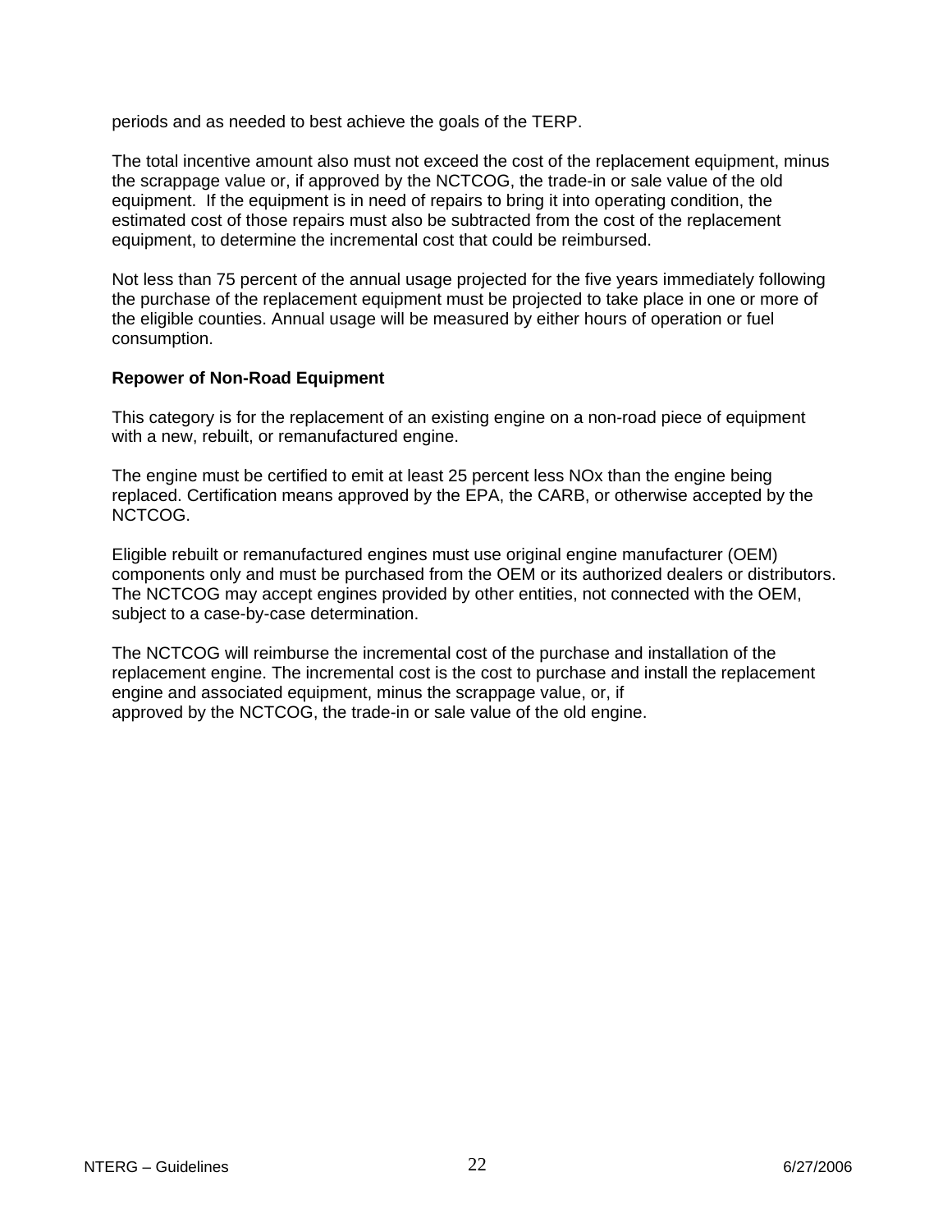periods and as needed to best achieve the goals of the TERP.

The total incentive amount also must not exceed the cost of the replacement equipment, minus the scrappage value or, if approved by the NCTCOG, the trade-in or sale value of the old equipment. If the equipment is in need of repairs to bring it into operating condition, the estimated cost of those repairs must also be subtracted from the cost of the replacement equipment, to determine the incremental cost that could be reimbursed.

Not less than 75 percent of the annual usage projected for the five years immediately following the purchase of the replacement equipment must be projected to take place in one or more of the eligible counties. Annual usage will be measured by either hours of operation or fuel consumption.

**Repower of Non-Road Equipment**

This category is for the replacement of an existing engine on a non-road piece of equipment with a new, rebuilt, or remanufactured engine.

The engine must be certified to emit at least 25 percent less NOx than the engine being replaced. Certification means approved by the EPA, the CARB, or otherwise accepted by the NCTCOG.

Eligible rebuilt or remanufactured engines must use original engine manufacturer (OEM) components only and must be purchased from the OEM or its authorized dealers or distributors. The NCTCOG may accept engines provided by other entities, not connected with the OEM, subject to a case-by-case determination.

The NCTCOG will reimburse the incremental cost of the purchase and installation of the replacement engine. The incremental cost is the cost to purchase and install the replacement engine and associated equipment, minus the scrappage value, or, if approved by the NCTCOG, the trade-in or sale value of the old engine.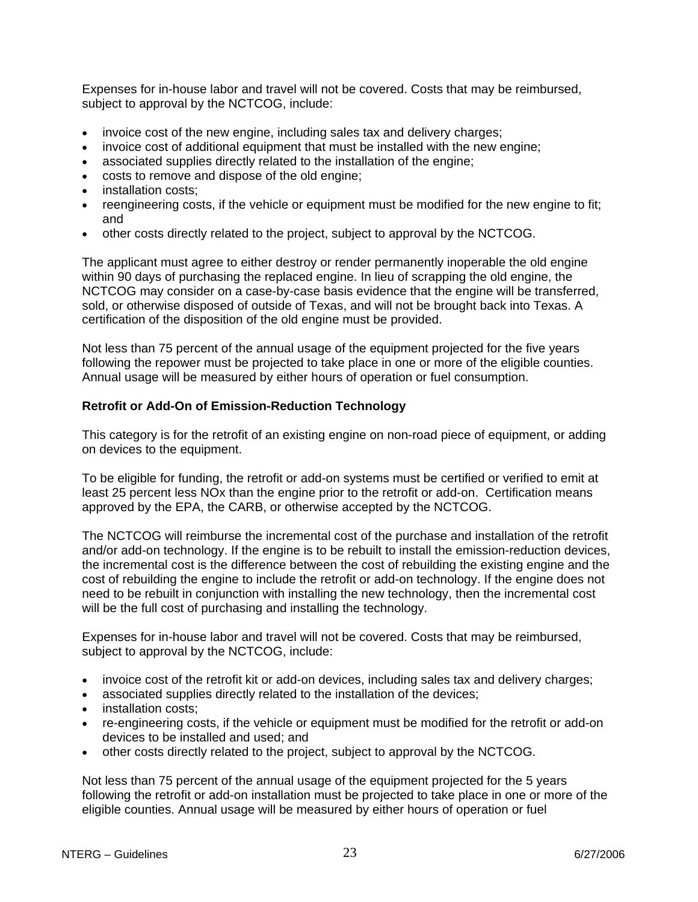Expenses for in-house labor and travel will not be covered. Costs that may be reimbursed, subject to approval by the NCTCOG, include:

- invoice cost of the new engine, including sales tax and delivery charges;
- invoice cost of additional equipment that must be installed with the new engine;
- associated supplies directly related to the installation of the engine;
- costs to remove and dispose of the old engine;
- installation costs;
- reengineering costs, if the vehicle or equipment must be modified for the new engine to fit; and
- other costs directly related to the project, subject to approval by the NCTCOG.

The applicant must agree to either destroy or render permanently inoperable the old engine within 90 days of purchasing the replaced engine. In lieu of scrapping the old engine, the NCTCOG may consider on a case-by-case basis evidence that the engine will be transferred, sold, or otherwise disposed of outside of Texas, and will not be brought back into Texas. A certification of the disposition of the old engine must be provided.

Not less than 75 percent of the annual usage of the equipment projected for the five years following the repower must be projected to take place in one or more of the eligible counties. Annual usage will be measured by either hours of operation or fuel consumption.

**Retrofit or Add-On of Emission-Reduction Technology**

This category is for the retrofit of an existing engine on non-road piece of equipment, or adding on devices to the equipment.

To be eligible for funding, the retrofit or add-on systems must be certified or verified to emit at least 25 percent less NOx than the engine prior to the retrofit or add-on. Certification means approved by the EPA, the CARB, or otherwise accepted by the NCTCOG.

The NCTCOG will reimburse the incremental cost of the purchase and installation of the retrofit and/or add-on technology. If the engine is to be rebuilt to install the emission-reduction devices, the incremental cost is the difference between the cost of rebuilding the existing engine and the cost of rebuilding the engine to include the retrofit or add-on technology. If the engine does not need to be rebuilt in conjunction with installing the new technology, then the incremental cost will be the full cost of purchasing and installing the technology.

Expenses for in-house labor and travel will not be covered. Costs that may be reimbursed, subject to approval by the NCTCOG, include:

- invoice cost of the retrofit kit or add-on devices, including sales tax and delivery charges;
- associated supplies directly related to the installation of the devices;
- installation costs;
- re-engineering costs, if the vehicle or equipment must be modified for the retrofit or add-on devices to be installed and used; and
- other costs directly related to the project, subject to approval by the NCTCOG.

Not less than 75 percent of the annual usage of the equipment projected for the 5 years following the retrofit or add-on installation must be projected to take place in one or more of the eligible counties. Annual usage will be measured by either hours of operation or fuel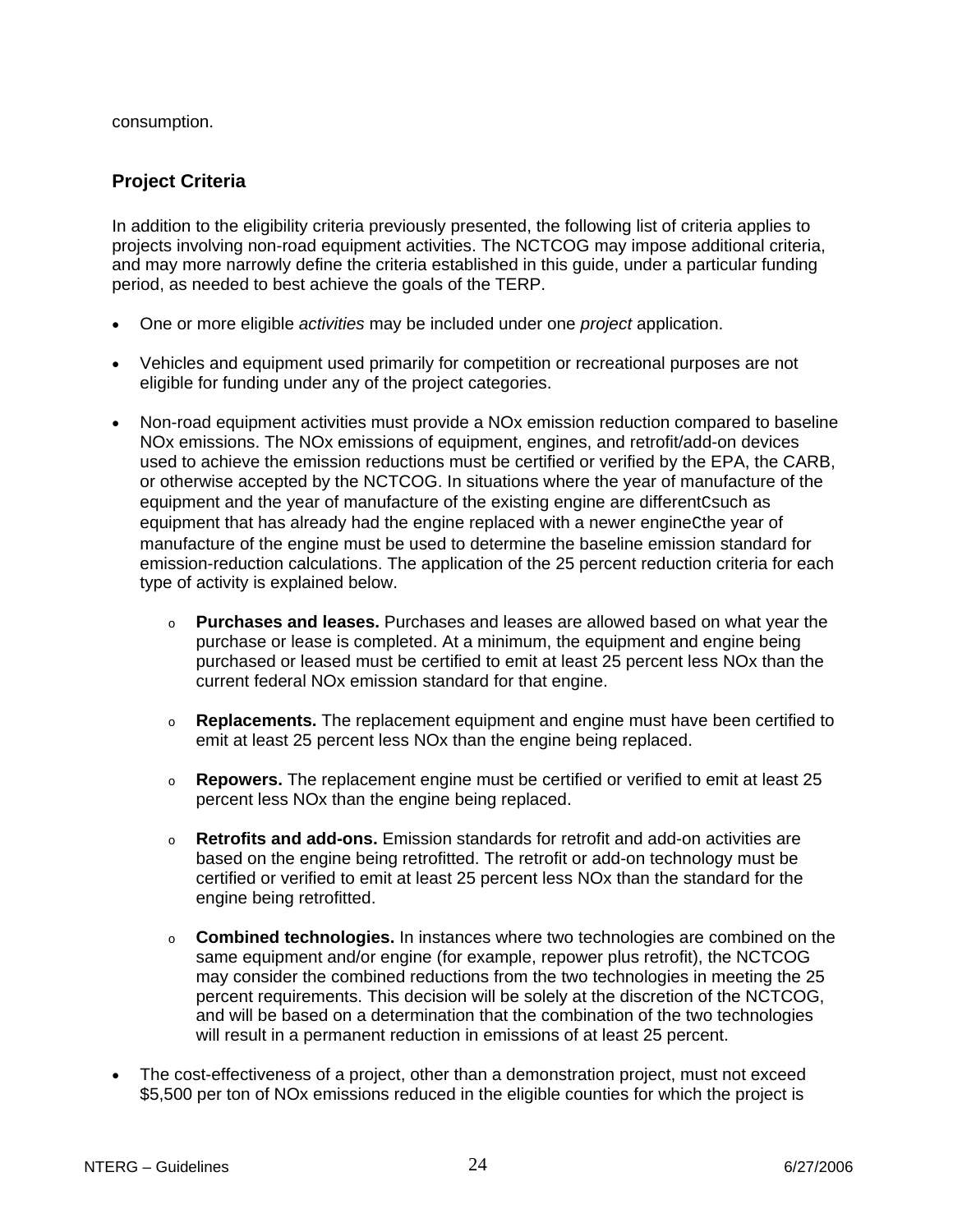consumption.

## Project Criteria

In addition to the eligibility criteria previously presented, the following list of criteria applies to projects involving non-road equipment activities. The NCTCOG may impose additional criteria, and may more narrowly define the criteria established in this guide, under a particular funding period, as needed to best achieve the goals of the TERP.

- One or more eligible *activities* may be included under one *project* application.

- Vehicles and equipment used primarily for competition or recreational purposes are not eligible for funding under any of the project categories.

- Non-road equipment activities must provide a NOx emission reduction compared to baseline NOx emissions. The NOx emissions of equipment, engines, and retrofit/add-on devices used to achieve the emission reductions must be certified or verified by the EPA, the CARB, or otherwise accepted by the NCTCOG. In situations where the year of manufacture of the equipment and the year of manufacture of the existing engine are differentCsuch as equipment that has already had the engine replaced with a newer engineCthe year of manufacture of the engine must be used to determine the baseline emission standard for emission-reduction calculations. The application of the 25 percent reduction criteria for each type of activity is explained below.

  - **Purchases and leases.** Purchases and leases are allowed based on what year the purchase or lease is completed. At a minimum, the equipment and engine being purchased or leased must be certified to emit at least 25 percent less NOx than the current federal NOx emission standard for that engine.

  - **Replacements.** The replacement equipment and engine must have been certified to emit at least 25 percent less NOx than the engine being replaced.

  - **Repowers.** The replacement engine must be certified or verified to emit at least 25 percent less NOx than the engine being replaced.

  - **Retrofits and add-ons.** Emission standards for retrofit and add-on activities are based on the engine being retrofitted. The retrofit or add-on technology must be certified or verified to emit at least 25 percent less NOx than the standard for the engine being retrofitted.

  - **Combined technologies.** In instances where two technologies are combined on the same equipment and/or engine (for example, repower plus retrofit), the NCTCOG may consider the combined reductions from the two technologies in meeting the 25 percent requirements. This decision will be solely at the discretion of the NCTCOG, and will be based on a determination that the combination of the two technologies will result in a permanent reduction in emissions of at least 25 percent.

- The cost-effectiveness of a project, other than a demonstration project, must not exceed $5,500 per ton of NOx emissions reduced in the eligible counties for which the project is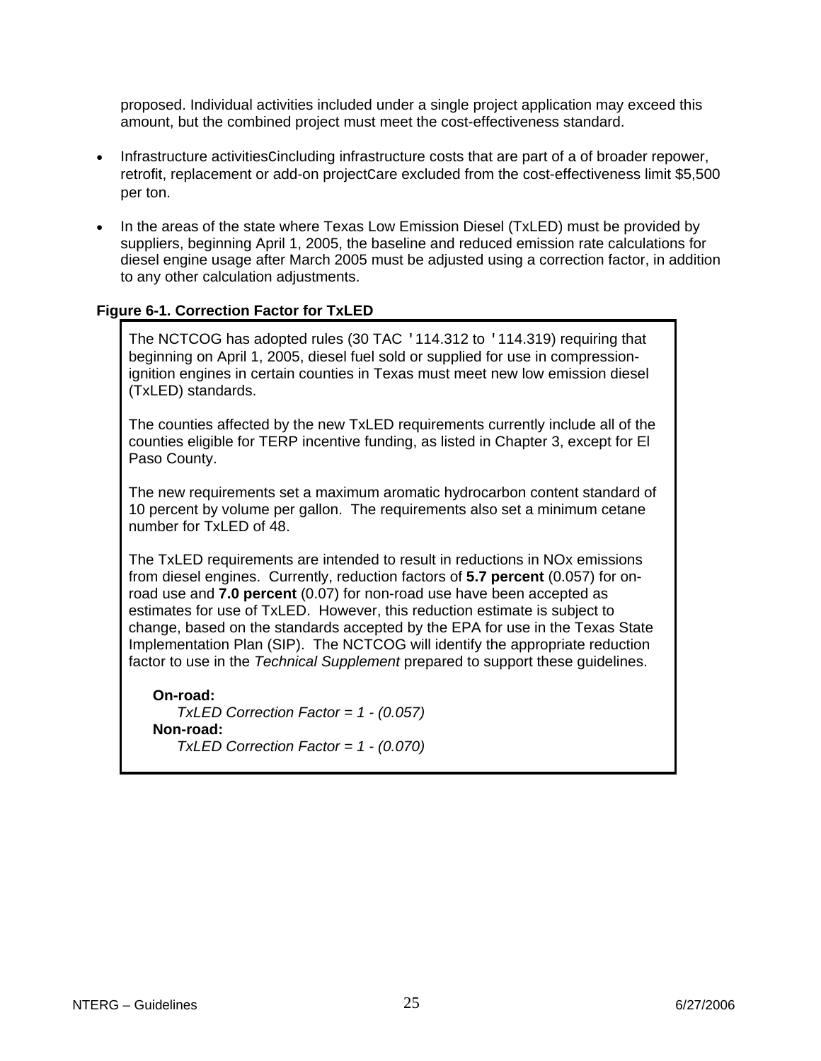proposed. Individual activities included under a single project application may exceed this amount, but the combined project must meet the cost-effectiveness standard.

- Infrastructure activitiesCincluding infrastructure costs that are part of a of broader repower, retrofit, replacement or add-on projectCare excluded from the cost-effectiveness limit $5,500 per ton.

- In the areas of the state where Texas Low Emission Diesel (TxLED) must be provided by suppliers, beginning April 1, 2005, the baseline and reduced emission rate calculations for diesel engine usage after March 2005 must be adjusted using a correction factor, in addition to any other calculation adjustments.

**Figure 6-1. Correction Factor for TxLED**

The NCTCOG has adopted rules (30 TAC '114.312 to '114.319) requiring that beginning on April 1, 2005, diesel fuel sold or supplied for use in compression-ignition engines in certain counties in Texas must meet new low emission diesel (TxLED) standards.

The counties affected by the new TxLED requirements currently include all of the counties eligible for TERP incentive funding, as listed in Chapter 3, except for El Paso County.

The new requirements set a maximum aromatic hydrocarbon content standard of 10 percent by volume per gallon. The requirements also set a minimum cetane number for TxLED of 48.

The TxLED requirements are intended to result in reductions in NOx emissions from diesel engines. Currently, reduction factors of **5.7 percent** (0.057) for on-road use and **7.0 percent** (0.07) for non-road use have been accepted as estimates for use of TxLED. However, this reduction estimate is subject to change, based on the standards accepted by the EPA for use in the Texas State Implementation Plan (SIP). The NCTCOG will identify the appropriate reduction factor to use in the *Technical Supplement* prepared to support these guidelines.

**On-road:**

*TxLED Correction Factor = 1 - (0.057)*

**Non-road:**

*TxLED Correction Factor = 1 - (0.070)*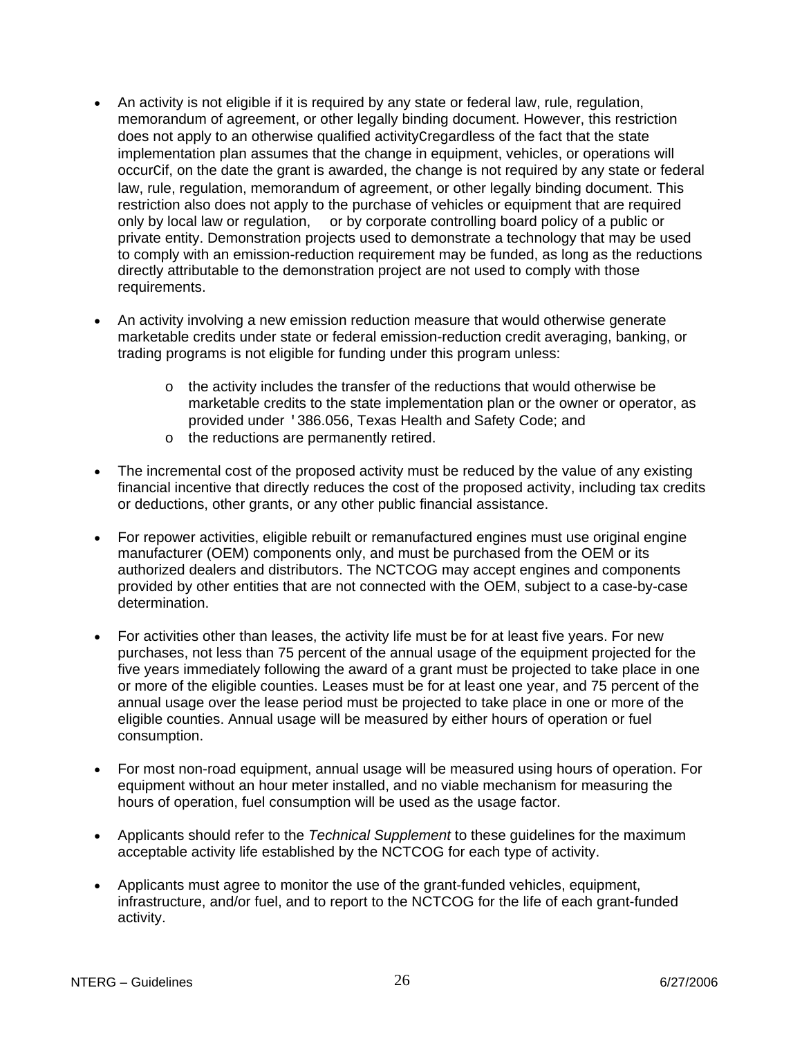- An activity is not eligible if it is required by any state or federal law, rule, regulation, memorandum of agreement, or other legally binding document. However, this restriction does not apply to an otherwise qualified activityCregardless of the fact that the state implementation plan assumes that the change in equipment, vehicles, or operations will occurCif, on the date the grant is awarded, the change is not required by any state or federal law, rule, regulation, memorandum of agreement, or other legally binding document. This restriction also does not apply to the purchase of vehicles or equipment that are required only by local law or regulation, or by corporate controlling board policy of a public or private entity. Demonstration projects used to demonstrate a technology that may be used to comply with an emission-reduction requirement may be funded, as long as the reductions directly attributable to the demonstration project are not used to comply with those requirements.

- An activity involving a new emission reduction measure that would otherwise generate marketable credits under state or federal emission-reduction credit averaging, banking, or trading programs is not eligible for funding under this program unless:
  - the activity includes the transfer of the reductions that would otherwise be marketable credits to the state implementation plan or the owner or operator, as provided under '386.056, Texas Health and Safety Code; and
  - the reductions are permanently retired.

- The incremental cost of the proposed activity must be reduced by the value of any existing financial incentive that directly reduces the cost of the proposed activity, including tax credits or deductions, other grants, or any other public financial assistance.

- For repower activities, eligible rebuilt or remanufactured engines must use original engine manufacturer (OEM) components only, and must be purchased from the OEM or its authorized dealers and distributors. The NCTCOG may accept engines and components provided by other entities that are not connected with the OEM, subject to a case-by-case determination.

- For activities other than leases, the activity life must be for at least five years. For new purchases, not less than 75 percent of the annual usage of the equipment projected for the five years immediately following the award of a grant must be projected to take place in one or more of the eligible counties. Leases must be for at least one year, and 75 percent of the annual usage over the lease period must be projected to take place in one or more of the eligible counties. Annual usage will be measured by either hours of operation or fuel consumption.

- For most non-road equipment, annual usage will be measured using hours of operation. For equipment without an hour meter installed, and no viable mechanism for measuring the hours of operation, fuel consumption will be used as the usage factor.

- Applicants should refer to the *Technical Supplement* to these guidelines for the maximum acceptable activity life established by the NCTCOG for each type of activity.

- Applicants must agree to monitor the use of the grant-funded vehicles, equipment, infrastructure, and/or fuel, and to report to the NCTCOG for the life of each grant-funded activity.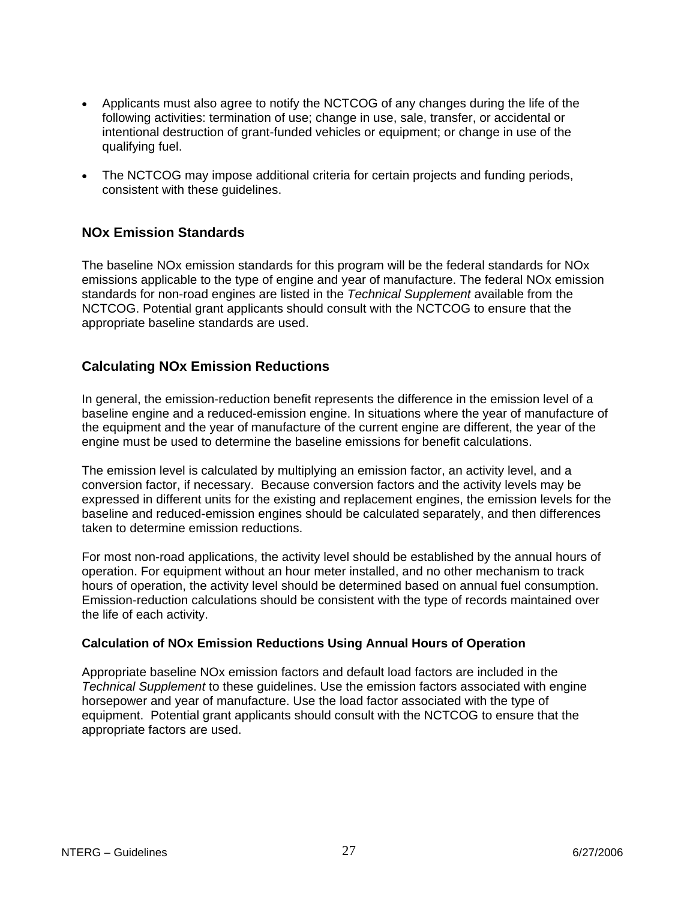- Applicants must also agree to notify the NCTCOG of any changes during the life of the following activities: termination of use; change in use, sale, transfer, or accidental or intentional destruction of grant-funded vehicles or equipment; or change in use of the qualifying fuel.

- The NCTCOG may impose additional criteria for certain projects and funding periods, consistent with these guidelines.

## NOx Emission Standards

The baseline NOx emission standards for this program will be the federal standards for NOx emissions applicable to the type of engine and year of manufacture. The federal NOx emission standards for non-road engines are listed in the *Technical Supplement* available from the NCTCOG. Potential grant applicants should consult with the NCTCOG to ensure that the appropriate baseline standards are used.

## Calculating NOx Emission Reductions

In general, the emission-reduction benefit represents the difference in the emission level of a baseline engine and a reduced-emission engine. In situations where the year of manufacture of the equipment and the year of manufacture of the current engine are different, the year of the engine must be used to determine the baseline emissions for benefit calculations.

The emission level is calculated by multiplying an emission factor, an activity level, and a conversion factor, if necessary. Because conversion factors and the activity levels may be expressed in different units for the existing and replacement engines, the emission levels for the baseline and reduced-emission engines should be calculated separately, and then differences taken to determine emission reductions.

For most non-road applications, the activity level should be established by the annual hours of operation. For equipment without an hour meter installed, and no other mechanism to track hours of operation, the activity level should be determined based on annual fuel consumption. Emission-reduction calculations should be consistent with the type of records maintained over the life of each activity.

### Calculation of NOx Emission Reductions Using Annual Hours of Operation

Appropriate baseline NOx emission factors and default load factors are included in the *Technical Supplement* to these guidelines. Use the emission factors associated with engine horsepower and year of manufacture. Use the load factor associated with the type of equipment. Potential grant applicants should consult with the NCTCOG to ensure that the appropriate factors are used.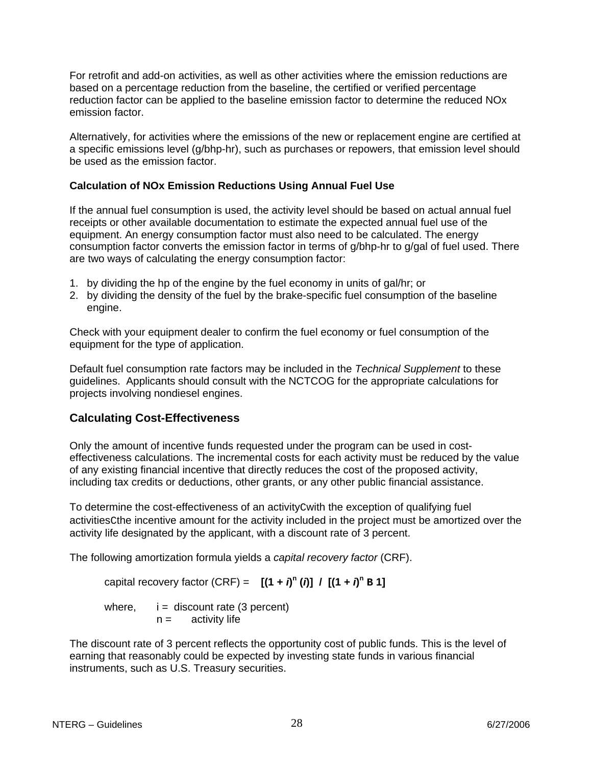For retrofit and add-on activities, as well as other activities where the emission reductions are based on a percentage reduction from the baseline, the certified or verified percentage reduction factor can be applied to the baseline emission factor to determine the reduced NOx emission factor.

Alternatively, for activities where the emissions of the new or replacement engine are certified at a specific emissions level (g/bhp-hr), such as purchases or repowers, that emission level should be used as the emission factor.

### Calculation of NOx Emission Reductions Using Annual Fuel Use

If the annual fuel consumption is used, the activity level should be based on actual annual fuel receipts or other available documentation to estimate the expected annual fuel use of the equipment. An energy consumption factor must also need to be calculated. The energy consumption factor converts the emission factor in terms of g/bhp-hr to g/gal of fuel used. There are two ways of calculating the energy consumption factor:

1. by dividing the hp of the engine by the fuel economy in units of gal/hr; or
2. by dividing the density of the fuel by the brake-specific fuel consumption of the baseline engine.

Check with your equipment dealer to confirm the fuel economy or fuel consumption of the equipment for the type of application.

Default fuel consumption rate factors may be included in the *Technical Supplement* to these guidelines. Applicants should consult with the NCTCOG for the appropriate calculations for projects involving nondiesel engines.

## Calculating Cost-Effectiveness

Only the amount of incentive funds requested under the program can be used in cost-effectiveness calculations. The incremental costs for each activity must be reduced by the value of any existing financial incentive that directly reduces the cost of the proposed activity, including tax credits or deductions, other grants, or any other public financial assistance.

To determine the cost-effectiveness of an activityCwith the exception of qualifying fuel activitiesCthe incentive amount for the activity included in the project must be amortized over the activity life designated by the applicant, with a discount rate of 3 percent.

The following amortization formula yields a *capital recovery factor* (CRF).

capital recovery factor (CRF) = $[(1 + i)^n (i)] \;/\; [(1 + i)^n - 1]$

where, i = discount rate (3 percent)
n = activity life

The discount rate of 3 percent reflects the opportunity cost of public funds. This is the level of earning that reasonably could be expected by investing state funds in various financial instruments, such as U.S. Treasury securities.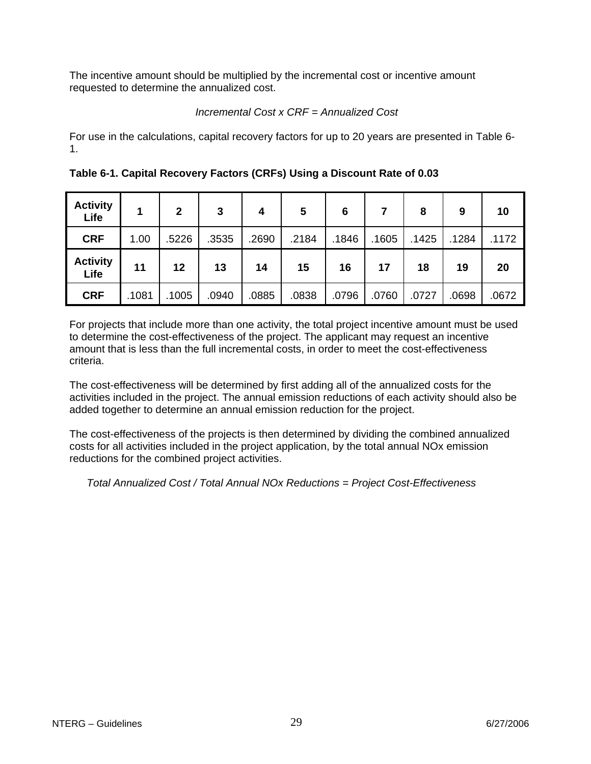The incentive amount should be multiplied by the incremental cost or incentive amount requested to determine the annualized cost.

*Incremental Cost x CRF = Annualized Cost*

For use in the calculations, capital recovery factors for up to 20 years are presented in Table 6-1.

**Table 6-1. Capital Recovery Factors (CRFs) Using a Discount Rate of 0.03**

| Activity Life | 1 | 2 | 3 | 4 | 5 | 6 | 7 | 8 | 9 | 10 |
|---|---|---|---|---|---|---|---|---|---|---|
| **CRF** | 1.00 | .5226 | .3535 | .2690 | .2184 | .1846 | .1605 | .1425 | .1284 | .1172 |
| **Activity Life** | **11** | **12** | **13** | **14** | **15** | **16** | **17** | **18** | **19** | **20** |
| **CRF** | .1081 | .1005 | .0940 | .0885 | .0838 | .0796 | .0760 | .0727 | .0698 | .0672 |

For projects that include more than one activity, the total project incentive amount must be used to determine the cost-effectiveness of the project. The applicant may request an incentive amount that is less than the full incremental costs, in order to meet the cost-effectiveness criteria.

The cost-effectiveness will be determined by first adding all of the annualized costs for the activities included in the project. The annual emission reductions of each activity should also be added together to determine an annual emission reduction for the project.

The cost-effectiveness of the projects is then determined by dividing the combined annualized costs for all activities included in the project application, by the total annual NOx emission reductions for the combined project activities.

*Total Annualized Cost / Total Annual NOx Reductions = Project Cost-Effectiveness*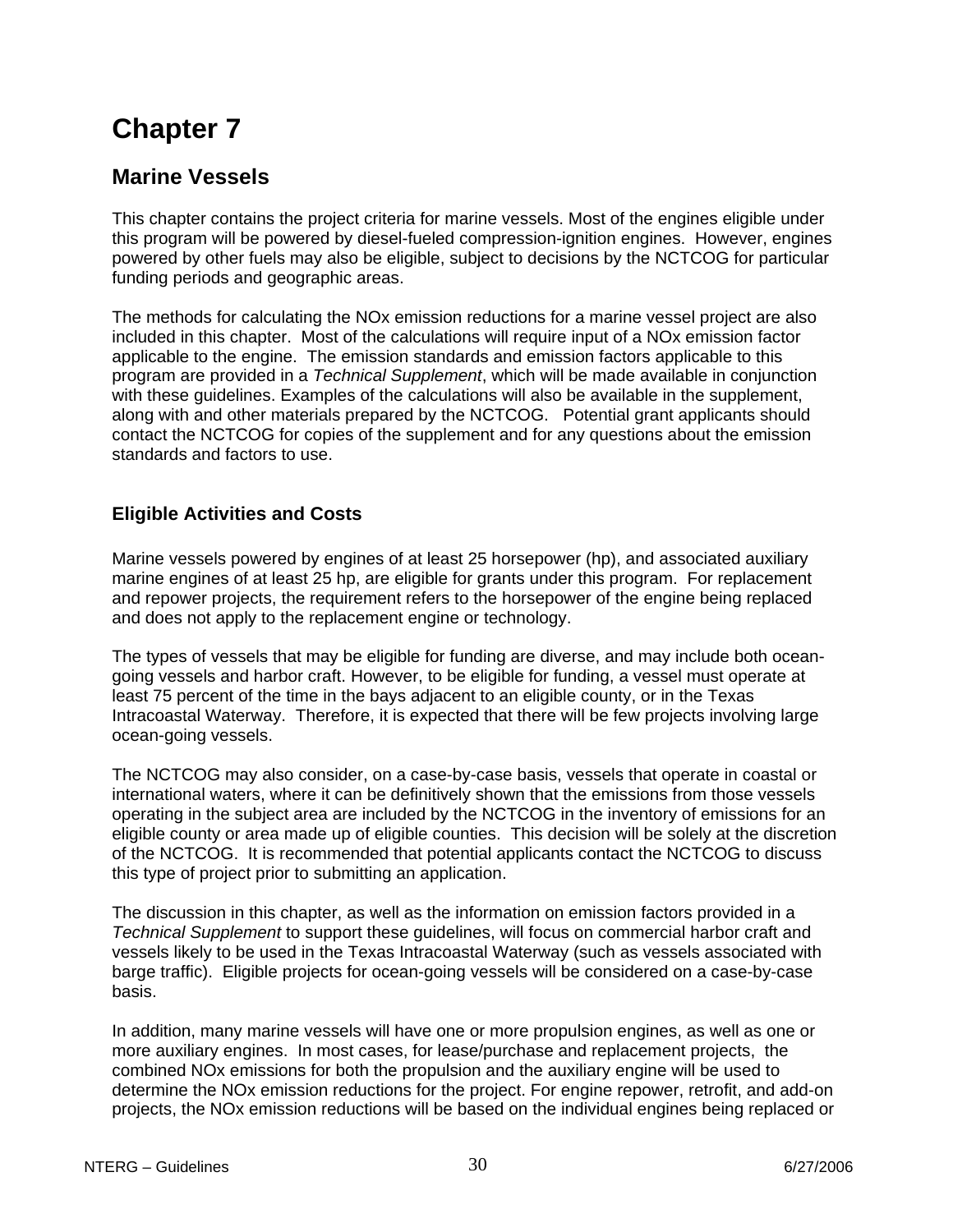# Chapter 7

## Marine Vessels

This chapter contains the project criteria for marine vessels. Most of the engines eligible under this program will be powered by diesel-fueled compression-ignition engines. However, engines powered by other fuels may also be eligible, subject to decisions by the NCTCOG for particular funding periods and geographic areas.

The methods for calculating the NOx emission reductions for a marine vessel project are also included in this chapter. Most of the calculations will require input of a NOx emission factor applicable to the engine. The emission standards and emission factors applicable to this program are provided in a *Technical Supplement*, which will be made available in conjunction with these guidelines. Examples of the calculations will also be available in the supplement, along with and other materials prepared by the NCTCOG. Potential grant applicants should contact the NCTCOG for copies of the supplement and for any questions about the emission standards and factors to use.

### Eligible Activities and Costs

Marine vessels powered by engines of at least 25 horsepower (hp), and associated auxiliary marine engines of at least 25 hp, are eligible for grants under this program. For replacement and repower projects, the requirement refers to the horsepower of the engine being replaced and does not apply to the replacement engine or technology.

The types of vessels that may be eligible for funding are diverse, and may include both ocean-going vessels and harbor craft. However, to be eligible for funding, a vessel must operate at least 75 percent of the time in the bays adjacent to an eligible county, or in the Texas Intracoastal Waterway. Therefore, it is expected that there will be few projects involving large ocean-going vessels.

The NCTCOG may also consider, on a case-by-case basis, vessels that operate in coastal or international waters, where it can be definitively shown that the emissions from those vessels operating in the subject area are included by the NCTCOG in the inventory of emissions for an eligible county or area made up of eligible counties. This decision will be solely at the discretion of the NCTCOG. It is recommended that potential applicants contact the NCTCOG to discuss this type of project prior to submitting an application.

The discussion in this chapter, as well as the information on emission factors provided in a *Technical Supplement* to support these guidelines, will focus on commercial harbor craft and vessels likely to be used in the Texas Intracoastal Waterway (such as vessels associated with barge traffic). Eligible projects for ocean-going vessels will be considered on a case-by-case basis.

In addition, many marine vessels will have one or more propulsion engines, as well as one or more auxiliary engines. In most cases, for lease/purchase and replacement projects, the combined NOx emissions for both the propulsion and the auxiliary engine will be used to determine the NOx emission reductions for the project. For engine repower, retrofit, and add-on projects, the NOx emission reductions will be based on the individual engines being replaced or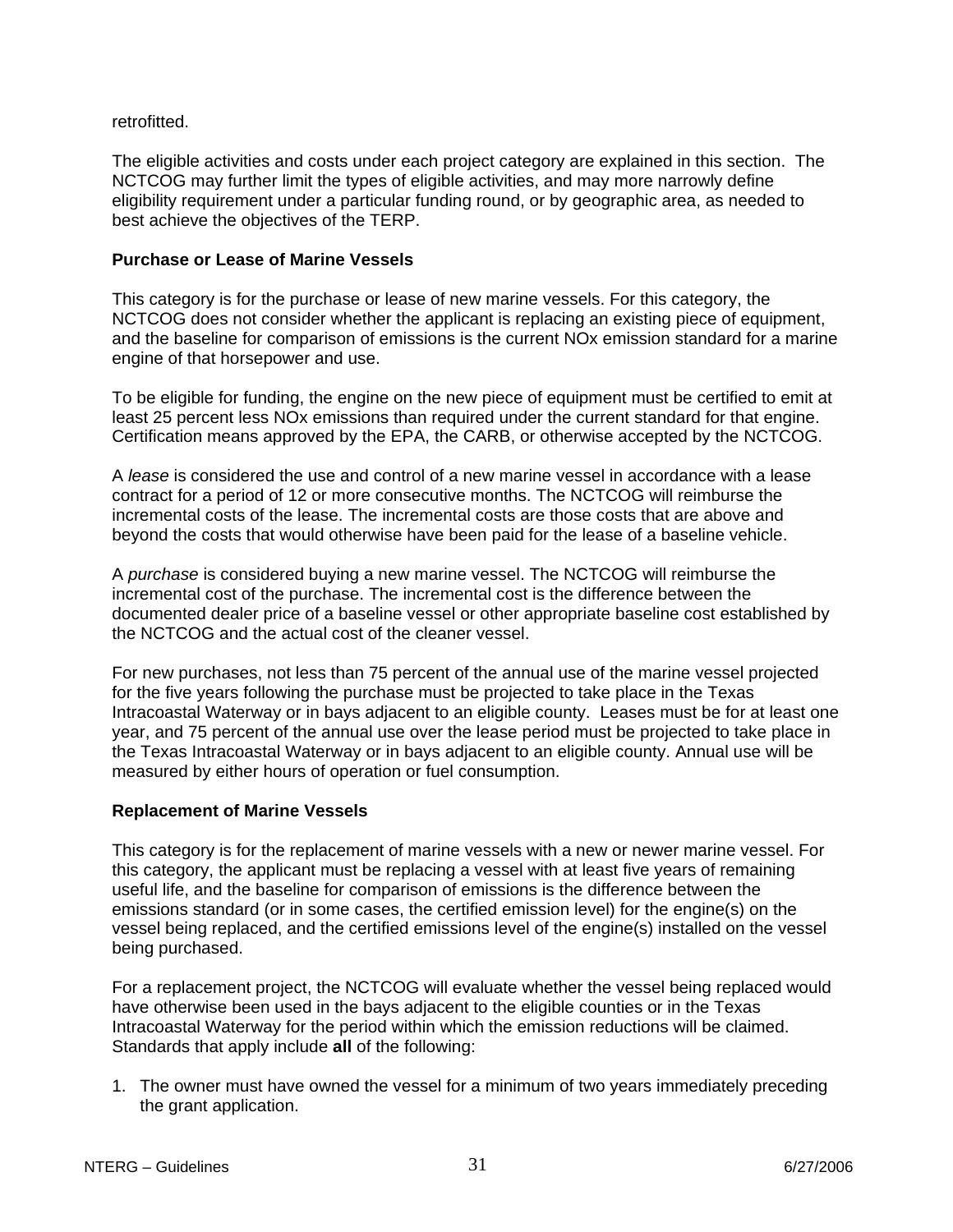retrofitted.

The eligible activities and costs under each project category are explained in this section. The NCTCOG may further limit the types of eligible activities, and may more narrowly define eligibility requirement under a particular funding round, or by geographic area, as needed to best achieve the objectives of the TERP.

**Purchase or Lease of Marine Vessels**

This category is for the purchase or lease of new marine vessels. For this category, the NCTCOG does not consider whether the applicant is replacing an existing piece of equipment, and the baseline for comparison of emissions is the current NOx emission standard for a marine engine of that horsepower and use.

To be eligible for funding, the engine on the new piece of equipment must be certified to emit at least 25 percent less NOx emissions than required under the current standard for that engine. Certification means approved by the EPA, the CARB, or otherwise accepted by the NCTCOG.

A *lease* is considered the use and control of a new marine vessel in accordance with a lease contract for a period of 12 or more consecutive months. The NCTCOG will reimburse the incremental costs of the lease. The incremental costs are those costs that are above and beyond the costs that would otherwise have been paid for the lease of a baseline vehicle.

A *purchase* is considered buying a new marine vessel. The NCTCOG will reimburse the incremental cost of the purchase. The incremental cost is the difference between the documented dealer price of a baseline vessel or other appropriate baseline cost established by the NCTCOG and the actual cost of the cleaner vessel.

For new purchases, not less than 75 percent of the annual use of the marine vessel projected for the five years following the purchase must be projected to take place in the Texas Intracoastal Waterway or in bays adjacent to an eligible county. Leases must be for at least one year, and 75 percent of the annual use over the lease period must be projected to take place in the Texas Intracoastal Waterway or in bays adjacent to an eligible county. Annual use will be measured by either hours of operation or fuel consumption.

**Replacement of Marine Vessels**

This category is for the replacement of marine vessels with a new or newer marine vessel. For this category, the applicant must be replacing a vessel with at least five years of remaining useful life, and the baseline for comparison of emissions is the difference between the emissions standard (or in some cases, the certified emission level) for the engine(s) on the vessel being replaced, and the certified emissions level of the engine(s) installed on the vessel being purchased.

For a replacement project, the NCTCOG will evaluate whether the vessel being replaced would have otherwise been used in the bays adjacent to the eligible counties or in the Texas Intracoastal Waterway for the period within which the emission reductions will be claimed. Standards that apply include **all** of the following:

1. The owner must have owned the vessel for a minimum of two years immediately preceding the grant application.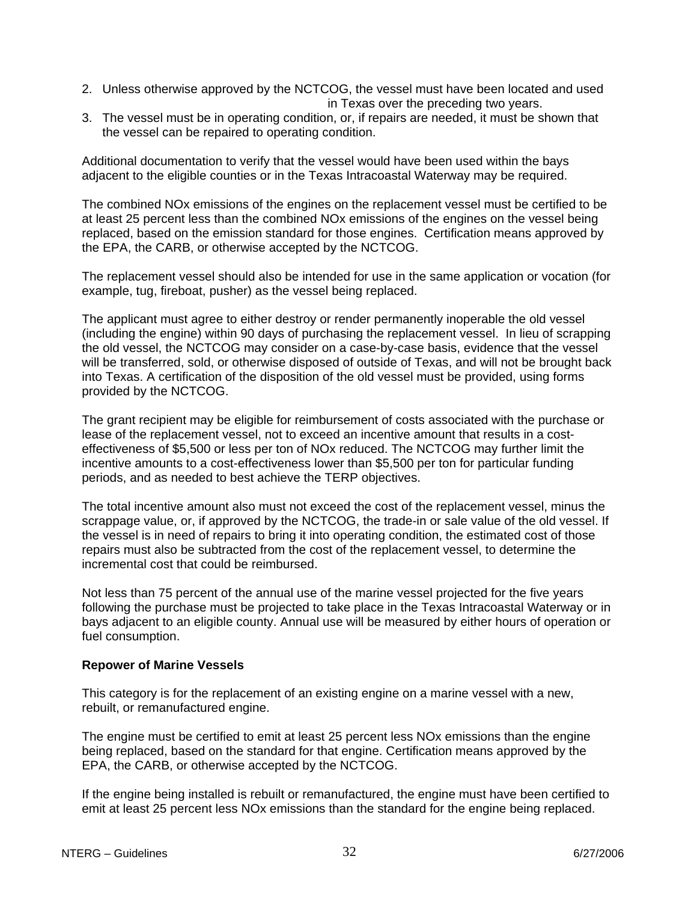2. Unless otherwise approved by the NCTCOG, the vessel must have been located and used in Texas over the preceding two years.
3. The vessel must be in operating condition, or, if repairs are needed, it must be shown that the vessel can be repaired to operating condition.

Additional documentation to verify that the vessel would have been used within the bays adjacent to the eligible counties or in the Texas Intracoastal Waterway may be required.

The combined NOx emissions of the engines on the replacement vessel must be certified to be at least 25 percent less than the combined NOx emissions of the engines on the vessel being replaced, based on the emission standard for those engines. Certification means approved by the EPA, the CARB, or otherwise accepted by the NCTCOG.

The replacement vessel should also be intended for use in the same application or vocation (for example, tug, fireboat, pusher) as the vessel being replaced.

The applicant must agree to either destroy or render permanently inoperable the old vessel (including the engine) within 90 days of purchasing the replacement vessel. In lieu of scrapping the old vessel, the NCTCOG may consider on a case-by-case basis, evidence that the vessel will be transferred, sold, or otherwise disposed of outside of Texas, and will not be brought back into Texas. A certification of the disposition of the old vessel must be provided, using forms provided by the NCTCOG.

The grant recipient may be eligible for reimbursement of costs associated with the purchase or lease of the replacement vessel, not to exceed an incentive amount that results in a cost-effectiveness of $5,500 or less per ton of NOx reduced. The NCTCOG may further limit the incentive amounts to a cost-effectiveness lower than $5,500 per ton for particular funding periods, and as needed to best achieve the TERP objectives.

The total incentive amount also must not exceed the cost of the replacement vessel, minus the scrappage value, or, if approved by the NCTCOG, the trade-in or sale value of the old vessel. If the vessel is in need of repairs to bring it into operating condition, the estimated cost of those repairs must also be subtracted from the cost of the replacement vessel, to determine the incremental cost that could be reimbursed.

Not less than 75 percent of the annual use of the marine vessel projected for the five years following the purchase must be projected to take place in the Texas Intracoastal Waterway or in bays adjacent to an eligible county. Annual use will be measured by either hours of operation or fuel consumption.

**Repower of Marine Vessels**

This category is for the replacement of an existing engine on a marine vessel with a new, rebuilt, or remanufactured engine.

The engine must be certified to emit at least 25 percent less NOx emissions than the engine being replaced, based on the standard for that engine. Certification means approved by the EPA, the CARB, or otherwise accepted by the NCTCOG.

If the engine being installed is rebuilt or remanufactured, the engine must have been certified to emit at least 25 percent less NOx emissions than the standard for the engine being replaced.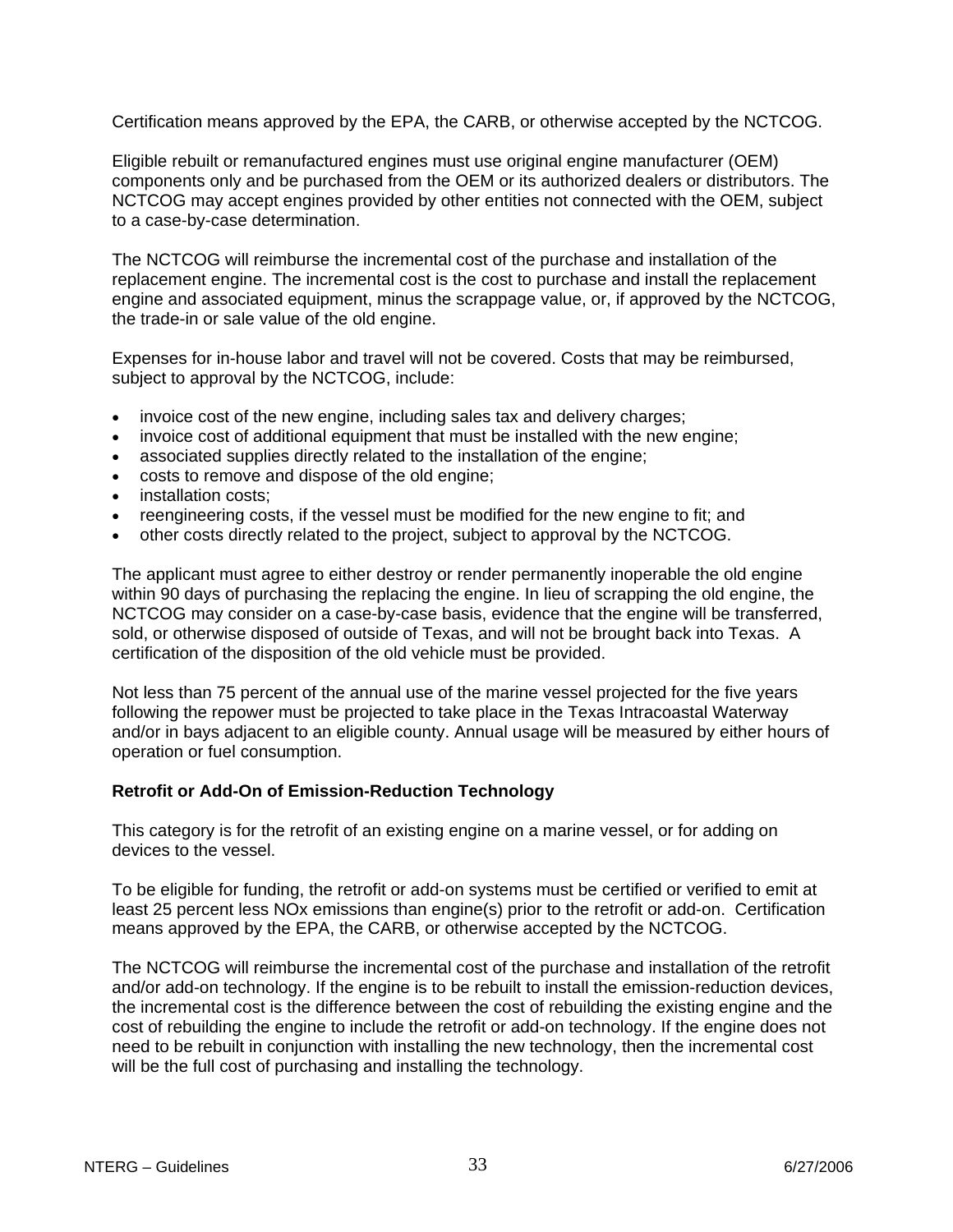Certification means approved by the EPA, the CARB, or otherwise accepted by the NCTCOG.

Eligible rebuilt or remanufactured engines must use original engine manufacturer (OEM) components only and be purchased from the OEM or its authorized dealers or distributors. The NCTCOG may accept engines provided by other entities not connected with the OEM, subject to a case-by-case determination.

The NCTCOG will reimburse the incremental cost of the purchase and installation of the replacement engine. The incremental cost is the cost to purchase and install the replacement engine and associated equipment, minus the scrappage value, or, if approved by the NCTCOG, the trade-in or sale value of the old engine.

Expenses for in-house labor and travel will not be covered. Costs that may be reimbursed, subject to approval by the NCTCOG, include:

- invoice cost of the new engine, including sales tax and delivery charges;
- invoice cost of additional equipment that must be installed with the new engine;
- associated supplies directly related to the installation of the engine;
- costs to remove and dispose of the old engine;
- installation costs;
- reengineering costs, if the vessel must be modified for the new engine to fit; and
- other costs directly related to the project, subject to approval by the NCTCOG.

The applicant must agree to either destroy or render permanently inoperable the old engine within 90 days of purchasing the replacing the engine. In lieu of scrapping the old engine, the NCTCOG may consider on a case-by-case basis, evidence that the engine will be transferred, sold, or otherwise disposed of outside of Texas, and will not be brought back into Texas. A certification of the disposition of the old vehicle must be provided.

Not less than 75 percent of the annual use of the marine vessel projected for the five years following the repower must be projected to take place in the Texas Intracoastal Waterway and/or in bays adjacent to an eligible county. Annual usage will be measured by either hours of operation or fuel consumption.

**Retrofit or Add-On of Emission-Reduction Technology**

This category is for the retrofit of an existing engine on a marine vessel, or for adding on devices to the vessel.

To be eligible for funding, the retrofit or add-on systems must be certified or verified to emit at least 25 percent less NOx emissions than engine(s) prior to the retrofit or add-on. Certification means approved by the EPA, the CARB, or otherwise accepted by the NCTCOG.

The NCTCOG will reimburse the incremental cost of the purchase and installation of the retrofit and/or add-on technology. If the engine is to be rebuilt to install the emission-reduction devices, the incremental cost is the difference between the cost of rebuilding the existing engine and the cost of rebuilding the engine to include the retrofit or add-on technology. If the engine does not need to be rebuilt in conjunction with installing the new technology, then the incremental cost will be the full cost of purchasing and installing the technology.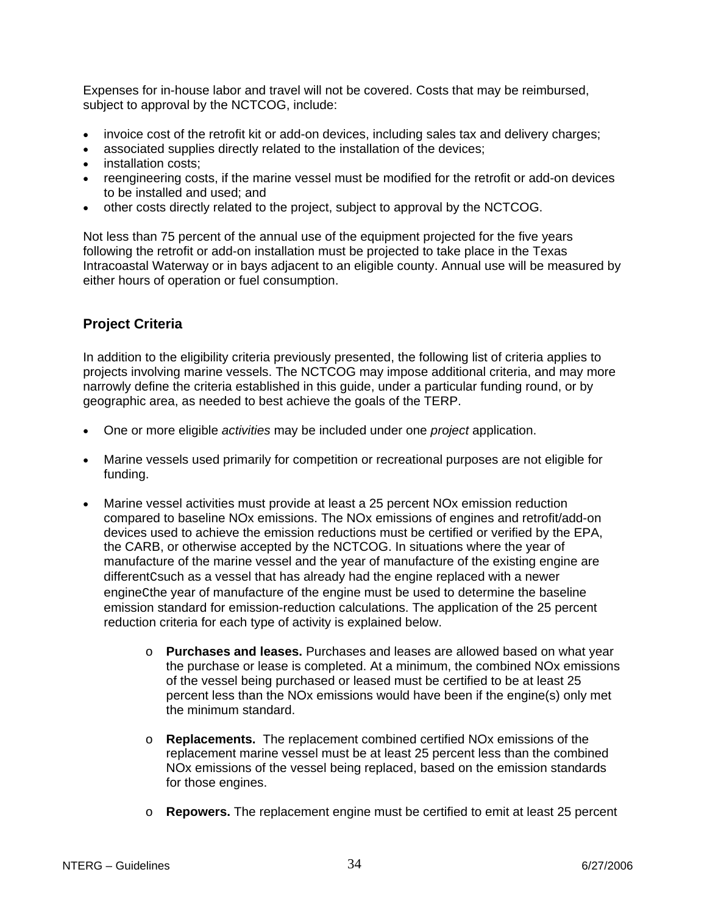Expenses for in-house labor and travel will not be covered. Costs that may be reimbursed, subject to approval by the NCTCOG, include:

- invoice cost of the retrofit kit or add-on devices, including sales tax and delivery charges;
- associated supplies directly related to the installation of the devices;
- installation costs;
- reengineering costs, if the marine vessel must be modified for the retrofit or add-on devices to be installed and used; and
- other costs directly related to the project, subject to approval by the NCTCOG.

Not less than 75 percent of the annual use of the equipment projected for the five years following the retrofit or add-on installation must be projected to take place in the Texas Intracoastal Waterway or in bays adjacent to an eligible county. Annual use will be measured by either hours of operation or fuel consumption.

### Project Criteria

In addition to the eligibility criteria previously presented, the following list of criteria applies to projects involving marine vessels. The NCTCOG may impose additional criteria, and may more narrowly define the criteria established in this guide, under a particular funding round, or by geographic area, as needed to best achieve the goals of the TERP.

- One or more eligible *activities* may be included under one *project* application.

- Marine vessels used primarily for competition or recreational purposes are not eligible for funding.

- Marine vessel activities must provide at least a 25 percent NOx emission reduction compared to baseline NOx emissions. The NOx emissions of engines and retrofit/add-on devices used to achieve the emission reductions must be certified or verified by the EPA, the CARB, or otherwise accepted by the NCTCOG. In situations where the year of manufacture of the marine vessel and the year of manufacture of the existing engine are differentCsuch as a vessel that has already had the engine replaced with a newer engineCthe year of manufacture of the engine must be used to determine the baseline emission standard for emission-reduction calculations. The application of the 25 percent reduction criteria for each type of activity is explained below.

  - **Purchases and leases.** Purchases and leases are allowed based on what year the purchase or lease is completed. At a minimum, the combined NOx emissions of the vessel being purchased or leased must be certified to be at least 25 percent less than the NOx emissions would have been if the engine(s) only met the minimum standard.

  - **Replacements.** The replacement combined certified NOx emissions of the replacement marine vessel must be at least 25 percent less than the combined NOx emissions of the vessel being replaced, based on the emission standards for those engines.

  - **Repowers.** The replacement engine must be certified to emit at least 25 percent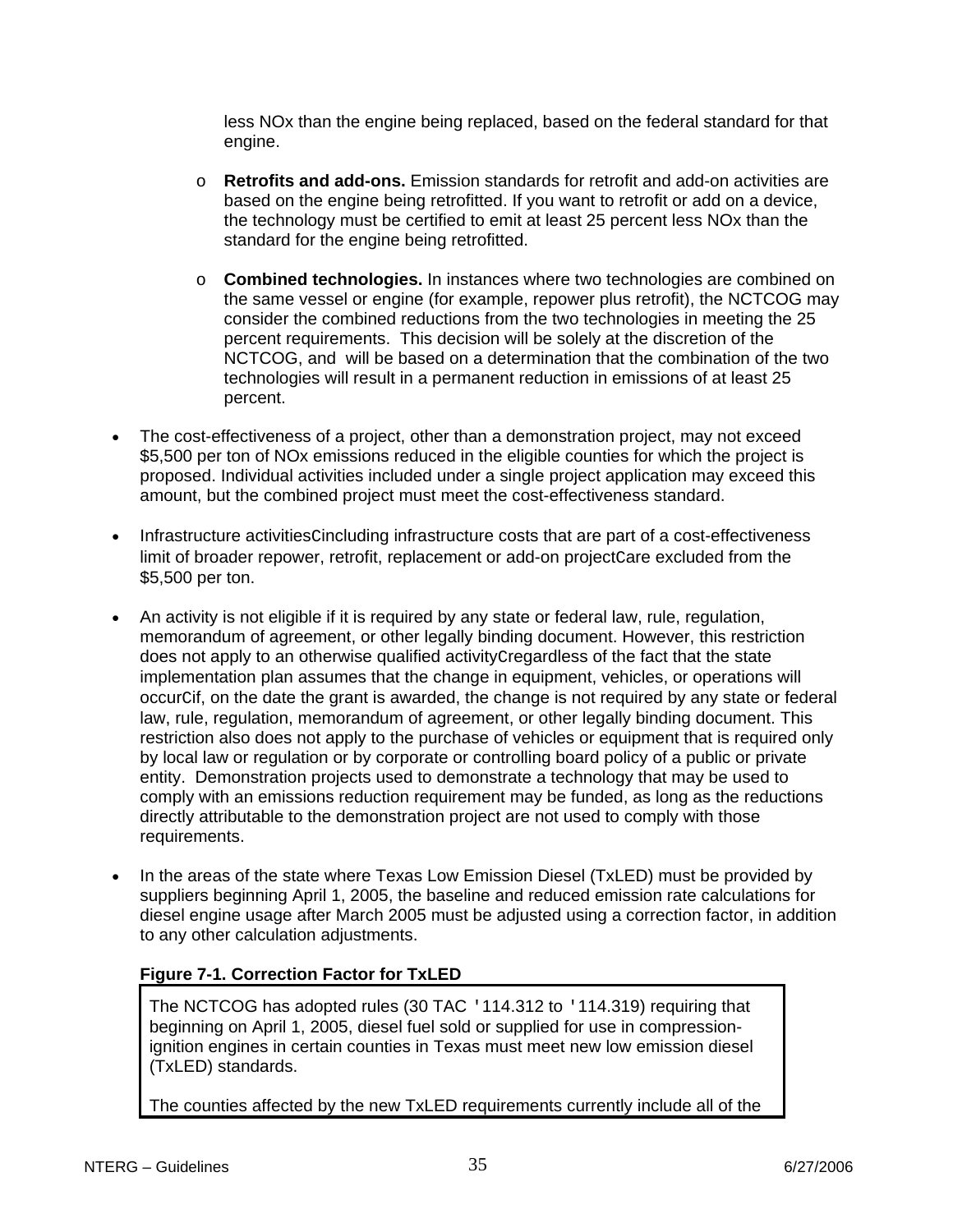less NOx than the engine being replaced, based on the federal standard for that engine.

- **Retrofits and add-ons.** Emission standards for retrofit and add-on activities are based on the engine being retrofitted. If you want to retrofit or add on a device, the technology must be certified to emit at least 25 percent less NOx than the standard for the engine being retrofitted.

- **Combined technologies.** In instances where two technologies are combined on the same vessel or engine (for example, repower plus retrofit), the NCTCOG may consider the combined reductions from the two technologies in meeting the 25 percent requirements. This decision will be solely at the discretion of the NCTCOG, and will be based on a determination that the combination of the two technologies will result in a permanent reduction in emissions of at least 25 percent.

- The cost-effectiveness of a project, other than a demonstration project, may not exceed $5,500 per ton of NOx emissions reduced in the eligible counties for which the project is proposed. Individual activities included under a single project application may exceed this amount, but the combined project must meet the cost-effectiveness standard.

- Infrastructure activitiesCincluding infrastructure costs that are part of a cost-effectiveness limit of broader repower, retrofit, replacement or add-on projectCare excluded from the $5,500 per ton.

- An activity is not eligible if it is required by any state or federal law, rule, regulation, memorandum of agreement, or other legally binding document. However, this restriction does not apply to an otherwise qualified activityCregardless of the fact that the state implementation plan assumes that the change in equipment, vehicles, or operations will occurCif, on the date the grant is awarded, the change is not required by any state or federal law, rule, regulation, memorandum of agreement, or other legally binding document. This restriction also does not apply to the purchase of vehicles or equipment that is required only by local law or regulation or by corporate or controlling board policy of a public or private entity. Demonstration projects used to demonstrate a technology that may be used to comply with an emissions reduction requirement may be funded, as long as the reductions directly attributable to the demonstration project are not used to comply with those requirements.

- In the areas of the state where Texas Low Emission Diesel (TxLED) must be provided by suppliers beginning April 1, 2005, the baseline and reduced emission rate calculations for diesel engine usage after March 2005 must be adjusted using a correction factor, in addition to any other calculation adjustments.

**Figure 7-1. Correction Factor for TxLED**

The NCTCOG has adopted rules (30 TAC '114.312 to '114.319) requiring that beginning on April 1, 2005, diesel fuel sold or supplied for use in compression-ignition engines in certain counties in Texas must meet new low emission diesel (TxLED) standards.

The counties affected by the new TxLED requirements currently include all of the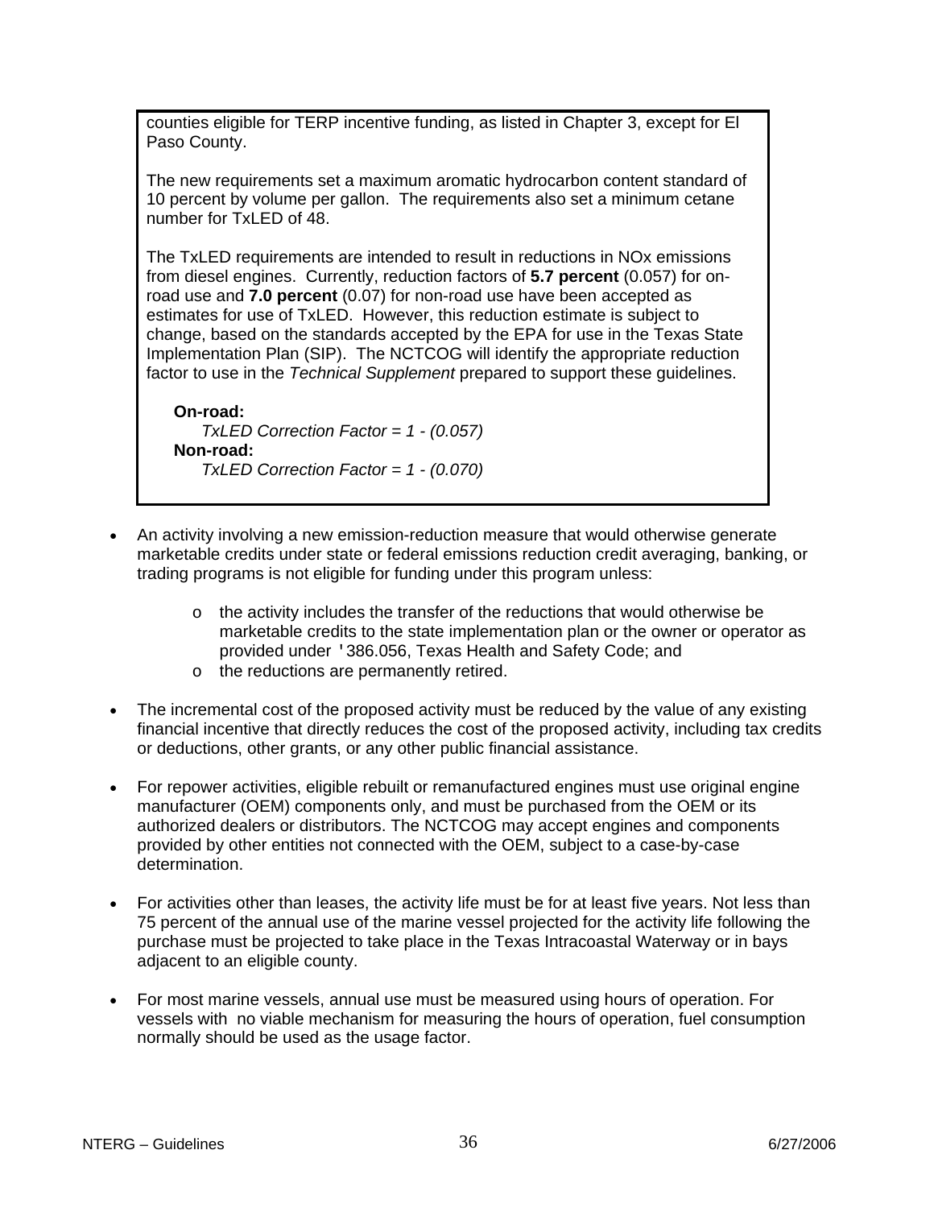counties eligible for TERP incentive funding, as listed in Chapter 3, except for El Paso County.

The new requirements set a maximum aromatic hydrocarbon content standard of 10 percent by volume per gallon. The requirements also set a minimum cetane number for TxLED of 48.

The TxLED requirements are intended to result in reductions in NOx emissions from diesel engines. Currently, reduction factors of **5.7 percent** (0.057) for on-road use and **7.0 percent** (0.07) for non-road use have been accepted as estimates for use of TxLED. However, this reduction estimate is subject to change, based on the standards accepted by the EPA for use in the Texas State Implementation Plan (SIP). The NCTCOG will identify the appropriate reduction factor to use in the *Technical Supplement* prepared to support these guidelines.

**On-road:**
*TxLED Correction Factor = 1 - (0.057)*
**Non-road:**
*TxLED Correction Factor = 1 - (0.070)*

- An activity involving a new emission-reduction measure that would otherwise generate marketable credits under state or federal emissions reduction credit averaging, banking, or trading programs is not eligible for funding under this program unless:
  - the activity includes the transfer of the reductions that would otherwise be marketable credits to the state implementation plan or the owner or operator as provided under '386.056, Texas Health and Safety Code; and
  - the reductions are permanently retired.
- The incremental cost of the proposed activity must be reduced by the value of any existing financial incentive that directly reduces the cost of the proposed activity, including tax credits or deductions, other grants, or any other public financial assistance.
- For repower activities, eligible rebuilt or remanufactured engines must use original engine manufacturer (OEM) components only, and must be purchased from the OEM or its authorized dealers or distributors. The NCTCOG may accept engines and components provided by other entities not connected with the OEM, subject to a case-by-case determination.
- For activities other than leases, the activity life must be for at least five years. Not less than 75 percent of the annual use of the marine vessel projected for the activity life following the purchase must be projected to take place in the Texas Intracoastal Waterway or in bays adjacent to an eligible county.
- For most marine vessels, annual use must be measured using hours of operation. For vessels with no viable mechanism for measuring the hours of operation, fuel consumption normally should be used as the usage factor.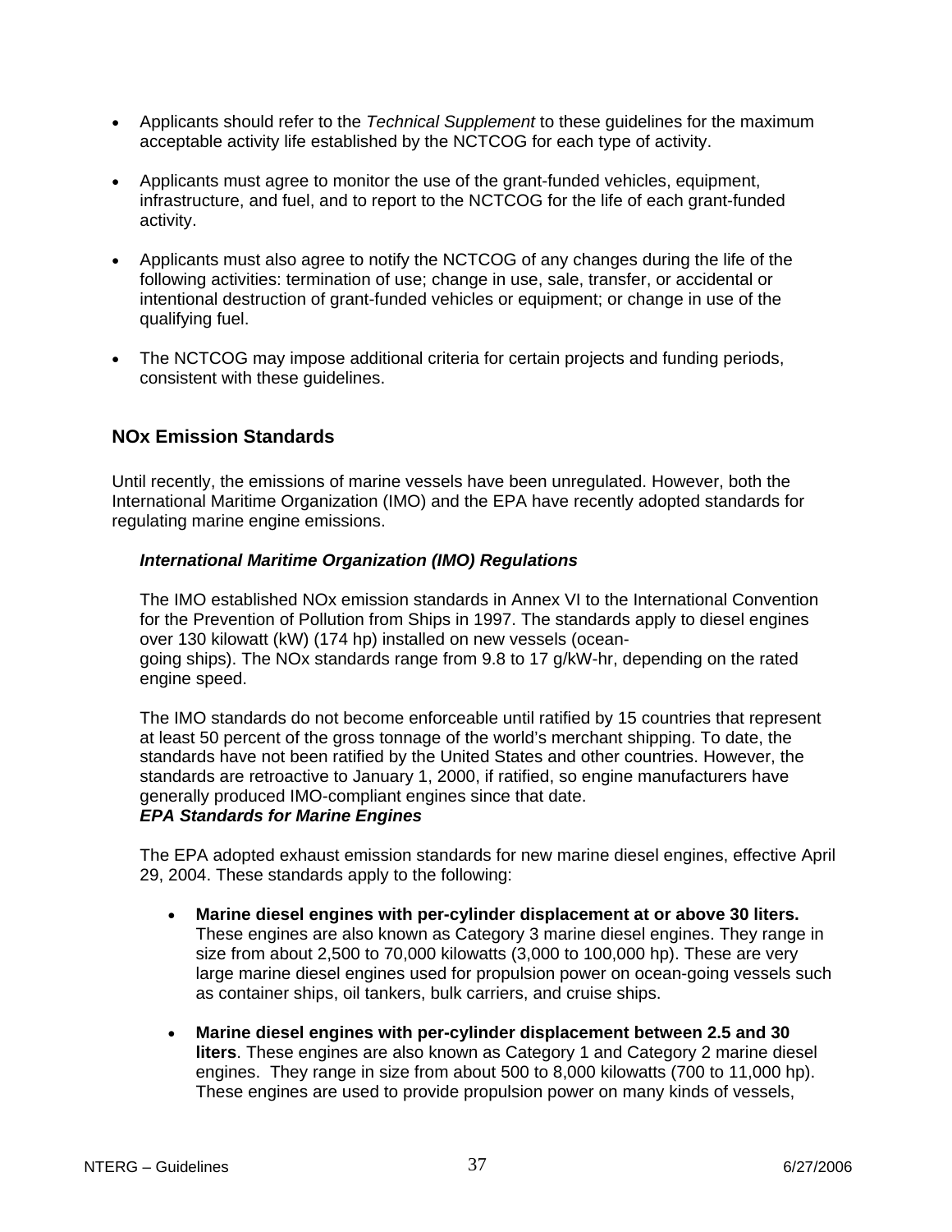- Applicants should refer to the *Technical Supplement* to these guidelines for the maximum acceptable activity life established by the NCTCOG for each type of activity.

- Applicants must agree to monitor the use of the grant-funded vehicles, equipment, infrastructure, and fuel, and to report to the NCTCOG for the life of each grant-funded activity.

- Applicants must also agree to notify the NCTCOG of any changes during the life of the following activities: termination of use; change in use, sale, transfer, or accidental or intentional destruction of grant-funded vehicles or equipment; or change in use of the qualifying fuel.

- The NCTCOG may impose additional criteria for certain projects and funding periods, consistent with these guidelines.

## NOx Emission Standards

Until recently, the emissions of marine vessels have been unregulated. However, both the International Maritime Organization (IMO) and the EPA have recently adopted standards for regulating marine engine emissions.

### *International Maritime Organization (IMO) Regulations*

The IMO established NOx emission standards in Annex VI to the International Convention for the Prevention of Pollution from Ships in 1997. The standards apply to diesel engines over 130 kilowatt (kW) (174 hp) installed on new vessels (ocean-going ships). The NOx standards range from 9.8 to 17 g/kW-hr, depending on the rated engine speed.

The IMO standards do not become enforceable until ratified by 15 countries that represent at least 50 percent of the gross tonnage of the world's merchant shipping. To date, the standards have not been ratified by the United States and other countries. However, the standards are retroactive to January 1, 2000, if ratified, so engine manufacturers have generally produced IMO-compliant engines since that date.

### *EPA Standards for Marine Engines*

The EPA adopted exhaust emission standards for new marine diesel engines, effective April 29, 2004. These standards apply to the following:

- **Marine diesel engines with per-cylinder displacement at or above 30 liters.** These engines are also known as Category 3 marine diesel engines. They range in size from about 2,500 to 70,000 kilowatts (3,000 to 100,000 hp). These are very large marine diesel engines used for propulsion power on ocean-going vessels such as container ships, oil tankers, bulk carriers, and cruise ships.

- **Marine diesel engines with per-cylinder displacement between 2.5 and 30 liters**. These engines are also known as Category 1 and Category 2 marine diesel engines. They range in size from about 500 to 8,000 kilowatts (700 to 11,000 hp). These engines are used to provide propulsion power on many kinds of vessels,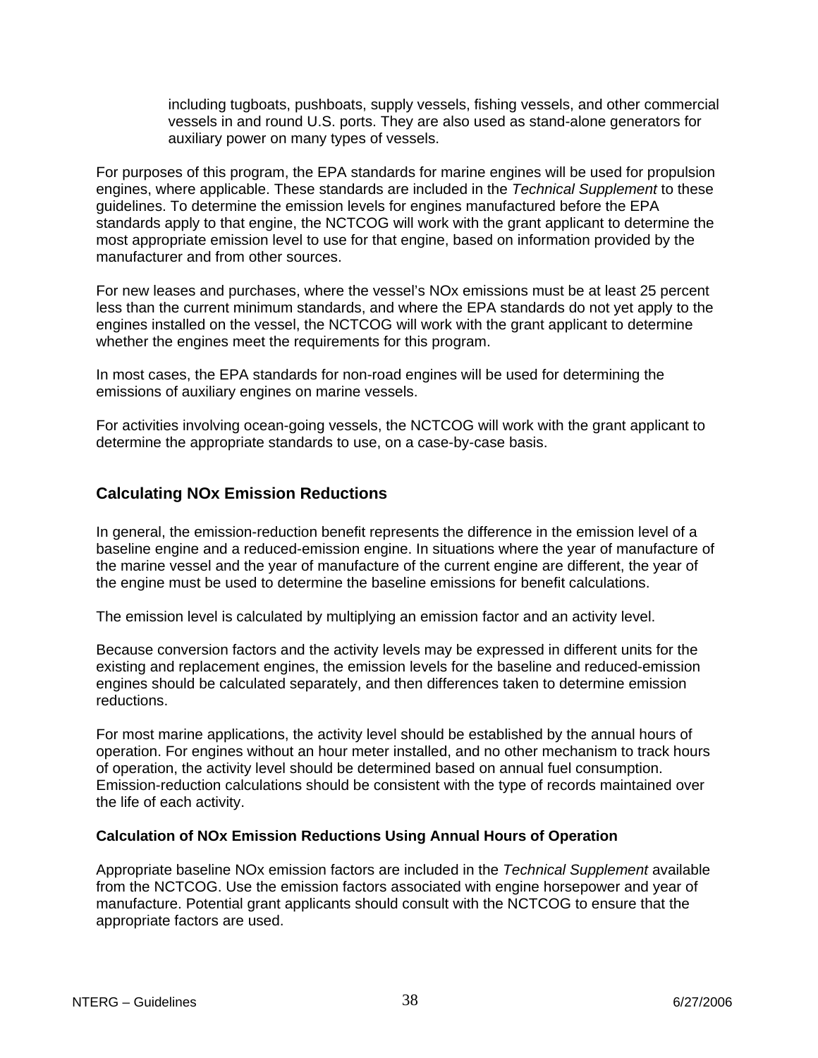including tugboats, pushboats, supply vessels, fishing vessels, and other commercial vessels in and round U.S. ports. They are also used as stand-alone generators for auxiliary power on many types of vessels.

For purposes of this program, the EPA standards for marine engines will be used for propulsion engines, where applicable. These standards are included in the *Technical Supplement* to these guidelines. To determine the emission levels for engines manufactured before the EPA standards apply to that engine, the NCTCOG will work with the grant applicant to determine the most appropriate emission level to use for that engine, based on information provided by the manufacturer and from other sources.

For new leases and purchases, where the vessel's NOx emissions must be at least 25 percent less than the current minimum standards, and where the EPA standards do not yet apply to the engines installed on the vessel, the NCTCOG will work with the grant applicant to determine whether the engines meet the requirements for this program.

In most cases, the EPA standards for non-road engines will be used for determining the emissions of auxiliary engines on marine vessels.

For activities involving ocean-going vessels, the NCTCOG will work with the grant applicant to determine the appropriate standards to use, on a case-by-case basis.

## Calculating NOx Emission Reductions

In general, the emission-reduction benefit represents the difference in the emission level of a baseline engine and a reduced-emission engine. In situations where the year of manufacture of the marine vessel and the year of manufacture of the current engine are different, the year of the engine must be used to determine the baseline emissions for benefit calculations.

The emission level is calculated by multiplying an emission factor and an activity level.

Because conversion factors and the activity levels may be expressed in different units for the existing and replacement engines, the emission levels for the baseline and reduced-emission engines should be calculated separately, and then differences taken to determine emission reductions.

For most marine applications, the activity level should be established by the annual hours of operation. For engines without an hour meter installed, and no other mechanism to track hours of operation, the activity level should be determined based on annual fuel consumption. Emission-reduction calculations should be consistent with the type of records maintained over the life of each activity.

### Calculation of NOx Emission Reductions Using Annual Hours of Operation

Appropriate baseline NOx emission factors are included in the *Technical Supplement* available from the NCTCOG. Use the emission factors associated with engine horsepower and year of manufacture. Potential grant applicants should consult with the NCTCOG to ensure that the appropriate factors are used.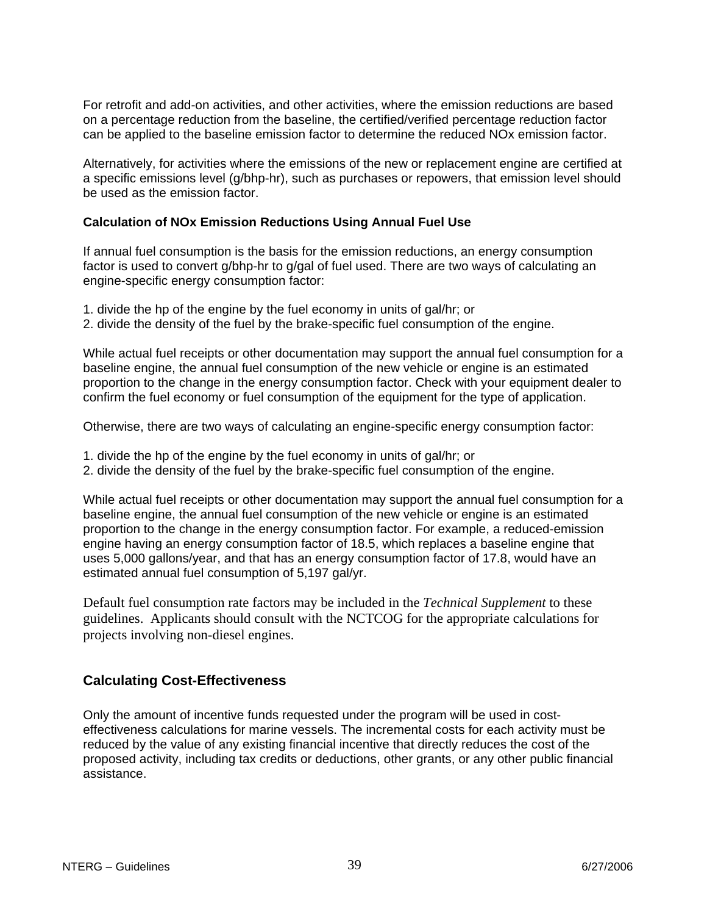For retrofit and add-on activities, and other activities, where the emission reductions are based on a percentage reduction from the baseline, the certified/verified percentage reduction factor can be applied to the baseline emission factor to determine the reduced NOx emission factor.

Alternatively, for activities where the emissions of the new or replacement engine are certified at a specific emissions level (g/bhp-hr), such as purchases or repowers, that emission level should be used as the emission factor.

**Calculation of NOx Emission Reductions Using Annual Fuel Use**

If annual fuel consumption is the basis for the emission reductions, an energy consumption factor is used to convert g/bhp-hr to g/gal of fuel used. There are two ways of calculating an engine-specific energy consumption factor:

1. divide the hp of the engine by the fuel economy in units of gal/hr; or
2. divide the density of the fuel by the brake-specific fuel consumption of the engine.

While actual fuel receipts or other documentation may support the annual fuel consumption for a baseline engine, the annual fuel consumption of the new vehicle or engine is an estimated proportion to the change in the energy consumption factor. Check with your equipment dealer to confirm the fuel economy or fuel consumption of the equipment for the type of application.

Otherwise, there are two ways of calculating an engine-specific energy consumption factor:

1. divide the hp of the engine by the fuel economy in units of gal/hr; or
2. divide the density of the fuel by the brake-specific fuel consumption of the engine.

While actual fuel receipts or other documentation may support the annual fuel consumption for a baseline engine, the annual fuel consumption of the new vehicle or engine is an estimated proportion to the change in the energy consumption factor. For example, a reduced-emission engine having an energy consumption factor of 18.5, which replaces a baseline engine that uses 5,000 gallons/year, and that has an energy consumption factor of 17.8, would have an estimated annual fuel consumption of 5,197 gal/yr.

Default fuel consumption rate factors may be included in the *Technical Supplement* to these guidelines. Applicants should consult with the NCTCOG for the appropriate calculations for projects involving non-diesel engines.

## Calculating Cost-Effectiveness

Only the amount of incentive funds requested under the program will be used in cost-effectiveness calculations for marine vessels. The incremental costs for each activity must be reduced by the value of any existing financial incentive that directly reduces the cost of the proposed activity, including tax credits or deductions, other grants, or any other public financial assistance.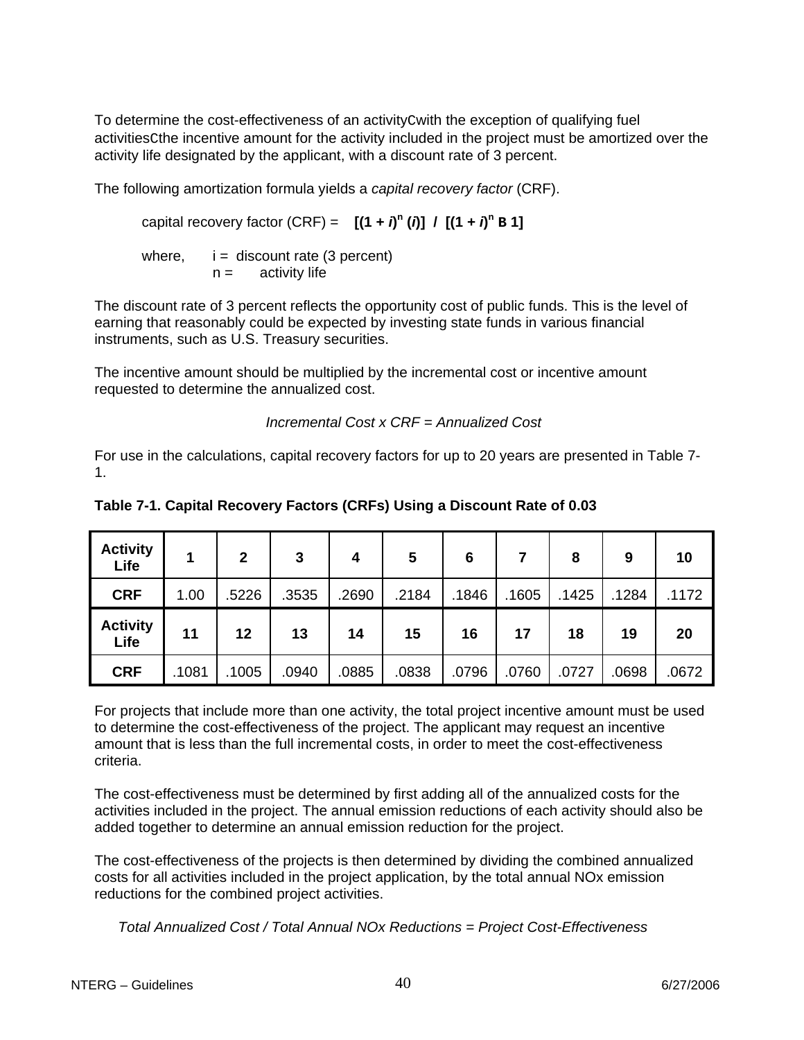To determine the cost-effectiveness of an activityCwith the exception of qualifying fuel activitiesCthe incentive amount for the activity included in the project must be amortized over the activity life designated by the applicant, with a discount rate of 3 percent.

The following amortization formula yields a *capital recovery factor* (CRF).

capital recovery factor (CRF) = $[(1 + i)^n (i)] / [(1 + i)^n - 1]$

where, i = discount rate (3 percent)
n = activity life

The discount rate of 3 percent reflects the opportunity cost of public funds. This is the level of earning that reasonably could be expected by investing state funds in various financial instruments, such as U.S. Treasury securities.

The incentive amount should be multiplied by the incremental cost or incentive amount requested to determine the annualized cost.

*Incremental Cost x CRF = Annualized Cost*

For use in the calculations, capital recovery factors for up to 20 years are presented in Table 7-1.

**Table 7-1. Capital Recovery Factors (CRFs) Using a Discount Rate of 0.03**

| Activity Life | 1 | 2 | 3 | 4 | 5 | 6 | 7 | 8 | 9 | 10 |
|---|---|---|---|---|---|---|---|---|---|---|
| **CRF** | 1.00 | .5226 | .3535 | .2690 | .2184 | .1846 | .1605 | .1425 | .1284 | .1172 |
| **Activity Life** | **11** | **12** | **13** | **14** | **15** | **16** | **17** | **18** | **19** | **20** |
| **CRF** | .1081 | .1005 | .0940 | .0885 | .0838 | .0796 | .0760 | .0727 | .0698 | .0672 |

For projects that include more than one activity, the total project incentive amount must be used to determine the cost-effectiveness of the project. The applicant may request an incentive amount that is less than the full incremental costs, in order to meet the cost-effectiveness criteria.

The cost-effectiveness must be determined by first adding all of the annualized costs for the activities included in the project. The annual emission reductions of each activity should also be added together to determine an annual emission reduction for the project.

The cost-effectiveness of the projects is then determined by dividing the combined annualized costs for all activities included in the project application, by the total annual NOx emission reductions for the combined project activities.

*Total Annualized Cost / Total Annual NOx Reductions = Project Cost-Effectiveness*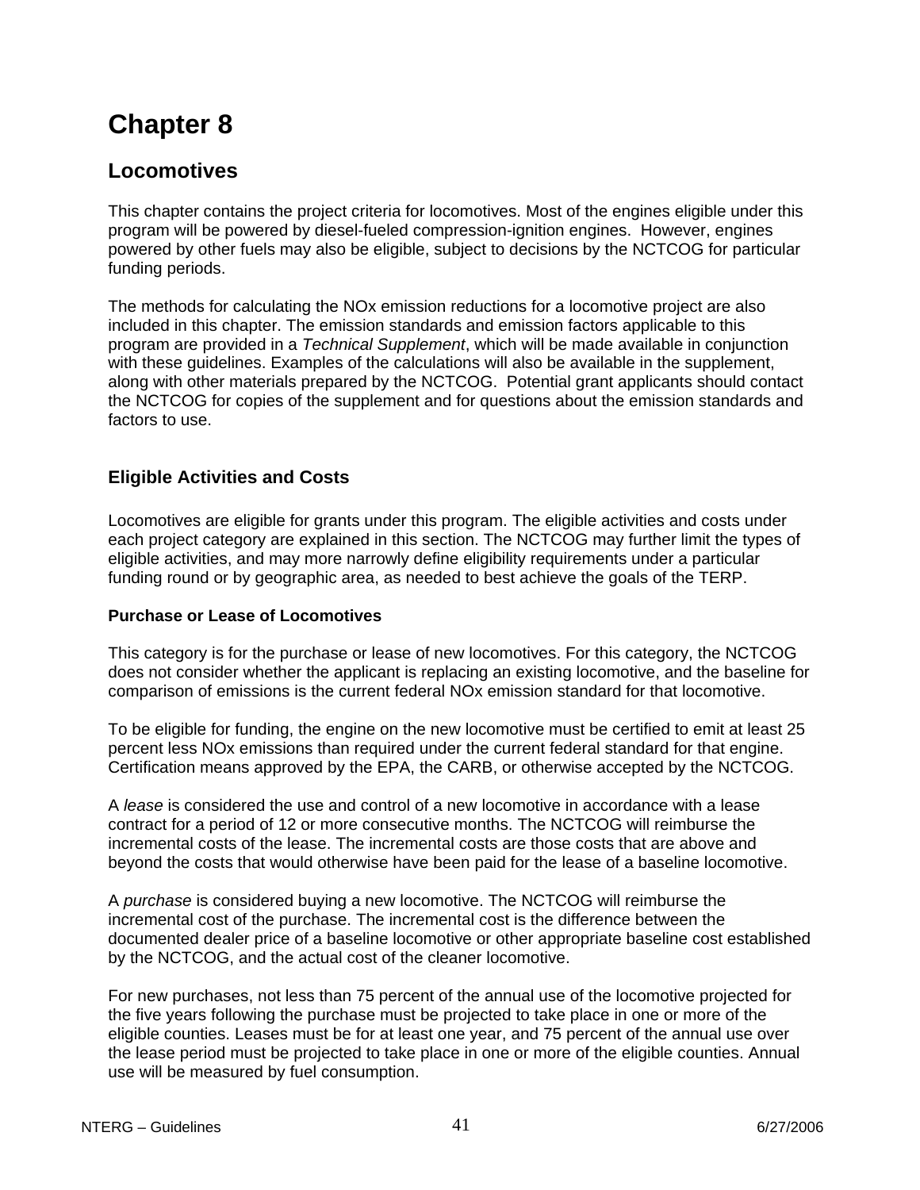# Chapter 8

## Locomotives

This chapter contains the project criteria for locomotives. Most of the engines eligible under this program will be powered by diesel-fueled compression-ignition engines. However, engines powered by other fuels may also be eligible, subject to decisions by the NCTCOG for particular funding periods.

The methods for calculating the NOx emission reductions for a locomotive project are also included in this chapter. The emission standards and emission factors applicable to this program are provided in a *Technical Supplement*, which will be made available in conjunction with these guidelines. Examples of the calculations will also be available in the supplement, along with other materials prepared by the NCTCOG. Potential grant applicants should contact the NCTCOG for copies of the supplement and for questions about the emission standards and factors to use.

### Eligible Activities and Costs

Locomotives are eligible for grants under this program. The eligible activities and costs under each project category are explained in this section. The NCTCOG may further limit the types of eligible activities, and may more narrowly define eligibility requirements under a particular funding round or by geographic area, as needed to best achieve the goals of the TERP.

#### Purchase or Lease of Locomotives

This category is for the purchase or lease of new locomotives. For this category, the NCTCOG does not consider whether the applicant is replacing an existing locomotive, and the baseline for comparison of emissions is the current federal NOx emission standard for that locomotive.

To be eligible for funding, the engine on the new locomotive must be certified to emit at least 25 percent less NOx emissions than required under the current federal standard for that engine. Certification means approved by the EPA, the CARB, or otherwise accepted by the NCTCOG.

A *lease* is considered the use and control of a new locomotive in accordance with a lease contract for a period of 12 or more consecutive months. The NCTCOG will reimburse the incremental costs of the lease. The incremental costs are those costs that are above and beyond the costs that would otherwise have been paid for the lease of a baseline locomotive.

A *purchase* is considered buying a new locomotive. The NCTCOG will reimburse the incremental cost of the purchase. The incremental cost is the difference between the documented dealer price of a baseline locomotive or other appropriate baseline cost established by the NCTCOG, and the actual cost of the cleaner locomotive.

For new purchases, not less than 75 percent of the annual use of the locomotive projected for the five years following the purchase must be projected to take place in one or more of the eligible counties. Leases must be for at least one year, and 75 percent of the annual use over the lease period must be projected to take place in one or more of the eligible counties. Annual use will be measured by fuel consumption.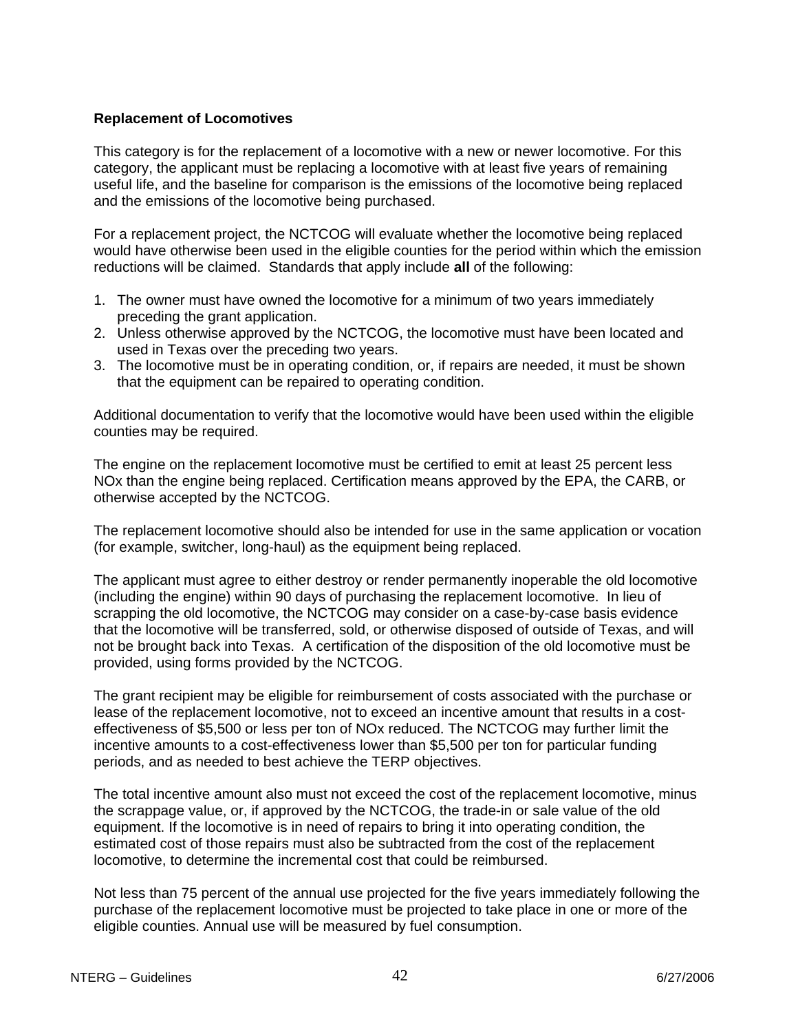**Replacement of Locomotives**

This category is for the replacement of a locomotive with a new or newer locomotive. For this category, the applicant must be replacing a locomotive with at least five years of remaining useful life, and the baseline for comparison is the emissions of the locomotive being replaced and the emissions of the locomotive being purchased.

For a replacement project, the NCTCOG will evaluate whether the locomotive being replaced would have otherwise been used in the eligible counties for the period within which the emission reductions will be claimed. Standards that apply include **all** of the following:

1. The owner must have owned the locomotive for a minimum of two years immediately preceding the grant application.
2. Unless otherwise approved by the NCTCOG, the locomotive must have been located and used in Texas over the preceding two years.
3. The locomotive must be in operating condition, or, if repairs are needed, it must be shown that the equipment can be repaired to operating condition.

Additional documentation to verify that the locomotive would have been used within the eligible counties may be required.

The engine on the replacement locomotive must be certified to emit at least 25 percent less NOx than the engine being replaced. Certification means approved by the EPA, the CARB, or otherwise accepted by the NCTCOG.

The replacement locomotive should also be intended for use in the same application or vocation (for example, switcher, long-haul) as the equipment being replaced.

The applicant must agree to either destroy or render permanently inoperable the old locomotive (including the engine) within 90 days of purchasing the replacement locomotive. In lieu of scrapping the old locomotive, the NCTCOG may consider on a case-by-case basis evidence that the locomotive will be transferred, sold, or otherwise disposed of outside of Texas, and will not be brought back into Texas. A certification of the disposition of the old locomotive must be provided, using forms provided by the NCTCOG.

The grant recipient may be eligible for reimbursement of costs associated with the purchase or lease of the replacement locomotive, not to exceed an incentive amount that results in a cost-effectiveness of $5,500 or less per ton of NOx reduced. The NCTCOG may further limit the incentive amounts to a cost-effectiveness lower than $5,500 per ton for particular funding periods, and as needed to best achieve the TERP objectives.

The total incentive amount also must not exceed the cost of the replacement locomotive, minus the scrappage value, or, if approved by the NCTCOG, the trade-in or sale value of the old equipment. If the locomotive is in need of repairs to bring it into operating condition, the estimated cost of those repairs must also be subtracted from the cost of the replacement locomotive, to determine the incremental cost that could be reimbursed.

Not less than 75 percent of the annual use projected for the five years immediately following the purchase of the replacement locomotive must be projected to take place in one or more of the eligible counties. Annual use will be measured by fuel consumption.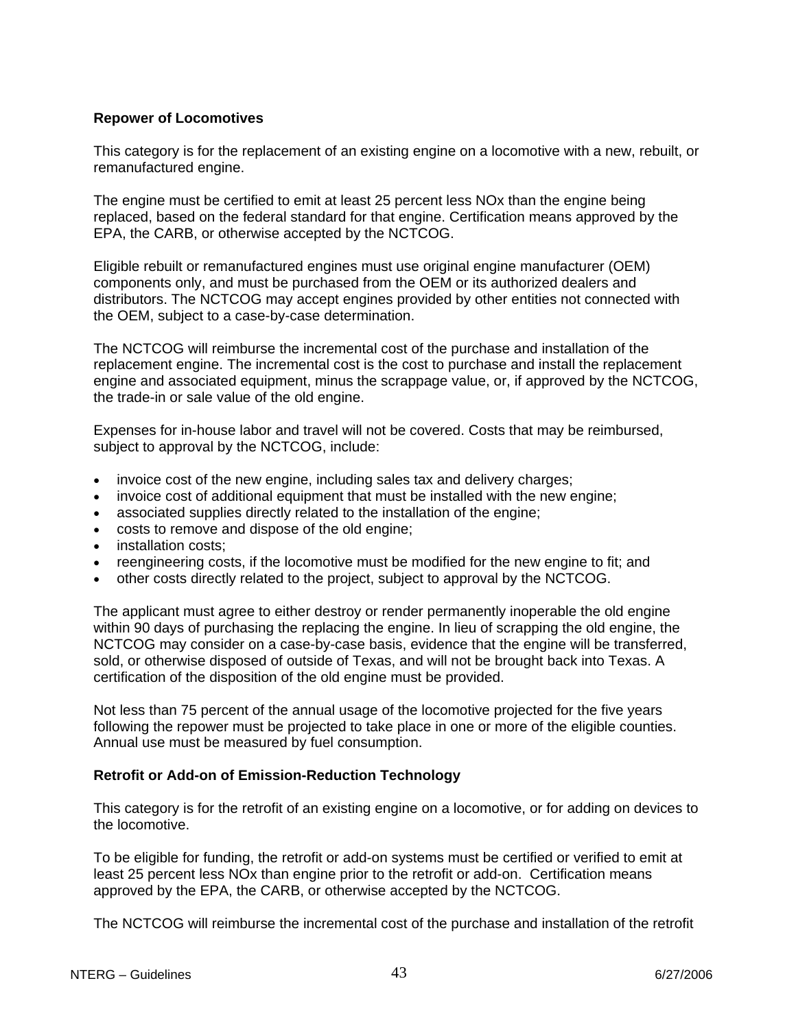**Repower of Locomotives**

This category is for the replacement of an existing engine on a locomotive with a new, rebuilt, or remanufactured engine.

The engine must be certified to emit at least 25 percent less NOx than the engine being replaced, based on the federal standard for that engine. Certification means approved by the EPA, the CARB, or otherwise accepted by the NCTCOG.

Eligible rebuilt or remanufactured engines must use original engine manufacturer (OEM) components only, and must be purchased from the OEM or its authorized dealers and distributors. The NCTCOG may accept engines provided by other entities not connected with the OEM, subject to a case-by-case determination.

The NCTCOG will reimburse the incremental cost of the purchase and installation of the replacement engine. The incremental cost is the cost to purchase and install the replacement engine and associated equipment, minus the scrappage value, or, if approved by the NCTCOG, the trade-in or sale value of the old engine.

Expenses for in-house labor and travel will not be covered. Costs that may be reimbursed, subject to approval by the NCTCOG, include:

- invoice cost of the new engine, including sales tax and delivery charges;
- invoice cost of additional equipment that must be installed with the new engine;
- associated supplies directly related to the installation of the engine;
- costs to remove and dispose of the old engine;
- installation costs;
- reengineering costs, if the locomotive must be modified for the new engine to fit; and
- other costs directly related to the project, subject to approval by the NCTCOG.

The applicant must agree to either destroy or render permanently inoperable the old engine within 90 days of purchasing the replacing the engine. In lieu of scrapping the old engine, the NCTCOG may consider on a case-by-case basis, evidence that the engine will be transferred, sold, or otherwise disposed of outside of Texas, and will not be brought back into Texas. A certification of the disposition of the old engine must be provided.

Not less than 75 percent of the annual usage of the locomotive projected for the five years following the repower must be projected to take place in one or more of the eligible counties. Annual use must be measured by fuel consumption.

**Retrofit or Add-on of Emission-Reduction Technology**

This category is for the retrofit of an existing engine on a locomotive, or for adding on devices to the locomotive.

To be eligible for funding, the retrofit or add-on systems must be certified or verified to emit at least 25 percent less NOx than engine prior to the retrofit or add-on. Certification means approved by the EPA, the CARB, or otherwise accepted by the NCTCOG.

The NCTCOG will reimburse the incremental cost of the purchase and installation of the retrofit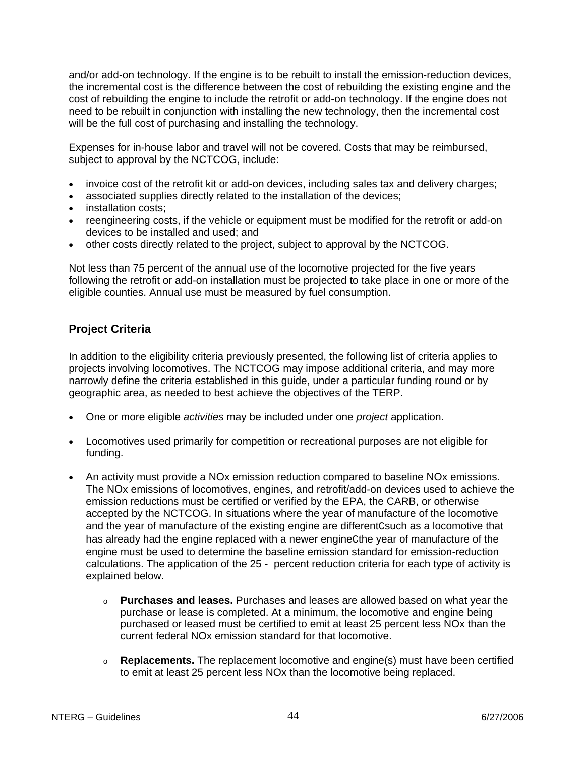and/or add-on technology. If the engine is to be rebuilt to install the emission-reduction devices, the incremental cost is the difference between the cost of rebuilding the existing engine and the cost of rebuilding the engine to include the retrofit or add-on technology. If the engine does not need to be rebuilt in conjunction with installing the new technology, then the incremental cost will be the full cost of purchasing and installing the technology.

Expenses for in-house labor and travel will not be covered. Costs that may be reimbursed, subject to approval by the NCTCOG, include:

- invoice cost of the retrofit kit or add-on devices, including sales tax and delivery charges;
- associated supplies directly related to the installation of the devices;
- installation costs;
- reengineering costs, if the vehicle or equipment must be modified for the retrofit or add-on devices to be installed and used; and
- other costs directly related to the project, subject to approval by the NCTCOG.

Not less than 75 percent of the annual use of the locomotive projected for the five years following the retrofit or add-on installation must be projected to take place in one or more of the eligible counties. Annual use must be measured by fuel consumption.

### Project Criteria

In addition to the eligibility criteria previously presented, the following list of criteria applies to projects involving locomotives. The NCTCOG may impose additional criteria, and may more narrowly define the criteria established in this guide, under a particular funding round or by geographic area, as needed to best achieve the objectives of the TERP.

- One or more eligible *activities* may be included under one *project* application.
- Locomotives used primarily for competition or recreational purposes are not eligible for funding.
- An activity must provide a NOx emission reduction compared to baseline NOx emissions. The NOx emissions of locomotives, engines, and retrofit/add-on devices used to achieve the emission reductions must be certified or verified by the EPA, the CARB, or otherwise accepted by the NCTCOG. In situations where the year of manufacture of the locomotive and the year of manufacture of the existing engine are differentCsuch as a locomotive that has already had the engine replaced with a newer engineCthe year of manufacture of the engine must be used to determine the baseline emission standard for emission-reduction calculations. The application of the 25 - percent reduction criteria for each type of activity is explained below.
  - **Purchases and leases.** Purchases and leases are allowed based on what year the purchase or lease is completed. At a minimum, the locomotive and engine being purchased or leased must be certified to emit at least 25 percent less NOx than the current federal NOx emission standard for that locomotive.
  - **Replacements.** The replacement locomotive and engine(s) must have been certified to emit at least 25 percent less NOx than the locomotive being replaced.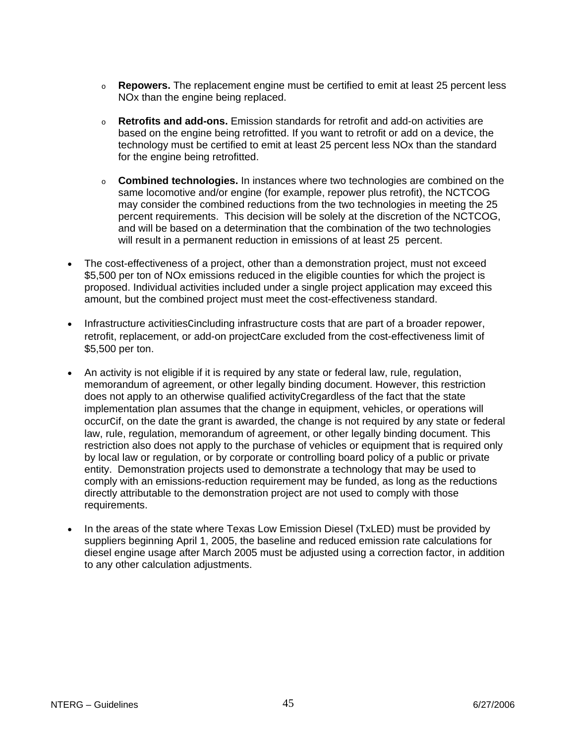- **Repowers.** The replacement engine must be certified to emit at least 25 percent less NOx than the engine being replaced.

- **Retrofits and add-ons.** Emission standards for retrofit and add-on activities are based on the engine being retrofitted. If you want to retrofit or add on a device, the technology must be certified to emit at least 25 percent less NOx than the standard for the engine being retrofitted.

- **Combined technologies.** In instances where two technologies are combined on the same locomotive and/or engine (for example, repower plus retrofit), the NCTCOG may consider the combined reductions from the two technologies in meeting the 25 percent requirements. This decision will be solely at the discretion of the NCTCOG, and will be based on a determination that the combination of the two technologies will result in a permanent reduction in emissions of at least 25 percent.

- The cost-effectiveness of a project, other than a demonstration project, must not exceed $5,500 per ton of NOx emissions reduced in the eligible counties for which the project is proposed. Individual activities included under a single project application may exceed this amount, but the combined project must meet the cost-effectiveness standard.

- Infrastructure activitiesCincluding infrastructure costs that are part of a broader repower, retrofit, replacement, or add-on projectCare excluded from the cost-effectiveness limit of $5,500 per ton.

- An activity is not eligible if it is required by any state or federal law, rule, regulation, memorandum of agreement, or other legally binding document. However, this restriction does not apply to an otherwise qualified activityCregardless of the fact that the state implementation plan assumes that the change in equipment, vehicles, or operations will occurCif, on the date the grant is awarded, the change is not required by any state or federal law, rule, regulation, memorandum of agreement, or other legally binding document. This restriction also does not apply to the purchase of vehicles or equipment that is required only by local law or regulation, or by corporate or controlling board policy of a public or private entity. Demonstration projects used to demonstrate a technology that may be used to comply with an emissions-reduction requirement may be funded, as long as the reductions directly attributable to the demonstration project are not used to comply with those requirements.

- In the areas of the state where Texas Low Emission Diesel (TxLED) must be provided by suppliers beginning April 1, 2005, the baseline and reduced emission rate calculations for diesel engine usage after March 2005 must be adjusted using a correction factor, in addition to any other calculation adjustments.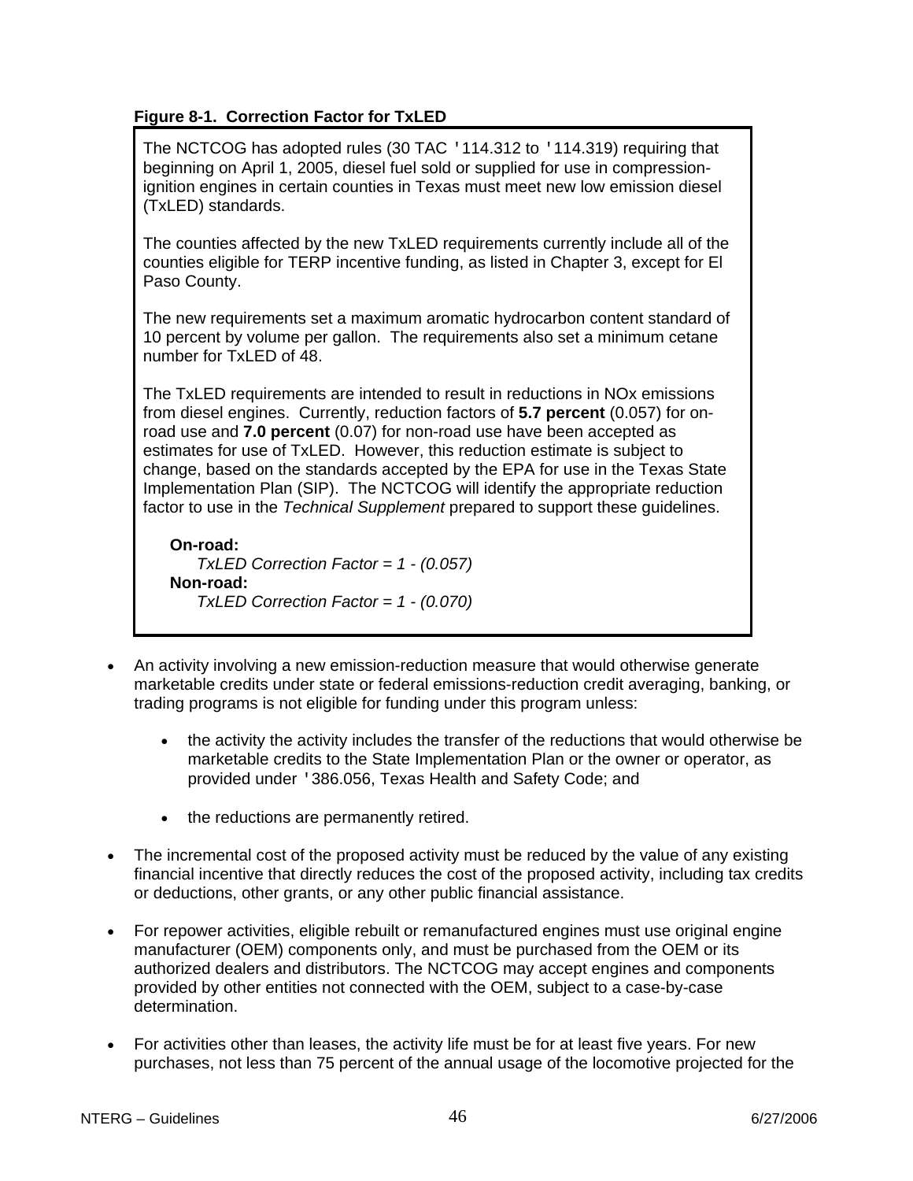**Figure 8-1. Correction Factor for TxLED**

> The NCTCOG has adopted rules (30 TAC '114.312 to '114.319) requiring that beginning on April 1, 2005, diesel fuel sold or supplied for use in compression-ignition engines in certain counties in Texas must meet new low emission diesel (TxLED) standards.
>
> The counties affected by the new TxLED requirements currently include all of the counties eligible for TERP incentive funding, as listed in Chapter 3, except for El Paso County.
>
> The new requirements set a maximum aromatic hydrocarbon content standard of 10 percent by volume per gallon. The requirements also set a minimum cetane number for TxLED of 48.
>
> The TxLED requirements are intended to result in reductions in NOx emissions from diesel engines. Currently, reduction factors of **5.7 percent** (0.057) for on-road use and **7.0 percent** (0.07) for non-road use have been accepted as estimates for use of TxLED. However, this reduction estimate is subject to change, based on the standards accepted by the EPA for use in the Texas State Implementation Plan (SIP). The NCTCOG will identify the appropriate reduction factor to use in the *Technical Supplement* prepared to support these guidelines.
>
> **On-road:**
> *TxLED Correction Factor = 1 - (0.057)*
>
> **Non-road:**
> *TxLED Correction Factor = 1 - (0.070)*

- An activity involving a new emission-reduction measure that would otherwise generate marketable credits under state or federal emissions-reduction credit averaging, banking, or trading programs is not eligible for funding under this program unless:
  - the activity the activity includes the transfer of the reductions that would otherwise be marketable credits to the State Implementation Plan or the owner or operator, as provided under '386.056, Texas Health and Safety Code; and
  - the reductions are permanently retired.
- The incremental cost of the proposed activity must be reduced by the value of any existing financial incentive that directly reduces the cost of the proposed activity, including tax credits or deductions, other grants, or any other public financial assistance.
- For repower activities, eligible rebuilt or remanufactured engines must use original engine manufacturer (OEM) components only, and must be purchased from the OEM or its authorized dealers and distributors. The NCTCOG may accept engines and components provided by other entities not connected with the OEM, subject to a case-by-case determination.
- For activities other than leases, the activity life must be for at least five years. For new purchases, not less than 75 percent of the annual usage of the locomotive projected for the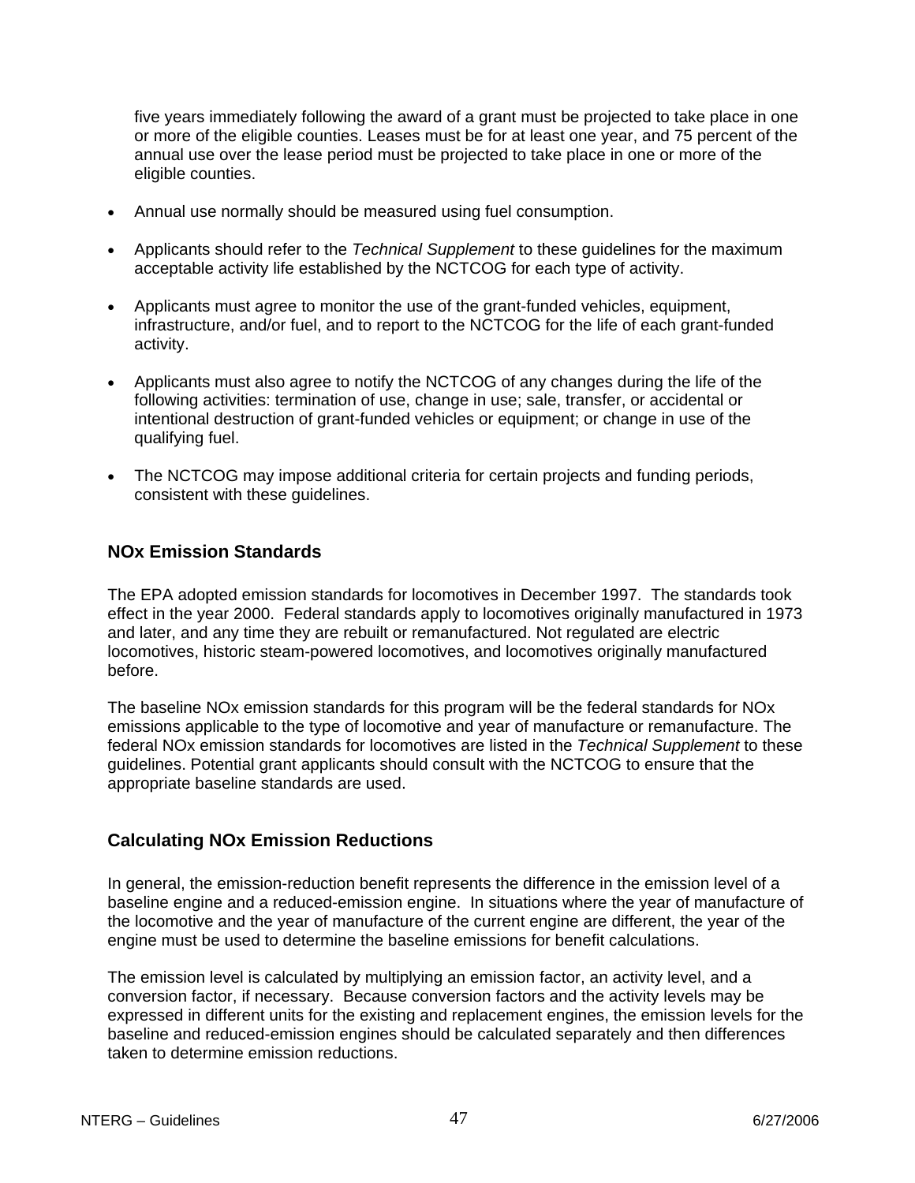five years immediately following the award of a grant must be projected to take place in one or more of the eligible counties. Leases must be for at least one year, and 75 percent of the annual use over the lease period must be projected to take place in one or more of the eligible counties.

- Annual use normally should be measured using fuel consumption.
- Applicants should refer to the *Technical Supplement* to these guidelines for the maximum acceptable activity life established by the NCTCOG for each type of activity.
- Applicants must agree to monitor the use of the grant-funded vehicles, equipment, infrastructure, and/or fuel, and to report to the NCTCOG for the life of each grant-funded activity.
- Applicants must also agree to notify the NCTCOG of any changes during the life of the following activities: termination of use, change in use; sale, transfer, or accidental or intentional destruction of grant-funded vehicles or equipment; or change in use of the qualifying fuel.
- The NCTCOG may impose additional criteria for certain projects and funding periods, consistent with these guidelines.

### NOx Emission Standards

The EPA adopted emission standards for locomotives in December 1997. The standards took effect in the year 2000. Federal standards apply to locomotives originally manufactured in 1973 and later, and any time they are rebuilt or remanufactured. Not regulated are electric locomotives, historic steam-powered locomotives, and locomotives originally manufactured before.

The baseline NOx emission standards for this program will be the federal standards for NOx emissions applicable to the type of locomotive and year of manufacture or remanufacture. The federal NOx emission standards for locomotives are listed in the *Technical Supplement* to these guidelines. Potential grant applicants should consult with the NCTCOG to ensure that the appropriate baseline standards are used.

### Calculating NOx Emission Reductions

In general, the emission-reduction benefit represents the difference in the emission level of a baseline engine and a reduced-emission engine. In situations where the year of manufacture of the locomotive and the year of manufacture of the current engine are different, the year of the engine must be used to determine the baseline emissions for benefit calculations.

The emission level is calculated by multiplying an emission factor, an activity level, and a conversion factor, if necessary. Because conversion factors and the activity levels may be expressed in different units for the existing and replacement engines, the emission levels for the baseline and reduced-emission engines should be calculated separately and then differences taken to determine emission reductions.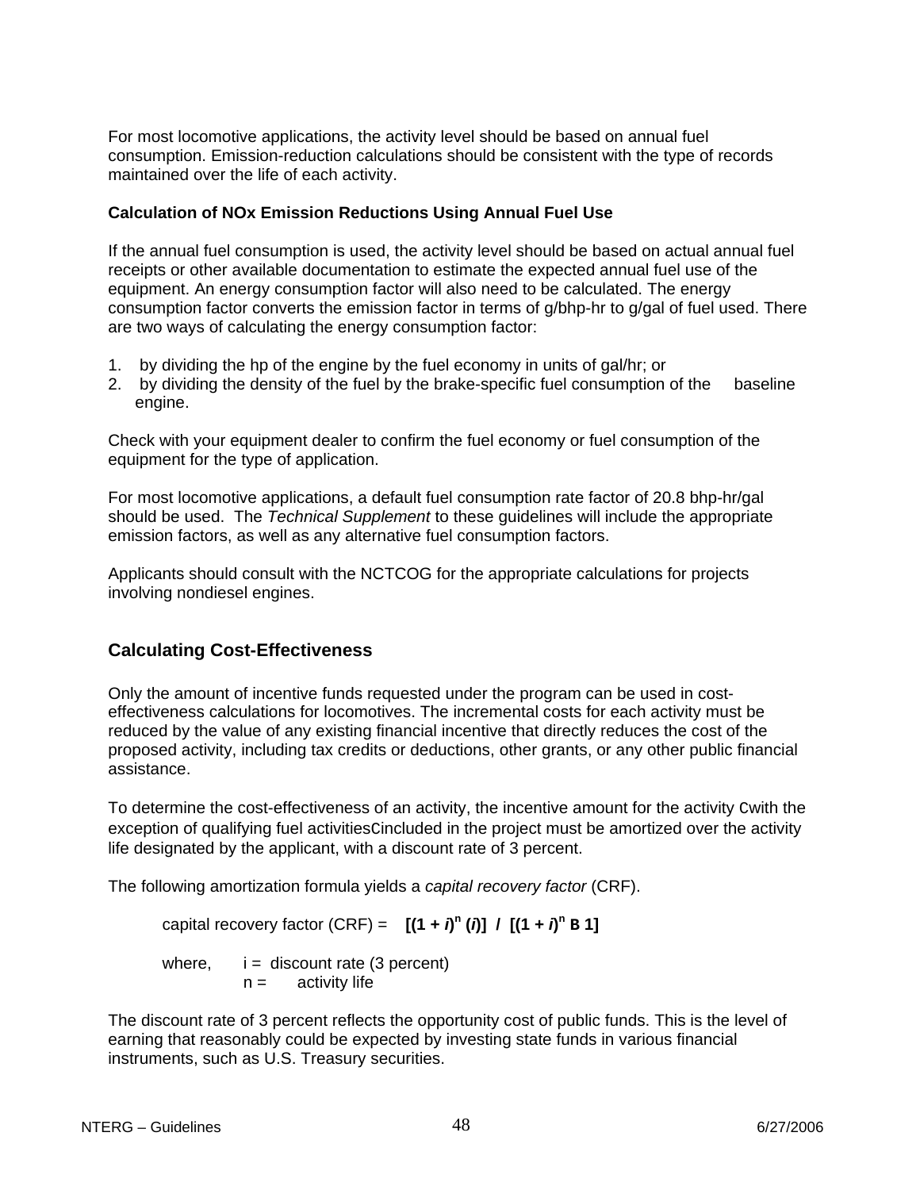For most locomotive applications, the activity level should be based on annual fuel consumption. Emission-reduction calculations should be consistent with the type of records maintained over the life of each activity.

### Calculation of NOx Emission Reductions Using Annual Fuel Use

If the annual fuel consumption is used, the activity level should be based on actual annual fuel receipts or other available documentation to estimate the expected annual fuel use of the equipment. An energy consumption factor will also need to be calculated. The energy consumption factor converts the emission factor in terms of g/bhp-hr to g/gal of fuel used. There are two ways of calculating the energy consumption factor:

1. by dividing the hp of the engine by the fuel economy in units of gal/hr; or
2. by dividing the density of the fuel by the brake-specific fuel consumption of the baseline engine.

Check with your equipment dealer to confirm the fuel economy or fuel consumption of the equipment for the type of application.

For most locomotive applications, a default fuel consumption rate factor of 20.8 bhp-hr/gal should be used. The *Technical Supplement* to these guidelines will include the appropriate emission factors, as well as any alternative fuel consumption factors.

Applicants should consult with the NCTCOG for the appropriate calculations for projects involving nondiesel engines.

## Calculating Cost-Effectiveness

Only the amount of incentive funds requested under the program can be used in cost-effectiveness calculations for locomotives. The incremental costs for each activity must be reduced by the value of any existing financial incentive that directly reduces the cost of the proposed activity, including tax credits or deductions, other grants, or any other public financial assistance.

To determine the cost-effectiveness of an activity, the incentive amount for the activity Cwith the exception of qualifying fuel activitiesCincluded in the project must be amortized over the activity life designated by the applicant, with a discount rate of 3 percent.

The following amortization formula yields a *capital recovery factor* (CRF).

capital recovery factor (CRF) = $[(1 + i)^n (i)] \;/\; [(1 + i)^n$ B $1]$

where, i = discount rate (3 percent)
n = activity life

The discount rate of 3 percent reflects the opportunity cost of public funds. This is the level of earning that reasonably could be expected by investing state funds in various financial instruments, such as U.S. Treasury securities.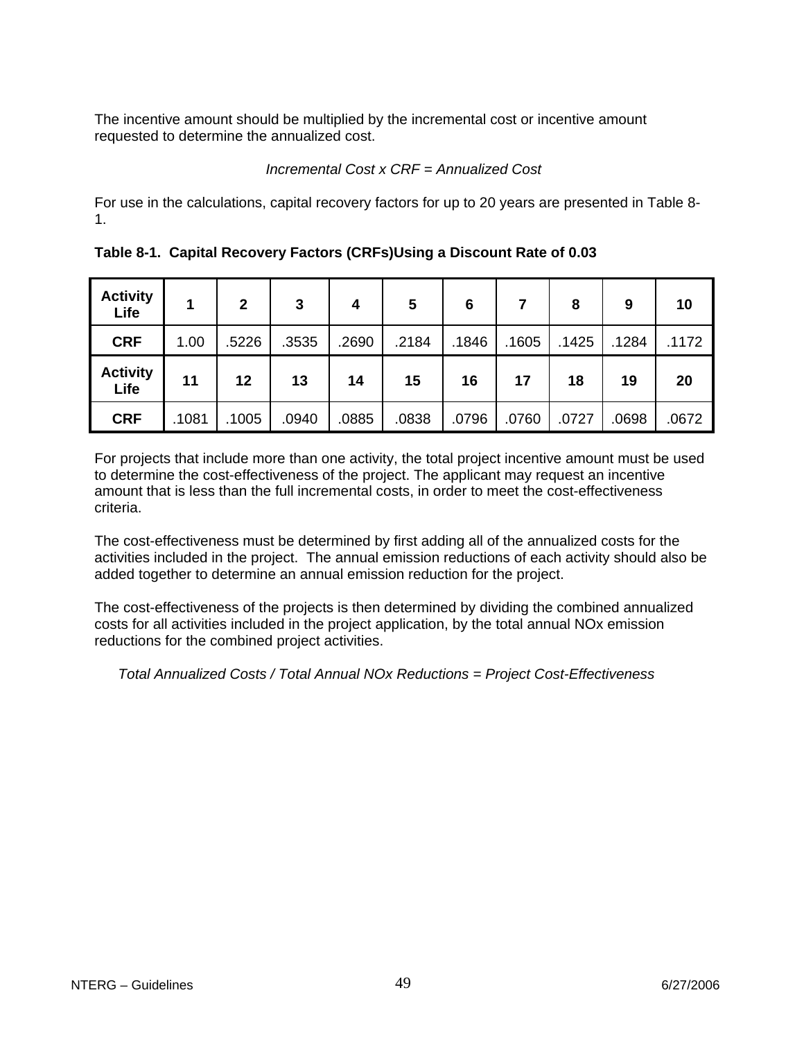The incentive amount should be multiplied by the incremental cost or incentive amount requested to determine the annualized cost.

*Incremental Cost x CRF = Annualized Cost*

For use in the calculations, capital recovery factors for up to 20 years are presented in Table 8-1.

**Table 8-1. Capital Recovery Factors (CRFs)Using a Discount Rate of 0.03**

| **Activity Life** | **1** | **2** | **3** | **4** | **5** | **6** | **7** | **8** | **9** | **10** |
|---|---|---|---|---|---|---|---|---|---|---|
| **CRF** | 1.00 | .5226 | .3535 | .2690 | .2184 | .1846 | .1605 | .1425 | .1284 | .1172 |
| **Activity Life** | **11** | **12** | **13** | **14** | **15** | **16** | **17** | **18** | **19** | **20** |
| **CRF** | .1081 | .1005 | .0940 | .0885 | .0838 | .0796 | .0760 | .0727 | .0698 | .0672 |

For projects that include more than one activity, the total project incentive amount must be used to determine the cost-effectiveness of the project. The applicant may request an incentive amount that is less than the full incremental costs, in order to meet the cost-effectiveness criteria.

The cost-effectiveness must be determined by first adding all of the annualized costs for the activities included in the project. The annual emission reductions of each activity should also be added together to determine an annual emission reduction for the project.

The cost-effectiveness of the projects is then determined by dividing the combined annualized costs for all activities included in the project application, by the total annual NOx emission reductions for the combined project activities.

*Total Annualized Costs / Total Annual NOx Reductions = Project Cost-Effectiveness*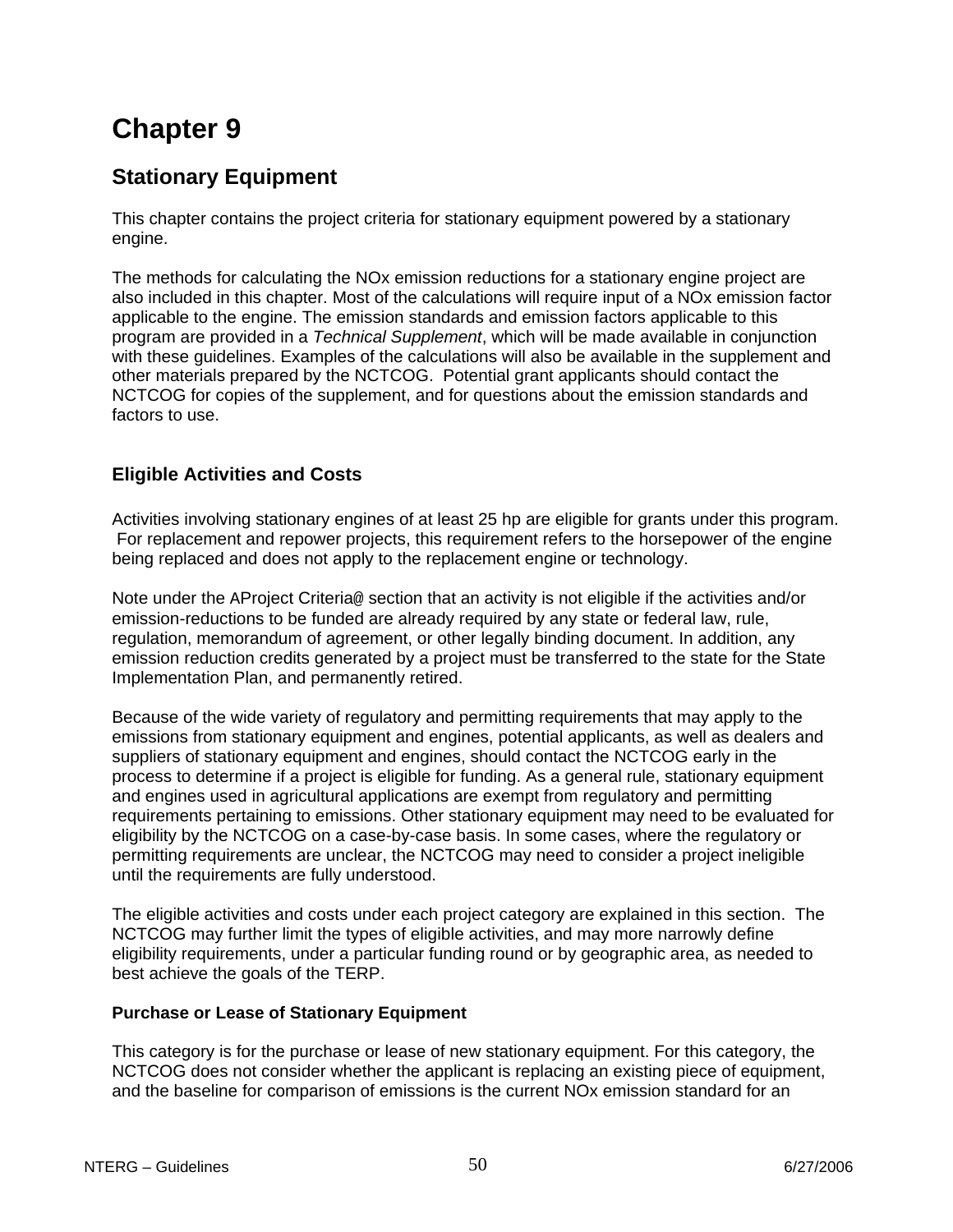# Chapter 9

## Stationary Equipment

This chapter contains the project criteria for stationary equipment powered by a stationary engine.

The methods for calculating the NOx emission reductions for a stationary engine project are also included in this chapter. Most of the calculations will require input of a NOx emission factor applicable to the engine. The emission standards and emission factors applicable to this program are provided in a *Technical Supplement*, which will be made available in conjunction with these guidelines. Examples of the calculations will also be available in the supplement and other materials prepared by the NCTCOG. Potential grant applicants should contact the NCTCOG for copies of the supplement, and for questions about the emission standards and factors to use.

### Eligible Activities and Costs

Activities involving stationary engines of at least 25 hp are eligible for grants under this program. For replacement and repower projects, this requirement refers to the horsepower of the engine being replaced and does not apply to the replacement engine or technology.

Note under the AProject Criteria@ section that an activity is not eligible if the activities and/or emission-reductions to be funded are already required by any state or federal law, rule, regulation, memorandum of agreement, or other legally binding document. In addition, any emission reduction credits generated by a project must be transferred to the state for the State Implementation Plan, and permanently retired.

Because of the wide variety of regulatory and permitting requirements that may apply to the emissions from stationary equipment and engines, potential applicants, as well as dealers and suppliers of stationary equipment and engines, should contact the NCTCOG early in the process to determine if a project is eligible for funding. As a general rule, stationary equipment and engines used in agricultural applications are exempt from regulatory and permitting requirements pertaining to emissions. Other stationary equipment may need to be evaluated for eligibility by the NCTCOG on a case-by-case basis. In some cases, where the regulatory or permitting requirements are unclear, the NCTCOG may need to consider a project ineligible until the requirements are fully understood.

The eligible activities and costs under each project category are explained in this section. The NCTCOG may further limit the types of eligible activities, and may more narrowly define eligibility requirements, under a particular funding round or by geographic area, as needed to best achieve the goals of the TERP.

#### Purchase or Lease of Stationary Equipment

This category is for the purchase or lease of new stationary equipment. For this category, the NCTCOG does not consider whether the applicant is replacing an existing piece of equipment, and the baseline for comparison of emissions is the current NOx emission standard for an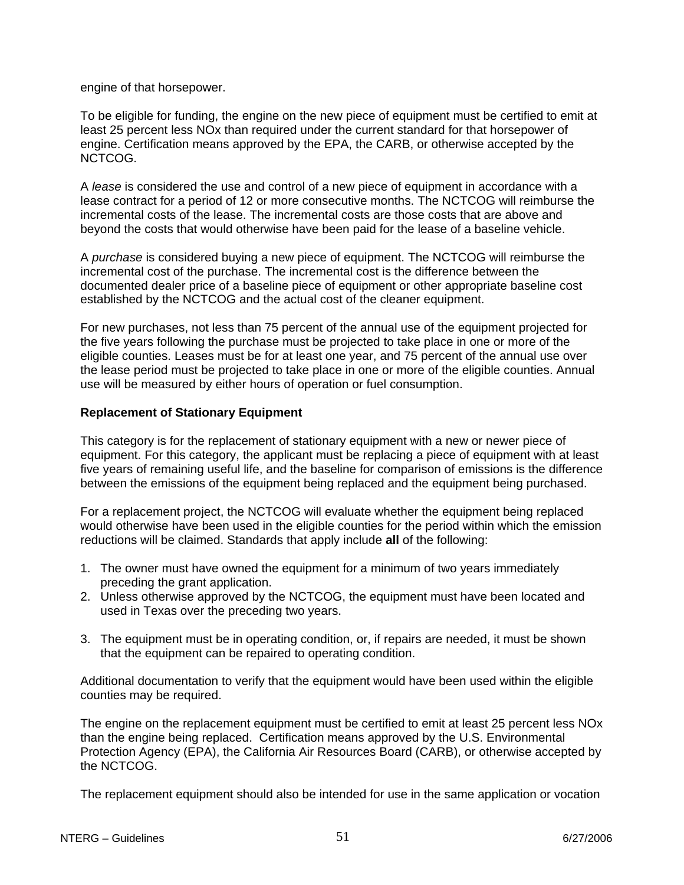engine of that horsepower.

To be eligible for funding, the engine on the new piece of equipment must be certified to emit at least 25 percent less NOx than required under the current standard for that horsepower of engine. Certification means approved by the EPA, the CARB, or otherwise accepted by the NCTCOG.

A *lease* is considered the use and control of a new piece of equipment in accordance with a lease contract for a period of 12 or more consecutive months. The NCTCOG will reimburse the incremental costs of the lease. The incremental costs are those costs that are above and beyond the costs that would otherwise have been paid for the lease of a baseline vehicle.

A *purchase* is considered buying a new piece of equipment. The NCTCOG will reimburse the incremental cost of the purchase. The incremental cost is the difference between the documented dealer price of a baseline piece of equipment or other appropriate baseline cost established by the NCTCOG and the actual cost of the cleaner equipment.

For new purchases, not less than 75 percent of the annual use of the equipment projected for the five years following the purchase must be projected to take place in one or more of the eligible counties. Leases must be for at least one year, and 75 percent of the annual use over the lease period must be projected to take place in one or more of the eligible counties. Annual use will be measured by either hours of operation or fuel consumption.

**Replacement of Stationary Equipment**

This category is for the replacement of stationary equipment with a new or newer piece of equipment. For this category, the applicant must be replacing a piece of equipment with at least five years of remaining useful life, and the baseline for comparison of emissions is the difference between the emissions of the equipment being replaced and the equipment being purchased.

For a replacement project, the NCTCOG will evaluate whether the equipment being replaced would otherwise have been used in the eligible counties for the period within which the emission reductions will be claimed. Standards that apply include **all** of the following:

1. The owner must have owned the equipment for a minimum of two years immediately preceding the grant application.
2. Unless otherwise approved by the NCTCOG, the equipment must have been located and used in Texas over the preceding two years.
3. The equipment must be in operating condition, or, if repairs are needed, it must be shown that the equipment can be repaired to operating condition.

Additional documentation to verify that the equipment would have been used within the eligible counties may be required.

The engine on the replacement equipment must be certified to emit at least 25 percent less NOx than the engine being replaced. Certification means approved by the U.S. Environmental Protection Agency (EPA), the California Air Resources Board (CARB), or otherwise accepted by the NCTCOG.

The replacement equipment should also be intended for use in the same application or vocation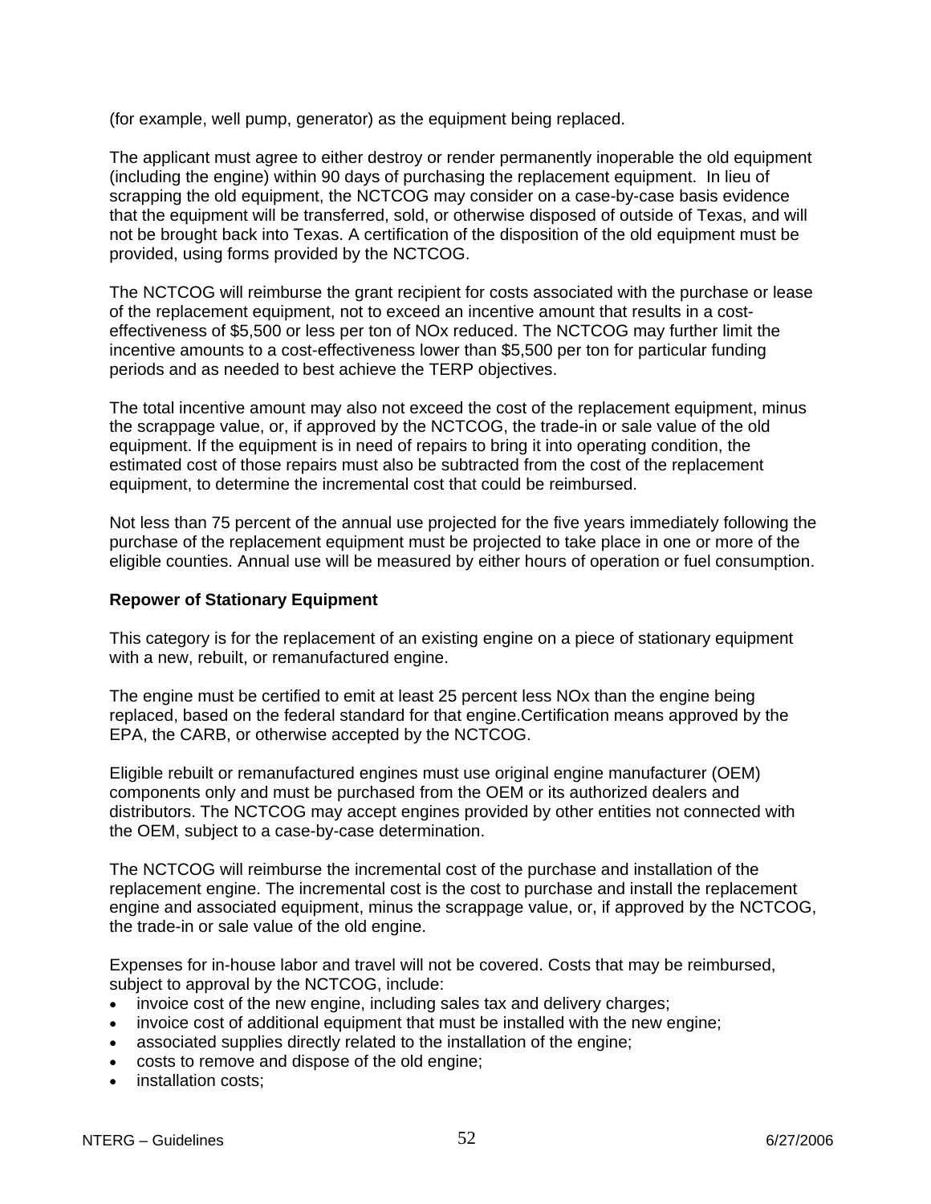(for example, well pump, generator) as the equipment being replaced.

The applicant must agree to either destroy or render permanently inoperable the old equipment (including the engine) within 90 days of purchasing the replacement equipment. In lieu of scrapping the old equipment, the NCTCOG may consider on a case-by-case basis evidence that the equipment will be transferred, sold, or otherwise disposed of outside of Texas, and will not be brought back into Texas. A certification of the disposition of the old equipment must be provided, using forms provided by the NCTCOG.

The NCTCOG will reimburse the grant recipient for costs associated with the purchase or lease of the replacement equipment, not to exceed an incentive amount that results in a cost-effectiveness of $5,500 or less per ton of NOx reduced. The NCTCOG may further limit the incentive amounts to a cost-effectiveness lower than $5,500 per ton for particular funding periods and as needed to best achieve the TERP objectives.

The total incentive amount may also not exceed the cost of the replacement equipment, minus the scrappage value, or, if approved by the NCTCOG, the trade-in or sale value of the old equipment. If the equipment is in need of repairs to bring it into operating condition, the estimated cost of those repairs must also be subtracted from the cost of the replacement equipment, to determine the incremental cost that could be reimbursed.

Not less than 75 percent of the annual use projected for the five years immediately following the purchase of the replacement equipment must be projected to take place in one or more of the eligible counties. Annual use will be measured by either hours of operation or fuel consumption.

**Repower of Stationary Equipment**

This category is for the replacement of an existing engine on a piece of stationary equipment with a new, rebuilt, or remanufactured engine.

The engine must be certified to emit at least 25 percent less NOx than the engine being replaced, based on the federal standard for that engine.Certification means approved by the EPA, the CARB, or otherwise accepted by the NCTCOG.

Eligible rebuilt or remanufactured engines must use original engine manufacturer (OEM) components only and must be purchased from the OEM or its authorized dealers and distributors. The NCTCOG may accept engines provided by other entities not connected with the OEM, subject to a case-by-case determination.

The NCTCOG will reimburse the incremental cost of the purchase and installation of the replacement engine. The incremental cost is the cost to purchase and install the replacement engine and associated equipment, minus the scrappage value, or, if approved by the NCTCOG, the trade-in or sale value of the old engine.

Expenses for in-house labor and travel will not be covered. Costs that may be reimbursed, subject to approval by the NCTCOG, include:

- invoice cost of the new engine, including sales tax and delivery charges;
- invoice cost of additional equipment that must be installed with the new engine;
- associated supplies directly related to the installation of the engine;
- costs to remove and dispose of the old engine;
- installation costs;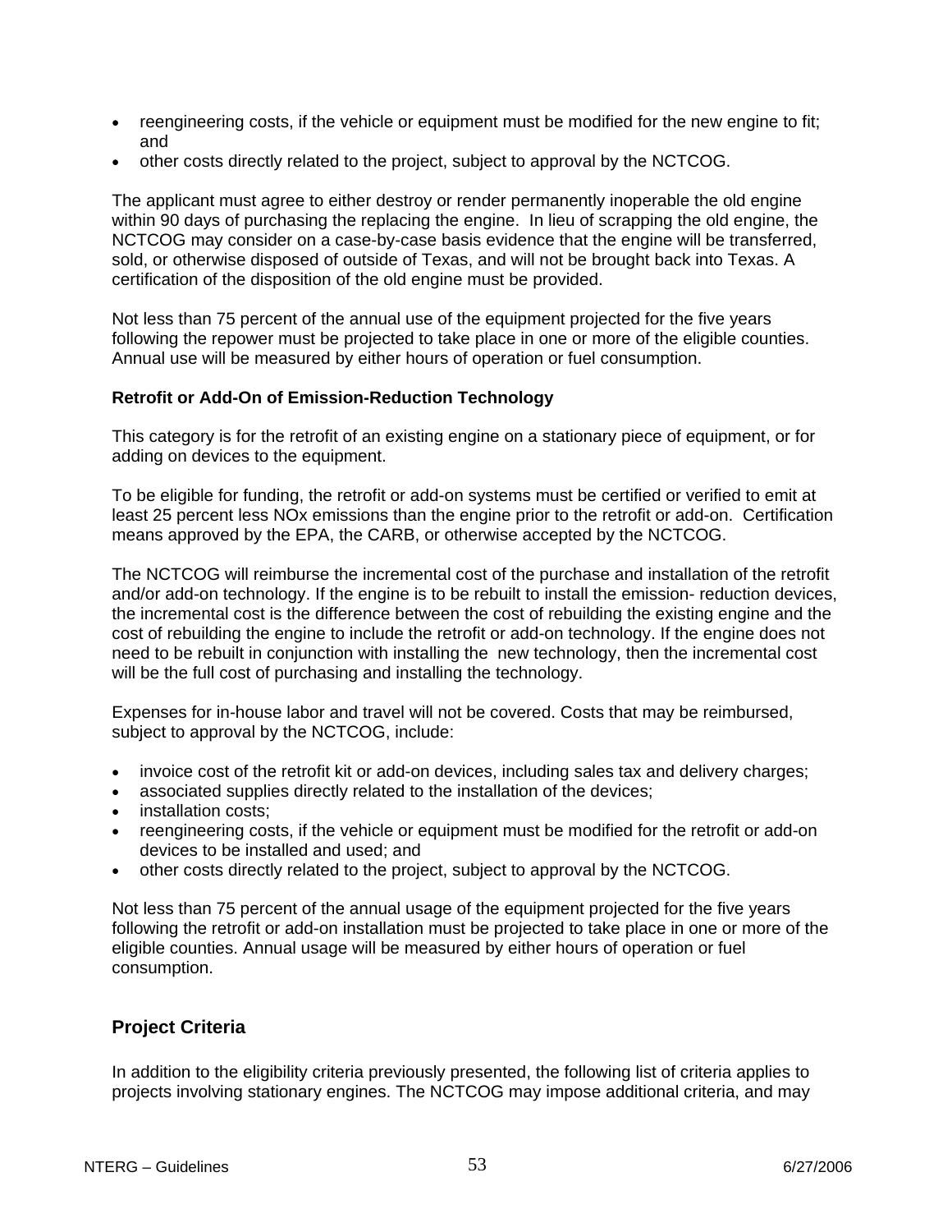- reengineering costs, if the vehicle or equipment must be modified for the new engine to fit; and
- other costs directly related to the project, subject to approval by the NCTCOG.

The applicant must agree to either destroy or render permanently inoperable the old engine within 90 days of purchasing the replacing the engine. In lieu of scrapping the old engine, the NCTCOG may consider on a case-by-case basis evidence that the engine will be transferred, sold, or otherwise disposed of outside of Texas, and will not be brought back into Texas. A certification of the disposition of the old engine must be provided.

Not less than 75 percent of the annual use of the equipment projected for the five years following the repower must be projected to take place in one or more of the eligible counties. Annual use will be measured by either hours of operation or fuel consumption.

### Retrofit or Add-On of Emission-Reduction Technology

This category is for the retrofit of an existing engine on a stationary piece of equipment, or for adding on devices to the equipment.

To be eligible for funding, the retrofit or add-on systems must be certified or verified to emit at least 25 percent less NOx emissions than the engine prior to the retrofit or add-on. Certification means approved by the EPA, the CARB, or otherwise accepted by the NCTCOG.

The NCTCOG will reimburse the incremental cost of the purchase and installation of the retrofit and/or add-on technology. If the engine is to be rebuilt to install the emission- reduction devices, the incremental cost is the difference between the cost of rebuilding the existing engine and the cost of rebuilding the engine to include the retrofit or add-on technology. If the engine does not need to be rebuilt in conjunction with installing the new technology, then the incremental cost will be the full cost of purchasing and installing the technology.

Expenses for in-house labor and travel will not be covered. Costs that may be reimbursed, subject to approval by the NCTCOG, include:

- invoice cost of the retrofit kit or add-on devices, including sales tax and delivery charges;
- associated supplies directly related to the installation of the devices;
- installation costs;
- reengineering costs, if the vehicle or equipment must be modified for the retrofit or add-on devices to be installed and used; and
- other costs directly related to the project, subject to approval by the NCTCOG.

Not less than 75 percent of the annual usage of the equipment projected for the five years following the retrofit or add-on installation must be projected to take place in one or more of the eligible counties. Annual usage will be measured by either hours of operation or fuel consumption.

## Project Criteria

In addition to the eligibility criteria previously presented, the following list of criteria applies to projects involving stationary engines. The NCTCOG may impose additional criteria, and may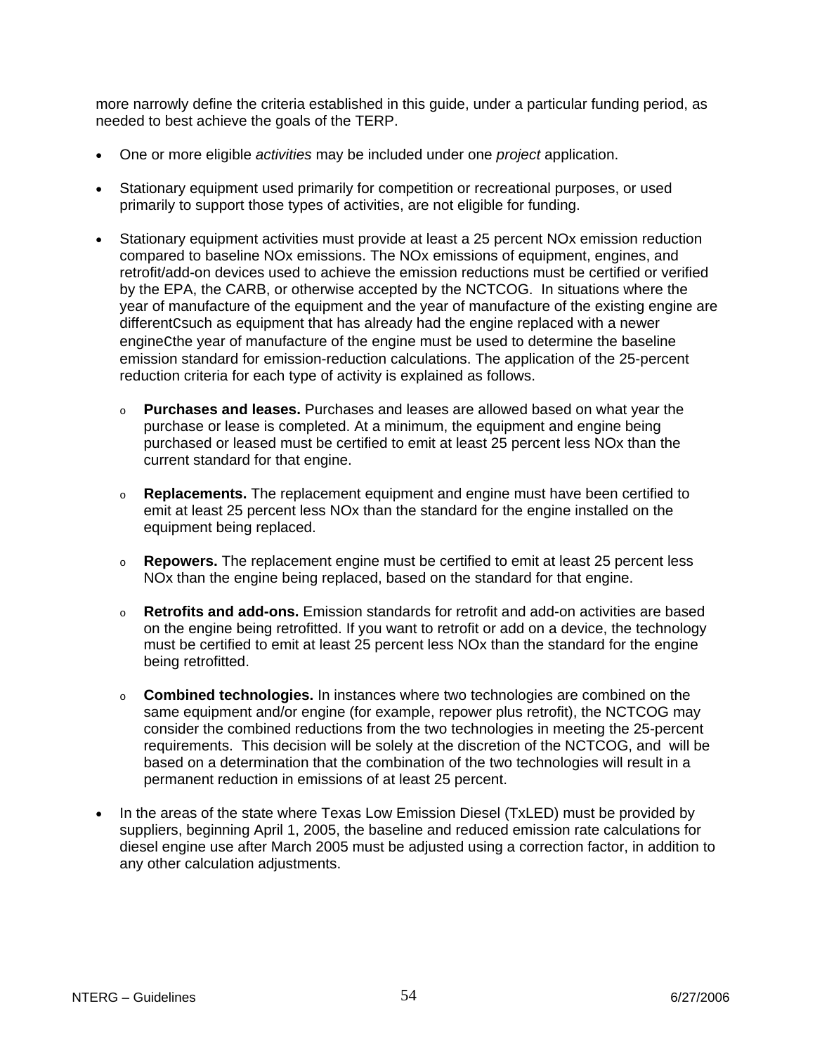more narrowly define the criteria established in this guide, under a particular funding period, as needed to best achieve the goals of the TERP.

- One or more eligible *activities* may be included under one *project* application.
- Stationary equipment used primarily for competition or recreational purposes, or used primarily to support those types of activities, are not eligible for funding.
- Stationary equipment activities must provide at least a 25 percent NOx emission reduction compared to baseline NOx emissions. The NOx emissions of equipment, engines, and retrofit/add-on devices used to achieve the emission reductions must be certified or verified by the EPA, the CARB, or otherwise accepted by the NCTCOG. In situations where the year of manufacture of the equipment and the year of manufacture of the existing engine are differentCsuch as equipment that has already had the engine replaced with a newer engineCthe year of manufacture of the engine must be used to determine the baseline emission standard for emission-reduction calculations. The application of the 25-percent reduction criteria for each type of activity is explained as follows.
    - **Purchases and leases.** Purchases and leases are allowed based on what year the purchase or lease is completed. At a minimum, the equipment and engine being purchased or leased must be certified to emit at least 25 percent less NOx than the current standard for that engine.
    - **Replacements.** The replacement equipment and engine must have been certified to emit at least 25 percent less NOx than the standard for the engine installed on the equipment being replaced.
    - **Repowers.** The replacement engine must be certified to emit at least 25 percent less NOx than the engine being replaced, based on the standard for that engine.
    - **Retrofits and add-ons.** Emission standards for retrofit and add-on activities are based on the engine being retrofitted. If you want to retrofit or add on a device, the technology must be certified to emit at least 25 percent less NOx than the standard for the engine being retrofitted.
    - **Combined technologies.** In instances where two technologies are combined on the same equipment and/or engine (for example, repower plus retrofit), the NCTCOG may consider the combined reductions from the two technologies in meeting the 25-percent requirements. This decision will be solely at the discretion of the NCTCOG, and will be based on a determination that the combination of the two technologies will result in a permanent reduction in emissions of at least 25 percent.
- In the areas of the state where Texas Low Emission Diesel (TxLED) must be provided by suppliers, beginning April 1, 2005, the baseline and reduced emission rate calculations for diesel engine use after March 2005 must be adjusted using a correction factor, in addition to any other calculation adjustments.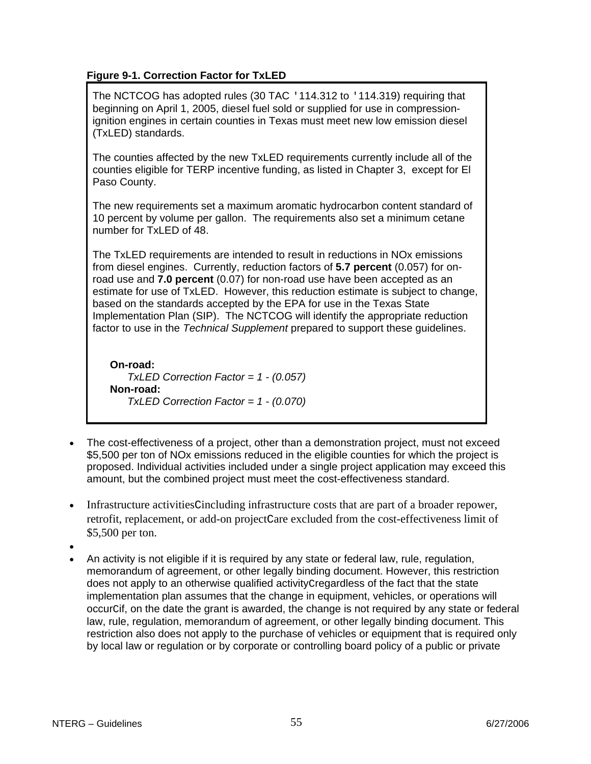**Figure 9-1. Correction Factor for TxLED**

The NCTCOG has adopted rules (30 TAC '114.312 to '114.319) requiring that beginning on April 1, 2005, diesel fuel sold or supplied for use in compression-ignition engines in certain counties in Texas must meet new low emission diesel (TxLED) standards.

The counties affected by the new TxLED requirements currently include all of the counties eligible for TERP incentive funding, as listed in Chapter 3, except for El Paso County.

The new requirements set a maximum aromatic hydrocarbon content standard of 10 percent by volume per gallon. The requirements also set a minimum cetane number for TxLED of 48.

The TxLED requirements are intended to result in reductions in NOx emissions from diesel engines. Currently, reduction factors of **5.7 percent** (0.057) for on-road use and **7.0 percent** (0.07) for non-road use have been accepted as an estimate for use of TxLED. However, this reduction estimate is subject to change, based on the standards accepted by the EPA for use in the Texas State Implementation Plan (SIP). The NCTCOG will identify the appropriate reduction factor to use in the *Technical Supplement* prepared to support these guidelines.

**On-road:**
*TxLED Correction Factor = 1 - (0.057)*
**Non-road:**
*TxLED Correction Factor = 1 - (0.070)*

- The cost-effectiveness of a project, other than a demonstration project, must not exceed $5,500 per ton of NOx emissions reduced in the eligible counties for which the project is proposed. Individual activities included under a single project application may exceed this amount, but the combined project must meet the cost-effectiveness standard.
- Infrastructure activitiesCincluding infrastructure costs that are part of a broader repower, retrofit, replacement, or add-on projectCare excluded from the cost-effectiveness limit of $5,500 per ton.
- 
- An activity is not eligible if it is required by any state or federal law, rule, regulation, memorandum of agreement, or other legally binding document. However, this restriction does not apply to an otherwise qualified activityCregardless of the fact that the state implementation plan assumes that the change in equipment, vehicles, or operations will occurCif, on the date the grant is awarded, the change is not required by any state or federal law, rule, regulation, memorandum of agreement, or other legally binding document. This restriction also does not apply to the purchase of vehicles or equipment that is required only by local law or regulation or by corporate or controlling board policy of a public or private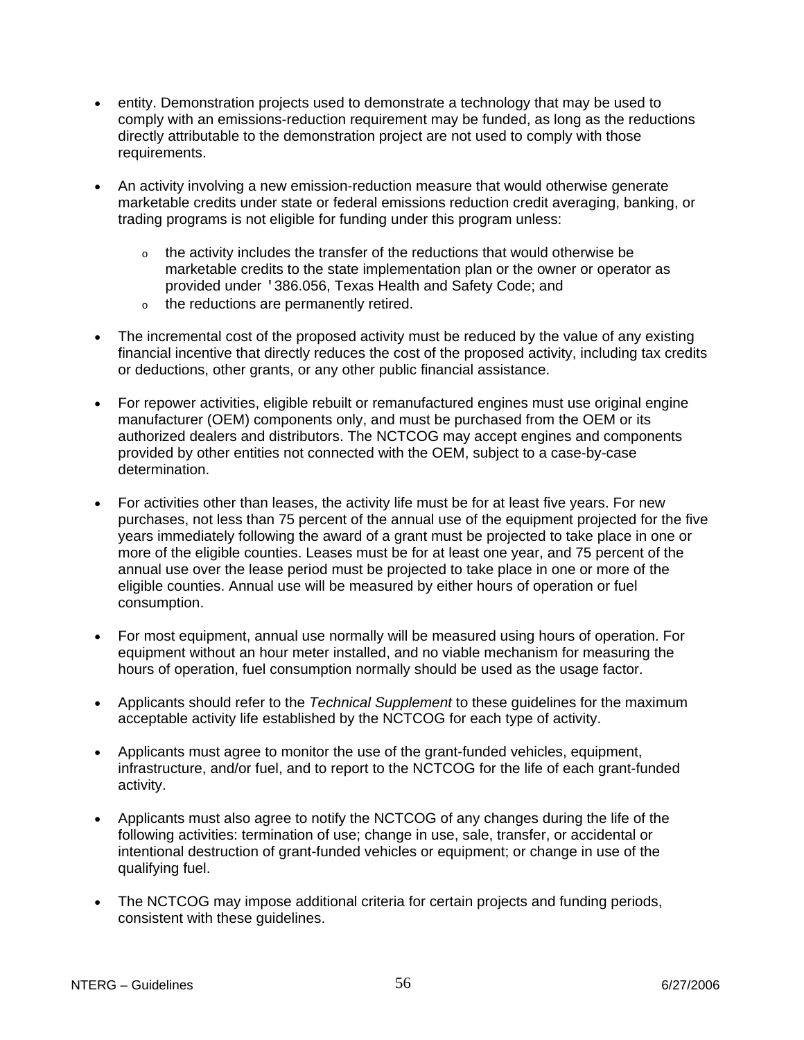- entity. Demonstration projects used to demonstrate a technology that may be used to comply with an emissions-reduction requirement may be funded, as long as the reductions directly attributable to the demonstration project are not used to comply with those requirements.

- An activity involving a new emission-reduction measure that would otherwise generate marketable credits under state or federal emissions reduction credit averaging, banking, or trading programs is not eligible for funding under this program unless:

  - the activity includes the transfer of the reductions that would otherwise be marketable credits to the state implementation plan or the owner or operator as provided under '386.056, Texas Health and Safety Code; and
  - the reductions are permanently retired.

- The incremental cost of the proposed activity must be reduced by the value of any existing financial incentive that directly reduces the cost of the proposed activity, including tax credits or deductions, other grants, or any other public financial assistance.

- For repower activities, eligible rebuilt or remanufactured engines must use original engine manufacturer (OEM) components only, and must be purchased from the OEM or its authorized dealers and distributors. The NCTCOG may accept engines and components provided by other entities not connected with the OEM, subject to a case-by-case determination.

- For activities other than leases, the activity life must be for at least five years. For new purchases, not less than 75 percent of the annual use of the equipment projected for the five years immediately following the award of a grant must be projected to take place in one or more of the eligible counties. Leases must be for at least one year, and 75 percent of the annual use over the lease period must be projected to take place in one or more of the eligible counties. Annual use will be measured by either hours of operation or fuel consumption.

- For most equipment, annual use normally will be measured using hours of operation. For equipment without an hour meter installed, and no viable mechanism for measuring the hours of operation, fuel consumption normally should be used as the usage factor.

- Applicants should refer to the *Technical Supplement* to these guidelines for the maximum acceptable activity life established by the NCTCOG for each type of activity.

- Applicants must agree to monitor the use of the grant-funded vehicles, equipment, infrastructure, and/or fuel, and to report to the NCTCOG for the life of each grant-funded activity.

- Applicants must also agree to notify the NCTCOG of any changes during the life of the following activities: termination of use; change in use, sale, transfer, or accidental or intentional destruction of grant-funded vehicles or equipment; or change in use of the qualifying fuel.

- The NCTCOG may impose additional criteria for certain projects and funding periods, consistent with these guidelines.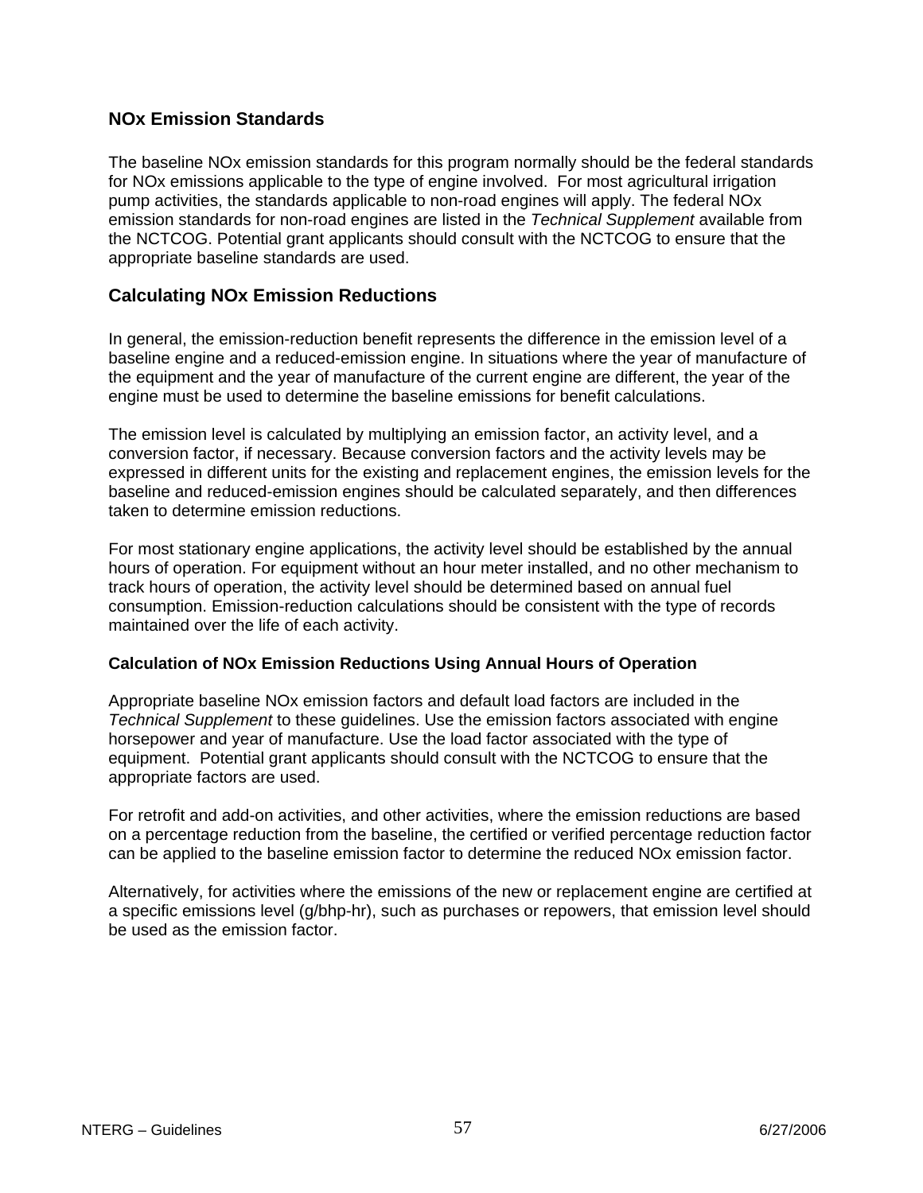## NOx Emission Standards

The baseline NOx emission standards for this program normally should be the federal standards for NOx emissions applicable to the type of engine involved. For most agricultural irrigation pump activities, the standards applicable to non-road engines will apply. The federal NOx emission standards for non-road engines are listed in the *Technical Supplement* available from the NCTCOG. Potential grant applicants should consult with the NCTCOG to ensure that the appropriate baseline standards are used.

## Calculating NOx Emission Reductions

In general, the emission-reduction benefit represents the difference in the emission level of a baseline engine and a reduced-emission engine. In situations where the year of manufacture of the equipment and the year of manufacture of the current engine are different, the year of the engine must be used to determine the baseline emissions for benefit calculations.

The emission level is calculated by multiplying an emission factor, an activity level, and a conversion factor, if necessary. Because conversion factors and the activity levels may be expressed in different units for the existing and replacement engines, the emission levels for the baseline and reduced-emission engines should be calculated separately, and then differences taken to determine emission reductions.

For most stationary engine applications, the activity level should be established by the annual hours of operation. For equipment without an hour meter installed, and no other mechanism to track hours of operation, the activity level should be determined based on annual fuel consumption. Emission-reduction calculations should be consistent with the type of records maintained over the life of each activity.

### Calculation of NOx Emission Reductions Using Annual Hours of Operation

Appropriate baseline NOx emission factors and default load factors are included in the *Technical Supplement* to these guidelines. Use the emission factors associated with engine horsepower and year of manufacture. Use the load factor associated with the type of equipment. Potential grant applicants should consult with the NCTCOG to ensure that the appropriate factors are used.

For retrofit and add-on activities, and other activities, where the emission reductions are based on a percentage reduction from the baseline, the certified or verified percentage reduction factor can be applied to the baseline emission factor to determine the reduced NOx emission factor.

Alternatively, for activities where the emissions of the new or replacement engine are certified at a specific emissions level (g/bhp-hr), such as purchases or repowers, that emission level should be used as the emission factor.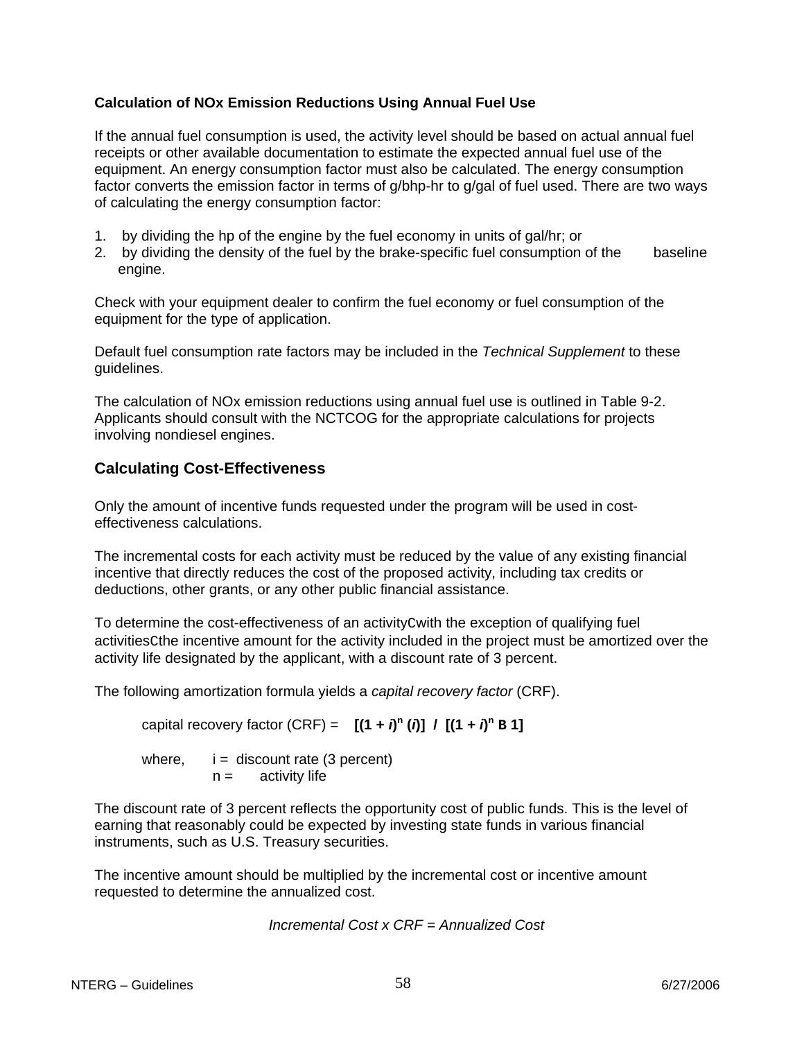### Calculation of NOx Emission Reductions Using Annual Fuel Use

If the annual fuel consumption is used, the activity level should be based on actual annual fuel receipts or other available documentation to estimate the expected annual fuel use of the equipment. An energy consumption factor must also be calculated. The energy consumption factor converts the emission factor in terms of g/bhp-hr to g/gal of fuel used. There are two ways of calculating the energy consumption factor:

1. by dividing the hp of the engine by the fuel economy in units of gal/hr; or
2. by dividing the density of the fuel by the brake-specific fuel consumption of the baseline engine.

Check with your equipment dealer to confirm the fuel economy or fuel consumption of the equipment for the type of application.

Default fuel consumption rate factors may be included in the *Technical Supplement* to these guidelines.

The calculation of NOx emission reductions using annual fuel use is outlined in Table 9-2. Applicants should consult with the NCTCOG for the appropriate calculations for projects involving nondiesel engines.

## Calculating Cost-Effectiveness

Only the amount of incentive funds requested under the program will be used in cost-effectiveness calculations.

The incremental costs for each activity must be reduced by the value of any existing financial incentive that directly reduces the cost of the proposed activity, including tax credits or deductions, other grants, or any other public financial assistance.

To determine the cost-effectiveness of an activityCwith the exception of qualifying fuel activitiesCthe incentive amount for the activity included in the project must be amortized over the activity life designated by the applicant, with a discount rate of 3 percent.

The following amortization formula yields a *capital recovery factor* (CRF).

capital recovery factor (CRF) = $[(1 + i)^n (i)] \;/\; [(1 + i)^n$ B $1]$

where, i = discount rate (3 percent)
n = activity life

The discount rate of 3 percent reflects the opportunity cost of public funds. This is the level of earning that reasonably could be expected by investing state funds in various financial instruments, such as U.S. Treasury securities.

The incentive amount should be multiplied by the incremental cost or incentive amount requested to determine the annualized cost.

*Incremental Cost x CRF = Annualized Cost*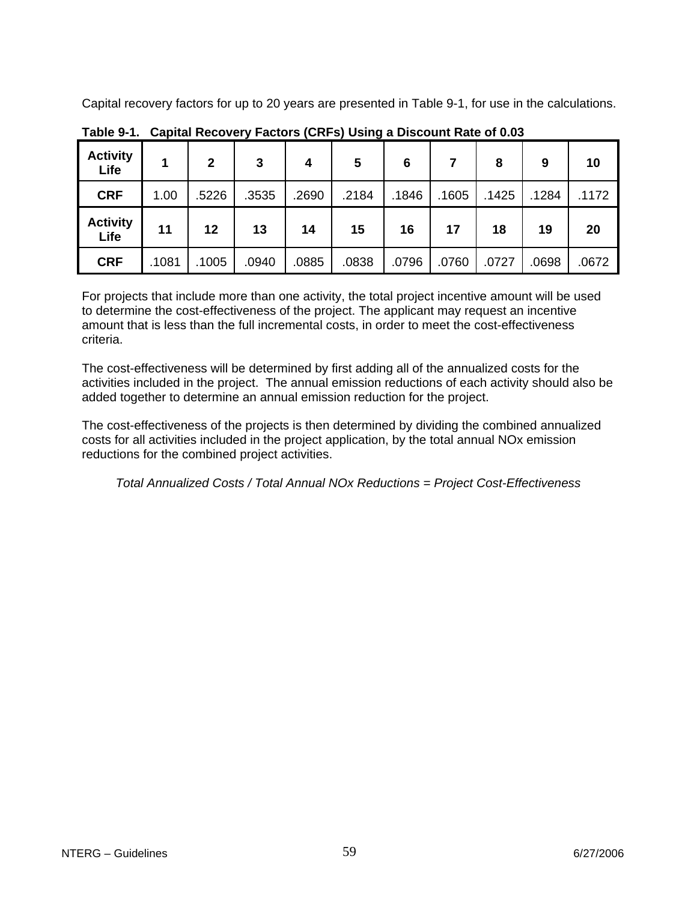Capital recovery factors for up to 20 years are presented in Table 9-1, for use in the calculations.

**Table 9-1. Capital Recovery Factors (CRFs) Using a Discount Rate of 0.03**

| **Activity Life** | **1** | **2** | **3** | **4** | **5** | **6** | **7** | **8** | **9** | **10** |
|---|---|---|---|---|---|---|---|---|---|---|
| **CRF** | 1.00 | .5226 | .3535 | .2690 | .2184 | .1846 | .1605 | .1425 | .1284 | .1172 |
| **Activity Life** | **11** | **12** | **13** | **14** | **15** | **16** | **17** | **18** | **19** | **20** |
| **CRF** | .1081 | .1005 | .0940 | .0885 | .0838 | .0796 | .0760 | .0727 | .0698 | .0672 |

For projects that include more than one activity, the total project incentive amount will be used to determine the cost-effectiveness of the project. The applicant may request an incentive amount that is less than the full incremental costs, in order to meet the cost-effectiveness criteria.

The cost-effectiveness will be determined by first adding all of the annualized costs for the activities included in the project. The annual emission reductions of each activity should also be added together to determine an annual emission reduction for the project.

The cost-effectiveness of the projects is then determined by dividing the combined annualized costs for all activities included in the project application, by the total annual NOx emission reductions for the combined project activities.

*Total Annualized Costs / Total Annual NOx Reductions = Project Cost-Effectiveness*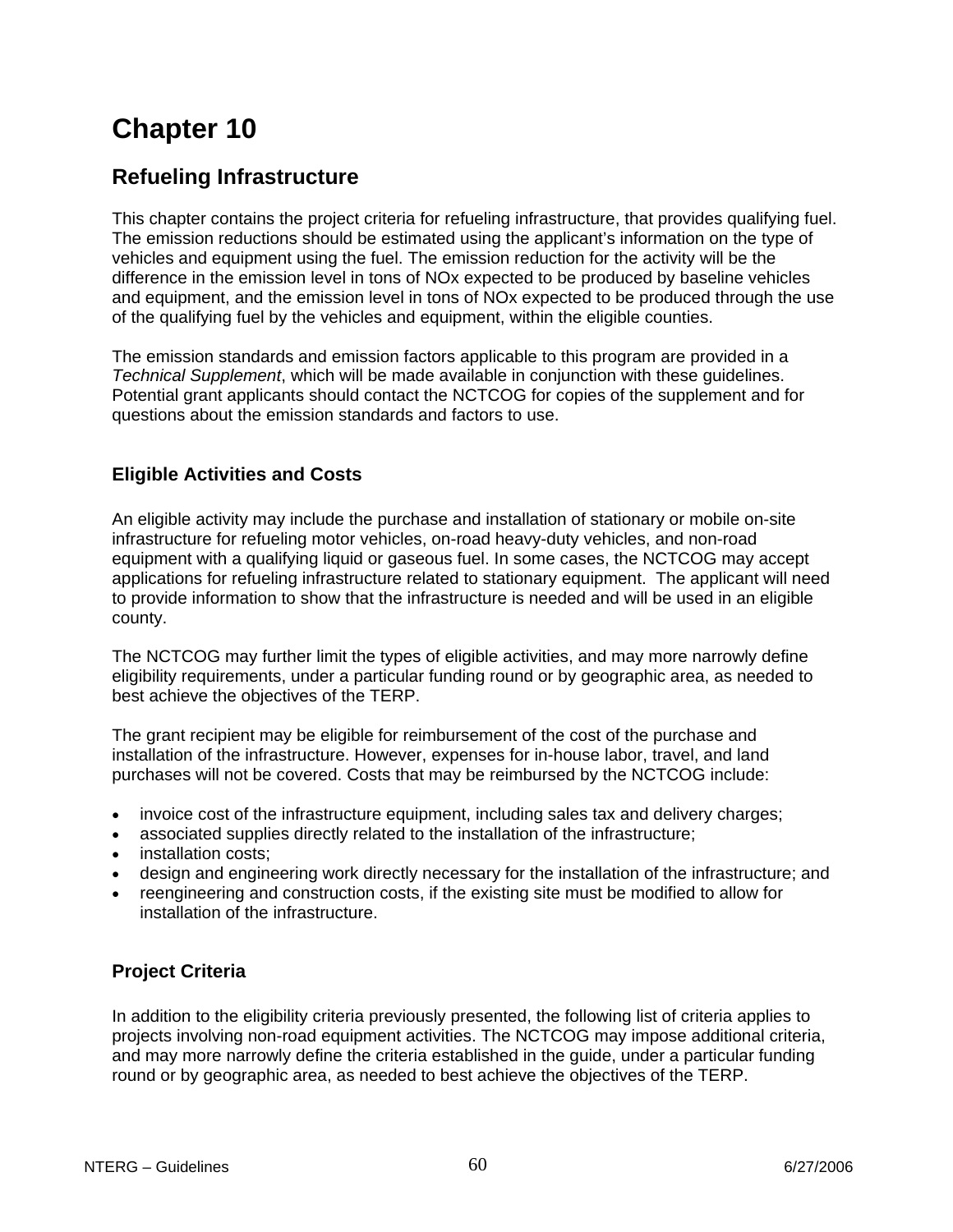# Chapter 10

## Refueling Infrastructure

This chapter contains the project criteria for refueling infrastructure, that provides qualifying fuel. The emission reductions should be estimated using the applicant's information on the type of vehicles and equipment using the fuel. The emission reduction for the activity will be the difference in the emission level in tons of NOx expected to be produced by baseline vehicles and equipment, and the emission level in tons of NOx expected to be produced through the use of the qualifying fuel by the vehicles and equipment, within the eligible counties.

The emission standards and emission factors applicable to this program are provided in a *Technical Supplement*, which will be made available in conjunction with these guidelines. Potential grant applicants should contact the NCTCOG for copies of the supplement and for questions about the emission standards and factors to use.

### Eligible Activities and Costs

An eligible activity may include the purchase and installation of stationary or mobile on-site infrastructure for refueling motor vehicles, on-road heavy-duty vehicles, and non-road equipment with a qualifying liquid or gaseous fuel. In some cases, the NCTCOG may accept applications for refueling infrastructure related to stationary equipment. The applicant will need to provide information to show that the infrastructure is needed and will be used in an eligible county.

The NCTCOG may further limit the types of eligible activities, and may more narrowly define eligibility requirements, under a particular funding round or by geographic area, as needed to best achieve the objectives of the TERP.

The grant recipient may be eligible for reimbursement of the cost of the purchase and installation of the infrastructure. However, expenses for in-house labor, travel, and land purchases will not be covered. Costs that may be reimbursed by the NCTCOG include:

- invoice cost of the infrastructure equipment, including sales tax and delivery charges;
- associated supplies directly related to the installation of the infrastructure;
- installation costs;
- design and engineering work directly necessary for the installation of the infrastructure; and
- reengineering and construction costs, if the existing site must be modified to allow for installation of the infrastructure.

### Project Criteria

In addition to the eligibility criteria previously presented, the following list of criteria applies to projects involving non-road equipment activities. The NCTCOG may impose additional criteria, and may more narrowly define the criteria established in the guide, under a particular funding round or by geographic area, as needed to best achieve the objectives of the TERP.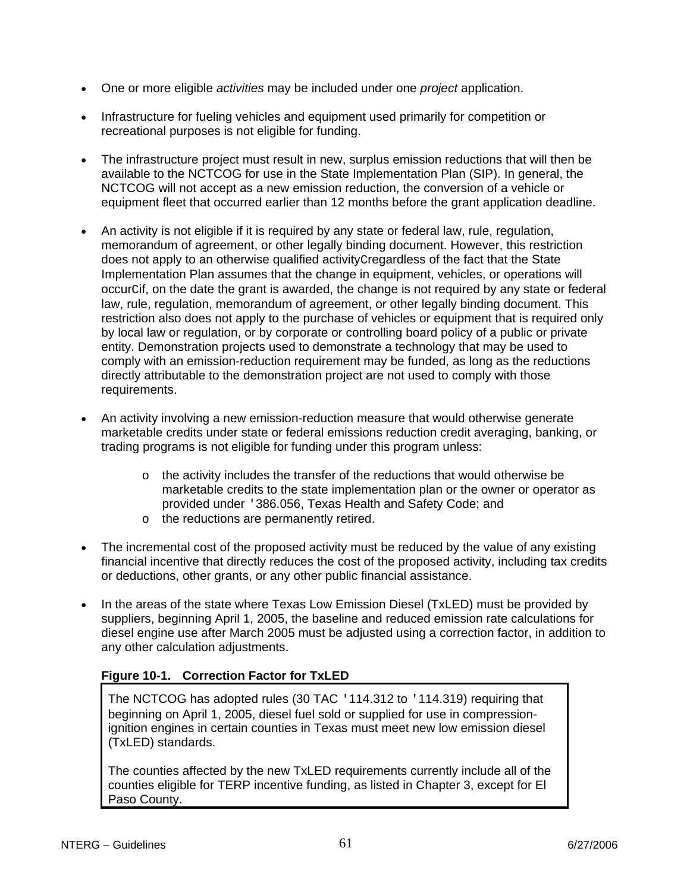- One or more eligible *activities* may be included under one *project* application.

- Infrastructure for fueling vehicles and equipment used primarily for competition or recreational purposes is not eligible for funding.

- The infrastructure project must result in new, surplus emission reductions that will then be available to the NCTCOG for use in the State Implementation Plan (SIP). In general, the NCTCOG will not accept as a new emission reduction, the conversion of a vehicle or equipment fleet that occurred earlier than 12 months before the grant application deadline.

- An activity is not eligible if it is required by any state or federal law, rule, regulation, memorandum of agreement, or other legally binding document. However, this restriction does not apply to an otherwise qualified activityCregardless of the fact that the State Implementation Plan assumes that the change in equipment, vehicles, or operations will occurCif, on the date the grant is awarded, the change is not required by any state or federal law, rule, regulation, memorandum of agreement, or other legally binding document. This restriction also does not apply to the purchase of vehicles or equipment that is required only by local law or regulation, or by corporate or controlling board policy of a public or private entity. Demonstration projects used to demonstrate a technology that may be used to comply with an emission-reduction requirement may be funded, as long as the reductions directly attributable to the demonstration project are not used to comply with those requirements.

- An activity involving a new emission-reduction measure that would otherwise generate marketable credits under state or federal emissions reduction credit averaging, banking, or trading programs is not eligible for funding under this program unless:

  - the activity includes the transfer of the reductions that would otherwise be marketable credits to the state implementation plan or the owner or operator as provided under '386.056, Texas Health and Safety Code; and
  - the reductions are permanently retired.

- The incremental cost of the proposed activity must be reduced by the value of any existing financial incentive that directly reduces the cost of the proposed activity, including tax credits or deductions, other grants, or any other public financial assistance.

- In the areas of the state where Texas Low Emission Diesel (TxLED) must be provided by suppliers, beginning April 1, 2005, the baseline and reduced emission rate calculations for diesel engine use after March 2005 must be adjusted using a correction factor, in addition to any other calculation adjustments.

**Figure 10-1. Correction Factor for TxLED**

The NCTCOG has adopted rules (30 TAC '114.312 to '114.319) requiring that beginning on April 1, 2005, diesel fuel sold or supplied for use in compression-ignition engines in certain counties in Texas must meet new low emission diesel (TxLED) standards.

The counties affected by the new TxLED requirements currently include all of the counties eligible for TERP incentive funding, as listed in Chapter 3, except for El Paso County.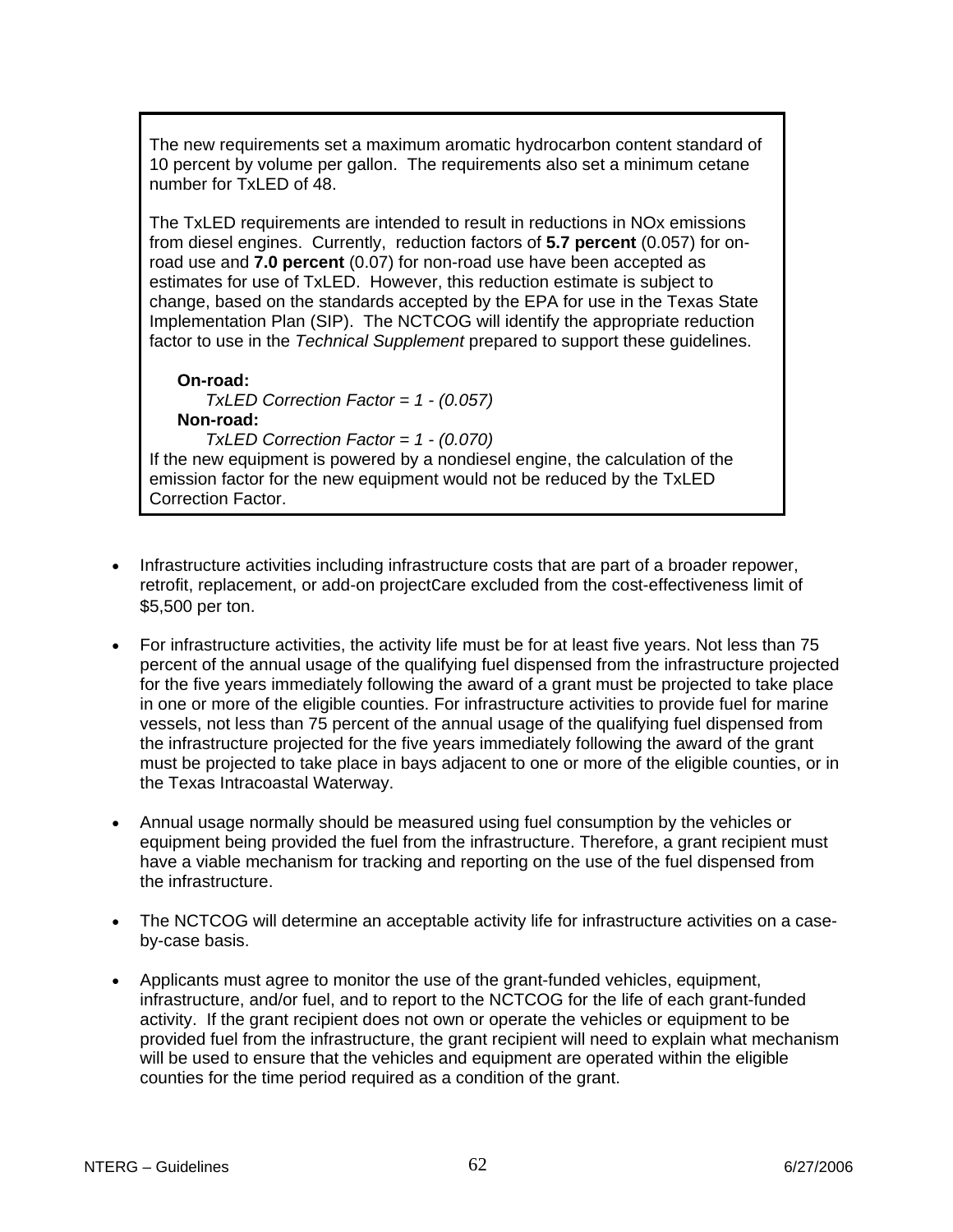The new requirements set a maximum aromatic hydrocarbon content standard of 10 percent by volume per gallon. The requirements also set a minimum cetane number for TxLED of 48.

The TxLED requirements are intended to result in reductions in NOx emissions from diesel engines. Currently, reduction factors of **5.7 percent** (0.057) for on-road use and **7.0 percent** (0.07) for non-road use have been accepted as estimates for use of TxLED. However, this reduction estimate is subject to change, based on the standards accepted by the EPA for use in the Texas State Implementation Plan (SIP). The NCTCOG will identify the appropriate reduction factor to use in the *Technical Supplement* prepared to support these guidelines.

**On-road:**
*TxLED Correction Factor = 1 - (0.057)*
**Non-road:**
*TxLED Correction Factor = 1 - (0.070)*

If the new equipment is powered by a nondiesel engine, the calculation of the emission factor for the new equipment would not be reduced by the TxLED Correction Factor.

- Infrastructure activities including infrastructure costs that are part of a broader repower, retrofit, replacement, or add-on projectCare excluded from the cost-effectiveness limit of $5,500 per ton.
- For infrastructure activities, the activity life must be for at least five years. Not less than 75 percent of the annual usage of the qualifying fuel dispensed from the infrastructure projected for the five years immediately following the award of a grant must be projected to take place in one or more of the eligible counties. For infrastructure activities to provide fuel for marine vessels, not less than 75 percent of the annual usage of the qualifying fuel dispensed from the infrastructure projected for the five years immediately following the award of the grant must be projected to take place in bays adjacent to one or more of the eligible counties, or in the Texas Intracoastal Waterway.
- Annual usage normally should be measured using fuel consumption by the vehicles or equipment being provided the fuel from the infrastructure. Therefore, a grant recipient must have a viable mechanism for tracking and reporting on the use of the fuel dispensed from the infrastructure.
- The NCTCOG will determine an acceptable activity life for infrastructure activities on a case-by-case basis.
- Applicants must agree to monitor the use of the grant-funded vehicles, equipment, infrastructure, and/or fuel, and to report to the NCTCOG for the life of each grant-funded activity. If the grant recipient does not own or operate the vehicles or equipment to be provided fuel from the infrastructure, the grant recipient will need to explain what mechanism will be used to ensure that the vehicles and equipment are operated within the eligible counties for the time period required as a condition of the grant.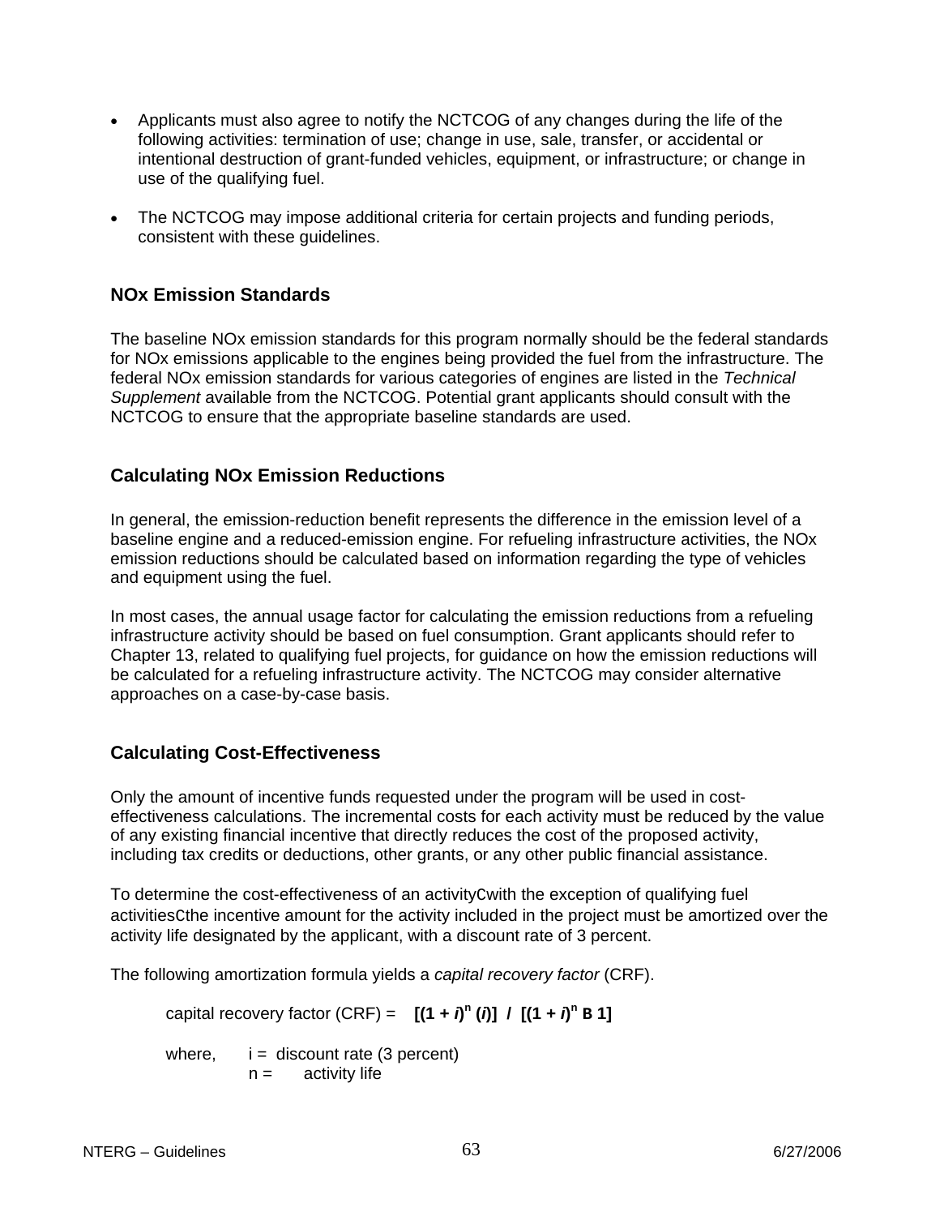- Applicants must also agree to notify the NCTCOG of any changes during the life of the following activities: termination of use; change in use, sale, transfer, or accidental or intentional destruction of grant-funded vehicles, equipment, or infrastructure; or change in use of the qualifying fuel.

- The NCTCOG may impose additional criteria for certain projects and funding periods, consistent with these guidelines.

### NOx Emission Standards

The baseline NOx emission standards for this program normally should be the federal standards for NOx emissions applicable to the engines being provided the fuel from the infrastructure. The federal NOx emission standards for various categories of engines are listed in the *Technical Supplement* available from the NCTCOG. Potential grant applicants should consult with the NCTCOG to ensure that the appropriate baseline standards are used.

### Calculating NOx Emission Reductions

In general, the emission-reduction benefit represents the difference in the emission level of a baseline engine and a reduced-emission engine. For refueling infrastructure activities, the NOx emission reductions should be calculated based on information regarding the type of vehicles and equipment using the fuel.

In most cases, the annual usage factor for calculating the emission reductions from a refueling infrastructure activity should be based on fuel consumption. Grant applicants should refer to Chapter 13, related to qualifying fuel projects, for guidance on how the emission reductions will be calculated for a refueling infrastructure activity. The NCTCOG may consider alternative approaches on a case-by-case basis.

### Calculating Cost-Effectiveness

Only the amount of incentive funds requested under the program will be used in cost-effectiveness calculations. The incremental costs for each activity must be reduced by the value of any existing financial incentive that directly reduces the cost of the proposed activity, including tax credits or deductions, other grants, or any other public financial assistance.

To determine the cost-effectiveness of an activityCwith the exception of qualifying fuel activitiesCthe incentive amount for the activity included in the project must be amortized over the activity life designated by the applicant, with a discount rate of 3 percent.

The following amortization formula yields a *capital recovery factor* (CRF).

$$\text{capital recovery factor (CRF)} = [(1 + i)^n (i)] \; / \; [(1 + i)^n - 1]$$

where, $i$ = discount rate (3 percent)
$n$ = activity life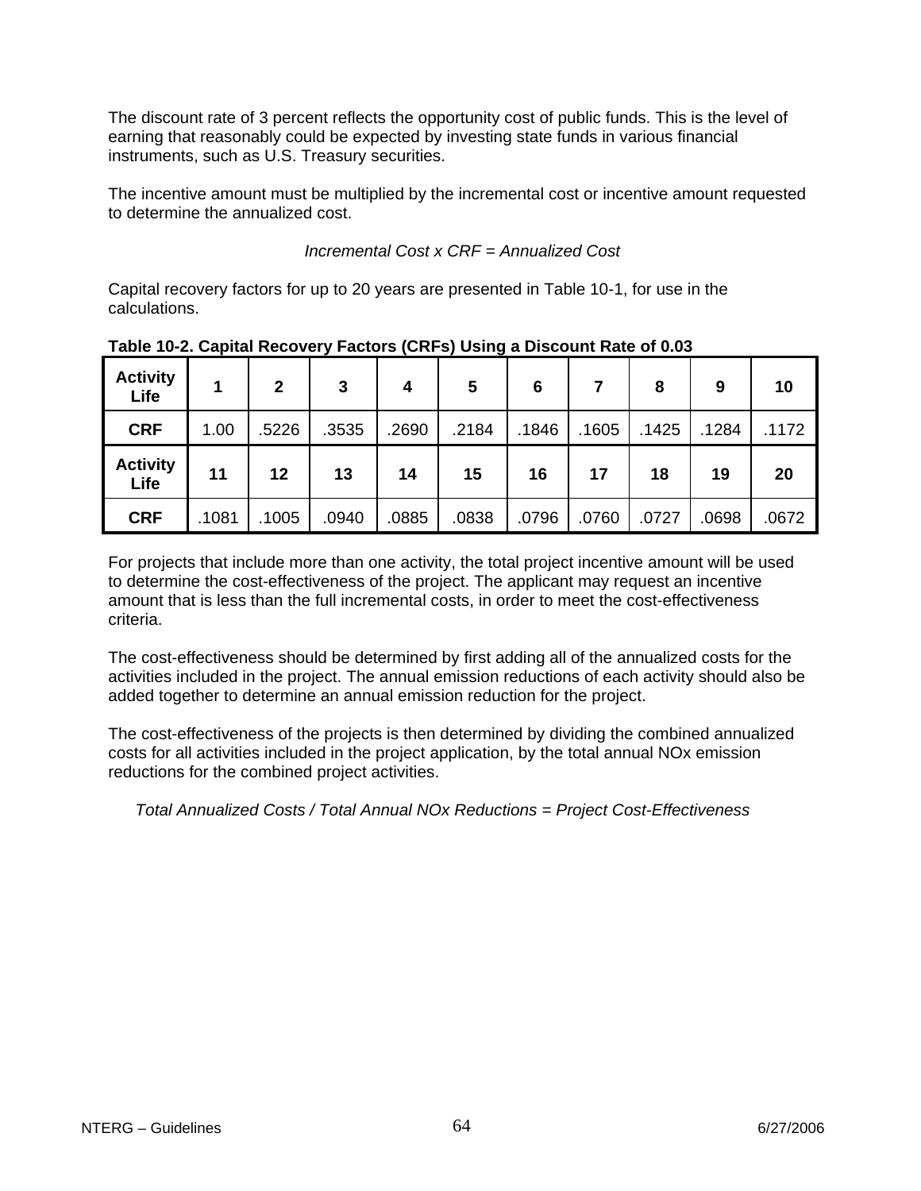The discount rate of 3 percent reflects the opportunity cost of public funds. This is the level of earning that reasonably could be expected by investing state funds in various financial instruments, such as U.S. Treasury securities.

The incentive amount must be multiplied by the incremental cost or incentive amount requested to determine the annualized cost.

*Incremental Cost x CRF = Annualized Cost*

Capital recovery factors for up to 20 years are presented in Table 10-1, for use in the calculations.

**Table 10-2. Capital Recovery Factors (CRFs) Using a Discount Rate of 0.03**

| **Activity Life** | **1** | **2** | **3** | **4** | **5** | **6** | **7** | **8** | **9** | **10** |
|---|---|---|---|---|---|---|---|---|---|---|
| **CRF** | 1.00 | .5226 | .3535 | .2690 | .2184 | .1846 | .1605 | .1425 | .1284 | .1172 |
| **Activity Life** | **11** | **12** | **13** | **14** | **15** | **16** | **17** | **18** | **19** | **20** |
| **CRF** | .1081 | .1005 | .0940 | .0885 | .0838 | .0796 | .0760 | .0727 | .0698 | .0672 |

For projects that include more than one activity, the total project incentive amount will be used to determine the cost-effectiveness of the project. The applicant may request an incentive amount that is less than the full incremental costs, in order to meet the cost-effectiveness criteria.

The cost-effectiveness should be determined by first adding all of the annualized costs for the activities included in the project. The annual emission reductions of each activity should also be added together to determine an annual emission reduction for the project.

The cost-effectiveness of the projects is then determined by dividing the combined annualized costs for all activities included in the project application, by the total annual NOx emission reductions for the combined project activities.

*Total Annualized Costs / Total Annual NOx Reductions = Project Cost-Effectiveness*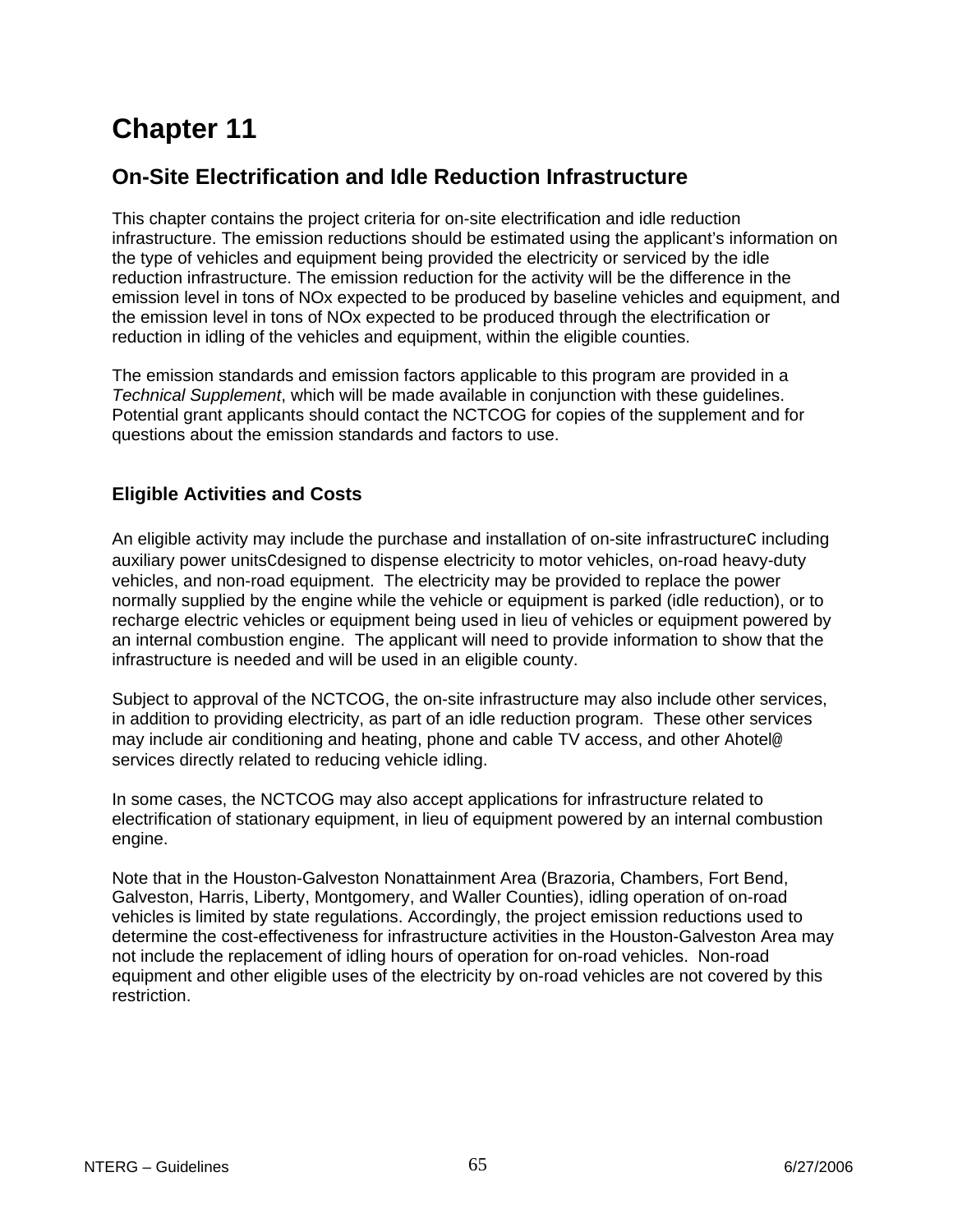# Chapter 11

## On-Site Electrification and Idle Reduction Infrastructure

This chapter contains the project criteria for on-site electrification and idle reduction infrastructure. The emission reductions should be estimated using the applicant's information on the type of vehicles and equipment being provided the electricity or serviced by the idle reduction infrastructure. The emission reduction for the activity will be the difference in the emission level in tons of NOx expected to be produced by baseline vehicles and equipment, and the emission level in tons of NOx expected to be produced through the electrification or reduction in idling of the vehicles and equipment, within the eligible counties.

The emission standards and emission factors applicable to this program are provided in a *Technical Supplement*, which will be made available in conjunction with these guidelines. Potential grant applicants should contact the NCTCOG for copies of the supplement and for questions about the emission standards and factors to use.

### Eligible Activities and Costs

An eligible activity may include the purchase and installation of on-site infrastructureC including auxiliary power unitsCdesigned to dispense electricity to motor vehicles, on-road heavy-duty vehicles, and non-road equipment. The electricity may be provided to replace the power normally supplied by the engine while the vehicle or equipment is parked (idle reduction), or to recharge electric vehicles or equipment being used in lieu of vehicles or equipment powered by an internal combustion engine. The applicant will need to provide information to show that the infrastructure is needed and will be used in an eligible county.

Subject to approval of the NCTCOG, the on-site infrastructure may also include other services, in addition to providing electricity, as part of an idle reduction program. These other services may include air conditioning and heating, phone and cable TV access, and other Ahotel@ services directly related to reducing vehicle idling.

In some cases, the NCTCOG may also accept applications for infrastructure related to electrification of stationary equipment, in lieu of equipment powered by an internal combustion engine.

Note that in the Houston-Galveston Nonattainment Area (Brazoria, Chambers, Fort Bend, Galveston, Harris, Liberty, Montgomery, and Waller Counties), idling operation of on-road vehicles is limited by state regulations. Accordingly, the project emission reductions used to determine the cost-effectiveness for infrastructure activities in the Houston-Galveston Area may not include the replacement of idling hours of operation for on-road vehicles. Non-road equipment and other eligible uses of the electricity by on-road vehicles are not covered by this restriction.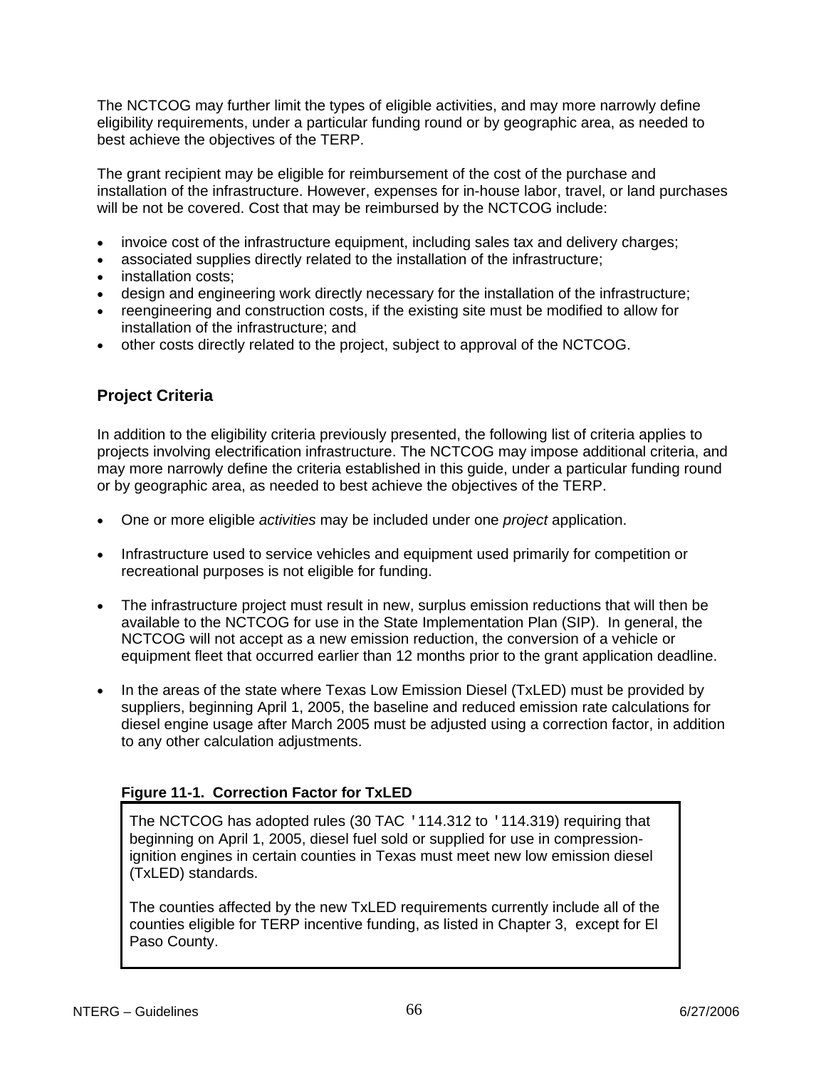The NCTCOG may further limit the types of eligible activities, and may more narrowly define eligibility requirements, under a particular funding round or by geographic area, as needed to best achieve the objectives of the TERP.

The grant recipient may be eligible for reimbursement of the cost of the purchase and installation of the infrastructure. However, expenses for in-house labor, travel, or land purchases will be not be covered. Cost that may be reimbursed by the NCTCOG include:

- invoice cost of the infrastructure equipment, including sales tax and delivery charges;
- associated supplies directly related to the installation of the infrastructure;
- installation costs;
- design and engineering work directly necessary for the installation of the infrastructure;
- reengineering and construction costs, if the existing site must be modified to allow for installation of the infrastructure; and
- other costs directly related to the project, subject to approval of the NCTCOG.

### Project Criteria

In addition to the eligibility criteria previously presented, the following list of criteria applies to projects involving electrification infrastructure. The NCTCOG may impose additional criteria, and may more narrowly define the criteria established in this guide, under a particular funding round or by geographic area, as needed to best achieve the objectives of the TERP.

- One or more eligible *activities* may be included under one *project* application.

- Infrastructure used to service vehicles and equipment used primarily for competition or recreational purposes is not eligible for funding.

- The infrastructure project must result in new, surplus emission reductions that will then be available to the NCTCOG for use in the State Implementation Plan (SIP). In general, the NCTCOG will not accept as a new emission reduction, the conversion of a vehicle or equipment fleet that occurred earlier than 12 months prior to the grant application deadline.

- In the areas of the state where Texas Low Emission Diesel (TxLED) must be provided by suppliers, beginning April 1, 2005, the baseline and reduced emission rate calculations for diesel engine usage after March 2005 must be adjusted using a correction factor, in addition to any other calculation adjustments.

**Figure 11-1. Correction Factor for TxLED**

The NCTCOG has adopted rules (30 TAC '114.312 to '114.319) requiring that beginning on April 1, 2005, diesel fuel sold or supplied for use in compression-ignition engines in certain counties in Texas must meet new low emission diesel (TxLED) standards.

The counties affected by the new TxLED requirements currently include all of the counties eligible for TERP incentive funding, as listed in Chapter 3, except for El Paso County.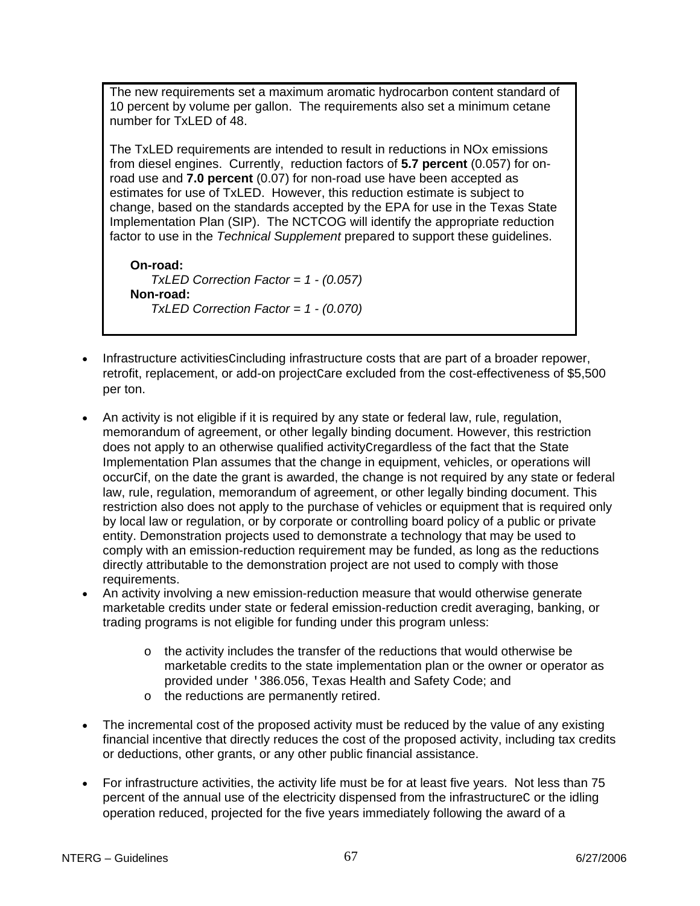The new requirements set a maximum aromatic hydrocarbon content standard of 10 percent by volume per gallon. The requirements also set a minimum cetane number for TxLED of 48.

The TxLED requirements are intended to result in reductions in NOx emissions from diesel engines. Currently, reduction factors of **5.7 percent** (0.057) for on-road use and **7.0 percent** (0.07) for non-road use have been accepted as estimates for use of TxLED. However, this reduction estimate is subject to change, based on the standards accepted by the EPA for use in the Texas State Implementation Plan (SIP). The NCTCOG will identify the appropriate reduction factor to use in the *Technical Supplement* prepared to support these guidelines.

**On-road:**
*TxLED Correction Factor = 1 - (0.057)*
**Non-road:**
*TxLED Correction Factor = 1 - (0.070)*

- Infrastructure activitiesCincluding infrastructure costs that are part of a broader repower, retrofit, replacement, or add-on projectCare excluded from the cost-effectiveness of $5,500 per ton.

- An activity is not eligible if it is required by any state or federal law, rule, regulation, memorandum of agreement, or other legally binding document. However, this restriction does not apply to an otherwise qualified activityCregardless of the fact that the State Implementation Plan assumes that the change in equipment, vehicles, or operations will occurCif, on the date the grant is awarded, the change is not required by any state or federal law, rule, regulation, memorandum of agreement, or other legally binding document. This restriction also does not apply to the purchase of vehicles or equipment that is required only by local law or regulation, or by corporate or controlling board policy of a public or private entity. Demonstration projects used to demonstrate a technology that may be used to comply with an emission-reduction requirement may be funded, as long as the reductions directly attributable to the demonstration project are not used to comply with those requirements.
- An activity involving a new emission-reduction measure that would otherwise generate marketable credits under state or federal emission-reduction credit averaging, banking, or trading programs is not eligible for funding under this program unless:

  - the activity includes the transfer of the reductions that would otherwise be marketable credits to the state implementation plan or the owner or operator as provided under '386.056, Texas Health and Safety Code; and
  - the reductions are permanently retired.

- The incremental cost of the proposed activity must be reduced by the value of any existing financial incentive that directly reduces the cost of the proposed activity, including tax credits or deductions, other grants, or any other public financial assistance.

- For infrastructure activities, the activity life must be for at least five years. Not less than 75 percent of the annual use of the electricity dispensed from the infrastructureC or the idling operation reduced, projected for the five years immediately following the award of a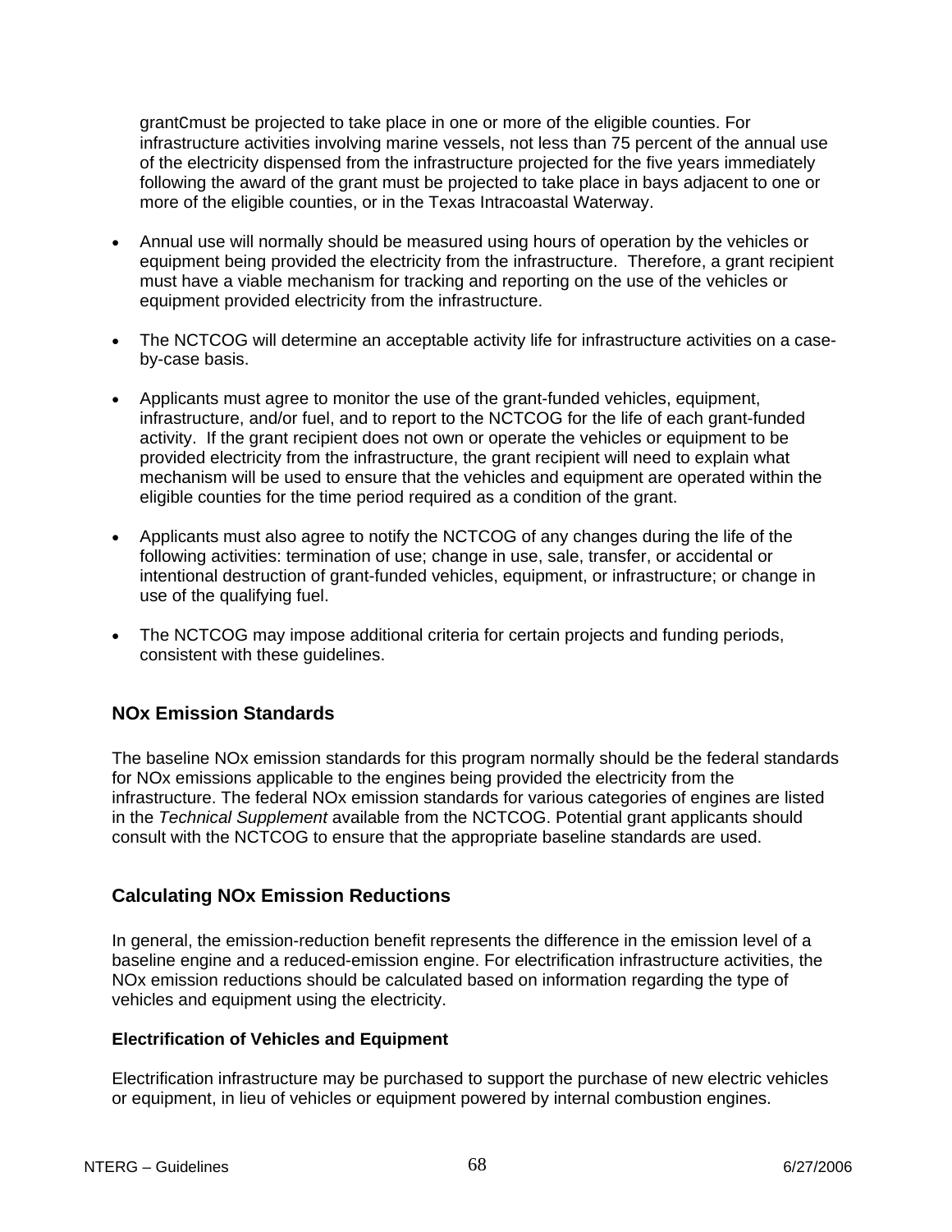grantCmust be projected to take place in one or more of the eligible counties. For infrastructure activities involving marine vessels, not less than 75 percent of the annual use of the electricity dispensed from the infrastructure projected for the five years immediately following the award of the grant must be projected to take place in bays adjacent to one or more of the eligible counties, or in the Texas Intracoastal Waterway.

- Annual use will normally should be measured using hours of operation by the vehicles or equipment being provided the electricity from the infrastructure. Therefore, a grant recipient must have a viable mechanism for tracking and reporting on the use of the vehicles or equipment provided electricity from the infrastructure.
- The NCTCOG will determine an acceptable activity life for infrastructure activities on a case-by-case basis.
- Applicants must agree to monitor the use of the grant-funded vehicles, equipment, infrastructure, and/or fuel, and to report to the NCTCOG for the life of each grant-funded activity. If the grant recipient does not own or operate the vehicles or equipment to be provided electricity from the infrastructure, the grant recipient will need to explain what mechanism will be used to ensure that the vehicles and equipment are operated within the eligible counties for the time period required as a condition of the grant.
- Applicants must also agree to notify the NCTCOG of any changes during the life of the following activities: termination of use; change in use, sale, transfer, or accidental or intentional destruction of grant-funded vehicles, equipment, or infrastructure; or change in use of the qualifying fuel.
- The NCTCOG may impose additional criteria for certain projects and funding periods, consistent with these guidelines.

## NOx Emission Standards

The baseline NOx emission standards for this program normally should be the federal standards for NOx emissions applicable to the engines being provided the electricity from the infrastructure. The federal NOx emission standards for various categories of engines are listed in the *Technical Supplement* available from the NCTCOG. Potential grant applicants should consult with the NCTCOG to ensure that the appropriate baseline standards are used.

## Calculating NOx Emission Reductions

In general, the emission-reduction benefit represents the difference in the emission level of a baseline engine and a reduced-emission engine. For electrification infrastructure activities, the NOx emission reductions should be calculated based on information regarding the type of vehicles and equipment using the electricity.

### Electrification of Vehicles and Equipment

Electrification infrastructure may be purchased to support the purchase of new electric vehicles or equipment, in lieu of vehicles or equipment powered by internal combustion engines.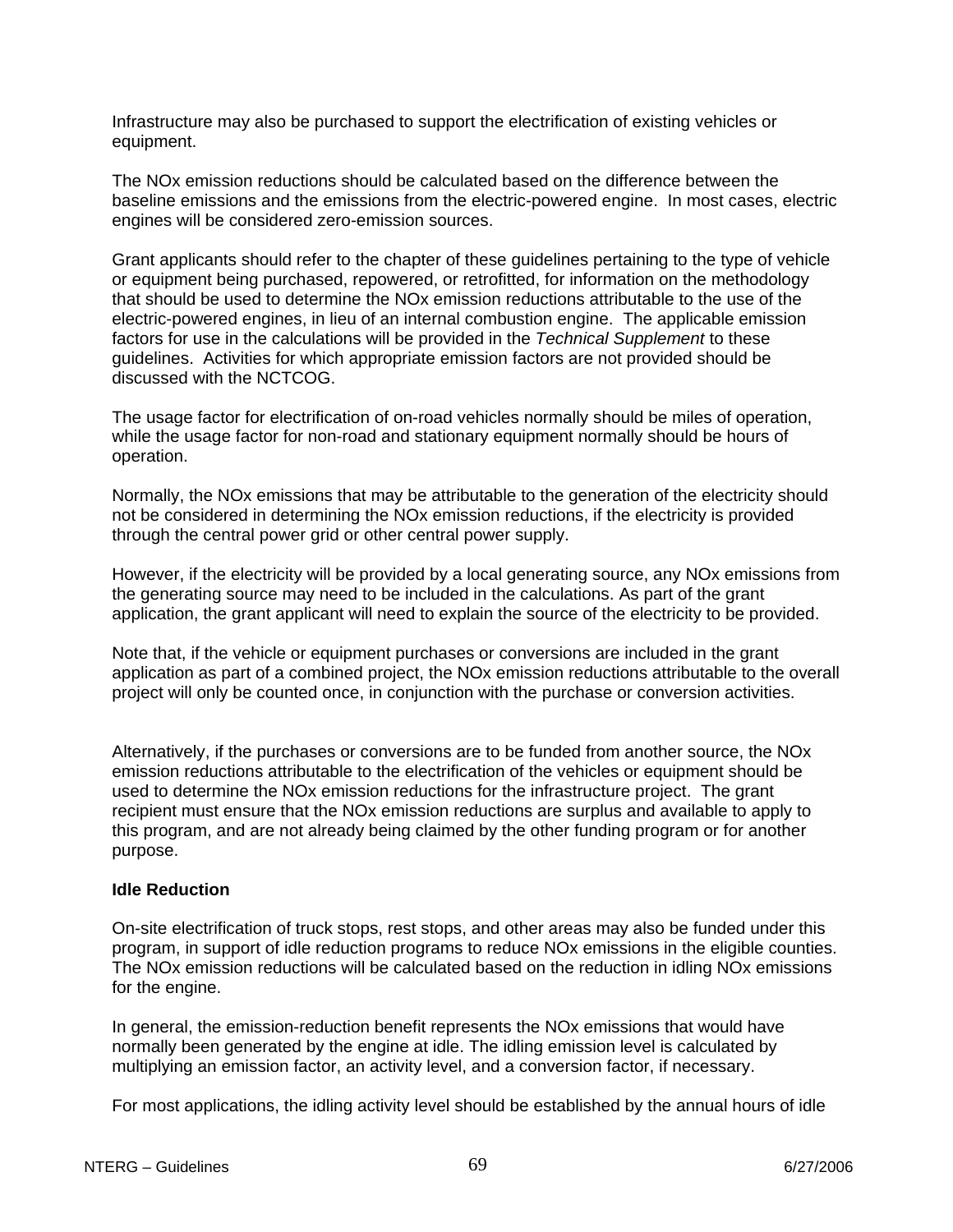Infrastructure may also be purchased to support the electrification of existing vehicles or equipment.

The NOx emission reductions should be calculated based on the difference between the baseline emissions and the emissions from the electric-powered engine. In most cases, electric engines will be considered zero-emission sources.

Grant applicants should refer to the chapter of these guidelines pertaining to the type of vehicle or equipment being purchased, repowered, or retrofitted, for information on the methodology that should be used to determine the NOx emission reductions attributable to the use of the electric-powered engines, in lieu of an internal combustion engine. The applicable emission factors for use in the calculations will be provided in the *Technical Supplement* to these guidelines. Activities for which appropriate emission factors are not provided should be discussed with the NCTCOG.

The usage factor for electrification of on-road vehicles normally should be miles of operation, while the usage factor for non-road and stationary equipment normally should be hours of operation.

Normally, the NOx emissions that may be attributable to the generation of the electricity should not be considered in determining the NOx emission reductions, if the electricity is provided through the central power grid or other central power supply.

However, if the electricity will be provided by a local generating source, any NOx emissions from the generating source may need to be included in the calculations. As part of the grant application, the grant applicant will need to explain the source of the electricity to be provided.

Note that, if the vehicle or equipment purchases or conversions are included in the grant application as part of a combined project, the NOx emission reductions attributable to the overall project will only be counted once, in conjunction with the purchase or conversion activities.

Alternatively, if the purchases or conversions are to be funded from another source, the NOx emission reductions attributable to the electrification of the vehicles or equipment should be used to determine the NOx emission reductions for the infrastructure project. The grant recipient must ensure that the NOx emission reductions are surplus and available to apply to this program, and are not already being claimed by the other funding program or for another purpose.

**Idle Reduction**

On-site electrification of truck stops, rest stops, and other areas may also be funded under this program, in support of idle reduction programs to reduce NOx emissions in the eligible counties. The NOx emission reductions will be calculated based on the reduction in idling NOx emissions for the engine.

In general, the emission-reduction benefit represents the NOx emissions that would have normally been generated by the engine at idle. The idling emission level is calculated by multiplying an emission factor, an activity level, and a conversion factor, if necessary.

For most applications, the idling activity level should be established by the annual hours of idle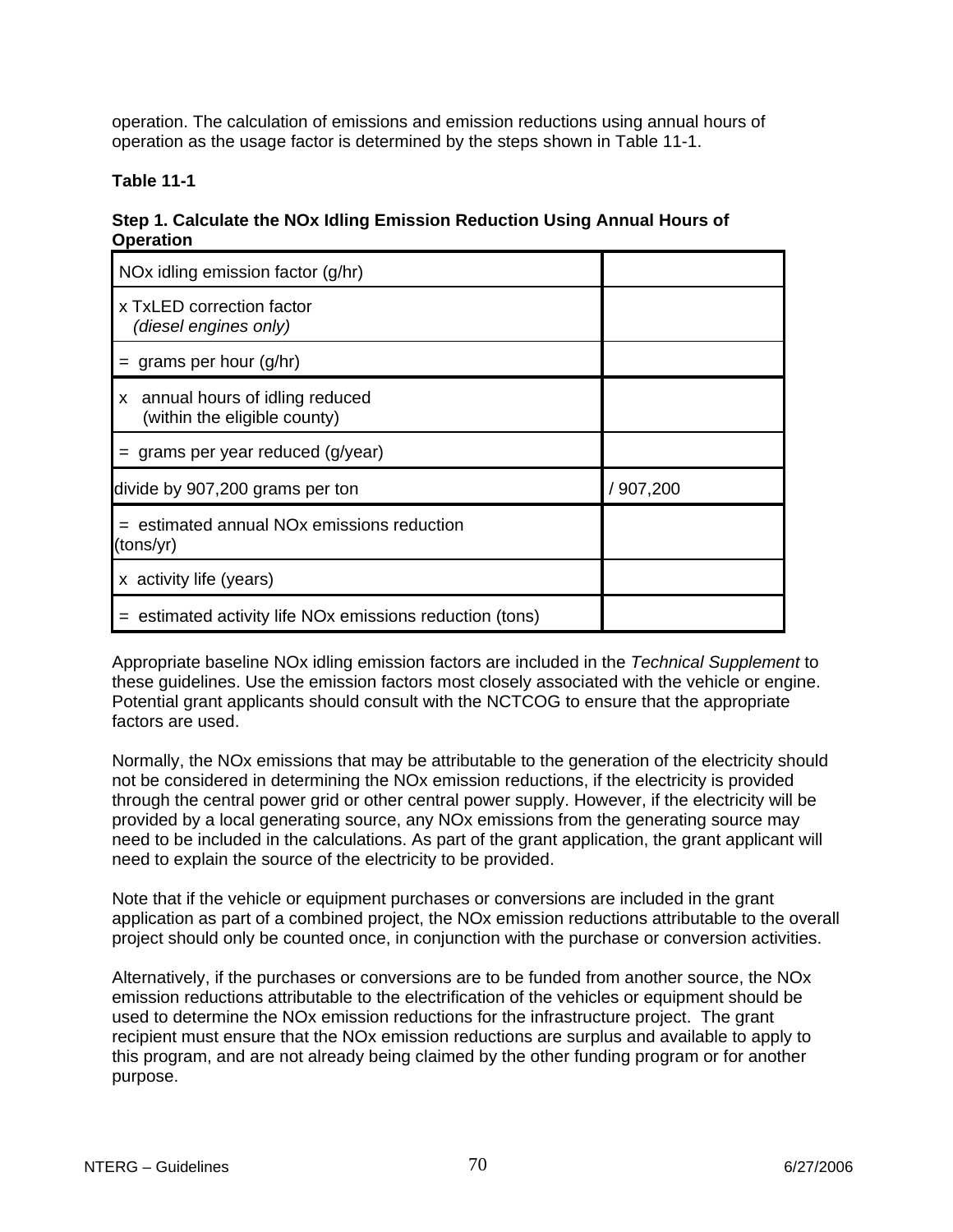operation. The calculation of emissions and emission reductions using annual hours of operation as the usage factor is determined by the steps shown in Table 11-1.

**Table 11-1**

**Step 1. Calculate the NOx Idling Emission Reduction Using Annual Hours of Operation**

| | |
|---|---|
| NOx idling emission factor (g/hr) | |
| x TxLED correction factor *(diesel engines only)* | |
| = grams per hour (g/hr) | |
| x annual hours of idling reduced (within the eligible county) | |
| = grams per year reduced (g/year) | |
| divide by 907,200 grams per ton | / 907,200 |
| = estimated annual NOx emissions reduction (tons/yr) | |
| x activity life (years) | |
| = estimated activity life NOx emissions reduction (tons) | |

Appropriate baseline NOx idling emission factors are included in the *Technical Supplement* to these guidelines. Use the emission factors most closely associated with the vehicle or engine. Potential grant applicants should consult with the NCTCOG to ensure that the appropriate factors are used.

Normally, the NOx emissions that may be attributable to the generation of the electricity should not be considered in determining the NOx emission reductions, if the electricity is provided through the central power grid or other central power supply. However, if the electricity will be provided by a local generating source, any NOx emissions from the generating source may need to be included in the calculations. As part of the grant application, the grant applicant will need to explain the source of the electricity to be provided.

Note that if the vehicle or equipment purchases or conversions are included in the grant application as part of a combined project, the NOx emission reductions attributable to the overall project should only be counted once, in conjunction with the purchase or conversion activities.

Alternatively, if the purchases or conversions are to be funded from another source, the NOx emission reductions attributable to the electrification of the vehicles or equipment should be used to determine the NOx emission reductions for the infrastructure project. The grant recipient must ensure that the NOx emission reductions are surplus and available to apply to this program, and are not already being claimed by the other funding program or for another purpose.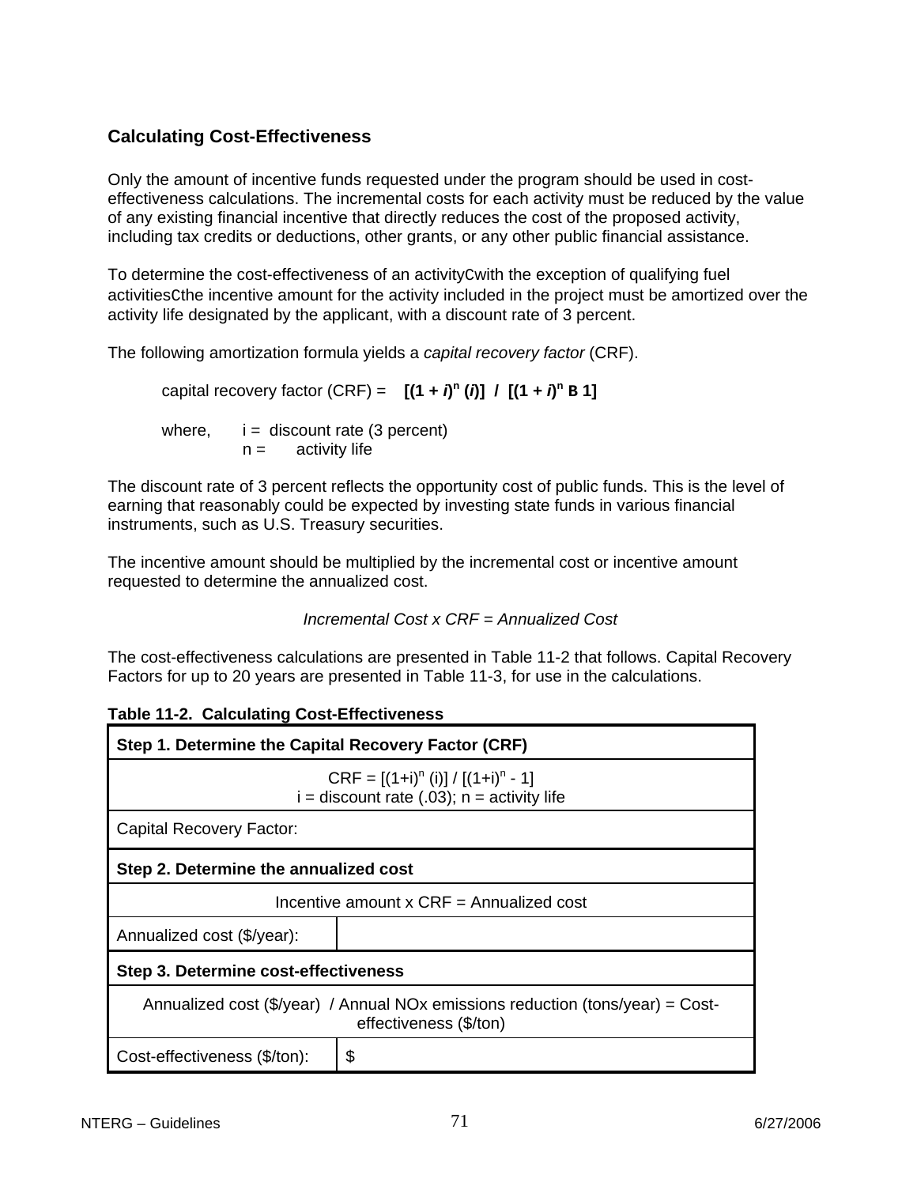### Calculating Cost-Effectiveness

Only the amount of incentive funds requested under the program should be used in cost-effectiveness calculations. The incremental costs for each activity must be reduced by the value of any existing financial incentive that directly reduces the cost of the proposed activity, including tax credits or deductions, other grants, or any other public financial assistance.

To determine the cost-effectiveness of an activityCwith the exception of qualifying fuel activitiesCthe incentive amount for the activity included in the project must be amortized over the activity life designated by the applicant, with a discount rate of 3 percent.

The following amortization formula yields a *capital recovery factor* (CRF).

capital recovery factor (CRF) = $\mathbf{[(1 + \mathit{i})^n (\mathit{i})] \; / \; [(1 + \mathit{i})^n \text{ B } 1]}$

where, $i$ = discount rate (3 percent)
$n$ = activity life

The discount rate of 3 percent reflects the opportunity cost of public funds. This is the level of earning that reasonably could be expected by investing state funds in various financial instruments, such as U.S. Treasury securities.

The incentive amount should be multiplied by the incremental cost or incentive amount requested to determine the annualized cost.

*Incremental Cost x CRF = Annualized Cost*

The cost-effectiveness calculations are presented in Table 11-2 that follows. Capital Recovery Factors for up to 20 years are presented in Table 11-3, for use in the calculations.

**Table 11-2. Calculating Cost-Effectiveness**

| **Step 1. Determine the Capital Recovery Factor (CRF)** | |
|---|---|
| CRF = $[(1+i)^n (i)] / [(1+i)^n - 1]$<br>i = discount rate (.03); n = activity life | |
| Capital Recovery Factor: | |
| **Step 2. Determine the annualized cost** | |
| Incentive amount x CRF = Annualized cost | |
| Annualized cost ($/year): | |
| **Step 3. Determine cost-effectiveness** | |
| Annualized cost ($/year) / Annual NOx emissions reduction (tons/year) = Cost-effectiveness ($/ton) | |
| Cost-effectiveness ($/ton): | $ |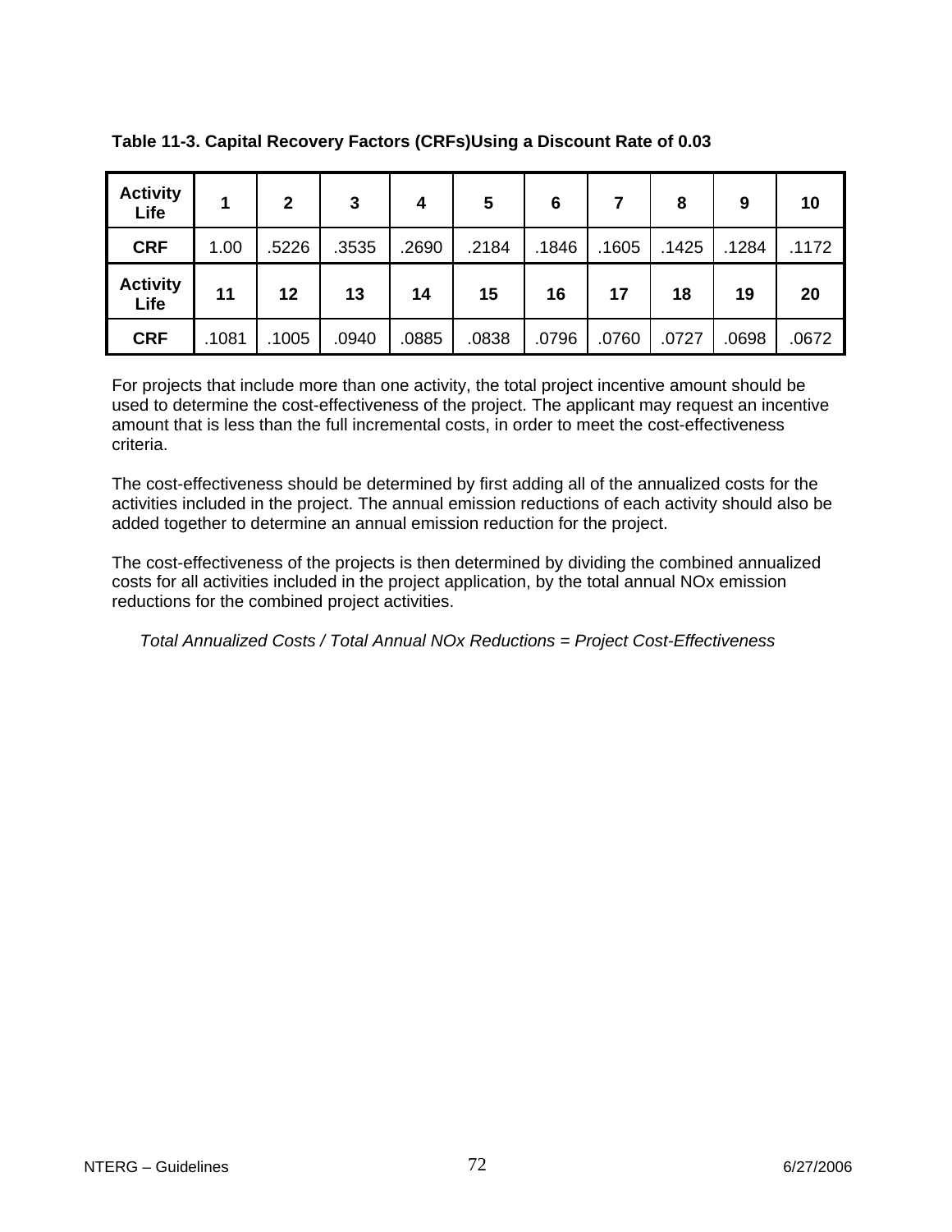**Table 11-3. Capital Recovery Factors (CRFs)Using a Discount Rate of 0.03**

| Activity Life | 1 | 2 | 3 | 4 | 5 | 6 | 7 | 8 | 9 | 10 |
|---|---|---|---|---|---|---|---|---|---|---|
| **CRF** | 1.00 | .5226 | .3535 | .2690 | .2184 | .1846 | .1605 | .1425 | .1284 | .1172 |
| **Activity Life** | **11** | **12** | **13** | **14** | **15** | **16** | **17** | **18** | **19** | **20** |
| **CRF** | .1081 | .1005 | .0940 | .0885 | .0838 | .0796 | .0760 | .0727 | .0698 | .0672 |

For projects that include more than one activity, the total project incentive amount should be used to determine the cost-effectiveness of the project. The applicant may request an incentive amount that is less than the full incremental costs, in order to meet the cost-effectiveness criteria.

The cost-effectiveness should be determined by first adding all of the annualized costs for the activities included in the project. The annual emission reductions of each activity should also be added together to determine an annual emission reduction for the project.

The cost-effectiveness of the projects is then determined by dividing the combined annualized costs for all activities included in the project application, by the total annual NOx emission reductions for the combined project activities.

*Total Annualized Costs / Total Annual NOx Reductions = Project Cost-Effectiveness*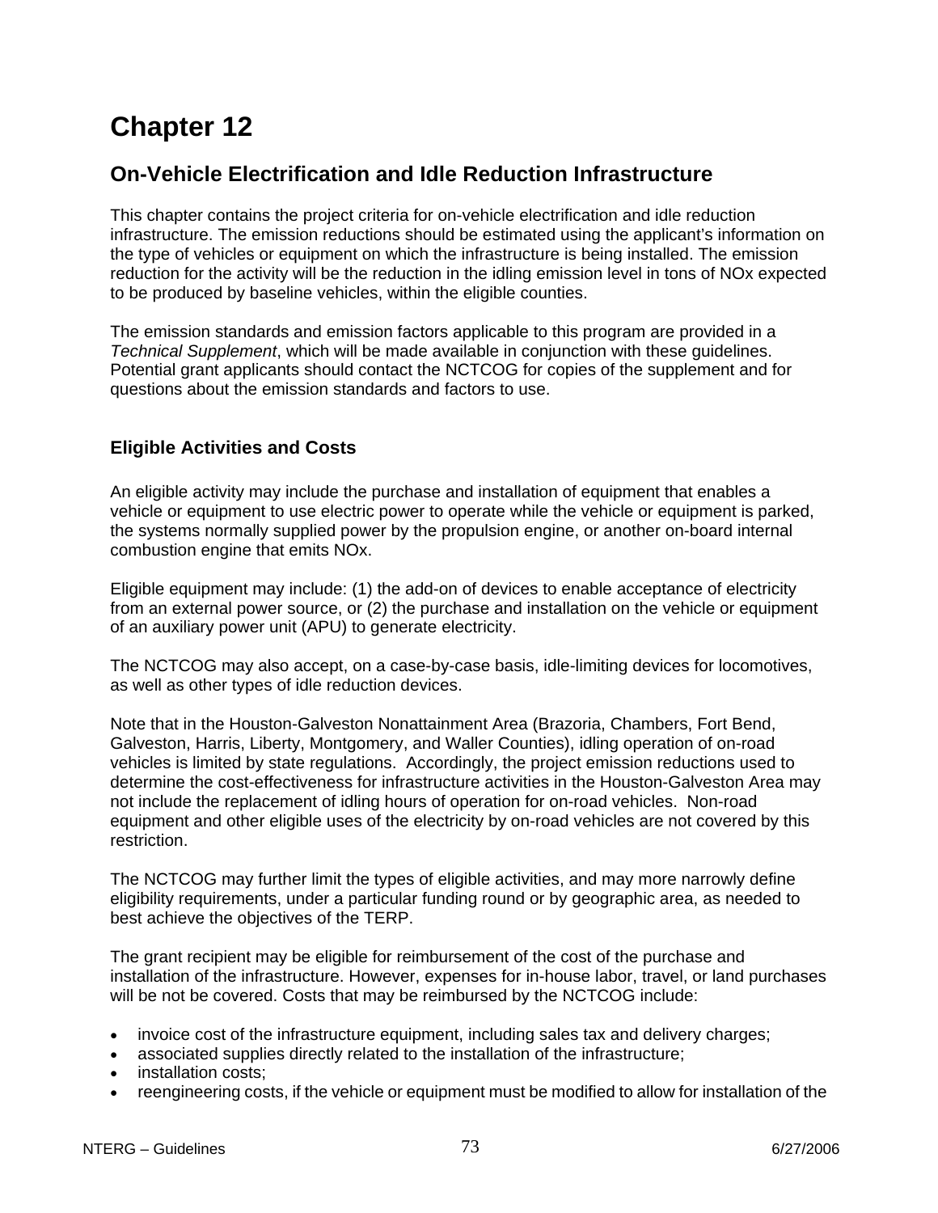# Chapter 12

## On-Vehicle Electrification and Idle Reduction Infrastructure

This chapter contains the project criteria for on-vehicle electrification and idle reduction infrastructure. The emission reductions should be estimated using the applicant's information on the type of vehicles or equipment on which the infrastructure is being installed. The emission reduction for the activity will be the reduction in the idling emission level in tons of NOx expected to be produced by baseline vehicles, within the eligible counties.

The emission standards and emission factors applicable to this program are provided in a *Technical Supplement*, which will be made available in conjunction with these guidelines. Potential grant applicants should contact the NCTCOG for copies of the supplement and for questions about the emission standards and factors to use.

### Eligible Activities and Costs

An eligible activity may include the purchase and installation of equipment that enables a vehicle or equipment to use electric power to operate while the vehicle or equipment is parked, the systems normally supplied power by the propulsion engine, or another on-board internal combustion engine that emits NOx.

Eligible equipment may include: (1) the add-on of devices to enable acceptance of electricity from an external power source, or (2) the purchase and installation on the vehicle or equipment of an auxiliary power unit (APU) to generate electricity.

The NCTCOG may also accept, on a case-by-case basis, idle-limiting devices for locomotives, as well as other types of idle reduction devices.

Note that in the Houston-Galveston Nonattainment Area (Brazoria, Chambers, Fort Bend, Galveston, Harris, Liberty, Montgomery, and Waller Counties), idling operation of on-road vehicles is limited by state regulations. Accordingly, the project emission reductions used to determine the cost-effectiveness for infrastructure activities in the Houston-Galveston Area may not include the replacement of idling hours of operation for on-road vehicles. Non-road equipment and other eligible uses of the electricity by on-road vehicles are not covered by this restriction.

The NCTCOG may further limit the types of eligible activities, and may more narrowly define eligibility requirements, under a particular funding round or by geographic area, as needed to best achieve the objectives of the TERP.

The grant recipient may be eligible for reimbursement of the cost of the purchase and installation of the infrastructure. However, expenses for in-house labor, travel, or land purchases will be not be covered. Costs that may be reimbursed by the NCTCOG include:

- invoice cost of the infrastructure equipment, including sales tax and delivery charges;
- associated supplies directly related to the installation of the infrastructure;
- installation costs;
- reengineering costs, if the vehicle or equipment must be modified to allow for installation of the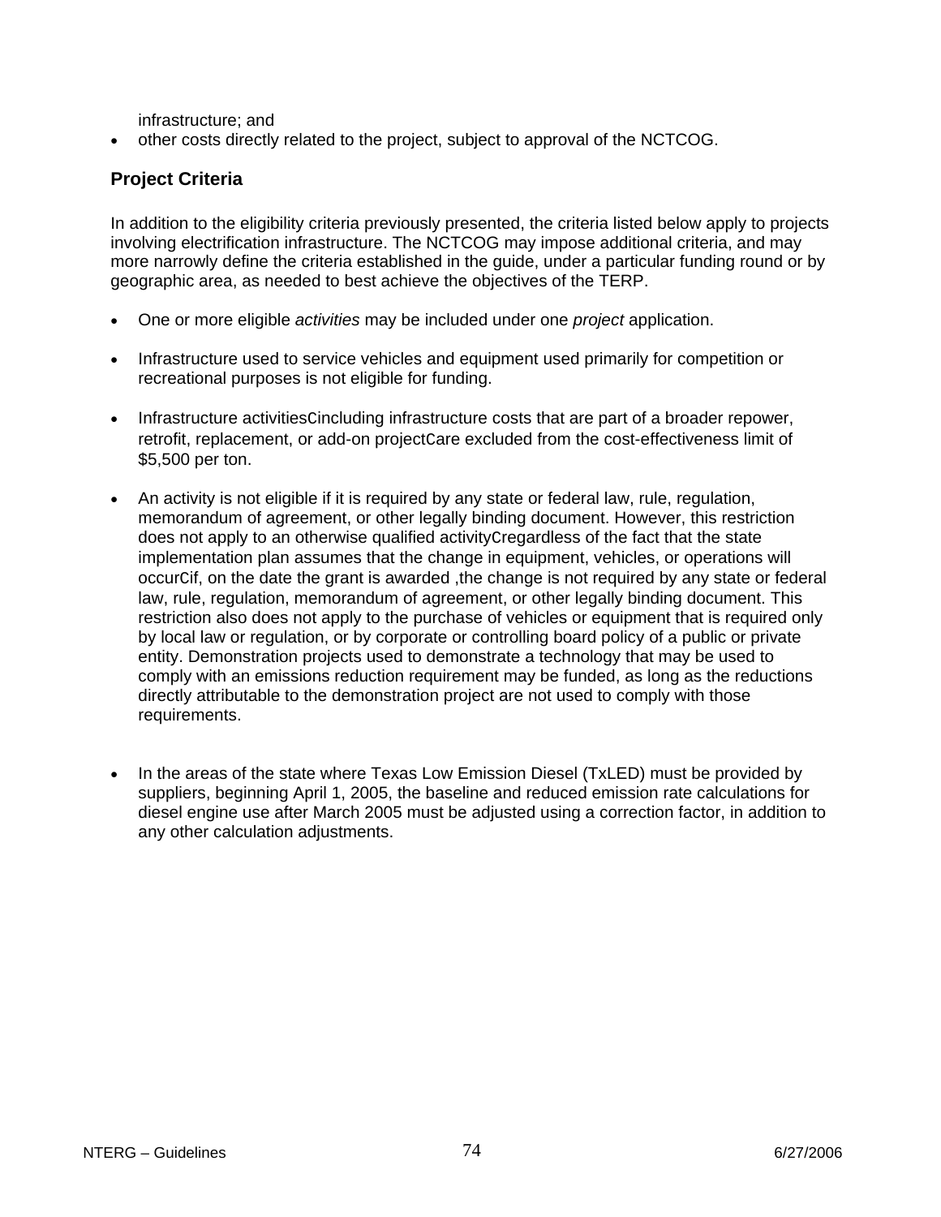infrastructure; and

- other costs directly related to the project, subject to approval of the NCTCOG.

### Project Criteria

In addition to the eligibility criteria previously presented, the criteria listed below apply to projects involving electrification infrastructure. The NCTCOG may impose additional criteria, and may more narrowly define the criteria established in the guide, under a particular funding round or by geographic area, as needed to best achieve the objectives of the TERP.

- One or more eligible *activities* may be included under one *project* application.

- Infrastructure used to service vehicles and equipment used primarily for competition or recreational purposes is not eligible for funding.

- Infrastructure activitiesCincluding infrastructure costs that are part of a broader repower, retrofit, replacement, or add-on projectCare excluded from the cost-effectiveness limit of $5,500 per ton.

- An activity is not eligible if it is required by any state or federal law, rule, regulation, memorandum of agreement, or other legally binding document. However, this restriction does not apply to an otherwise qualified activityCregardless of the fact that the state implementation plan assumes that the change in equipment, vehicles, or operations will occurCif, on the date the grant is awarded ,the change is not required by any state or federal law, rule, regulation, memorandum of agreement, or other legally binding document. This restriction also does not apply to the purchase of vehicles or equipment that is required only by local law or regulation, or by corporate or controlling board policy of a public or private entity. Demonstration projects used to demonstrate a technology that may be used to comply with an emissions reduction requirement may be funded, as long as the reductions directly attributable to the demonstration project are not used to comply with those requirements.

- In the areas of the state where Texas Low Emission Diesel (TxLED) must be provided by suppliers, beginning April 1, 2005, the baseline and reduced emission rate calculations for diesel engine use after March 2005 must be adjusted using a correction factor, in addition to any other calculation adjustments.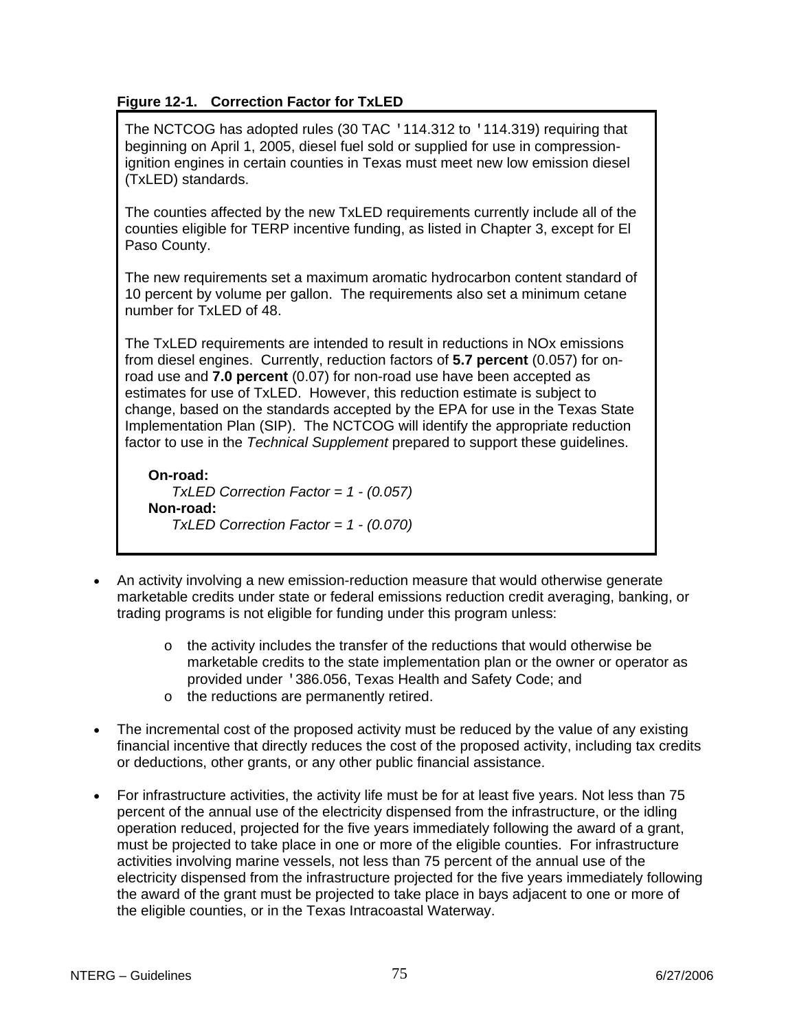**Figure 12-1. Correction Factor for TxLED**

The NCTCOG has adopted rules (30 TAC '114.312 to '114.319) requiring that beginning on April 1, 2005, diesel fuel sold or supplied for use in compression-ignition engines in certain counties in Texas must meet new low emission diesel (TxLED) standards.

The counties affected by the new TxLED requirements currently include all of the counties eligible for TERP incentive funding, as listed in Chapter 3, except for El Paso County.

The new requirements set a maximum aromatic hydrocarbon content standard of 10 percent by volume per gallon. The requirements also set a minimum cetane number for TxLED of 48.

The TxLED requirements are intended to result in reductions in NOx emissions from diesel engines. Currently, reduction factors of **5.7 percent** (0.057) for on-road use and **7.0 percent** (0.07) for non-road use have been accepted as estimates for use of TxLED. However, this reduction estimate is subject to change, based on the standards accepted by the EPA for use in the Texas State Implementation Plan (SIP). The NCTCOG will identify the appropriate reduction factor to use in the *Technical Supplement* prepared to support these guidelines.

**On-road:**
*TxLED Correction Factor = 1 - (0.057)*
**Non-road:**
*TxLED Correction Factor = 1 - (0.070)*

- An activity involving a new emission-reduction measure that would otherwise generate marketable credits under state or federal emissions reduction credit averaging, banking, or trading programs is not eligible for funding under this program unless:
  - the activity includes the transfer of the reductions that would otherwise be marketable credits to the state implementation plan or the owner or operator as provided under '386.056, Texas Health and Safety Code; and
  - the reductions are permanently retired.

- The incremental cost of the proposed activity must be reduced by the value of any existing financial incentive that directly reduces the cost of the proposed activity, including tax credits or deductions, other grants, or any other public financial assistance.

- For infrastructure activities, the activity life must be for at least five years. Not less than 75 percent of the annual use of the electricity dispensed from the infrastructure, or the idling operation reduced, projected for the five years immediately following the award of a grant, must be projected to take place in one or more of the eligible counties. For infrastructure activities involving marine vessels, not less than 75 percent of the annual use of the electricity dispensed from the infrastructure projected for the five years immediately following the award of the grant must be projected to take place in bays adjacent to one or more of the eligible counties, or in the Texas Intracoastal Waterway.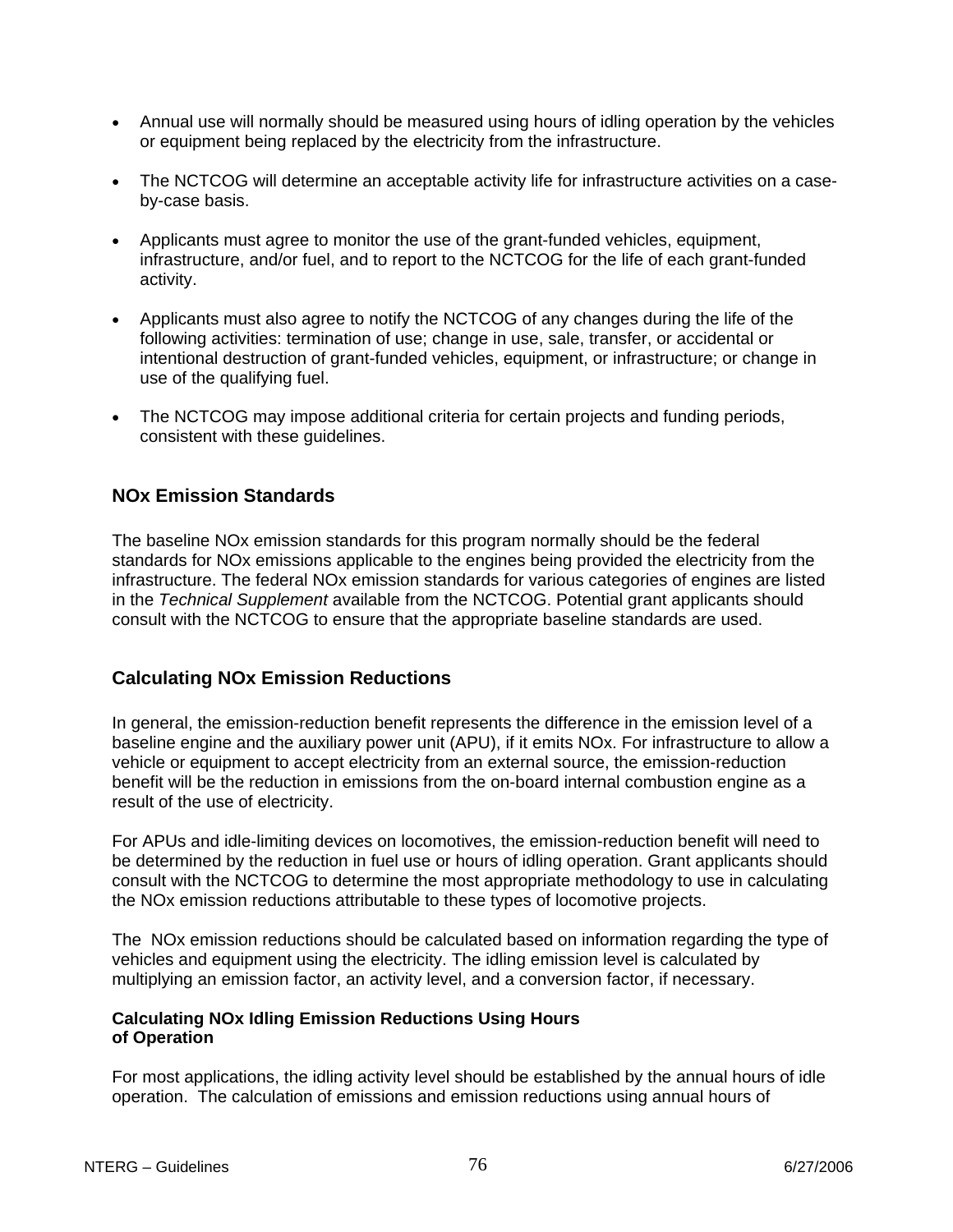- Annual use will normally should be measured using hours of idling operation by the vehicles or equipment being replaced by the electricity from the infrastructure.
- The NCTCOG will determine an acceptable activity life for infrastructure activities on a case-by-case basis.
- Applicants must agree to monitor the use of the grant-funded vehicles, equipment, infrastructure, and/or fuel, and to report to the NCTCOG for the life of each grant-funded activity.
- Applicants must also agree to notify the NCTCOG of any changes during the life of the following activities: termination of use; change in use, sale, transfer, or accidental or intentional destruction of grant-funded vehicles, equipment, or infrastructure; or change in use of the qualifying fuel.
- The NCTCOG may impose additional criteria for certain projects and funding periods, consistent with these guidelines.

## NOx Emission Standards

The baseline NOx emission standards for this program normally should be the federal standards for NOx emissions applicable to the engines being provided the electricity from the infrastructure. The federal NOx emission standards for various categories of engines are listed in the *Technical Supplement* available from the NCTCOG. Potential grant applicants should consult with the NCTCOG to ensure that the appropriate baseline standards are used.

## Calculating NOx Emission Reductions

In general, the emission-reduction benefit represents the difference in the emission level of a baseline engine and the auxiliary power unit (APU), if it emits NOx. For infrastructure to allow a vehicle or equipment to accept electricity from an external source, the emission-reduction benefit will be the reduction in emissions from the on-board internal combustion engine as a result of the use of electricity.

For APUs and idle-limiting devices on locomotives, the emission-reduction benefit will need to be determined by the reduction in fuel use or hours of idling operation. Grant applicants should consult with the NCTCOG to determine the most appropriate methodology to use in calculating the NOx emission reductions attributable to these types of locomotive projects.

The NOx emission reductions should be calculated based on information regarding the type of vehicles and equipment using the electricity. The idling emission level is calculated by multiplying an emission factor, an activity level, and a conversion factor, if necessary.

#### Calculating NOx Idling Emission Reductions Using Hours of Operation

For most applications, the idling activity level should be established by the annual hours of idle operation. The calculation of emissions and emission reductions using annual hours of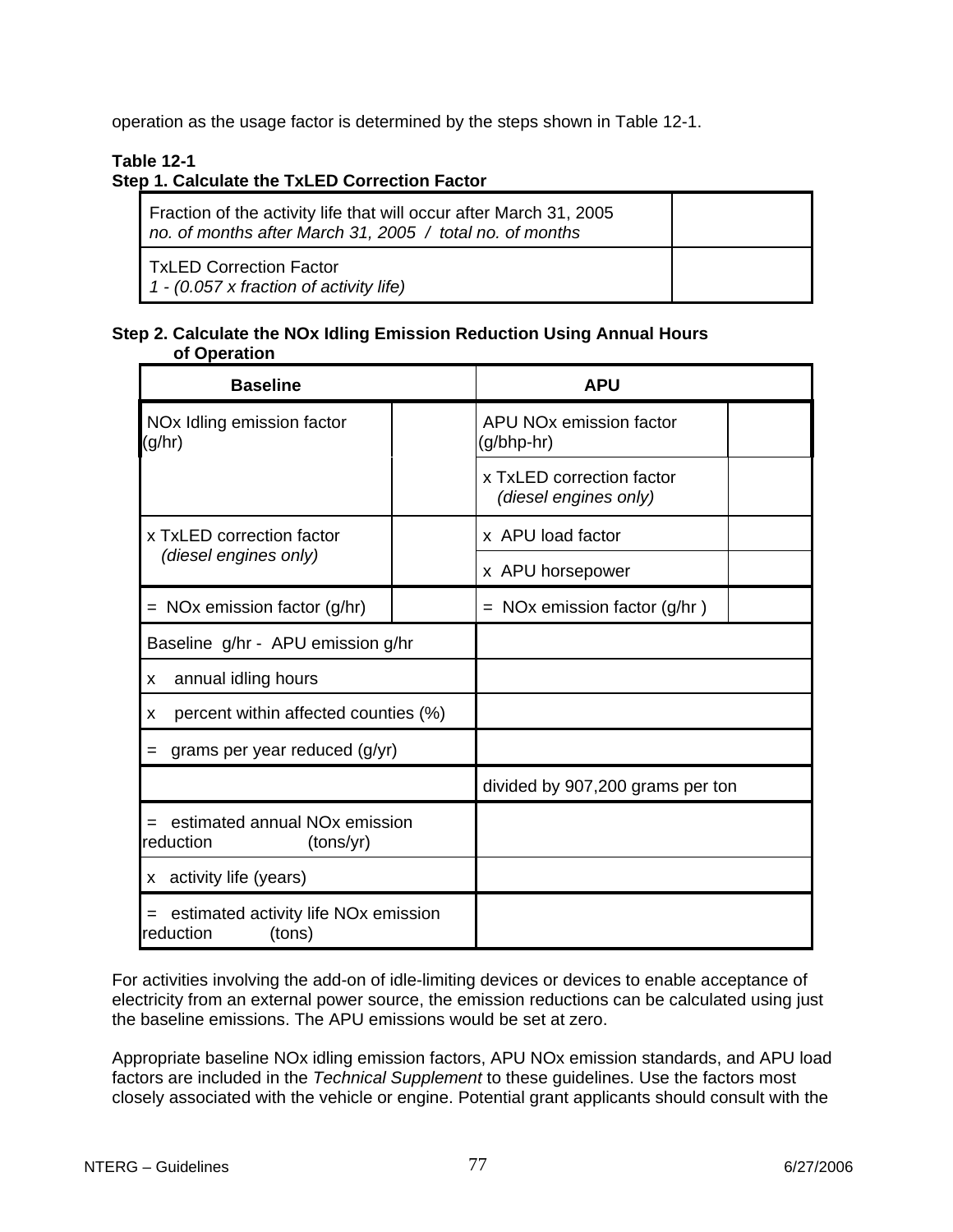operation as the usage factor is determined by the steps shown in Table 12-1.

**Table 12-1**
**Step 1. Calculate the TxLED Correction Factor**

| | |
|---|---|
| Fraction of the activity life that will occur after March 31, 2005<br>*no. of months after March 31, 2005 / total no. of months* | |
| TxLED Correction Factor<br>*1 - (0.057 x fraction of activity life)* | |

**Step 2. Calculate the NOx Idling Emission Reduction Using Annual Hours of Operation**

| Baseline | | APU | |
|---|---|---|---|
| NOx Idling emission factor (g/hr) | | APU NOx emission factor (g/bhp-hr) | |
| | | x TxLED correction factor *(diesel engines only)* | |
| x TxLED correction factor *(diesel engines only)* | | x APU load factor | |
| | | x APU horsepower | |
| = NOx emission factor (g/hr) | | = NOx emission factor (g/hr ) | |
| Baseline g/hr - APU emission g/hr | | | |
| x annual idling hours | | | |
| x percent within affected counties (%) | | | |
| = grams per year reduced (g/yr) | | | |
| | | divided by 907,200 grams per ton | |
| = estimated annual NOx emission reduction (tons/yr) | | | |
| x activity life (years) | | | |
| = estimated activity life NOx emission reduction (tons) | | | |

For activities involving the add-on of idle-limiting devices or devices to enable acceptance of electricity from an external power source, the emission reductions can be calculated using just the baseline emissions. The APU emissions would be set at zero.

Appropriate baseline NOx idling emission factors, APU NOx emission standards, and APU load factors are included in the *Technical Supplement* to these guidelines. Use the factors most closely associated with the vehicle or engine. Potential grant applicants should consult with the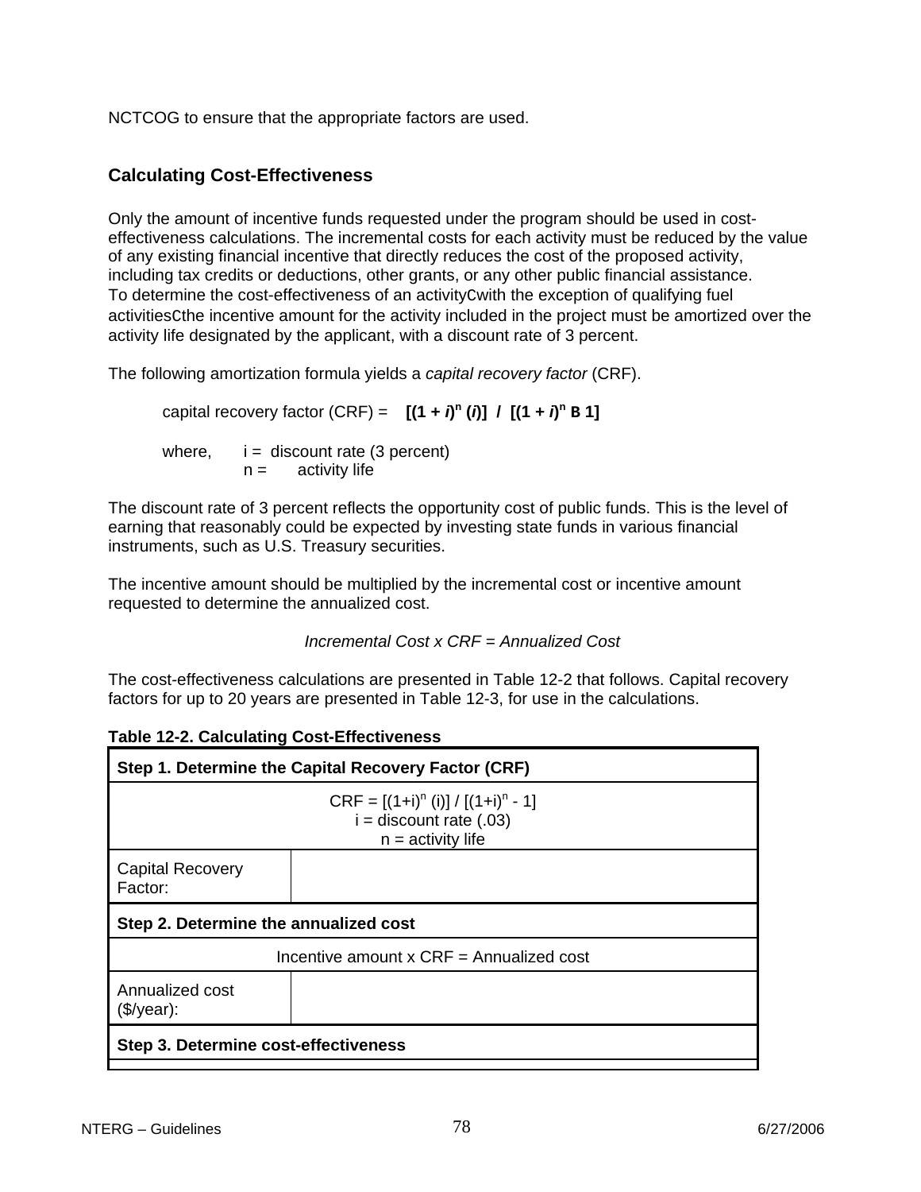NCTCOG to ensure that the appropriate factors are used.

## Calculating Cost-Effectiveness

Only the amount of incentive funds requested under the program should be used in cost-effectiveness calculations. The incremental costs for each activity must be reduced by the value of any existing financial incentive that directly reduces the cost of the proposed activity, including tax credits or deductions, other grants, or any other public financial assistance. To determine the cost-effectiveness of an activityCwith the exception of qualifying fuel activitiesCthe incentive amount for the activity included in the project must be amortized over the activity life designated by the applicant, with a discount rate of 3 percent.

The following amortization formula yields a *capital recovery factor* (CRF).

capital recovery factor (CRF) = **$[(1 + i)^n (i)] \ / \ [(1 + i)^n$ B 1]**

where, i = discount rate (3 percent)
n = activity life

The discount rate of 3 percent reflects the opportunity cost of public funds. This is the level of earning that reasonably could be expected by investing state funds in various financial instruments, such as U.S. Treasury securities.

The incentive amount should be multiplied by the incremental cost or incentive amount requested to determine the annualized cost.

*Incremental Cost x CRF = Annualized Cost*

The cost-effectiveness calculations are presented in Table 12-2 that follows. Capital recovery factors for up to 20 years are presented in Table 12-3, for use in the calculations.

**Table 12-2. Calculating Cost-Effectiveness**

| **Step 1. Determine the Capital Recovery Factor (CRF)** | |
|---|---|
| CRF = $[(1+i)^n (i)] / [(1+i)^n - 1]$<br>i = discount rate (.03)<br>n = activity life | |
| Capital Recovery Factor: | |
| **Step 2. Determine the annualized cost** | |
| Incentive amount x CRF = Annualized cost | |
| Annualized cost ($/year): | |
| **Step 3. Determine cost-effectiveness** | |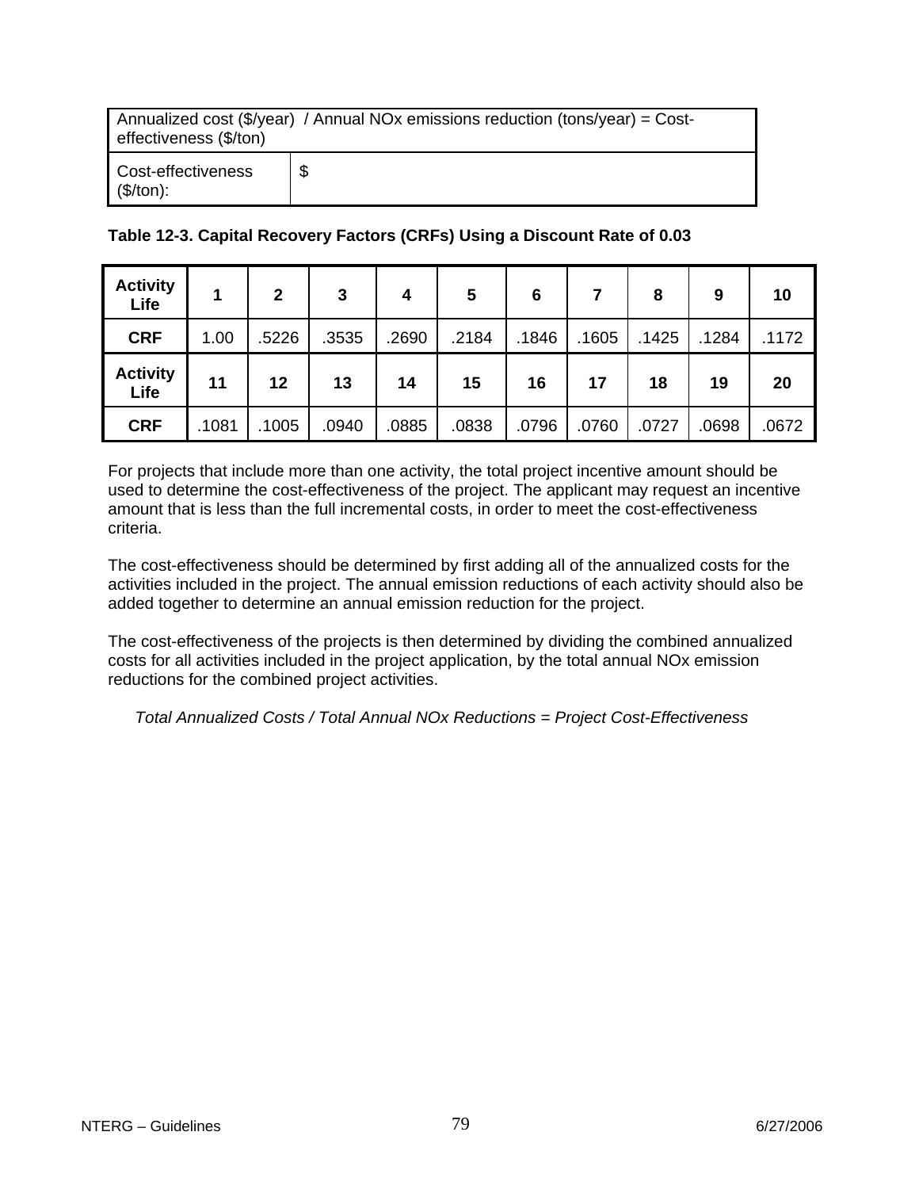| Annualized cost ($/year) / Annual NOx emissions reduction (tons/year) = Cost-effectiveness ($/ton) | |
|---|---|
| Cost-effectiveness ($/ton): | $ |

**Table 12-3. Capital Recovery Factors (CRFs) Using a Discount Rate of 0.03**

| **Activity Life** | **1** | **2** | **3** | **4** | **5** | **6** | **7** | **8** | **9** | **10** |
|---|---|---|---|---|---|---|---|---|---|---|
| **CRF** | 1.00 | .5226 | .3535 | .2690 | .2184 | .1846 | .1605 | .1425 | .1284 | .1172 |
| **Activity Life** | **11** | **12** | **13** | **14** | **15** | **16** | **17** | **18** | **19** | **20** |
| **CRF** | .1081 | .1005 | .0940 | .0885 | .0838 | .0796 | .0760 | .0727 | .0698 | .0672 |

For projects that include more than one activity, the total project incentive amount should be used to determine the cost-effectiveness of the project. The applicant may request an incentive amount that is less than the full incremental costs, in order to meet the cost-effectiveness criteria.

The cost-effectiveness should be determined by first adding all of the annualized costs for the activities included in the project. The annual emission reductions of each activity should also be added together to determine an annual emission reduction for the project.

The cost-effectiveness of the projects is then determined by dividing the combined annualized costs for all activities included in the project application, by the total annual NOx emission reductions for the combined project activities.

*Total Annualized Costs / Total Annual NOx Reductions = Project Cost-Effectiveness*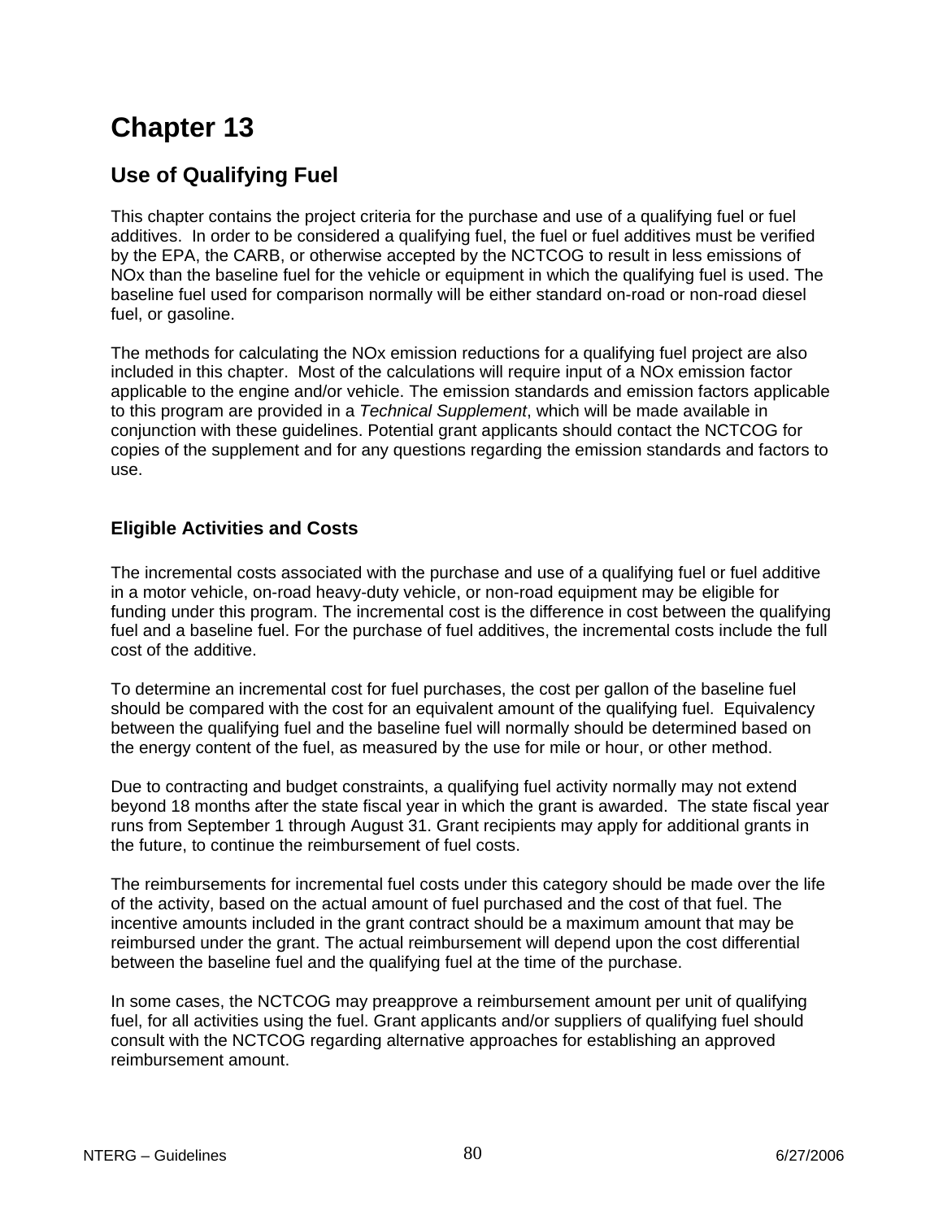# Chapter 13

## Use of Qualifying Fuel

This chapter contains the project criteria for the purchase and use of a qualifying fuel or fuel additives. In order to be considered a qualifying fuel, the fuel or fuel additives must be verified by the EPA, the CARB, or otherwise accepted by the NCTCOG to result in less emissions of NOx than the baseline fuel for the vehicle or equipment in which the qualifying fuel is used. The baseline fuel used for comparison normally will be either standard on-road or non-road diesel fuel, or gasoline.

The methods for calculating the NOx emission reductions for a qualifying fuel project are also included in this chapter. Most of the calculations will require input of a NOx emission factor applicable to the engine and/or vehicle. The emission standards and emission factors applicable to this program are provided in a *Technical Supplement*, which will be made available in conjunction with these guidelines. Potential grant applicants should contact the NCTCOG for copies of the supplement and for any questions regarding the emission standards and factors to use.

### Eligible Activities and Costs

The incremental costs associated with the purchase and use of a qualifying fuel or fuel additive in a motor vehicle, on-road heavy-duty vehicle, or non-road equipment may be eligible for funding under this program. The incremental cost is the difference in cost between the qualifying fuel and a baseline fuel. For the purchase of fuel additives, the incremental costs include the full cost of the additive.

To determine an incremental cost for fuel purchases, the cost per gallon of the baseline fuel should be compared with the cost for an equivalent amount of the qualifying fuel. Equivalency between the qualifying fuel and the baseline fuel will normally should be determined based on the energy content of the fuel, as measured by the use for mile or hour, or other method.

Due to contracting and budget constraints, a qualifying fuel activity normally may not extend beyond 18 months after the state fiscal year in which the grant is awarded. The state fiscal year runs from September 1 through August 31. Grant recipients may apply for additional grants in the future, to continue the reimbursement of fuel costs.

The reimbursements for incremental fuel costs under this category should be made over the life of the activity, based on the actual amount of fuel purchased and the cost of that fuel. The incentive amounts included in the grant contract should be a maximum amount that may be reimbursed under the grant. The actual reimbursement will depend upon the cost differential between the baseline fuel and the qualifying fuel at the time of the purchase.

In some cases, the NCTCOG may preapprove a reimbursement amount per unit of qualifying fuel, for all activities using the fuel. Grant applicants and/or suppliers of qualifying fuel should consult with the NCTCOG regarding alternative approaches for establishing an approved reimbursement amount.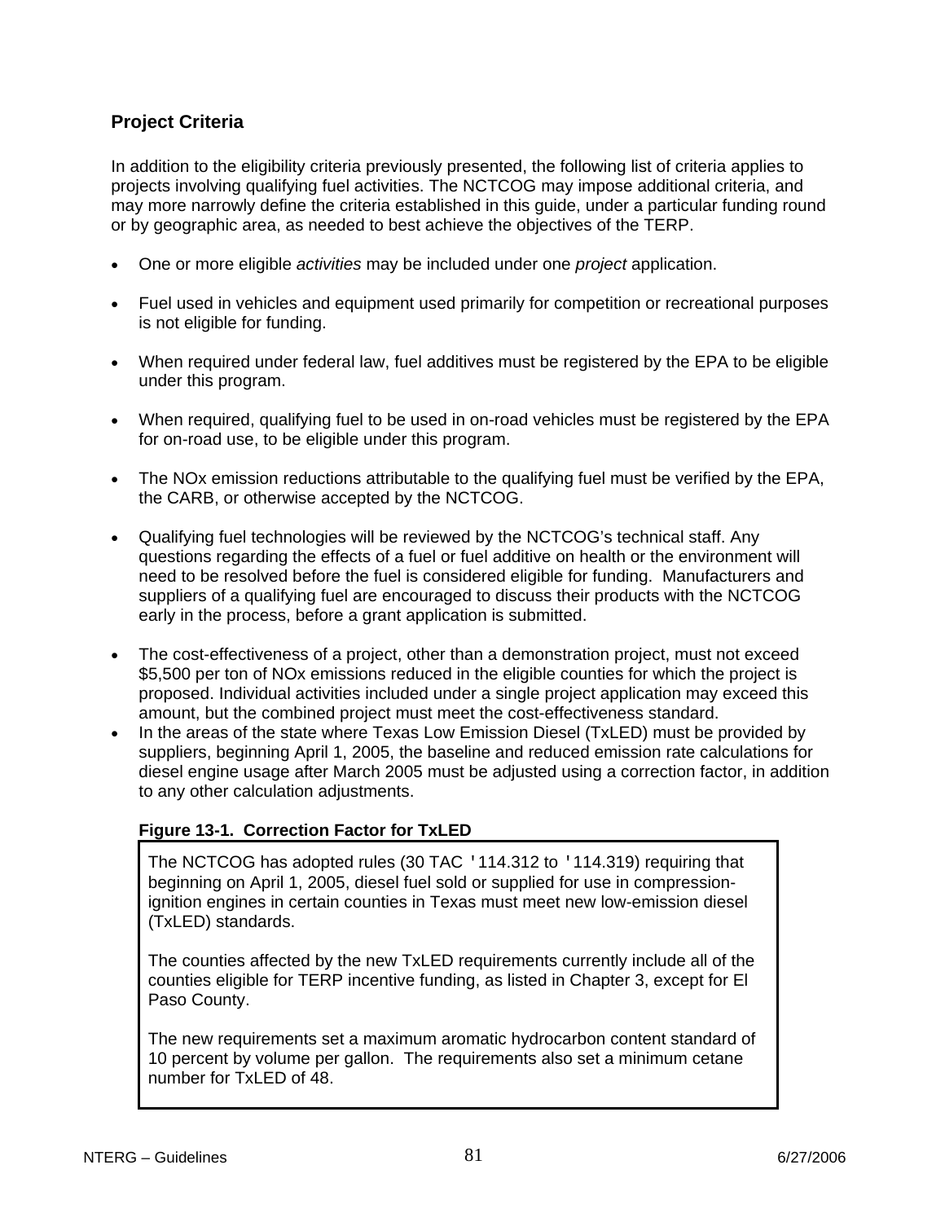## Project Criteria

In addition to the eligibility criteria previously presented, the following list of criteria applies to projects involving qualifying fuel activities. The NCTCOG may impose additional criteria, and may more narrowly define the criteria established in this guide, under a particular funding round or by geographic area, as needed to best achieve the objectives of the TERP.

- One or more eligible *activities* may be included under one *project* application.
- Fuel used in vehicles and equipment used primarily for competition or recreational purposes is not eligible for funding.
- When required under federal law, fuel additives must be registered by the EPA to be eligible under this program.
- When required, qualifying fuel to be used in on-road vehicles must be registered by the EPA for on-road use, to be eligible under this program.
- The NOx emission reductions attributable to the qualifying fuel must be verified by the EPA, the CARB, or otherwise accepted by the NCTCOG.
- Qualifying fuel technologies will be reviewed by the NCTCOG's technical staff. Any questions regarding the effects of a fuel or fuel additive on health or the environment will need to be resolved before the fuel is considered eligible for funding. Manufacturers and suppliers of a qualifying fuel are encouraged to discuss their products with the NCTCOG early in the process, before a grant application is submitted.
- The cost-effectiveness of a project, other than a demonstration project, must not exceed $5,500 per ton of NOx emissions reduced in the eligible counties for which the project is proposed. Individual activities included under a single project application may exceed this amount, but the combined project must meet the cost-effectiveness standard.
- In the areas of the state where Texas Low Emission Diesel (TxLED) must be provided by suppliers, beginning April 1, 2005, the baseline and reduced emission rate calculations for diesel engine usage after March 2005 must be adjusted using a correction factor, in addition to any other calculation adjustments.

**Figure 13-1. Correction Factor for TxLED**

The NCTCOG has adopted rules (30 TAC '114.312 to '114.319) requiring that beginning on April 1, 2005, diesel fuel sold or supplied for use in compression-ignition engines in certain counties in Texas must meet new low-emission diesel (TxLED) standards.

The counties affected by the new TxLED requirements currently include all of the counties eligible for TERP incentive funding, as listed in Chapter 3, except for El Paso County.

The new requirements set a maximum aromatic hydrocarbon content standard of 10 percent by volume per gallon. The requirements also set a minimum cetane number for TxLED of 48.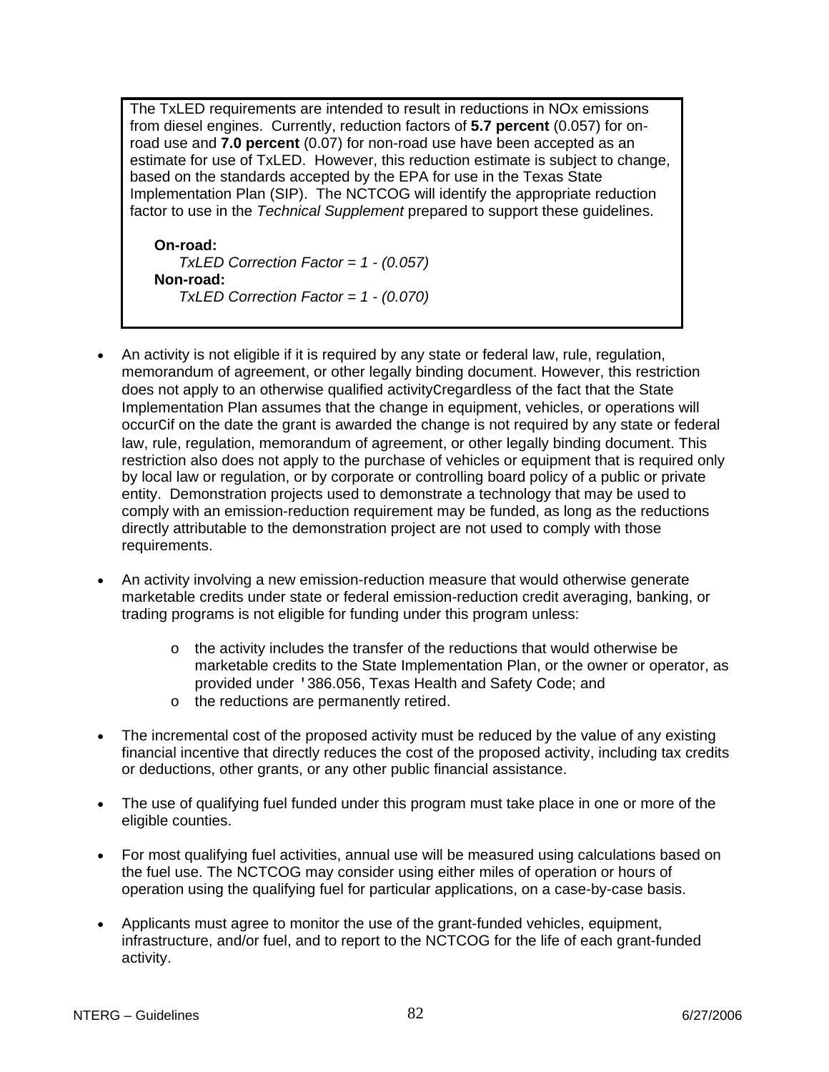The TxLED requirements are intended to result in reductions in NOx emissions from diesel engines. Currently, reduction factors of **5.7 percent** (0.057) for on-road use and **7.0 percent** (0.07) for non-road use have been accepted as an estimate for use of TxLED. However, this reduction estimate is subject to change, based on the standards accepted by the EPA for use in the Texas State Implementation Plan (SIP). The NCTCOG will identify the appropriate reduction factor to use in the *Technical Supplement* prepared to support these guidelines.

**On-road:**
*TxLED Correction Factor = 1 - (0.057)*
**Non-road:**
*TxLED Correction Factor = 1 - (0.070)*

- An activity is not eligible if it is required by any state or federal law, rule, regulation, memorandum of agreement, or other legally binding document. However, this restriction does not apply to an otherwise qualified activityCregardless of the fact that the State Implementation Plan assumes that the change in equipment, vehicles, or operations will occurCif on the date the grant is awarded the change is not required by any state or federal law, rule, regulation, memorandum of agreement, or other legally binding document. This restriction also does not apply to the purchase of vehicles or equipment that is required only by local law or regulation, or by corporate or controlling board policy of a public or private entity. Demonstration projects used to demonstrate a technology that may be used to comply with an emission-reduction requirement may be funded, as long as the reductions directly attributable to the demonstration project are not used to comply with those requirements.

- An activity involving a new emission-reduction measure that would otherwise generate marketable credits under state or federal emission-reduction credit averaging, banking, or trading programs is not eligible for funding under this program unless:
  - the activity includes the transfer of the reductions that would otherwise be marketable credits to the State Implementation Plan, or the owner or operator, as provided under '386.056, Texas Health and Safety Code; and
  - the reductions are permanently retired.

- The incremental cost of the proposed activity must be reduced by the value of any existing financial incentive that directly reduces the cost of the proposed activity, including tax credits or deductions, other grants, or any other public financial assistance.

- The use of qualifying fuel funded under this program must take place in one or more of the eligible counties.

- For most qualifying fuel activities, annual use will be measured using calculations based on the fuel use. The NCTCOG may consider using either miles of operation or hours of operation using the qualifying fuel for particular applications, on a case-by-case basis.

- Applicants must agree to monitor the use of the grant-funded vehicles, equipment, infrastructure, and/or fuel, and to report to the NCTCOG for the life of each grant-funded activity.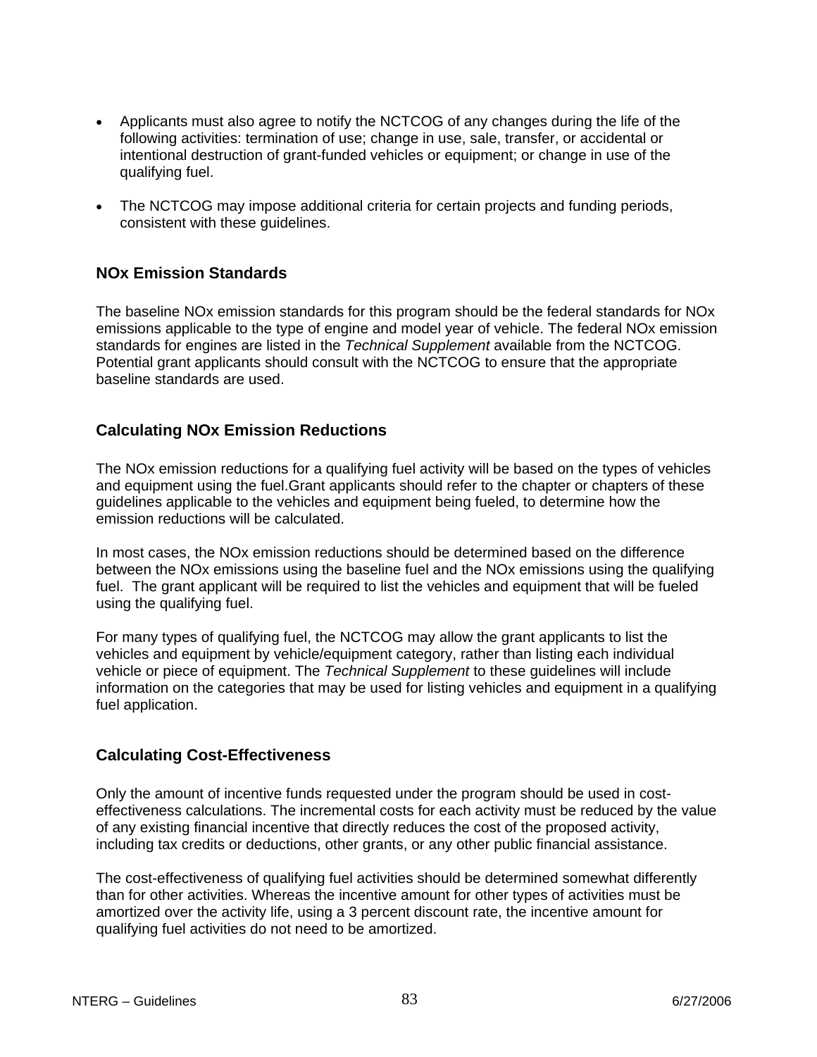- Applicants must also agree to notify the NCTCOG of any changes during the life of the following activities: termination of use; change in use, sale, transfer, or accidental or intentional destruction of grant-funded vehicles or equipment; or change in use of the qualifying fuel.

- The NCTCOG may impose additional criteria for certain projects and funding periods, consistent with these guidelines.

### NOx Emission Standards

The baseline NOx emission standards for this program should be the federal standards for NOx emissions applicable to the type of engine and model year of vehicle. The federal NOx emission standards for engines are listed in the *Technical Supplement* available from the NCTCOG. Potential grant applicants should consult with the NCTCOG to ensure that the appropriate baseline standards are used.

### Calculating NOx Emission Reductions

The NOx emission reductions for a qualifying fuel activity will be based on the types of vehicles and equipment using the fuel.Grant applicants should refer to the chapter or chapters of these guidelines applicable to the vehicles and equipment being fueled, to determine how the emission reductions will be calculated.

In most cases, the NOx emission reductions should be determined based on the difference between the NOx emissions using the baseline fuel and the NOx emissions using the qualifying fuel. The grant applicant will be required to list the vehicles and equipment that will be fueled using the qualifying fuel.

For many types of qualifying fuel, the NCTCOG may allow the grant applicants to list the vehicles and equipment by vehicle/equipment category, rather than listing each individual vehicle or piece of equipment. The *Technical Supplement* to these guidelines will include information on the categories that may be used for listing vehicles and equipment in a qualifying fuel application.

### Calculating Cost-Effectiveness

Only the amount of incentive funds requested under the program should be used in cost-effectiveness calculations. The incremental costs for each activity must be reduced by the value of any existing financial incentive that directly reduces the cost of the proposed activity, including tax credits or deductions, other grants, or any other public financial assistance.

The cost-effectiveness of qualifying fuel activities should be determined somewhat differently than for other activities. Whereas the incentive amount for other types of activities must be amortized over the activity life, using a 3 percent discount rate, the incentive amount for qualifying fuel activities do not need to be amortized.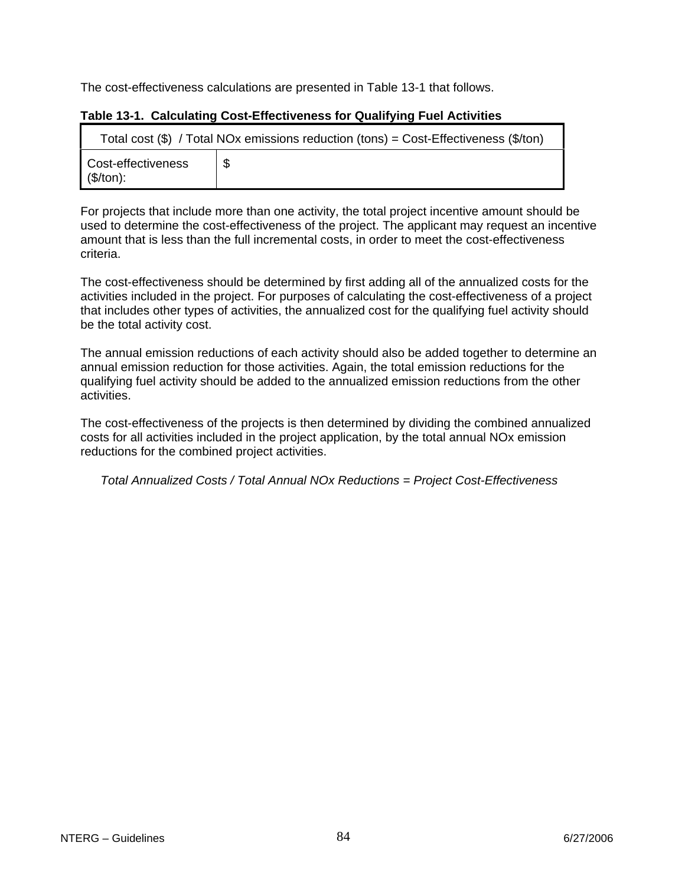The cost-effectiveness calculations are presented in Table 13-1 that follows.

**Table 13-1. Calculating Cost-Effectiveness for Qualifying Fuel Activities**

| Total cost ($) / Total NOx emissions reduction (tons) = Cost-Effectiveness ($/ton) | |
|---|---|
| Cost-effectiveness ($/ton): | $ |

For projects that include more than one activity, the total project incentive amount should be used to determine the cost-effectiveness of the project. The applicant may request an incentive amount that is less than the full incremental costs, in order to meet the cost-effectiveness criteria.

The cost-effectiveness should be determined by first adding all of the annualized costs for the activities included in the project. For purposes of calculating the cost-effectiveness of a project that includes other types of activities, the annualized cost for the qualifying fuel activity should be the total activity cost.

The annual emission reductions of each activity should also be added together to determine an annual emission reduction for those activities. Again, the total emission reductions for the qualifying fuel activity should be added to the annualized emission reductions from the other activities.

The cost-effectiveness of the projects is then determined by dividing the combined annualized costs for all activities included in the project application, by the total annual NOx emission reductions for the combined project activities.

*Total Annualized Costs / Total Annual NOx Reductions = Project Cost-Effectiveness*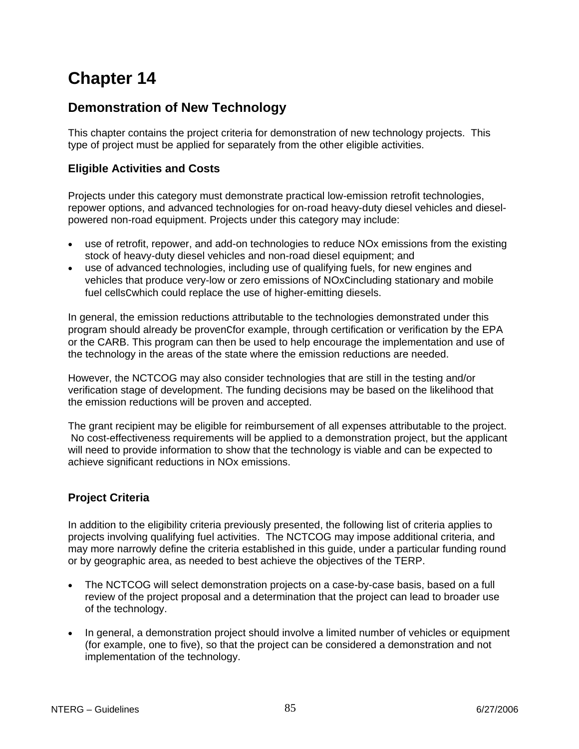# Chapter 14

## Demonstration of New Technology

This chapter contains the project criteria for demonstration of new technology projects. This type of project must be applied for separately from the other eligible activities.

### Eligible Activities and Costs

Projects under this category must demonstrate practical low-emission retrofit technologies, repower options, and advanced technologies for on-road heavy-duty diesel vehicles and diesel-powered non-road equipment. Projects under this category may include:

- use of retrofit, repower, and add-on technologies to reduce NOx emissions from the existing stock of heavy-duty diesel vehicles and non-road diesel equipment; and
- use of advanced technologies, including use of qualifying fuels, for new engines and vehicles that produce very-low or zero emissions of NOxCincluding stationary and mobile fuel cellsCwhich could replace the use of higher-emitting diesels.

In general, the emission reductions attributable to the technologies demonstrated under this program should already be provenCfor example, through certification or verification by the EPA or the CARB. This program can then be used to help encourage the implementation and use of the technology in the areas of the state where the emission reductions are needed.

However, the NCTCOG may also consider technologies that are still in the testing and/or verification stage of development. The funding decisions may be based on the likelihood that the emission reductions will be proven and accepted.

The grant recipient may be eligible for reimbursement of all expenses attributable to the project. No cost-effectiveness requirements will be applied to a demonstration project, but the applicant will need to provide information to show that the technology is viable and can be expected to achieve significant reductions in NOx emissions.

### Project Criteria

In addition to the eligibility criteria previously presented, the following list of criteria applies to projects involving qualifying fuel activities. The NCTCOG may impose additional criteria, and may more narrowly define the criteria established in this guide, under a particular funding round or by geographic area, as needed to best achieve the objectives of the TERP.

- The NCTCOG will select demonstration projects on a case-by-case basis, based on a full review of the project proposal and a determination that the project can lead to broader use of the technology.

- In general, a demonstration project should involve a limited number of vehicles or equipment (for example, one to five), so that the project can be considered a demonstration and not implementation of the technology.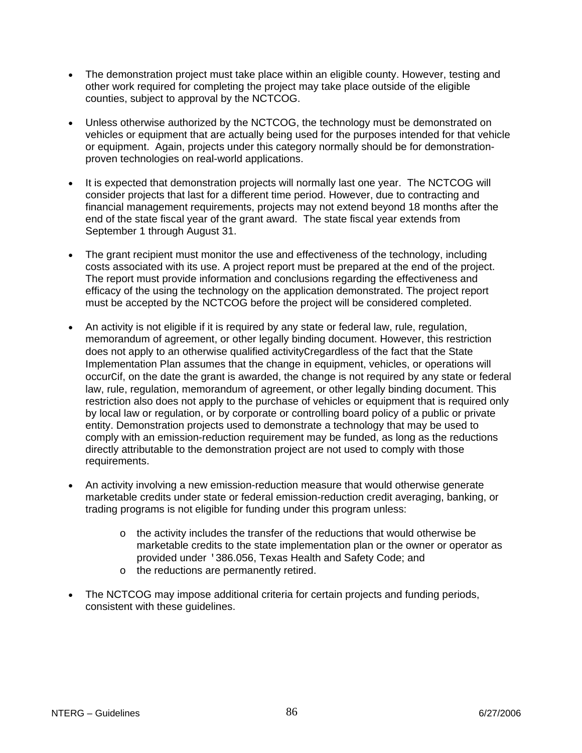- The demonstration project must take place within an eligible county. However, testing and other work required for completing the project may take place outside of the eligible counties, subject to approval by the NCTCOG.

- Unless otherwise authorized by the NCTCOG, the technology must be demonstrated on vehicles or equipment that are actually being used for the purposes intended for that vehicle or equipment. Again, projects under this category normally should be for demonstration-proven technologies on real-world applications.

- It is expected that demonstration projects will normally last one year. The NCTCOG will consider projects that last for a different time period. However, due to contracting and financial management requirements, projects may not extend beyond 18 months after the end of the state fiscal year of the grant award. The state fiscal year extends from September 1 through August 31.

- The grant recipient must monitor the use and effectiveness of the technology, including costs associated with its use. A project report must be prepared at the end of the project. The report must provide information and conclusions regarding the effectiveness and efficacy of the using the technology on the application demonstrated. The project report must be accepted by the NCTCOG before the project will be considered completed.

- An activity is not eligible if it is required by any state or federal law, rule, regulation, memorandum of agreement, or other legally binding document. However, this restriction does not apply to an otherwise qualified activityCregardless of the fact that the State Implementation Plan assumes that the change in equipment, vehicles, or operations will occurCif, on the date the grant is awarded, the change is not required by any state or federal law, rule, regulation, memorandum of agreement, or other legally binding document. This restriction also does not apply to the purchase of vehicles or equipment that is required only by local law or regulation, or by corporate or controlling board policy of a public or private entity. Demonstration projects used to demonstrate a technology that may be used to comply with an emission-reduction requirement may be funded, as long as the reductions directly attributable to the demonstration project are not used to comply with those requirements.

- An activity involving a new emission-reduction measure that would otherwise generate marketable credits under state or federal emission-reduction credit averaging, banking, or trading programs is not eligible for funding under this program unless:

    - the activity includes the transfer of the reductions that would otherwise be marketable credits to the state implementation plan or the owner or operator as provided under '386.056, Texas Health and Safety Code; and
    - the reductions are permanently retired.

- The NCTCOG may impose additional criteria for certain projects and funding periods, consistent with these guidelines.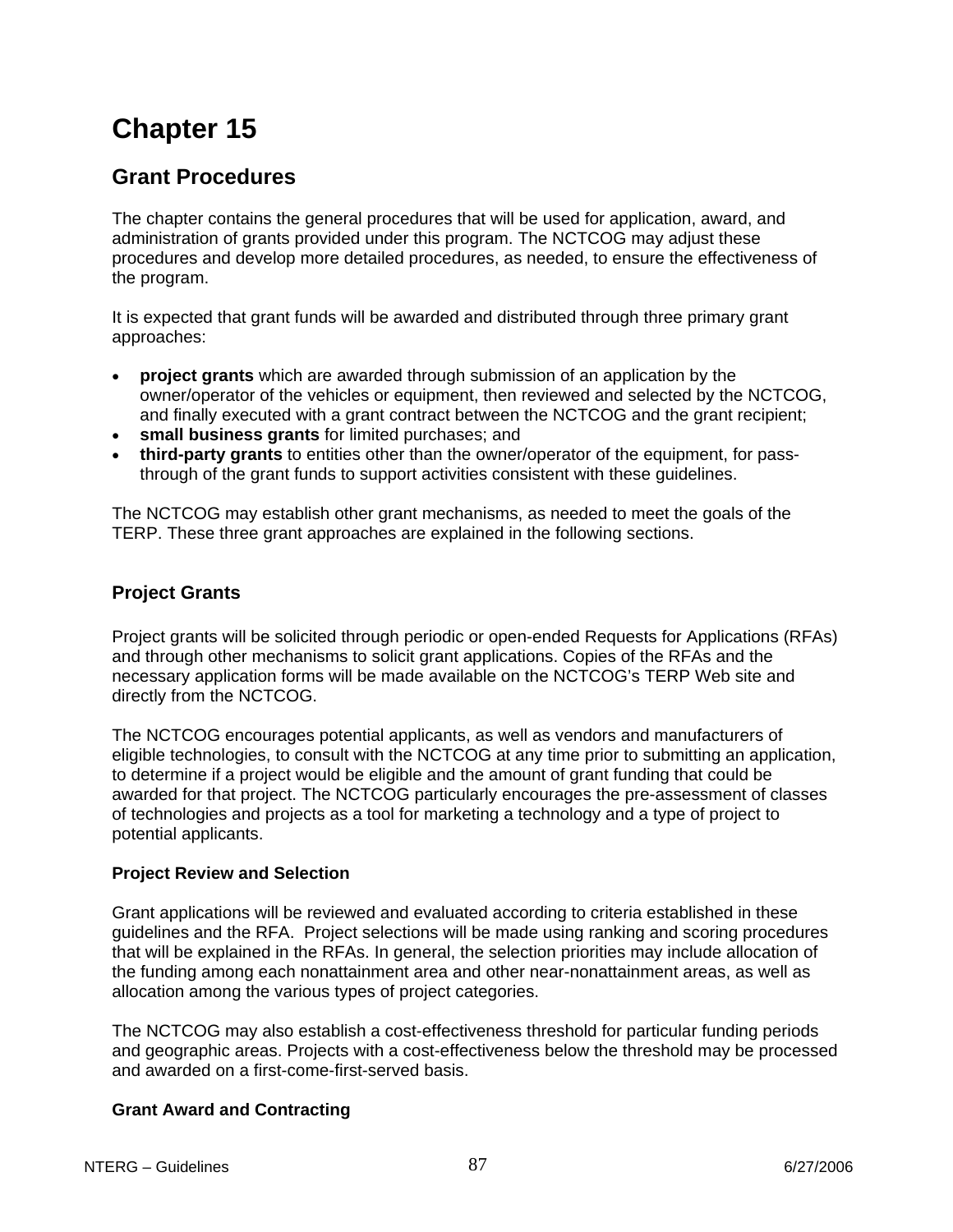# Chapter 15

## Grant Procedures

The chapter contains the general procedures that will be used for application, award, and administration of grants provided under this program. The NCTCOG may adjust these procedures and develop more detailed procedures, as needed, to ensure the effectiveness of the program.

It is expected that grant funds will be awarded and distributed through three primary grant approaches:

- **project grants** which are awarded through submission of an application by the owner/operator of the vehicles or equipment, then reviewed and selected by the NCTCOG, and finally executed with a grant contract between the NCTCOG and the grant recipient;
- **small business grants** for limited purchases; and
- **third-party grants** to entities other than the owner/operator of the equipment, for pass-through of the grant funds to support activities consistent with these guidelines.

The NCTCOG may establish other grant mechanisms, as needed to meet the goals of the TERP. These three grant approaches are explained in the following sections.

### Project Grants

Project grants will be solicited through periodic or open-ended Requests for Applications (RFAs) and through other mechanisms to solicit grant applications. Copies of the RFAs and the necessary application forms will be made available on the NCTCOG's TERP Web site and directly from the NCTCOG.

The NCTCOG encourages potential applicants, as well as vendors and manufacturers of eligible technologies, to consult with the NCTCOG at any time prior to submitting an application, to determine if a project would be eligible and the amount of grant funding that could be awarded for that project. The NCTCOG particularly encourages the pre-assessment of classes of technologies and projects as a tool for marketing a technology and a type of project to potential applicants.

#### Project Review and Selection

Grant applications will be reviewed and evaluated according to criteria established in these guidelines and the RFA. Project selections will be made using ranking and scoring procedures that will be explained in the RFAs. In general, the selection priorities may include allocation of the funding among each nonattainment area and other near-nonattainment areas, as well as allocation among the various types of project categories.

The NCTCOG may also establish a cost-effectiveness threshold for particular funding periods and geographic areas. Projects with a cost-effectiveness below the threshold may be processed and awarded on a first-come-first-served basis.

#### Grant Award and Contracting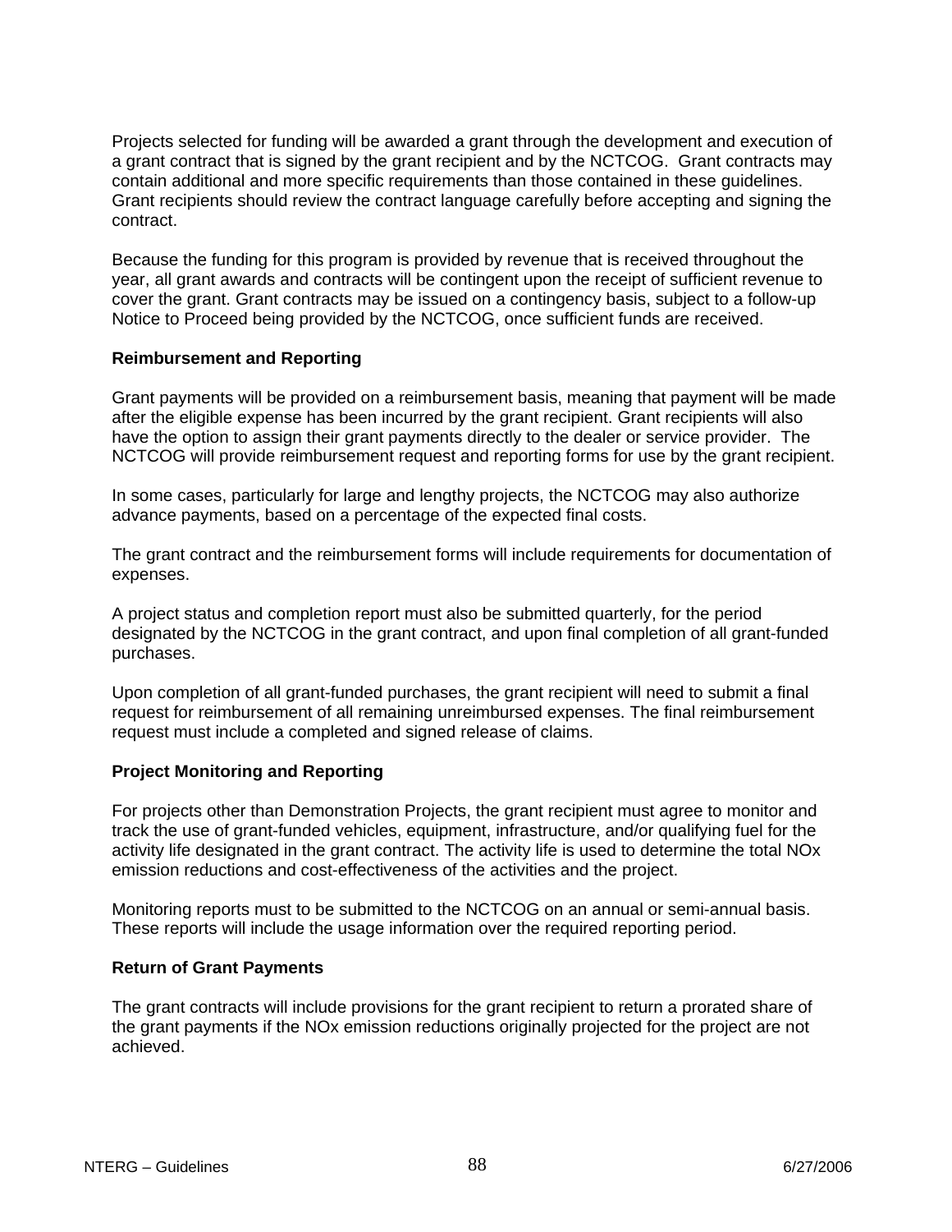Projects selected for funding will be awarded a grant through the development and execution of a grant contract that is signed by the grant recipient and by the NCTCOG. Grant contracts may contain additional and more specific requirements than those contained in these guidelines. Grant recipients should review the contract language carefully before accepting and signing the contract.

Because the funding for this program is provided by revenue that is received throughout the year, all grant awards and contracts will be contingent upon the receipt of sufficient revenue to cover the grant. Grant contracts may be issued on a contingency basis, subject to a follow-up Notice to Proceed being provided by the NCTCOG, once sufficient funds are received.

**Reimbursement and Reporting**

Grant payments will be provided on a reimbursement basis, meaning that payment will be made after the eligible expense has been incurred by the grant recipient. Grant recipients will also have the option to assign their grant payments directly to the dealer or service provider. The NCTCOG will provide reimbursement request and reporting forms for use by the grant recipient.

In some cases, particularly for large and lengthy projects, the NCTCOG may also authorize advance payments, based on a percentage of the expected final costs.

The grant contract and the reimbursement forms will include requirements for documentation of expenses.

A project status and completion report must also be submitted quarterly, for the period designated by the NCTCOG in the grant contract, and upon final completion of all grant-funded purchases.

Upon completion of all grant-funded purchases, the grant recipient will need to submit a final request for reimbursement of all remaining unreimbursed expenses. The final reimbursement request must include a completed and signed release of claims.

**Project Monitoring and Reporting**

For projects other than Demonstration Projects, the grant recipient must agree to monitor and track the use of grant-funded vehicles, equipment, infrastructure, and/or qualifying fuel for the activity life designated in the grant contract. The activity life is used to determine the total NOx emission reductions and cost-effectiveness of the activities and the project.

Monitoring reports must to be submitted to the NCTCOG on an annual or semi-annual basis. These reports will include the usage information over the required reporting period.

**Return of Grant Payments**

The grant contracts will include provisions for the grant recipient to return a prorated share of the grant payments if the NOx emission reductions originally projected for the project are not achieved.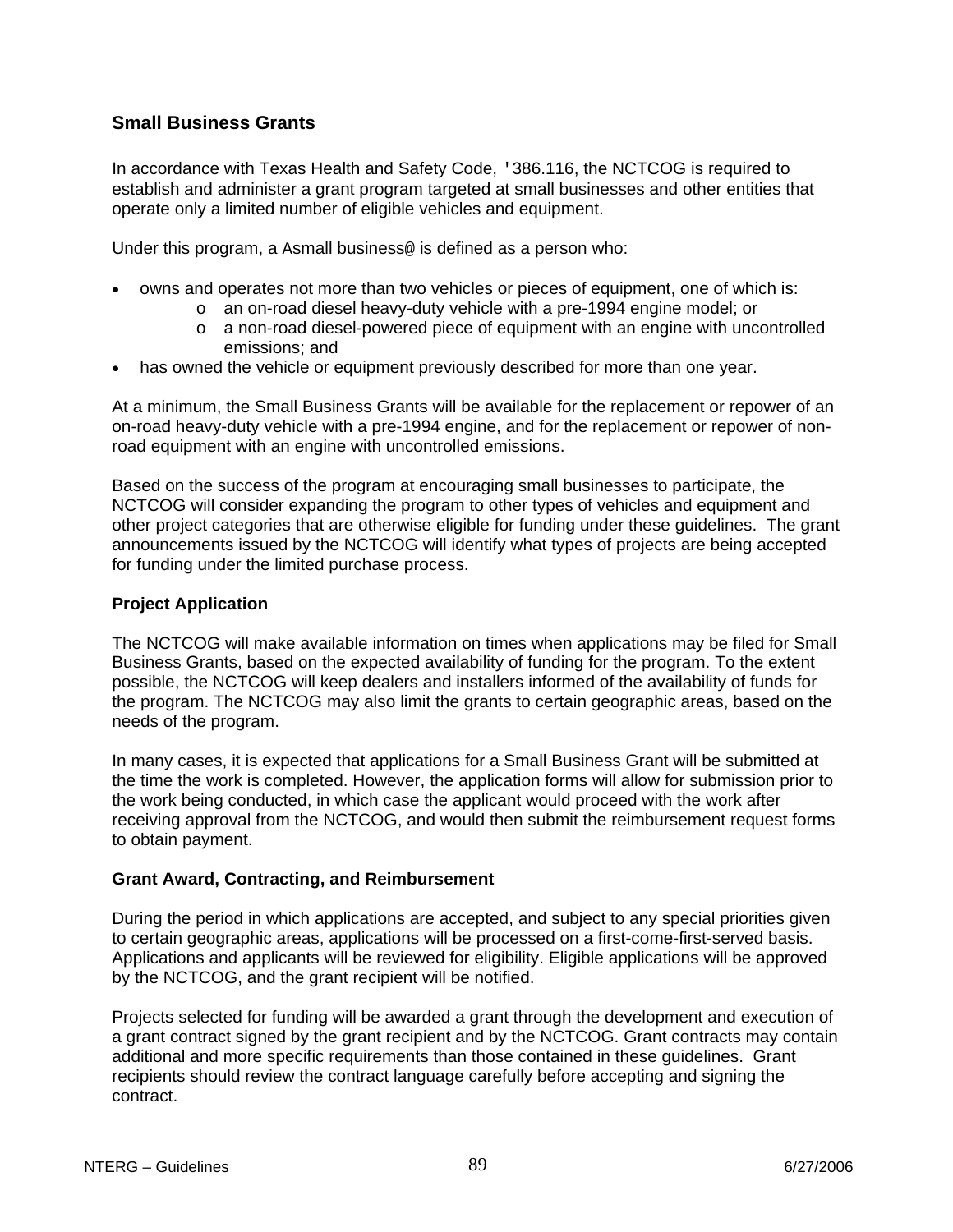## Small Business Grants

In accordance with Texas Health and Safety Code, '386.116, the NCTCOG is required to establish and administer a grant program targeted at small businesses and other entities that operate only a limited number of eligible vehicles and equipment.

Under this program, a Asmall business@ is defined as a person who:

- owns and operates not more than two vehicles or pieces of equipment, one of which is:
  - an on-road diesel heavy-duty vehicle with a pre-1994 engine model; or
  - a non-road diesel-powered piece of equipment with an engine with uncontrolled emissions; and
- has owned the vehicle or equipment previously described for more than one year.

At a minimum, the Small Business Grants will be available for the replacement or repower of an on-road heavy-duty vehicle with a pre-1994 engine, and for the replacement or repower of non-road equipment with an engine with uncontrolled emissions.

Based on the success of the program at encouraging small businesses to participate, the NCTCOG will consider expanding the program to other types of vehicles and equipment and other project categories that are otherwise eligible for funding under these guidelines. The grant announcements issued by the NCTCOG will identify what types of projects are being accepted for funding under the limited purchase process.

### Project Application

The NCTCOG will make available information on times when applications may be filed for Small Business Grants, based on the expected availability of funding for the program. To the extent possible, the NCTCOG will keep dealers and installers informed of the availability of funds for the program. The NCTCOG may also limit the grants to certain geographic areas, based on the needs of the program.

In many cases, it is expected that applications for a Small Business Grant will be submitted at the time the work is completed. However, the application forms will allow for submission prior to the work being conducted, in which case the applicant would proceed with the work after receiving approval from the NCTCOG, and would then submit the reimbursement request forms to obtain payment.

### Grant Award, Contracting, and Reimbursement

During the period in which applications are accepted, and subject to any special priorities given to certain geographic areas, applications will be processed on a first-come-first-served basis. Applications and applicants will be reviewed for eligibility. Eligible applications will be approved by the NCTCOG, and the grant recipient will be notified.

Projects selected for funding will be awarded a grant through the development and execution of a grant contract signed by the grant recipient and by the NCTCOG. Grant contracts may contain additional and more specific requirements than those contained in these guidelines. Grant recipients should review the contract language carefully before accepting and signing the contract.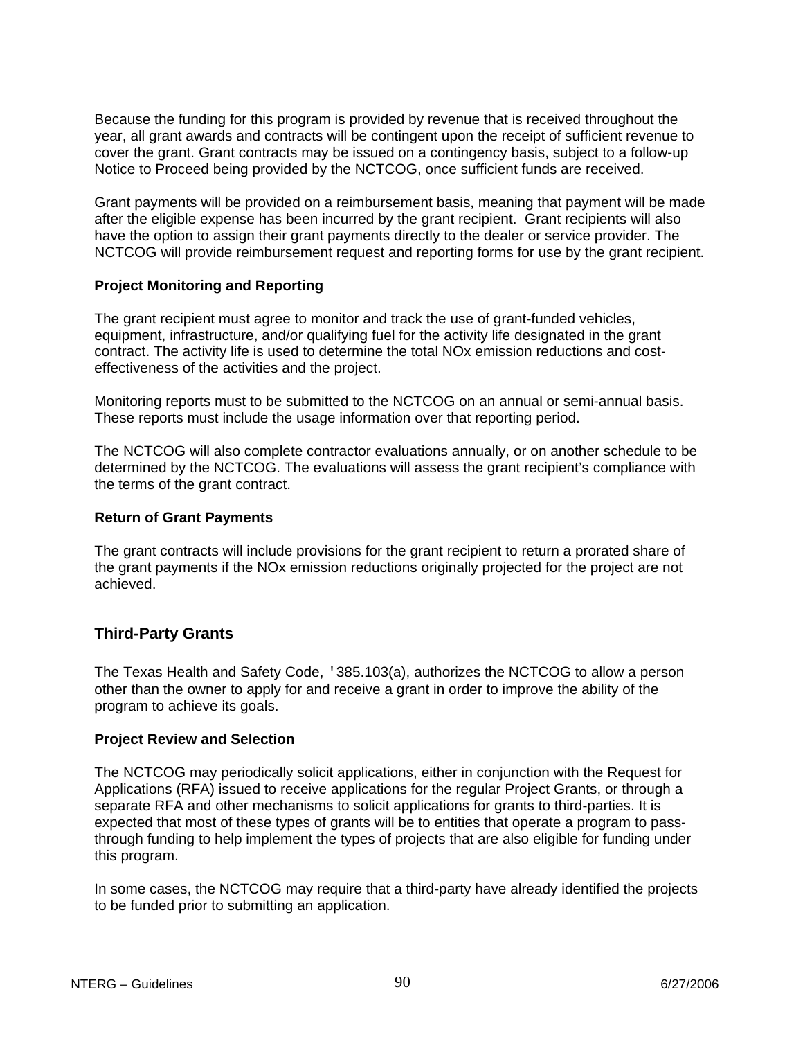Because the funding for this program is provided by revenue that is received throughout the year, all grant awards and contracts will be contingent upon the receipt of sufficient revenue to cover the grant. Grant contracts may be issued on a contingency basis, subject to a follow-up Notice to Proceed being provided by the NCTCOG, once sufficient funds are received.

Grant payments will be provided on a reimbursement basis, meaning that payment will be made after the eligible expense has been incurred by the grant recipient. Grant recipients will also have the option to assign their grant payments directly to the dealer or service provider. The NCTCOG will provide reimbursement request and reporting forms for use by the grant recipient.

**Project Monitoring and Reporting**

The grant recipient must agree to monitor and track the use of grant-funded vehicles, equipment, infrastructure, and/or qualifying fuel for the activity life designated in the grant contract. The activity life is used to determine the total NOx emission reductions and cost-effectiveness of the activities and the project.

Monitoring reports must to be submitted to the NCTCOG on an annual or semi-annual basis. These reports must include the usage information over that reporting period.

The NCTCOG will also complete contractor evaluations annually, or on another schedule to be determined by the NCTCOG. The evaluations will assess the grant recipient's compliance with the terms of the grant contract.

**Return of Grant Payments**

The grant contracts will include provisions for the grant recipient to return a prorated share of the grant payments if the NOx emission reductions originally projected for the project are not achieved.

## Third-Party Grants

The Texas Health and Safety Code, '385.103(a), authorizes the NCTCOG to allow a person other than the owner to apply for and receive a grant in order to improve the ability of the program to achieve its goals.

**Project Review and Selection**

The NCTCOG may periodically solicit applications, either in conjunction with the Request for Applications (RFA) issued to receive applications for the regular Project Grants, or through a separate RFA and other mechanisms to solicit applications for grants to third-parties. It is expected that most of these types of grants will be to entities that operate a program to pass-through funding to help implement the types of projects that are also eligible for funding under this program.

In some cases, the NCTCOG may require that a third-party have already identified the projects to be funded prior to submitting an application.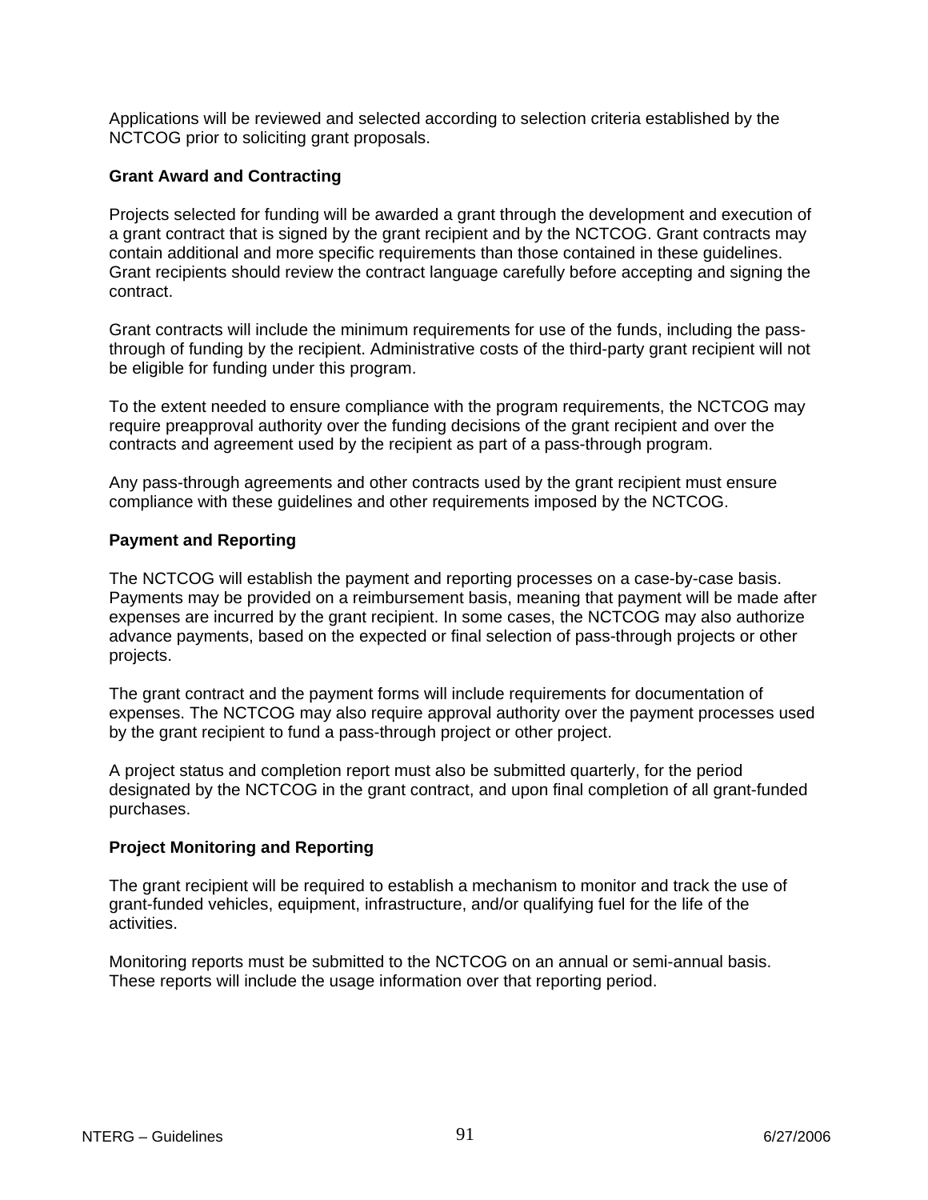Applications will be reviewed and selected according to selection criteria established by the NCTCOG prior to soliciting grant proposals.

**Grant Award and Contracting**

Projects selected for funding will be awarded a grant through the development and execution of a grant contract that is signed by the grant recipient and by the NCTCOG. Grant contracts may contain additional and more specific requirements than those contained in these guidelines. Grant recipients should review the contract language carefully before accepting and signing the contract.

Grant contracts will include the minimum requirements for use of the funds, including the pass-through of funding by the recipient. Administrative costs of the third-party grant recipient will not be eligible for funding under this program.

To the extent needed to ensure compliance with the program requirements, the NCTCOG may require preapproval authority over the funding decisions of the grant recipient and over the contracts and agreement used by the recipient as part of a pass-through program.

Any pass-through agreements and other contracts used by the grant recipient must ensure compliance with these guidelines and other requirements imposed by the NCTCOG.

**Payment and Reporting**

The NCTCOG will establish the payment and reporting processes on a case-by-case basis. Payments may be provided on a reimbursement basis, meaning that payment will be made after expenses are incurred by the grant recipient. In some cases, the NCTCOG may also authorize advance payments, based on the expected or final selection of pass-through projects or other projects.

The grant contract and the payment forms will include requirements for documentation of expenses. The NCTCOG may also require approval authority over the payment processes used by the grant recipient to fund a pass-through project or other project.

A project status and completion report must also be submitted quarterly, for the period designated by the NCTCOG in the grant contract, and upon final completion of all grant-funded purchases.

**Project Monitoring and Reporting**

The grant recipient will be required to establish a mechanism to monitor and track the use of grant-funded vehicles, equipment, infrastructure, and/or qualifying fuel for the life of the activities.

Monitoring reports must be submitted to the NCTCOG on an annual or semi-annual basis. These reports will include the usage information over that reporting period.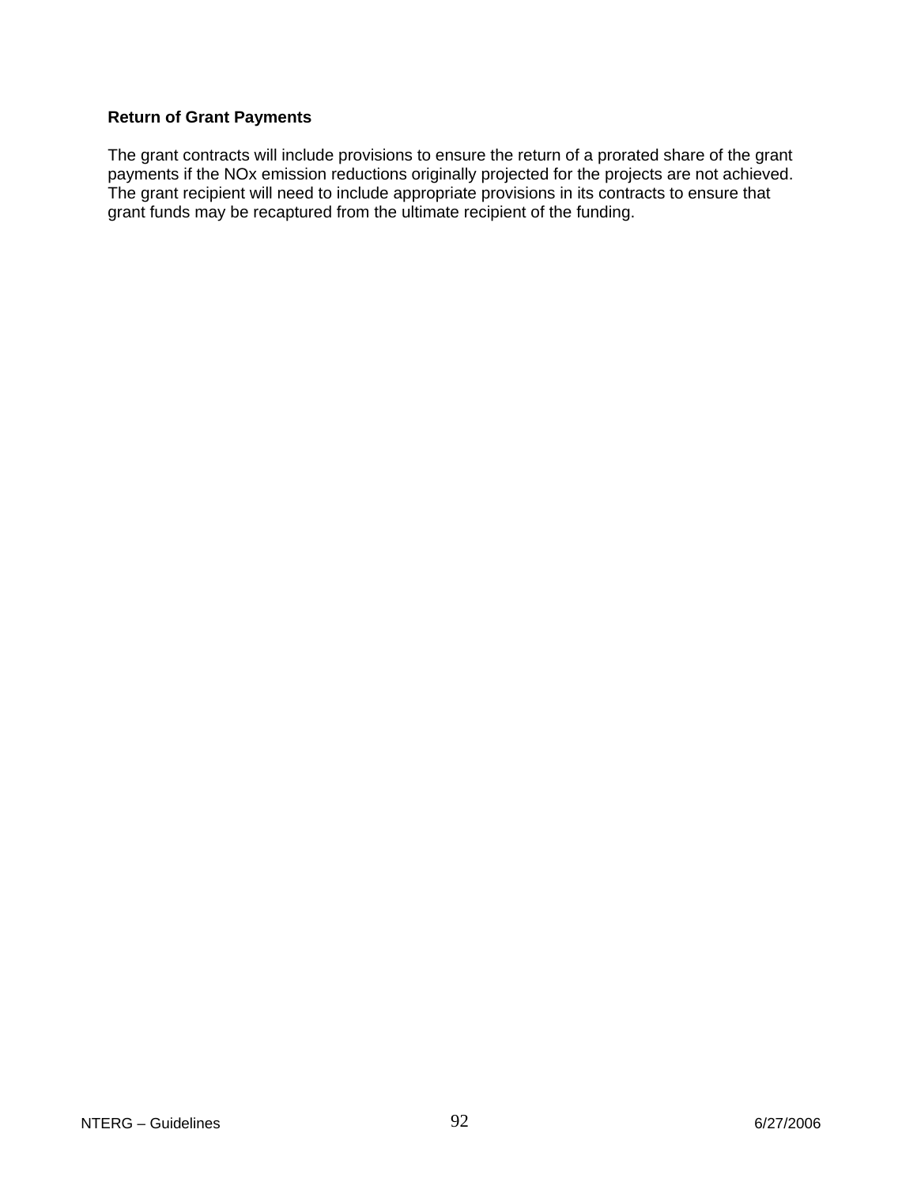**Return of Grant Payments**

The grant contracts will include provisions to ensure the return of a prorated share of the grant payments if the NOx emission reductions originally projected for the projects are not achieved. The grant recipient will need to include appropriate provisions in its contracts to ensure that grant funds may be recaptured from the ultimate recipient of the funding.